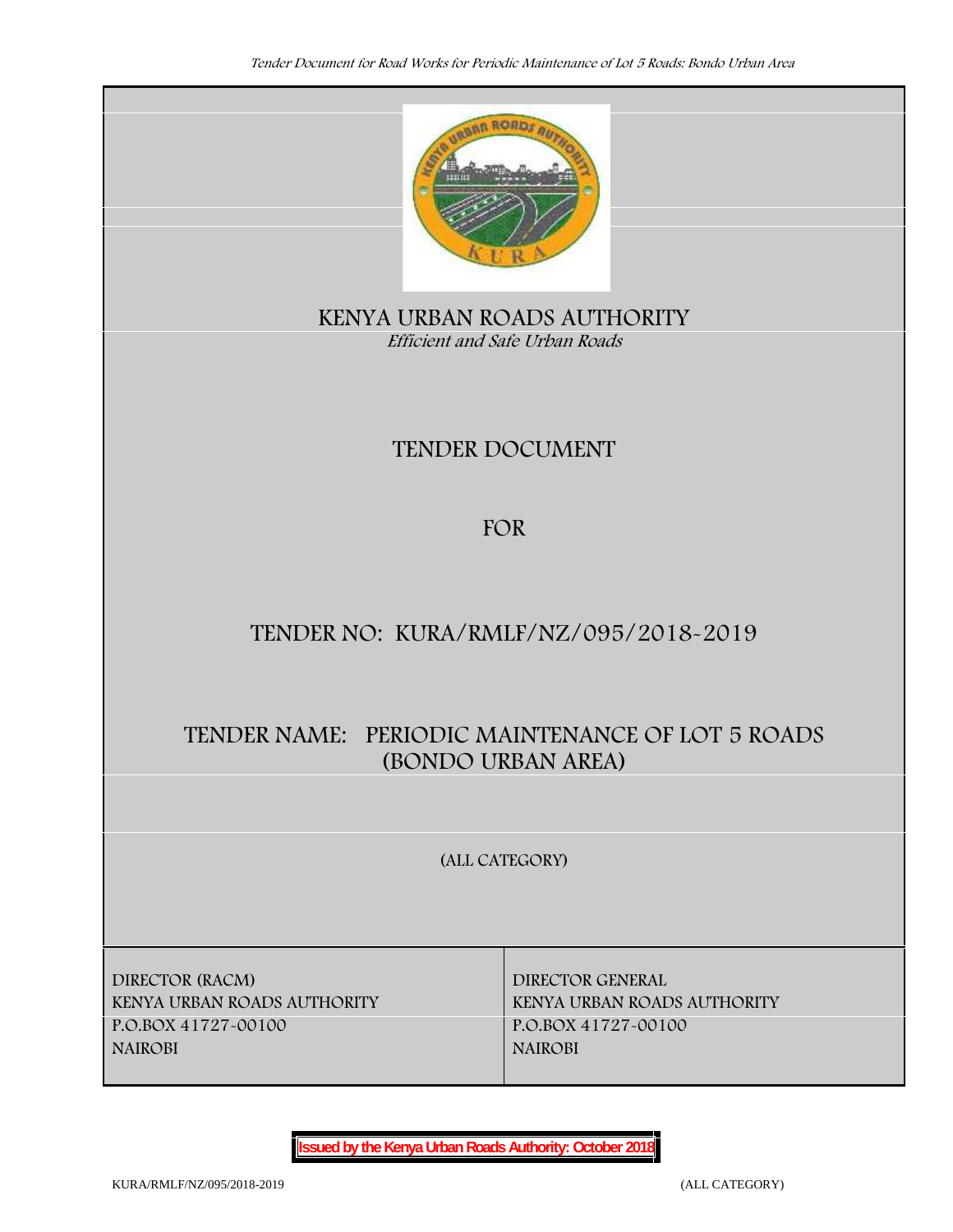# KENYA URBAN ROADS AUTHORITY

*Efficient and Safe Urban Roads*

## TENDER DOCUMENT

## FOR

## TENDER NO: KURA/RMLF/NZ/095/2018-2019

## TENDER NAME: PERIODIC MAINTENANCE OF LOT 5 ROADS (BONDO URBAN AREA)

**(ALL CATEGORY)**

| DIRECTOR (RACM) | DIRECTOR GENERAL |
|---|---|
| KENYA URBAN ROADS AUTHORITY | KENYA URBAN ROADS AUTHORITY |
| P.O.BOX 41727-00100 | P.O.BOX 41727-00100 |
| NAIROBI | NAIROBI |

**Issued by the Kenya Urban Roads Authority: October 2018**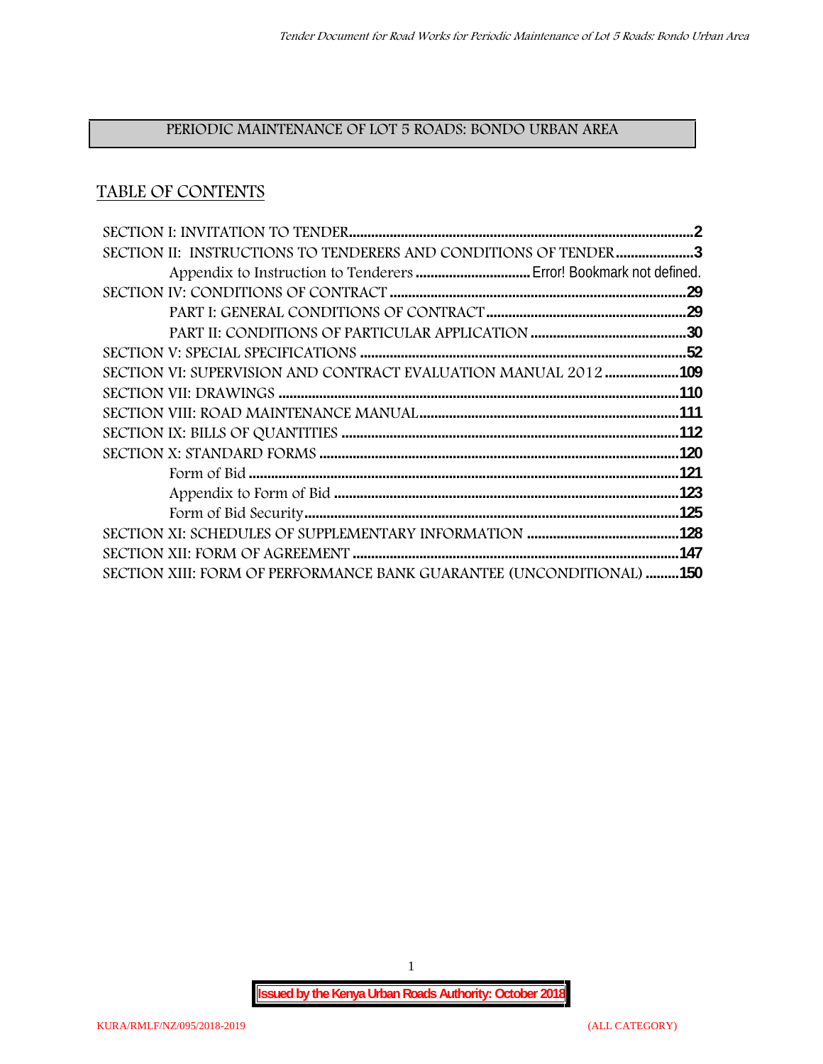## PERIODIC MAINTENANCE OF LOT 5 ROADS: BONDO URBAN AREA

## TABLE OF CONTENTS

SECTION I: INVITATION TO TENDER....................................................................................2

SECTION II: INSTRUCTIONS TO TENDERERS AND CONDITIONS OF TENDER.....................3

- Appendix to Instruction to Tenderers ............................... Error! Bookmark not defined.

SECTION IV: CONDITIONS OF CONTRACT ..............................................................................29

- PART I: GENERAL CONDITIONS OF CONTRACT.....................................................29
- PART II: CONDITIONS OF PARTICULAR APPLICATION ..........................................30

SECTION V: SPECIAL SPECIFICATIONS ......................................................................................52

SECTION VI: SUPERVISION AND CONTRACT EVALUATION MANUAL 2012 ....................109

SECTION VII: DRAWINGS ..........................................................................................................110

SECTION VIII: ROAD MAINTENANCE MANUAL.....................................................................111

SECTION IX: BILLS OF QUANTITIES .........................................................................................112

SECTION X: STANDARD FORMS ...............................................................................................120

- Form of Bid ..................................................................................................................121
- Appendix to Form of Bid ...........................................................................................123
- Form of Bid Security...................................................................................................125

SECTION XI: SCHEDULES OF SUPPLEMENTARY INFORMATION .........................................128

SECTION XII: FORM OF AGREEMENT .......................................................................................147

SECTION XIII: FORM OF PERFORMANCE BANK GUARANTEE (UNCONDITIONAL) .........150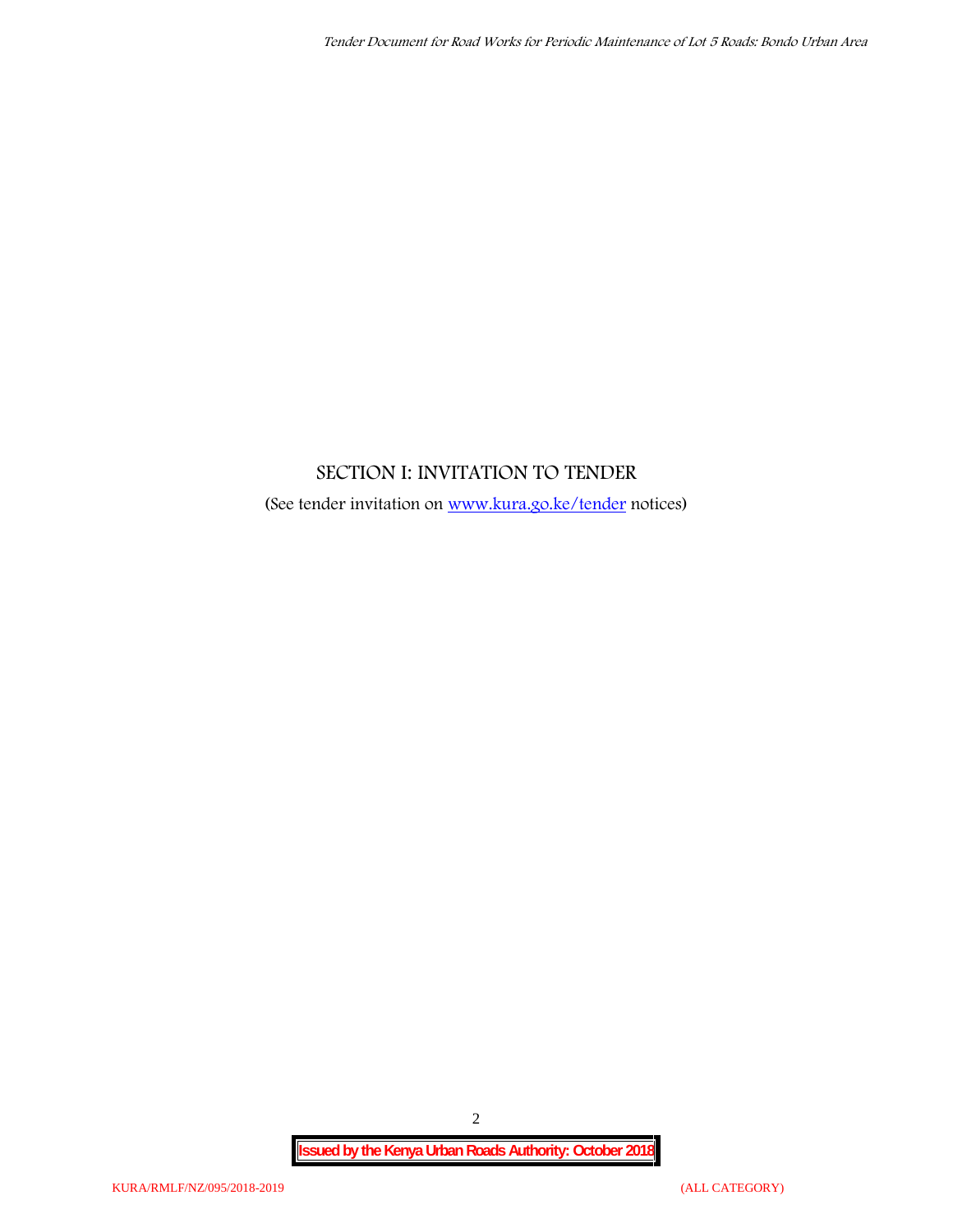## SECTION I: INVITATION TO TENDER

(See tender invitation on [www.kura.go.ke/tender](www.kura.go.ke/tender) notices)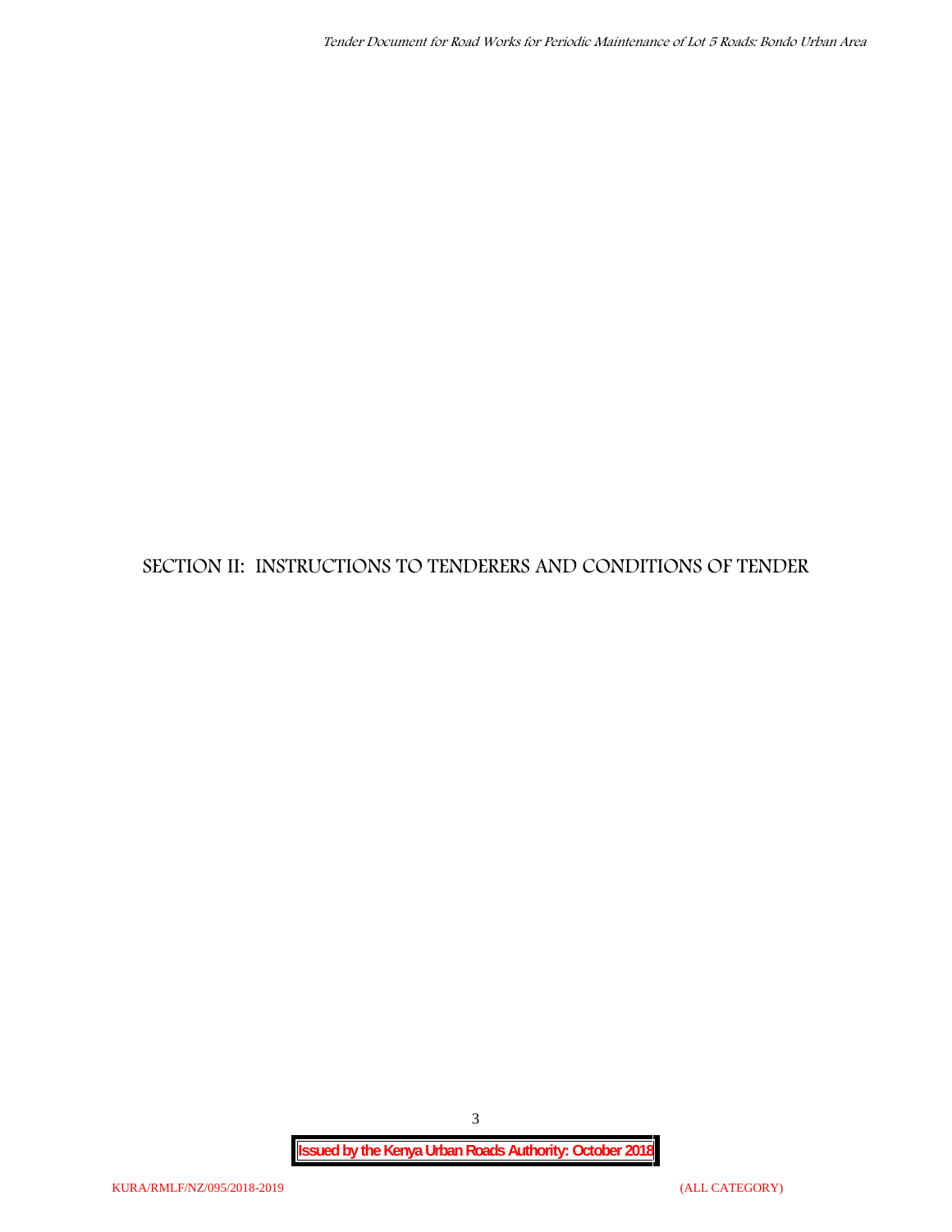# SECTION II: INSTRUCTIONS TO TENDERERS AND CONDITIONS OF TENDER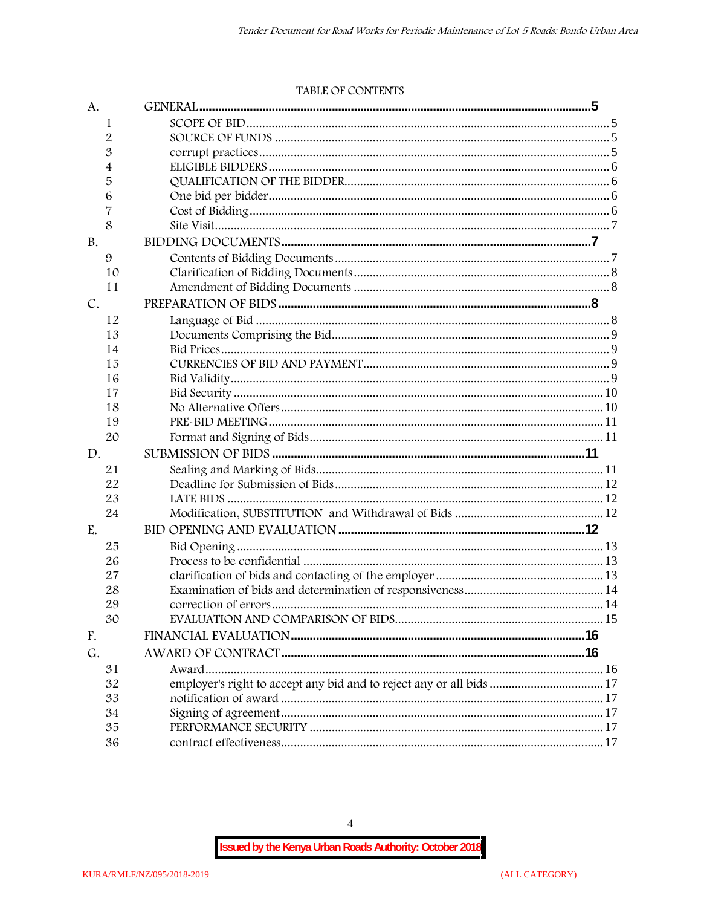TABLE OF CONTENTS

| | | |
|---|---|---|
| A. | GENERAL | 5 |
| 1 | SCOPE OF BID | 5 |
| 2 | SOURCE OF FUNDS | 5 |
| 3 | corrupt practices | 5 |
| 4 | ELIGIBLE BIDDERS | 6 |
| 5 | QUALIFICATION OF THE BIDDER | 6 |
| 6 | One bid per bidder | 6 |
| 7 | Cost of Bidding | 6 |
| 8 | Site Visit | 7 |
| B. | BIDDING DOCUMENTS | 7 |
| 9 | Contents of Bidding Documents | 7 |
| 10 | Clarification of Bidding Documents | 8 |
| 11 | Amendment of Bidding Documents | 8 |
| C. | PREPARATION OF BIDS | 8 |
| 12 | Language of Bid | 8 |
| 13 | Documents Comprising the Bid | 9 |
| 14 | Bid Prices | 9 |
| 15 | CURRENCIES OF BID AND PAYMENT | 9 |
| 16 | Bid Validity | 9 |
| 17 | Bid Security | 10 |
| 18 | No Alternative Offers | 10 |
| 19 | PRE-BID MEETING | 11 |
| 20 | Format and Signing of Bids | 11 |
| D. | SUBMISSION OF BIDS | 11 |
| 21 | Sealing and Marking of Bids | 11 |
| 22 | Deadline for Submission of Bids | 12 |
| 23 | LATE BIDS | 12 |
| 24 | Modification, SUBSTITUTION and Withdrawal of Bids | 12 |
| E. | BID OPENING AND EVALUATION | 12 |
| 25 | Bid Opening | 13 |
| 26 | Process to be confidential | 13 |
| 27 | clarification of bids and contacting of the employer | 13 |
| 28 | Examination of bids and determination of responsiveness | 14 |
| 29 | correction of errors | 14 |
| 30 | EVALUATION AND COMPARISON OF BIDS | 15 |
| F. | FINANCIAL EVALUATION | 16 |
| G. | AWARD OF CONTRACT | 16 |
| 31 | Award | 16 |
| 32 | employer's right to accept any bid and to reject any or all bids | 17 |
| 33 | notification of award | 17 |
| 34 | Signing of agreement | 17 |
| 35 | PERFORMANCE SECURITY | 17 |
| 36 | contract effectiveness | 17 |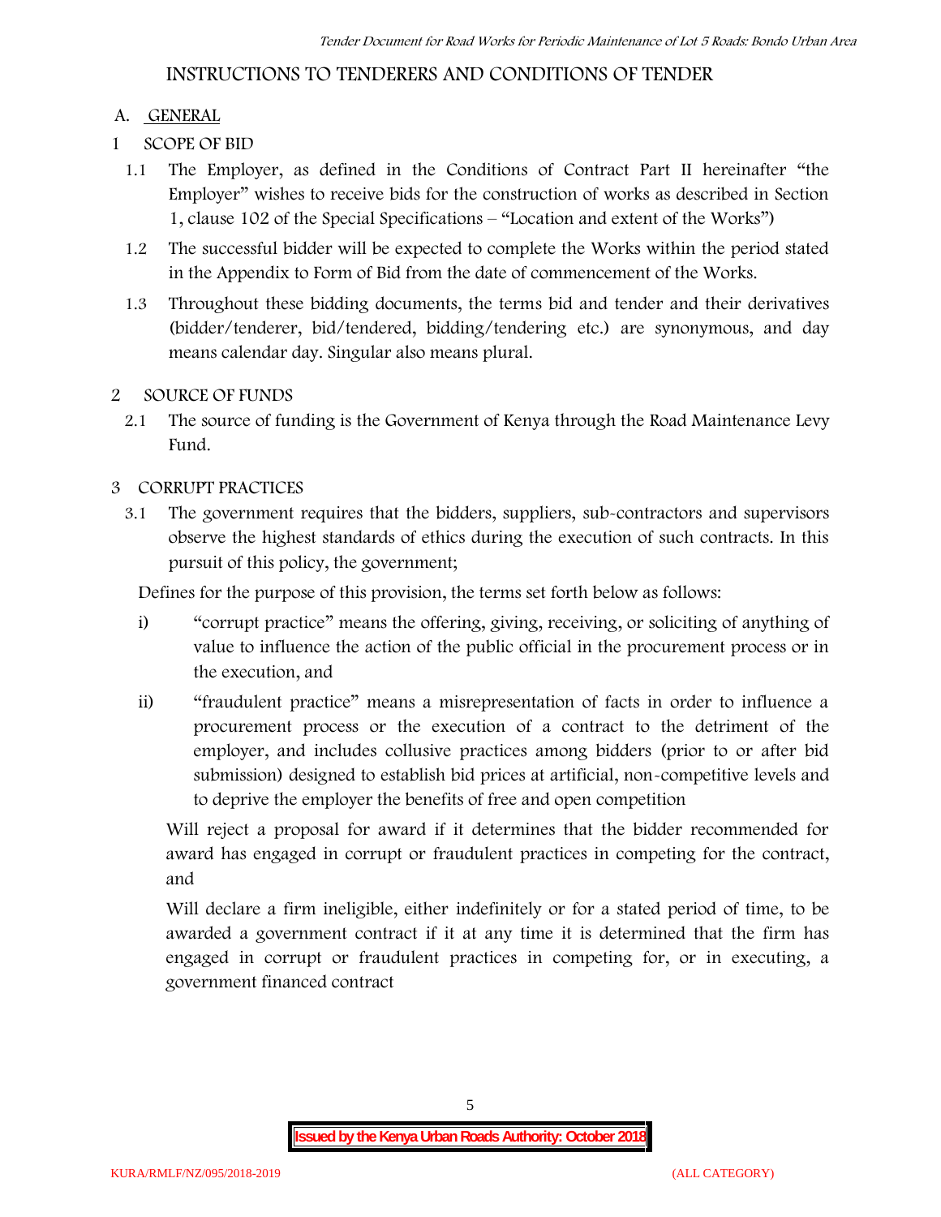# INSTRUCTIONS TO TENDERERS AND CONDITIONS OF TENDER

## A. GENERAL

### 1 SCOPE OF BID

1.1 The Employer, as defined in the Conditions of Contract Part II hereinafter "the Employer" wishes to receive bids for the construction of works as described in Section 1, clause 102 of the Special Specifications – "Location and extent of the Works")

1.2 The successful bidder will be expected to complete the Works within the period stated in the Appendix to Form of Bid from the date of commencement of the Works.

1.3 Throughout these bidding documents, the terms bid and tender and their derivatives (bidder/tenderer, bid/tendered, bidding/tendering etc.) are synonymous, and day means calendar day. Singular also means plural.

### 2 SOURCE OF FUNDS

2.1 The source of funding is the Government of Kenya through the Road Maintenance Levy Fund.

### 3 CORRUPT PRACTICES

3.1 The government requires that the bidders, suppliers, sub-contractors and supervisors observe the highest standards of ethics during the execution of such contracts. In this pursuit of this policy, the government;

Defines for the purpose of this provision, the terms set forth below as follows:

i) "corrupt practice" means the offering, giving, receiving, or soliciting of anything of value to influence the action of the public official in the procurement process or in the execution, and

ii) "fraudulent practice" means a misrepresentation of facts in order to influence a procurement process or the execution of a contract to the detriment of the employer, and includes collusive practices among bidders (prior to or after bid submission) designed to establish bid prices at artificial, non-competitive levels and to deprive the employer the benefits of free and open competition

Will reject a proposal for award if it determines that the bidder recommended for award has engaged in corrupt or fraudulent practices in competing for the contract, and

Will declare a firm ineligible, either indefinitely or for a stated period of time, to be awarded a government contract if it at any time it is determined that the firm has engaged in corrupt or fraudulent practices in competing for, or in executing, a government financed contract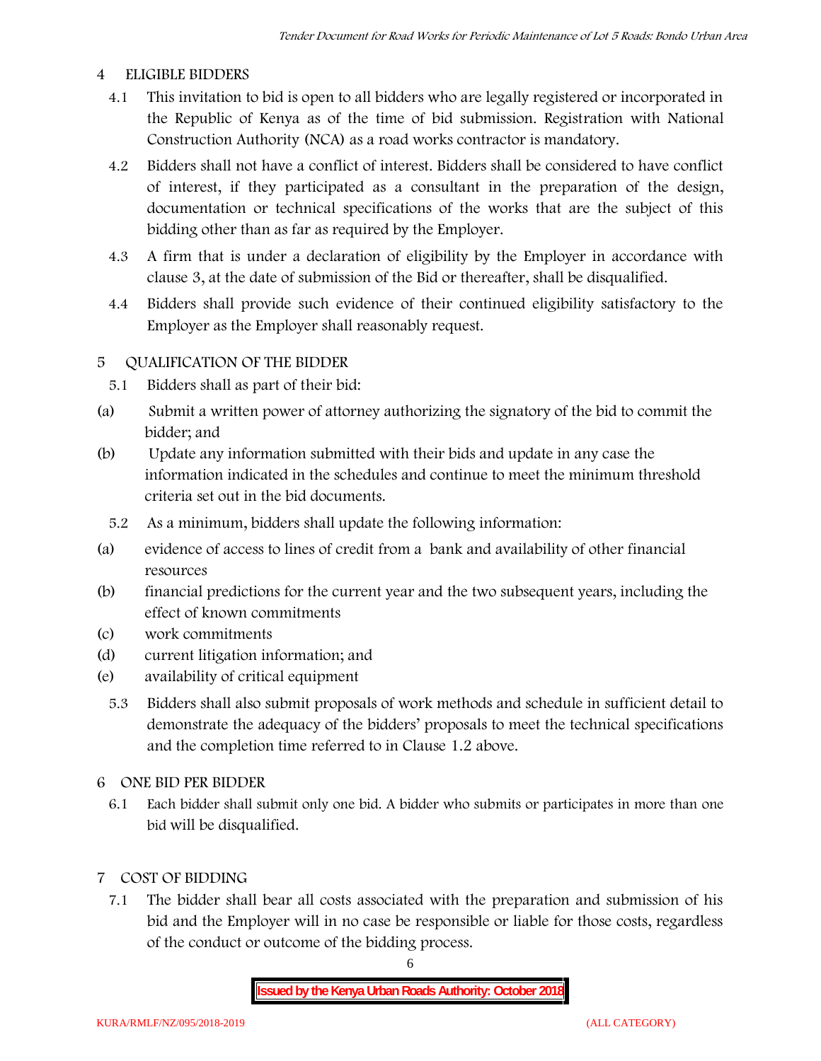## 4 ELIGIBLE BIDDERS

4.1 This invitation to bid is open to all bidders who are legally registered or incorporated in the Republic of Kenya as of the time of bid submission. Registration with National Construction Authority (NCA) as a road works contractor is mandatory.

4.2 Bidders shall not have a conflict of interest. Bidders shall be considered to have conflict of interest, if they participated as a consultant in the preparation of the design, documentation or technical specifications of the works that are the subject of this bidding other than as far as required by the Employer.

4.3 A firm that is under a declaration of eligibility by the Employer in accordance with clause 3, at the date of submission of the Bid or thereafter, shall be disqualified.

4.4 Bidders shall provide such evidence of their continued eligibility satisfactory to the Employer as the Employer shall reasonably request.

## 5 QUALIFICATION OF THE BIDDER

5.1 Bidders shall as part of their bid:

(a) Submit a written power of attorney authorizing the signatory of the bid to commit the bidder; and

(b) Update any information submitted with their bids and update in any case the information indicated in the schedules and continue to meet the minimum threshold criteria set out in the bid documents.

5.2 As a minimum, bidders shall update the following information:

(a) evidence of access to lines of credit from a bank and availability of other financial resources

(b) financial predictions for the current year and the two subsequent years, including the effect of known commitments

(c) work commitments

(d) current litigation information; and

(e) availability of critical equipment

5.3 Bidders shall also submit proposals of work methods and schedule in sufficient detail to demonstrate the adequacy of the bidders' proposals to meet the technical specifications and the completion time referred to in Clause 1.2 above.

## 6 ONE BID PER BIDDER

6.1 Each bidder shall submit only one bid. A bidder who submits or participates in more than one bid will be disqualified.

## 7 COST OF BIDDING

7.1 The bidder shall bear all costs associated with the preparation and submission of his bid and the Employer will in no case be responsible or liable for those costs, regardless of the conduct or outcome of the bidding process.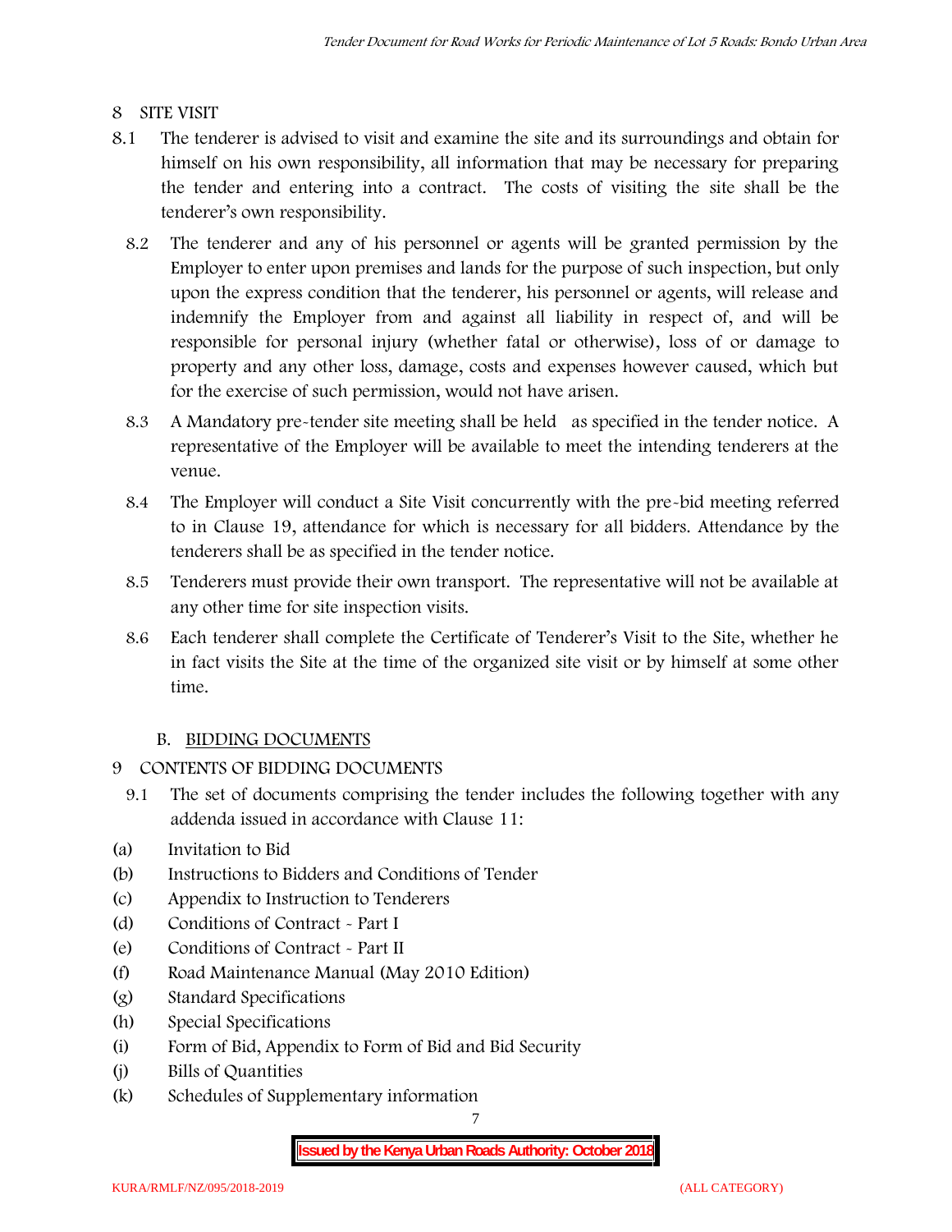## 8 SITE VISIT

8.1 The tenderer is advised to visit and examine the site and its surroundings and obtain for himself on his own responsibility, all information that may be necessary for preparing the tender and entering into a contract. The costs of visiting the site shall be the tenderer's own responsibility.

8.2 The tenderer and any of his personnel or agents will be granted permission by the Employer to enter upon premises and lands for the purpose of such inspection, but only upon the express condition that the tenderer, his personnel or agents, will release and indemnify the Employer from and against all liability in respect of, and will be responsible for personal injury (whether fatal or otherwise), loss of or damage to property and any other loss, damage, costs and expenses however caused, which but for the exercise of such permission, would not have arisen.

8.3 A Mandatory pre-tender site meeting shall be held as specified in the tender notice. A representative of the Employer will be available to meet the intending tenderers at the venue.

8.4 The Employer will conduct a Site Visit concurrently with the pre-bid meeting referred to in Clause 19, attendance for which is necessary for all bidders. Attendance by the tenderers shall be as specified in the tender notice.

8.5 Tenderers must provide their own transport. The representative will not be available at any other time for site inspection visits.

8.6 Each tenderer shall complete the Certificate of Tenderer's Visit to the Site, whether he in fact visits the Site at the time of the organized site visit or by himself at some other time.

### B. BIDDING DOCUMENTS

## 9 CONTENTS OF BIDDING DOCUMENTS

9.1 The set of documents comprising the tender includes the following together with any addenda issued in accordance with Clause 11:

(a) Invitation to Bid
(b) Instructions to Bidders and Conditions of Tender
(c) Appendix to Instruction to Tenderers
(d) Conditions of Contract - Part I
(e) Conditions of Contract - Part II
(f) Road Maintenance Manual (May 2010 Edition)
(g) Standard Specifications
(h) Special Specifications
(i) Form of Bid, Appendix to Form of Bid and Bid Security
(j) Bills of Quantities
(k) Schedules of Supplementary information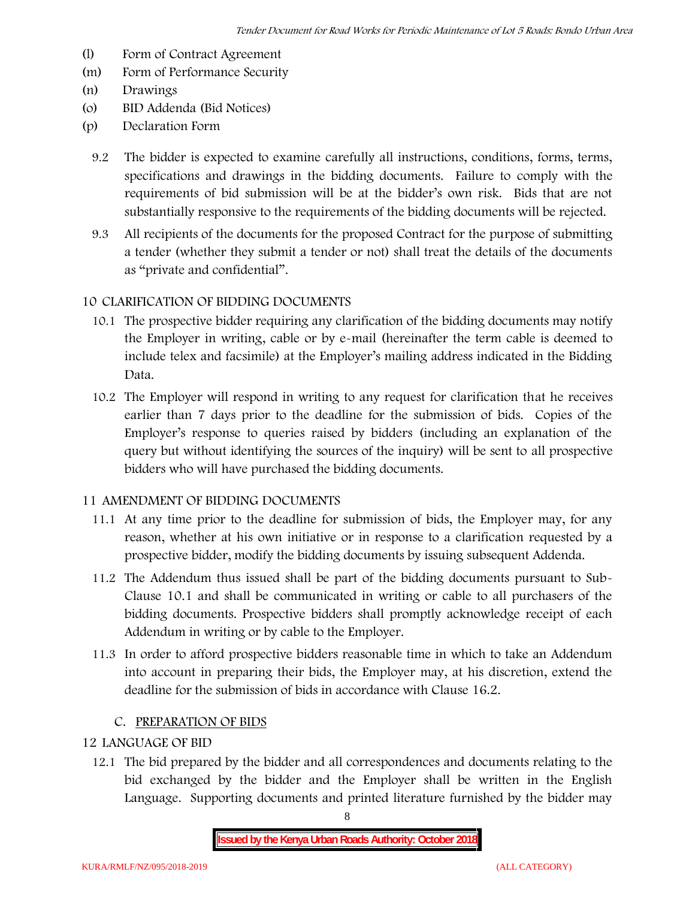- (l) Form of Contract Agreement
- (m) Form of Performance Security
- (n) Drawings
- (o) BID Addenda (Bid Notices)
- (p) Declaration Form

9.2 The bidder is expected to examine carefully all instructions, conditions, forms, terms, specifications and drawings in the bidding documents. Failure to comply with the requirements of bid submission will be at the bidder's own risk. Bids that are not substantially responsive to the requirements of the bidding documents will be rejected.

9.3 All recipients of the documents for the proposed Contract for the purpose of submitting a tender (whether they submit a tender or not) shall treat the details of the documents as "private and confidential".

## 10 CLARIFICATION OF BIDDING DOCUMENTS

10.1 The prospective bidder requiring any clarification of the bidding documents may notify the Employer in writing, cable or by e-mail (hereinafter the term cable is deemed to include telex and facsimile) at the Employer's mailing address indicated in the Bidding Data.

10.2 The Employer will respond in writing to any request for clarification that he receives earlier than 7 days prior to the deadline for the submission of bids. Copies of the Employer's response to queries raised by bidders (including an explanation of the query but without identifying the sources of the inquiry) will be sent to all prospective bidders who will have purchased the bidding documents.

## 11 AMENDMENT OF BIDDING DOCUMENTS

11.1 At any time prior to the deadline for submission of bids, the Employer may, for any reason, whether at his own initiative or in response to a clarification requested by a prospective bidder, modify the bidding documents by issuing subsequent Addenda.

11.2 The Addendum thus issued shall be part of the bidding documents pursuant to Sub-Clause 10.1 and shall be communicated in writing or cable to all purchasers of the bidding documents. Prospective bidders shall promptly acknowledge receipt of each Addendum in writing or by cable to the Employer.

11.3 In order to afford prospective bidders reasonable time in which to take an Addendum into account in preparing their bids, the Employer may, at his discretion, extend the deadline for the submission of bids in accordance with Clause 16.2.

## C. PREPARATION OF BIDS

## 12 LANGUAGE OF BID

12.1 The bid prepared by the bidder and all correspondences and documents relating to the bid exchanged by the bidder and the Employer shall be written in the English Language. Supporting documents and printed literature furnished by the bidder may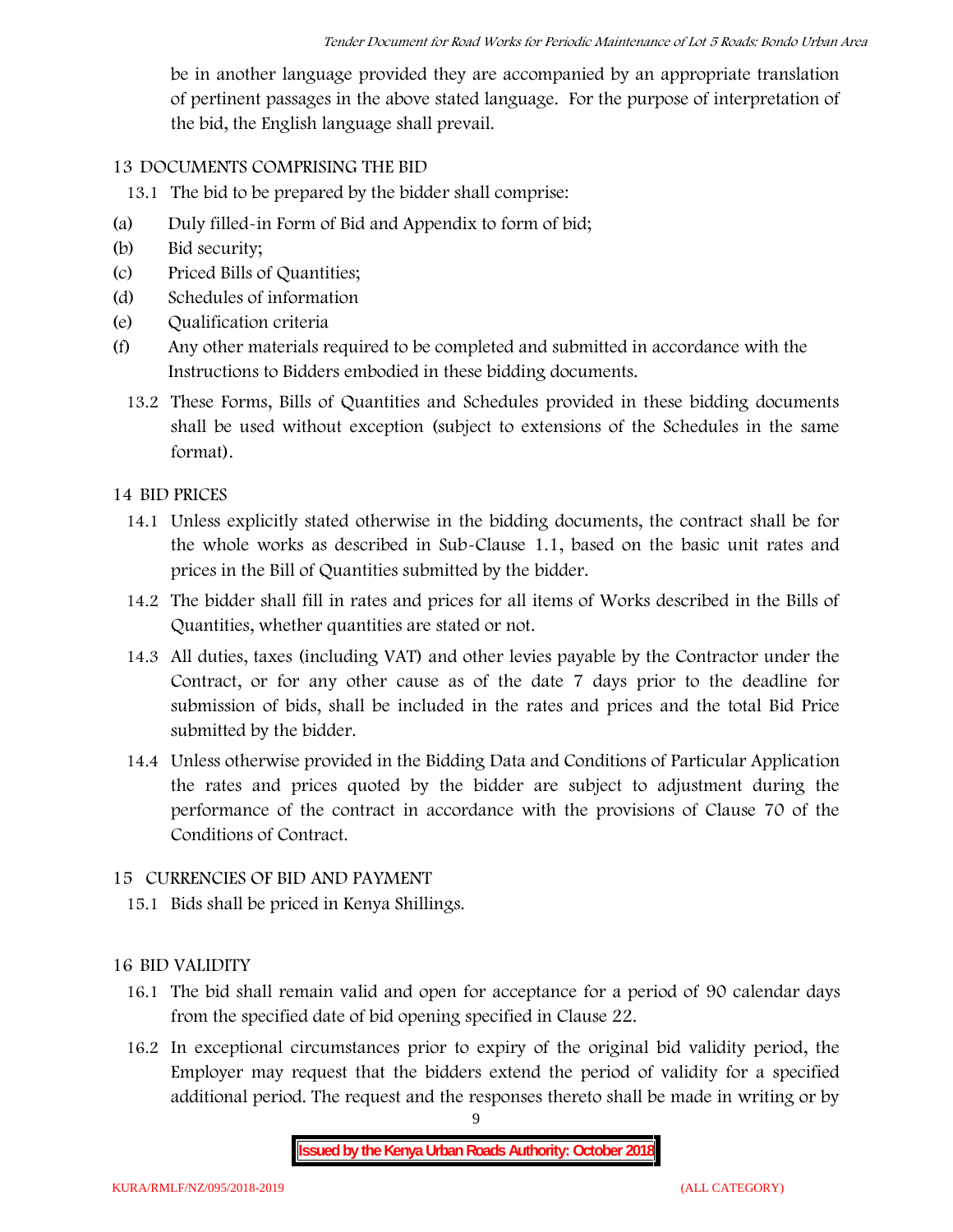be in another language provided they are accompanied by an appropriate translation of pertinent passages in the above stated language. For the purpose of interpretation of the bid, the English language shall prevail.

## 13 DOCUMENTS COMPRISING THE BID

13.1 The bid to be prepared by the bidder shall comprise:

(a) Duly filled-in Form of Bid and Appendix to form of bid;

(b) Bid security;

(c) Priced Bills of Quantities;

(d) Schedules of information

(e) Qualification criteria

(f) Any other materials required to be completed and submitted in accordance with the Instructions to Bidders embodied in these bidding documents.

13.2 These Forms, Bills of Quantities and Schedules provided in these bidding documents shall be used without exception (subject to extensions of the Schedules in the same format).

## 14 BID PRICES

14.1 Unless explicitly stated otherwise in the bidding documents, the contract shall be for the whole works as described in Sub-Clause 1.1, based on the basic unit rates and prices in the Bill of Quantities submitted by the bidder.

14.2 The bidder shall fill in rates and prices for all items of Works described in the Bills of Quantities, whether quantities are stated or not.

14.3 All duties, taxes (including VAT) and other levies payable by the Contractor under the Contract, or for any other cause as of the date 7 days prior to the deadline for submission of bids, shall be included in the rates and prices and the total Bid Price submitted by the bidder.

14.4 Unless otherwise provided in the Bidding Data and Conditions of Particular Application the rates and prices quoted by the bidder are subject to adjustment during the performance of the contract in accordance with the provisions of Clause 70 of the Conditions of Contract.

## 15 CURRENCIES OF BID AND PAYMENT

15.1 Bids shall be priced in Kenya Shillings.

## 16 BID VALIDITY

16.1 The bid shall remain valid and open for acceptance for a period of 90 calendar days from the specified date of bid opening specified in Clause 22.

16.2 In exceptional circumstances prior to expiry of the original bid validity period, the Employer may request that the bidders extend the period of validity for a specified additional period. The request and the responses thereto shall be made in writing or by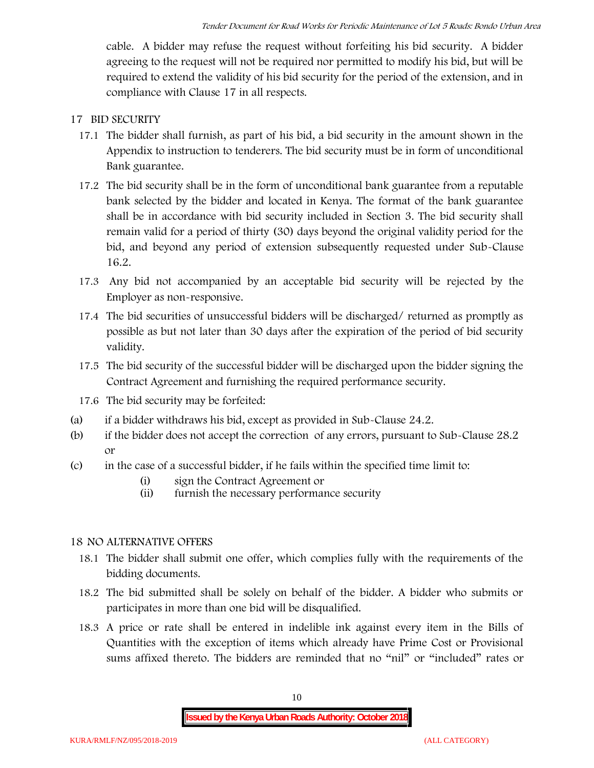cable. A bidder may refuse the request without forfeiting his bid security. A bidder agreeing to the request will not be required nor permitted to modify his bid, but will be required to extend the validity of his bid security for the period of the extension, and in compliance with Clause 17 in all respects.

## 17 BID SECURITY

17.1 The bidder shall furnish, as part of his bid, a bid security in the amount shown in the Appendix to instruction to tenderers. The bid security must be in form of unconditional Bank guarantee.

17.2 The bid security shall be in the form of unconditional bank guarantee from a reputable bank selected by the bidder and located in Kenya. The format of the bank guarantee shall be in accordance with bid security included in Section 3. The bid security shall remain valid for a period of thirty (30) days beyond the original validity period for the bid, and beyond any period of extension subsequently requested under Sub-Clause 16.2.

17.3 Any bid not accompanied by an acceptable bid security will be rejected by the Employer as non-responsive.

17.4 The bid securities of unsuccessful bidders will be discharged/ returned as promptly as possible as but not later than 30 days after the expiration of the period of bid security validity.

17.5 The bid security of the successful bidder will be discharged upon the bidder signing the Contract Agreement and furnishing the required performance security.

17.6 The bid security may be forfeited:

(a) if a bidder withdraws his bid, except as provided in Sub-Clause 24.2.

(b) if the bidder does not accept the correction of any errors, pursuant to Sub-Clause 28.2 or

(c) in the case of a successful bidder, if he fails within the specified time limit to:

  (i) sign the Contract Agreement or

  (ii) furnish the necessary performance security

## 18 NO ALTERNATIVE OFFERS

18.1 The bidder shall submit one offer, which complies fully with the requirements of the bidding documents.

18.2 The bid submitted shall be solely on behalf of the bidder. A bidder who submits or participates in more than one bid will be disqualified.

18.3 A price or rate shall be entered in indelible ink against every item in the Bills of Quantities with the exception of items which already have Prime Cost or Provisional sums affixed thereto. The bidders are reminded that no "nil" or "included" rates or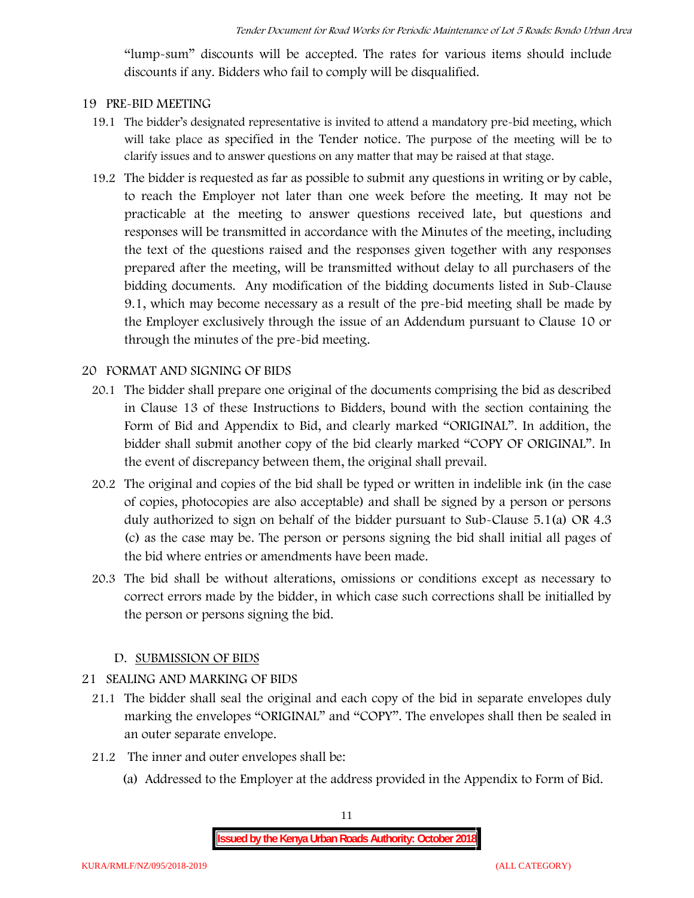"lump-sum" discounts will be accepted. The rates for various items should include discounts if any. Bidders who fail to comply will be disqualified.

## 19 PRE-BID MEETING

19.1 The bidder's designated representative is invited to attend a mandatory pre-bid meeting, which will take place as specified in the Tender notice. The purpose of the meeting will be to clarify issues and to answer questions on any matter that may be raised at that stage.

19.2 The bidder is requested as far as possible to submit any questions in writing or by cable, to reach the Employer not later than one week before the meeting. It may not be practicable at the meeting to answer questions received late, but questions and responses will be transmitted in accordance with the Minutes of the meeting, including the text of the questions raised and the responses given together with any responses prepared after the meeting, will be transmitted without delay to all purchasers of the bidding documents. Any modification of the bidding documents listed in Sub-Clause 9.1, which may become necessary as a result of the pre-bid meeting shall be made by the Employer exclusively through the issue of an Addendum pursuant to Clause 10 or through the minutes of the pre-bid meeting.

## 20 FORMAT AND SIGNING OF BIDS

20.1 The bidder shall prepare one original of the documents comprising the bid as described in Clause 13 of these Instructions to Bidders, bound with the section containing the Form of Bid and Appendix to Bid, and clearly marked "ORIGINAL". In addition, the bidder shall submit another copy of the bid clearly marked "COPY OF ORIGINAL". In the event of discrepancy between them, the original shall prevail.

20.2 The original and copies of the bid shall be typed or written in indelible ink (in the case of copies, photocopies are also acceptable) and shall be signed by a person or persons duly authorized to sign on behalf of the bidder pursuant to Sub-Clause 5.1(a) OR 4.3 (c) as the case may be. The person or persons signing the bid shall initial all pages of the bid where entries or amendments have been made.

20.3 The bid shall be without alterations, omissions or conditions except as necessary to correct errors made by the bidder, in which case such corrections shall be initialled by the person or persons signing the bid.

## D. SUBMISSION OF BIDS

## 21 SEALING AND MARKING OF BIDS

21.1 The bidder shall seal the original and each copy of the bid in separate envelopes duly marking the envelopes "ORIGINAL" and "COPY". The envelopes shall then be sealed in an outer separate envelope.

21.2 The inner and outer envelopes shall be:

(a) Addressed to the Employer at the address provided in the Appendix to Form of Bid.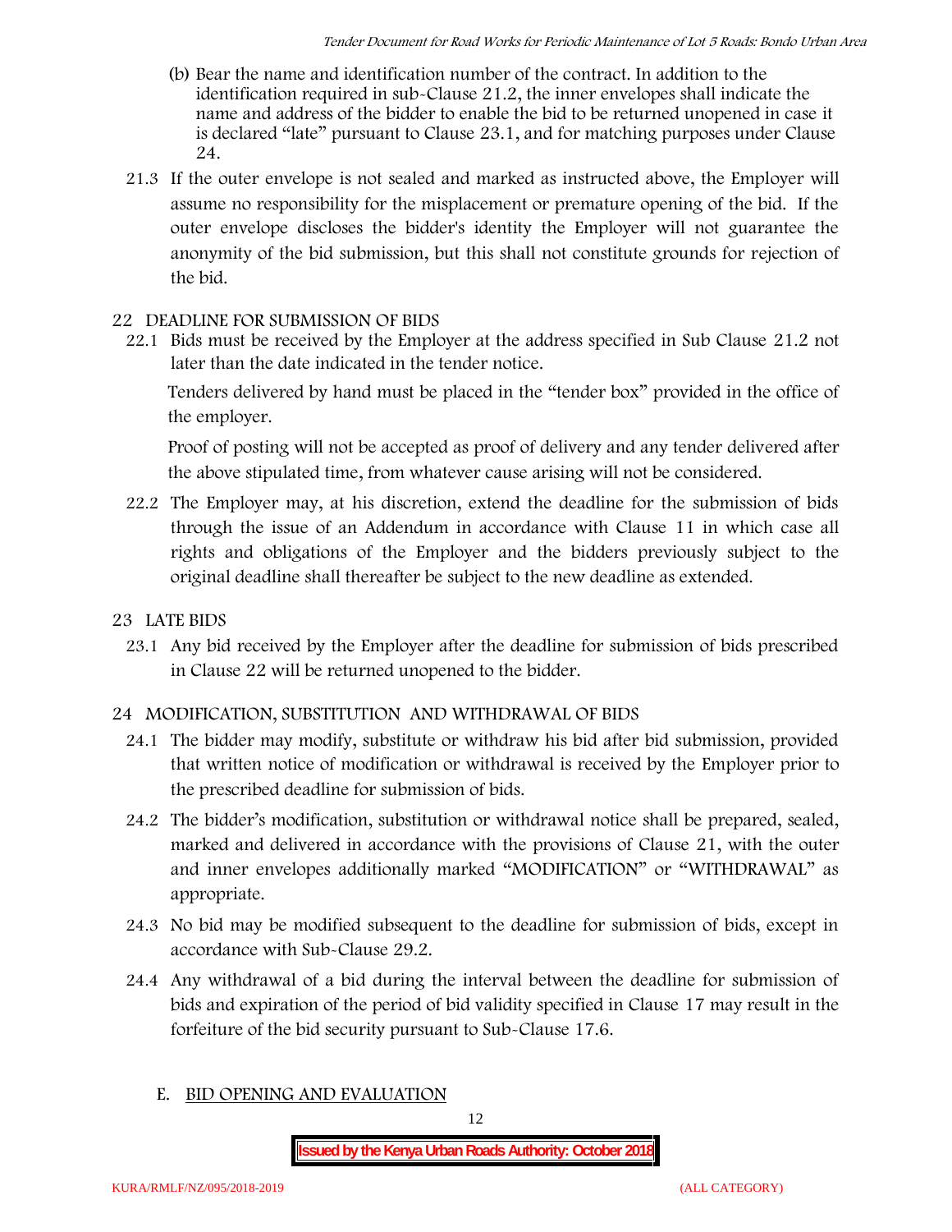(b) Bear the name and identification number of the contract. In addition to the identification required in sub-Clause 21.2, the inner envelopes shall indicate the name and address of the bidder to enable the bid to be returned unopened in case it is declared "late" pursuant to Clause 23.1, and for matching purposes under Clause 24.

21.3 If the outer envelope is not sealed and marked as instructed above, the Employer will assume no responsibility for the misplacement or premature opening of the bid. If the outer envelope discloses the bidder's identity the Employer will not guarantee the anonymity of the bid submission, but this shall not constitute grounds for rejection of the bid.

## 22 DEADLINE FOR SUBMISSION OF BIDS

22.1 Bids must be received by the Employer at the address specified in Sub Clause 21.2 not later than the date indicated in the tender notice.

Tenders delivered by hand must be placed in the "tender box" provided in the office of the employer.

Proof of posting will not be accepted as proof of delivery and any tender delivered after the above stipulated time, from whatever cause arising will not be considered.

22.2 The Employer may, at his discretion, extend the deadline for the submission of bids through the issue of an Addendum in accordance with Clause 11 in which case all rights and obligations of the Employer and the bidders previously subject to the original deadline shall thereafter be subject to the new deadline as extended.

## 23 LATE BIDS

23.1 Any bid received by the Employer after the deadline for submission of bids prescribed in Clause 22 will be returned unopened to the bidder.

## 24 MODIFICATION, SUBSTITUTION AND WITHDRAWAL OF BIDS

24.1 The bidder may modify, substitute or withdraw his bid after bid submission, provided that written notice of modification or withdrawal is received by the Employer prior to the prescribed deadline for submission of bids.

24.2 The bidder's modification, substitution or withdrawal notice shall be prepared, sealed, marked and delivered in accordance with the provisions of Clause 21, with the outer and inner envelopes additionally marked "MODIFICATION" or "WITHDRAWAL" as appropriate.

24.3 No bid may be modified subsequent to the deadline for submission of bids, except in accordance with Sub-Clause 29.2.

24.4 Any withdrawal of a bid during the interval between the deadline for submission of bids and expiration of the period of bid validity specified in Clause 17 may result in the forfeiture of the bid security pursuant to Sub-Clause 17.6.

## E. BID OPENING AND EVALUATION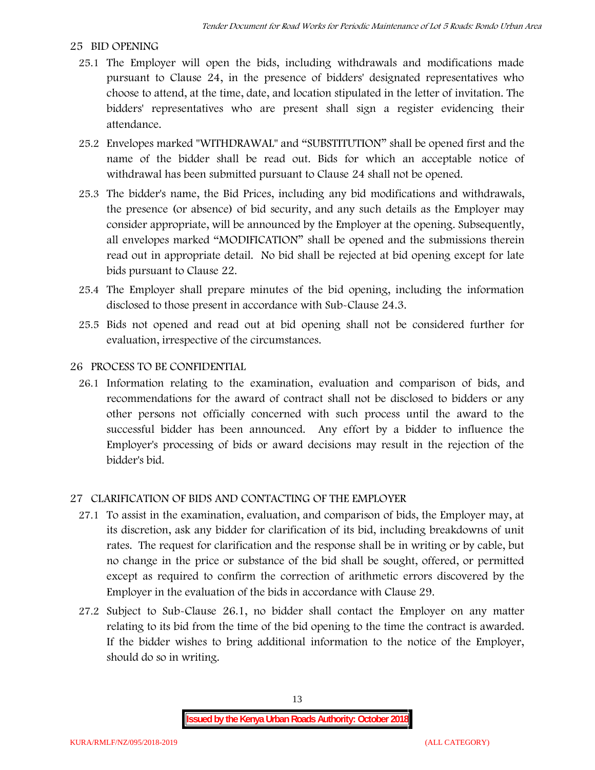## 25 BID OPENING

25.1 The Employer will open the bids, including withdrawals and modifications made pursuant to Clause 24, in the presence of bidders' designated representatives who choose to attend, at the time, date, and location stipulated in the letter of invitation. The bidders' representatives who are present shall sign a register evidencing their attendance.

25.2 Envelopes marked "WITHDRAWAL" and "SUBSTITUTION" shall be opened first and the name of the bidder shall be read out. Bids for which an acceptable notice of withdrawal has been submitted pursuant to Clause 24 shall not be opened.

25.3 The bidder's name, the Bid Prices, including any bid modifications and withdrawals, the presence (or absence) of bid security, and any such details as the Employer may consider appropriate, will be announced by the Employer at the opening. Subsequently, all envelopes marked "MODIFICATION" shall be opened and the submissions therein read out in appropriate detail. No bid shall be rejected at bid opening except for late bids pursuant to Clause 22.

25.4 The Employer shall prepare minutes of the bid opening, including the information disclosed to those present in accordance with Sub-Clause 24.3.

25.5 Bids not opened and read out at bid opening shall not be considered further for evaluation, irrespective of the circumstances.

## 26 PROCESS TO BE CONFIDENTIAL

26.1 Information relating to the examination, evaluation and comparison of bids, and recommendations for the award of contract shall not be disclosed to bidders or any other persons not officially concerned with such process until the award to the successful bidder has been announced. Any effort by a bidder to influence the Employer's processing of bids or award decisions may result in the rejection of the bidder's bid.

## 27 CLARIFICATION OF BIDS AND CONTACTING OF THE EMPLOYER

27.1 To assist in the examination, evaluation, and comparison of bids, the Employer may, at its discretion, ask any bidder for clarification of its bid, including breakdowns of unit rates. The request for clarification and the response shall be in writing or by cable, but no change in the price or substance of the bid shall be sought, offered, or permitted except as required to confirm the correction of arithmetic errors discovered by the Employer in the evaluation of the bids in accordance with Clause 29.

27.2 Subject to Sub-Clause 26.1, no bidder shall contact the Employer on any matter relating to its bid from the time of the bid opening to the time the contract is awarded. If the bidder wishes to bring additional information to the notice of the Employer, should do so in writing.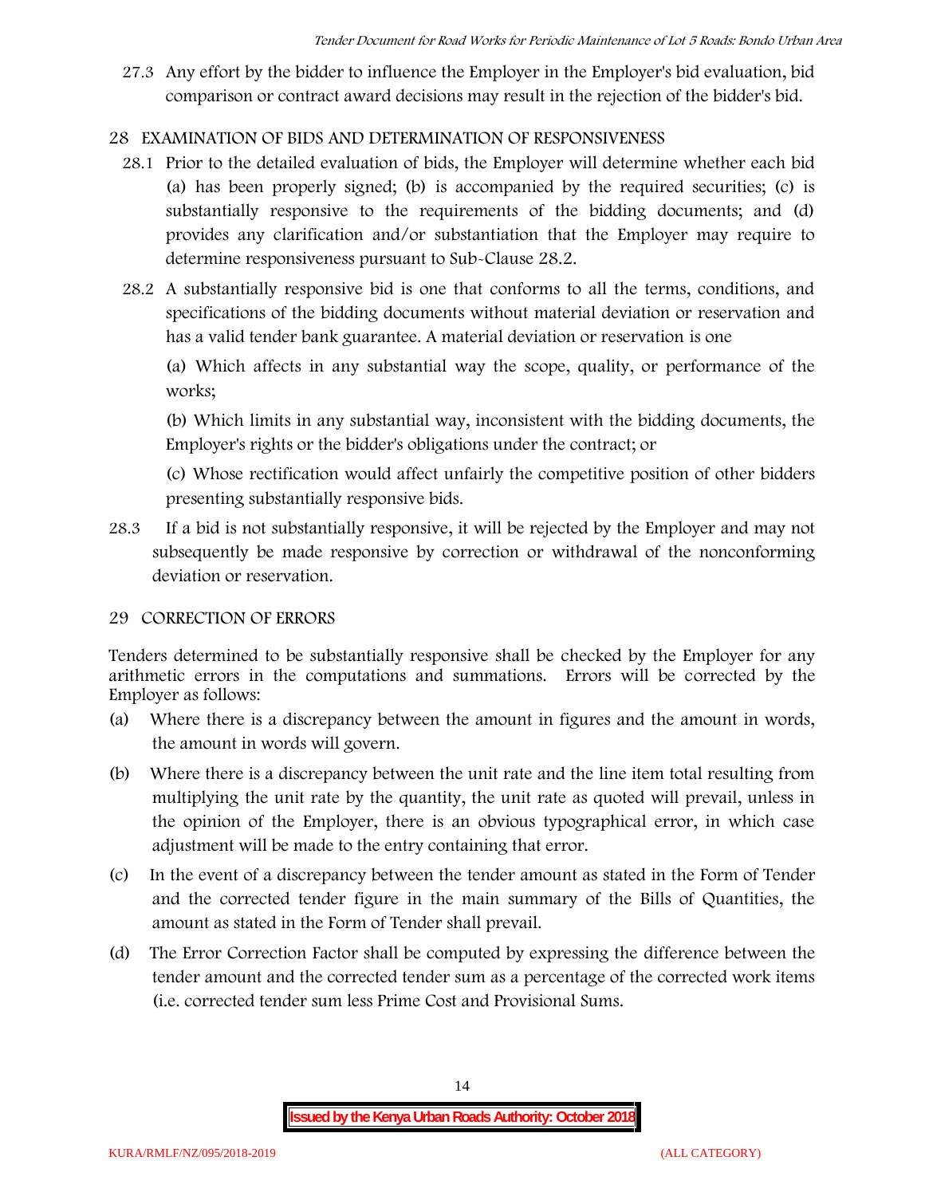27.3 Any effort by the bidder to influence the Employer in the Employer's bid evaluation, bid comparison or contract award decisions may result in the rejection of the bidder's bid.

## 28 EXAMINATION OF BIDS AND DETERMINATION OF RESPONSIVENESS

28.1 Prior to the detailed evaluation of bids, the Employer will determine whether each bid (a) has been properly signed; (b) is accompanied by the required securities; (c) is substantially responsive to the requirements of the bidding documents; and (d) provides any clarification and/or substantiation that the Employer may require to determine responsiveness pursuant to Sub-Clause 28.2.

28.2 A substantially responsive bid is one that conforms to all the terms, conditions, and specifications of the bidding documents without material deviation or reservation and has a valid tender bank guarantee. A material deviation or reservation is one

(a) Which affects in any substantial way the scope, quality, or performance of the works;

(b) Which limits in any substantial way, inconsistent with the bidding documents, the Employer's rights or the bidder's obligations under the contract; or

(c) Whose rectification would affect unfairly the competitive position of other bidders presenting substantially responsive bids.

28.3 If a bid is not substantially responsive, it will be rejected by the Employer and may not subsequently be made responsive by correction or withdrawal of the nonconforming deviation or reservation.

## 29 CORRECTION OF ERRORS

Tenders determined to be substantially responsive shall be checked by the Employer for any arithmetic errors in the computations and summations. Errors will be corrected by the Employer as follows:

(a) Where there is a discrepancy between the amount in figures and the amount in words, the amount in words will govern.

(b) Where there is a discrepancy between the unit rate and the line item total resulting from multiplying the unit rate by the quantity, the unit rate as quoted will prevail, unless in the opinion of the Employer, there is an obvious typographical error, in which case adjustment will be made to the entry containing that error.

(c) In the event of a discrepancy between the tender amount as stated in the Form of Tender and the corrected tender figure in the main summary of the Bills of Quantities, the amount as stated in the Form of Tender shall prevail.

(d) The Error Correction Factor shall be computed by expressing the difference between the tender amount and the corrected tender sum as a percentage of the corrected work items (i.e. corrected tender sum less Prime Cost and Provisional Sums.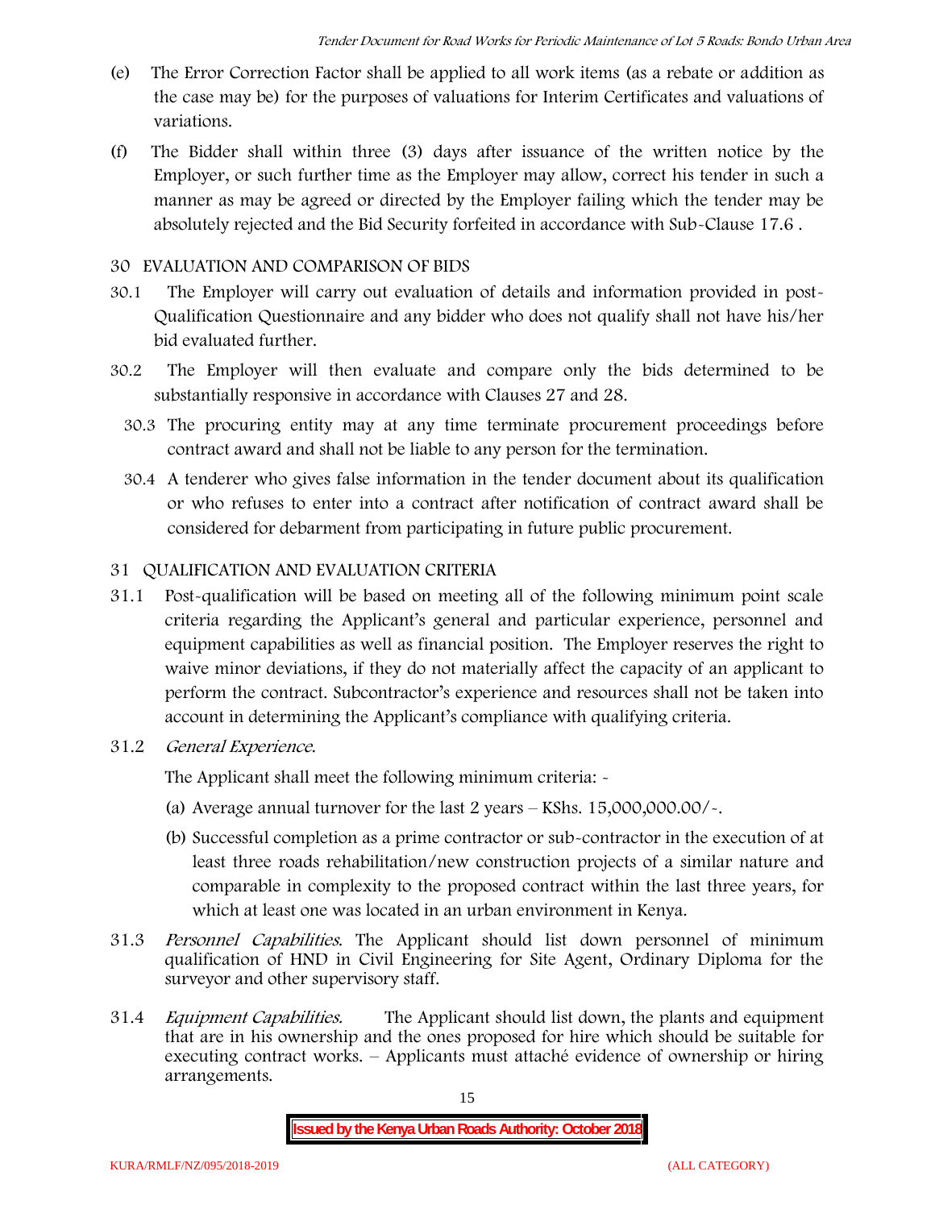(e) The Error Correction Factor shall be applied to all work items (as a rebate or addition as the case may be) for the purposes of valuations for Interim Certificates and valuations of variations.

(f) The Bidder shall within three (3) days after issuance of the written notice by the Employer, or such further time as the Employer may allow, correct his tender in such a manner as may be agreed or directed by the Employer failing which the tender may be absolutely rejected and the Bid Security forfeited in accordance with Sub-Clause 17.6 .

## 30 EVALUATION AND COMPARISON OF BIDS

30.1 The Employer will carry out evaluation of details and information provided in post-Qualification Questionnaire and any bidder who does not qualify shall not have his/her bid evaluated further.

30.2 The Employer will then evaluate and compare only the bids determined to be substantially responsive in accordance with Clauses 27 and 28.

30.3 The procuring entity may at any time terminate procurement proceedings before contract award and shall not be liable to any person for the termination.

30.4 A tenderer who gives false information in the tender document about its qualification or who refuses to enter into a contract after notification of contract award shall be considered for debarment from participating in future public procurement.

## 31 QUALIFICATION AND EVALUATION CRITERIA

31.1 Post-qualification will be based on meeting all of the following minimum point scale criteria regarding the Applicant's general and particular experience, personnel and equipment capabilities as well as financial position. The Employer reserves the right to waive minor deviations, if they do not materially affect the capacity of an applicant to perform the contract. Subcontractor's experience and resources shall not be taken into account in determining the Applicant's compliance with qualifying criteria.

31.2 *General Experience.*

The Applicant shall meet the following minimum criteria: -

(a) Average annual turnover for the last 2 years – KShs. 15,000,000.00/-.

(b) Successful completion as a prime contractor or sub-contractor in the execution of at least three roads rehabilitation/new construction projects of a similar nature and comparable in complexity to the proposed contract within the last three years, for which at least one was located in an urban environment in Kenya.

31.3 *Personnel Capabilities.* The Applicant should list down personnel of minimum qualification of HND in Civil Engineering for Site Agent, Ordinary Diploma for the surveyor and other supervisory staff.

31.4 *Equipment Capabilities.* The Applicant should list down, the plants and equipment that are in his ownership and the ones proposed for hire which should be suitable for executing contract works. – Applicants must attaché evidence of ownership or hiring arrangements.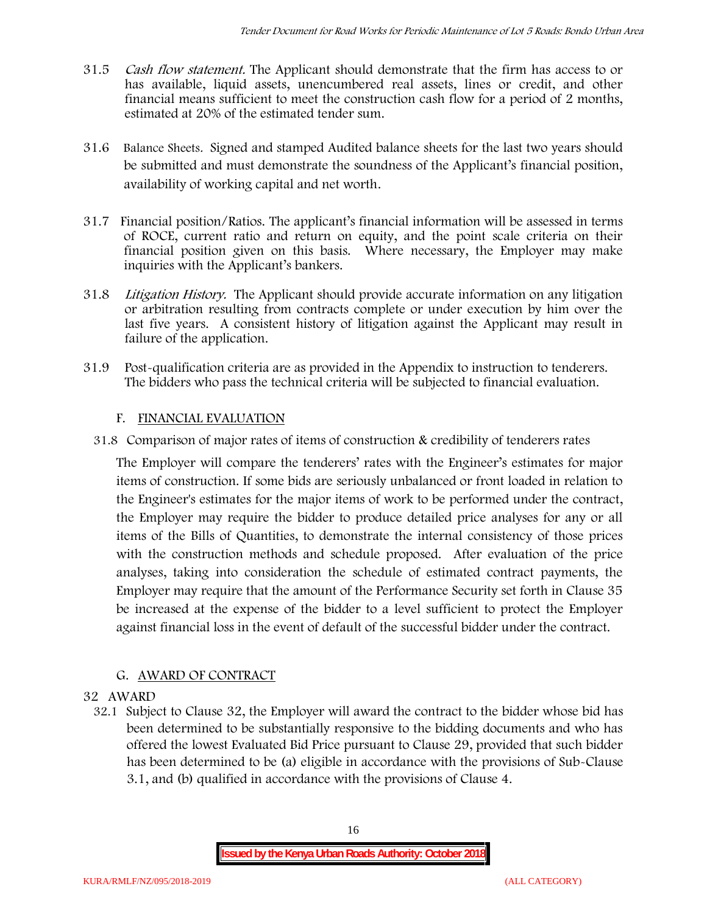31.5 *Cash flow statement.* The Applicant should demonstrate that the firm has access to or has available, liquid assets, unencumbered real assets, lines or credit, and other financial means sufficient to meet the construction cash flow for a period of 2 months, estimated at 20% of the estimated tender sum.

31.6 Balance Sheets. Signed and stamped Audited balance sheets for the last two years should be submitted and must demonstrate the soundness of the Applicant's financial position, availability of working capital and net worth.

31.7 Financial position/Ratios. The applicant's financial information will be assessed in terms of ROCE, current ratio and return on equity, and the point scale criteria on their financial position given on this basis. Where necessary, the Employer may make inquiries with the Applicant's bankers.

31.8 *Litigation History.* The Applicant should provide accurate information on any litigation or arbitration resulting from contracts complete or under execution by him over the last five years. A consistent history of litigation against the Applicant may result in failure of the application.

31.9 Post-qualification criteria are as provided in the Appendix to instruction to tenderers. The bidders who pass the technical criteria will be subjected to financial evaluation.

## F. FINANCIAL EVALUATION

31.8 Comparison of major rates of items of construction & credibility of tenderers rates

The Employer will compare the tenderers' rates with the Engineer's estimates for major items of construction. If some bids are seriously unbalanced or front loaded in relation to the Engineer's estimates for the major items of work to be performed under the contract, the Employer may require the bidder to produce detailed price analyses for any or all items of the Bills of Quantities, to demonstrate the internal consistency of those prices with the construction methods and schedule proposed. After evaluation of the price analyses, taking into consideration the schedule of estimated contract payments, the Employer may require that the amount of the Performance Security set forth in Clause 35 be increased at the expense of the bidder to a level sufficient to protect the Employer against financial loss in the event of default of the successful bidder under the contract.

## G. AWARD OF CONTRACT

32 AWARD

32.1 Subject to Clause 32, the Employer will award the contract to the bidder whose bid has been determined to be substantially responsive to the bidding documents and who has offered the lowest Evaluated Bid Price pursuant to Clause 29, provided that such bidder has been determined to be (a) eligible in accordance with the provisions of Sub-Clause 3.1, and (b) qualified in accordance with the provisions of Clause 4.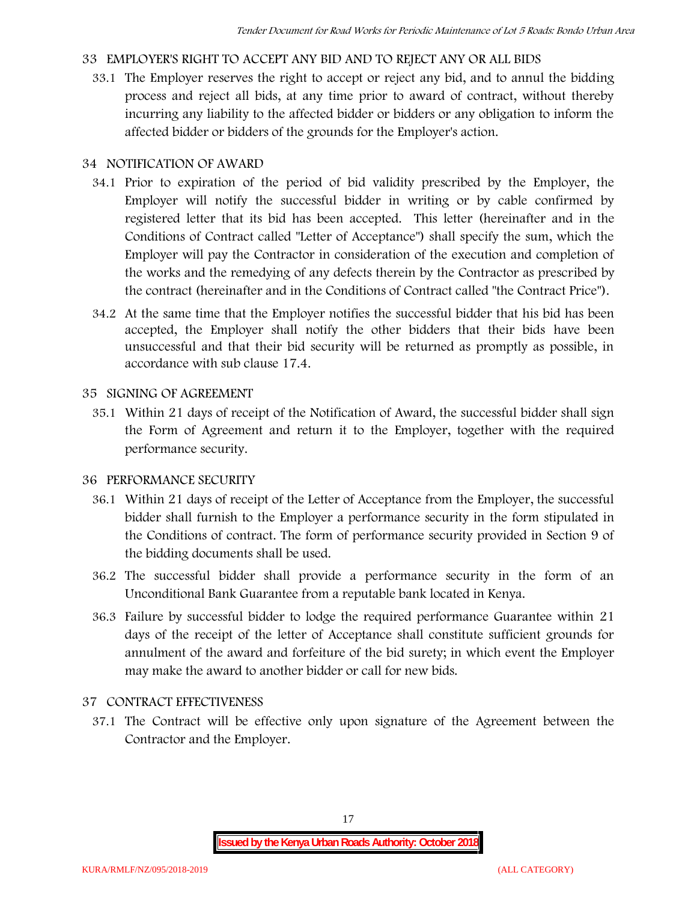## 33 EMPLOYER'S RIGHT TO ACCEPT ANY BID AND TO REJECT ANY OR ALL BIDS

33.1 The Employer reserves the right to accept or reject any bid, and to annul the bidding process and reject all bids, at any time prior to award of contract, without thereby incurring any liability to the affected bidder or bidders or any obligation to inform the affected bidder or bidders of the grounds for the Employer's action.

## 34 NOTIFICATION OF AWARD

34.1 Prior to expiration of the period of bid validity prescribed by the Employer, the Employer will notify the successful bidder in writing or by cable confirmed by registered letter that its bid has been accepted. This letter (hereinafter and in the Conditions of Contract called "Letter of Acceptance") shall specify the sum, which the Employer will pay the Contractor in consideration of the execution and completion of the works and the remedying of any defects therein by the Contractor as prescribed by the contract (hereinafter and in the Conditions of Contract called "the Contract Price").

34.2 At the same time that the Employer notifies the successful bidder that his bid has been accepted, the Employer shall notify the other bidders that their bids have been unsuccessful and that their bid security will be returned as promptly as possible, in accordance with sub clause 17.4.

## 35 SIGNING OF AGREEMENT

35.1 Within 21 days of receipt of the Notification of Award, the successful bidder shall sign the Form of Agreement and return it to the Employer, together with the required performance security.

## 36 PERFORMANCE SECURITY

36.1 Within 21 days of receipt of the Letter of Acceptance from the Employer, the successful bidder shall furnish to the Employer a performance security in the form stipulated in the Conditions of contract. The form of performance security provided in Section 9 of the bidding documents shall be used.

36.2 The successful bidder shall provide a performance security in the form of an Unconditional Bank Guarantee from a reputable bank located in Kenya.

36.3 Failure by successful bidder to lodge the required performance Guarantee within 21 days of the receipt of the letter of Acceptance shall constitute sufficient grounds for annulment of the award and forfeiture of the bid surety; in which event the Employer may make the award to another bidder or call for new bids.

## 37 CONTRACT EFFECTIVENESS

37.1 The Contract will be effective only upon signature of the Agreement between the Contractor and the Employer.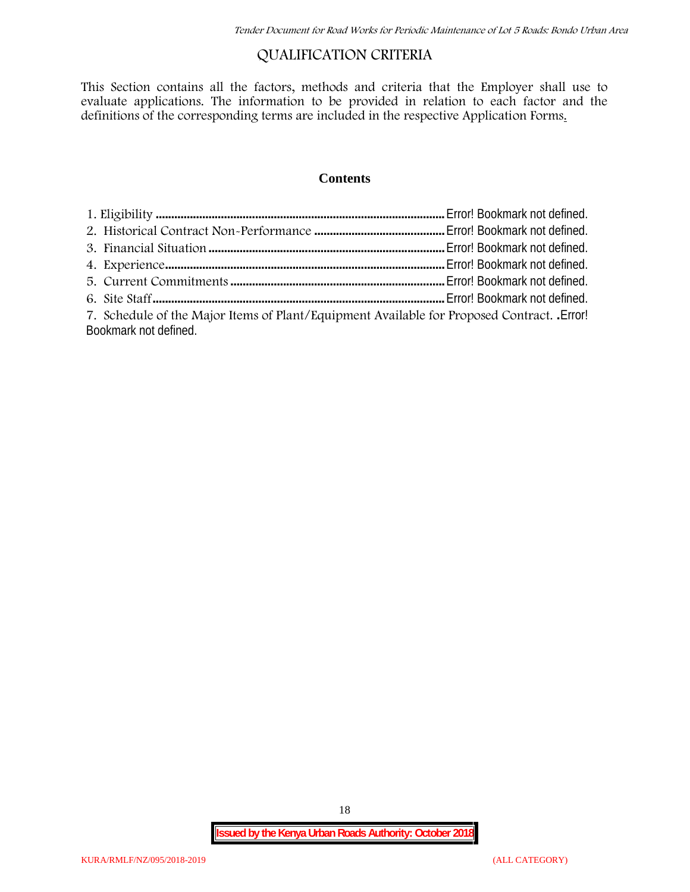# QUALIFICATION CRITERIA

This Section contains all the factors, methods and criteria that the Employer shall use to evaluate applications. The information to be provided in relation to each factor and the definitions of the corresponding terms are included in the respective Application Forms.

## Contents

1. Eligibility ........................................................................................... Error! Bookmark not defined.
2. Historical Contract Non-Performance ........................................... Error! Bookmark not defined.
3. Financial Situation ............................................................................ Error! Bookmark not defined.
4. Experience.......................................................................................... Error! Bookmark not defined.
5. Current Commitments ..................................................................... Error! Bookmark not defined.
6. Site Staff.............................................................................................. Error! Bookmark not defined.
7. Schedule of the Major Items of Plant/Equipment Available for Proposed Contract. .Error! Bookmark not defined.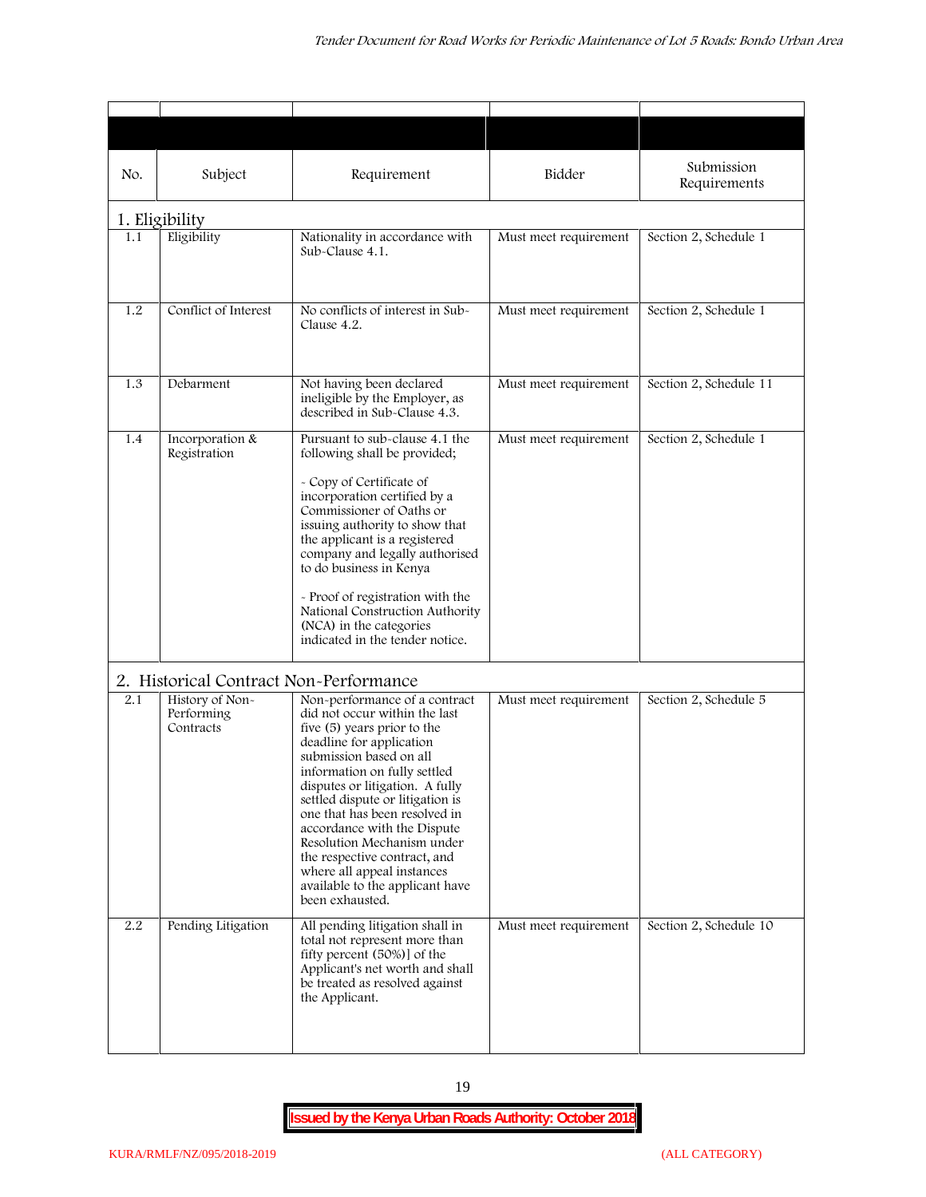| No. | Subject | Requirement | Bidder | Submission Requirements |
|---|---|---|---|---|
| **1. Eligibility** | | | | |
| 1.1 | Eligibility | Nationality in accordance with Sub-Clause 4.1. | Must meet requirement | Section 2, Schedule 1 |
| 1.2 | Conflict of Interest | No conflicts of interest in Sub-Clause 4.2. | Must meet requirement | Section 2, Schedule 1 |
| 1.3 | Debarment | Not having been declared ineligible by the Employer, as described in Sub-Clause 4.3. | Must meet requirement | Section 2, Schedule 11 |
| 1.4 | Incorporation & Registration | Pursuant to sub-clause 4.1 the following shall be provided;<br><br>- Copy of Certificate of incorporation certified by a Commissioner of Oaths or issuing authority to show that the applicant is a registered company and legally authorised to do business in Kenya<br><br>- Proof of registration with the National Construction Authority (NCA) in the categories indicated in the tender notice. | Must meet requirement | Section 2, Schedule 1 |
| **2. Historical Contract Non-Performance** | | | | |
| 2.1 | History of Non-Performing Contracts | Non-performance of a contract did not occur within the last five (5) years prior to the deadline for application submission based on all information on fully settled disputes or litigation. A fully settled dispute or litigation is one that has been resolved in accordance with the Dispute Resolution Mechanism under the respective contract, and where all appeal instances available to the applicant have been exhausted. | Must meet requirement | Section 2, Schedule 5 |
| 2.2 | Pending Litigation | All pending litigation shall in total not represent more than fifty percent (50%)] of the Applicant's net worth and shall be treated as resolved against the Applicant. | Must meet requirement | Section 2, Schedule 10 |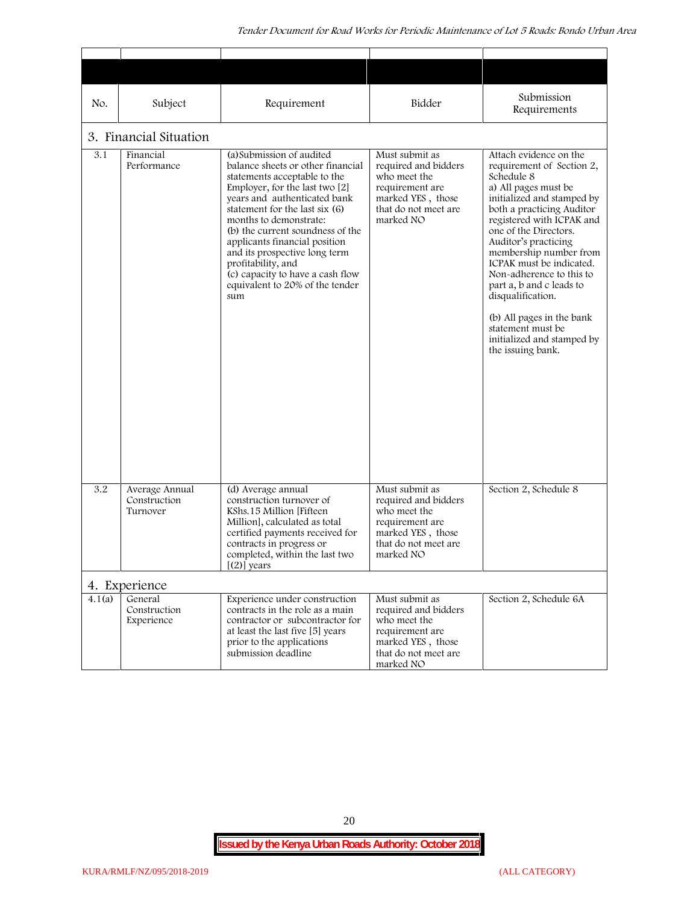| No. | Subject | Requirement | Bidder | Submission Requirements |
|---|---|---|---|---|
| **3. Financial Situation** | | | | |
| 3.1 | Financial Performance | (a)Submission of audited balance sheets or other financial statements acceptable to the Employer, for the last two [2] years and authenticated bank statement for the last six (6) months to demonstrate:<br>(b) the current soundness of the applicants financial position and its prospective long term profitability, and<br>(c) capacity to have a cash flow equivalent to 20% of the tender sum | Must submit as required and bidders who meet the requirement are marked YES , those that do not meet are marked NO | Attach evidence on the requirement of Section 2, Schedule 8<br>a) All pages must be initialized and stamped by both a practicing Auditor registered with ICPAK and one of the Directors. Auditor's practicing membership number from ICPAK must be indicated. Non-adherence to this to part a, b and c leads to disqualification.<br><br>(b) All pages in the bank statement must be initialized and stamped by the issuing bank. |
| 3.2 | Average Annual Construction Turnover | (d) Average annual construction turnover of KShs.15 Million [Fifteen Million], calculated as total certified payments received for contracts in progress or completed, within the last two [(2)] years | Must submit as required and bidders who meet the requirement are marked YES , those that do not meet are marked NO | Section 2, Schedule 8 |
| **4. Experience** | | | | |
| 4.1(a) | General Construction Experience | Experience under construction contracts in the role as a main contractor or subcontractor for at least the last five [5] years prior to the applications submission deadline | Must submit as required and bidders who meet the requirement are marked YES , those that do not meet are marked NO | Section 2, Schedule 6A |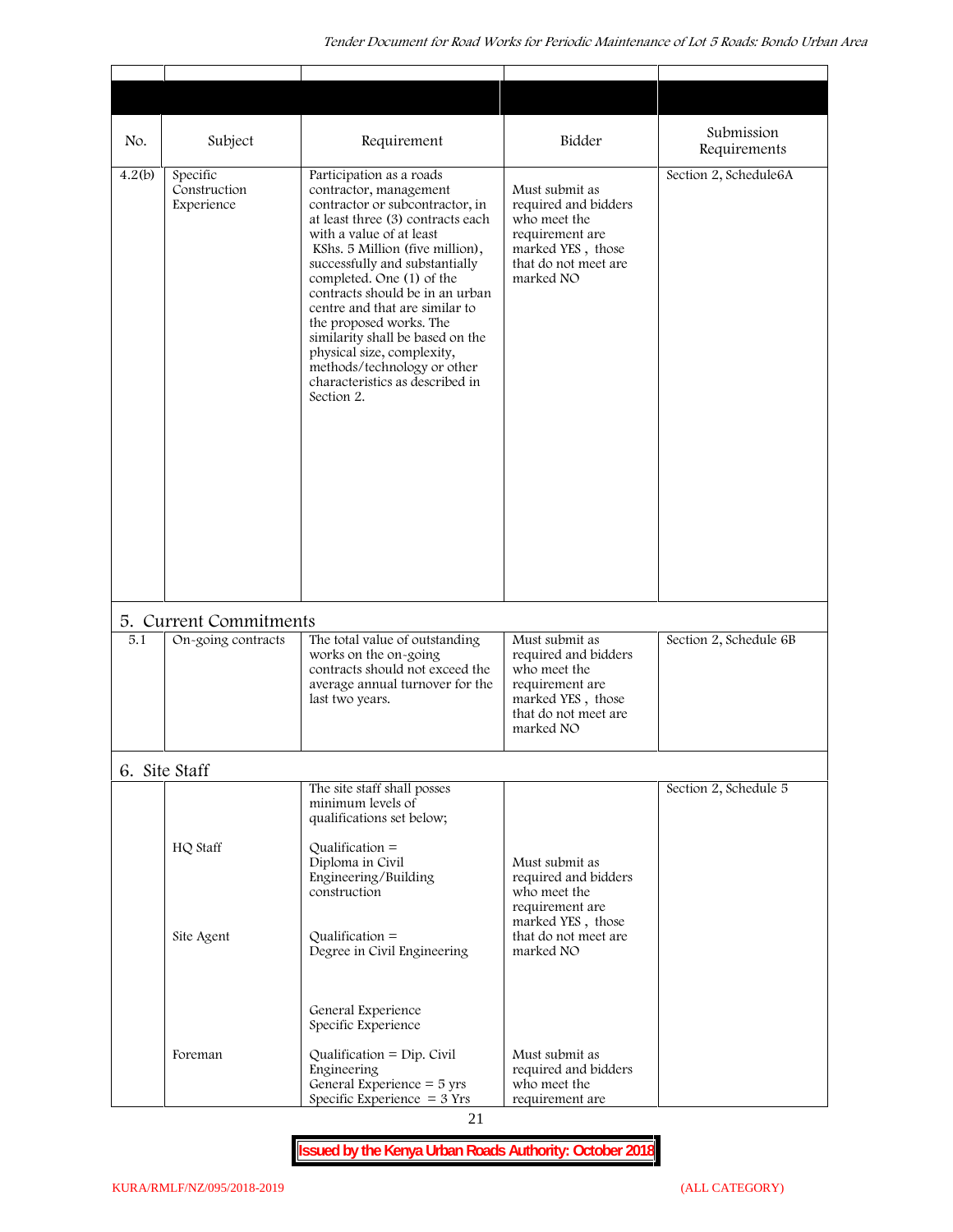| No. | Subject | Requirement | Bidder | Submission Requirements |
|---|---|---|---|---|
| 4.2(b) | Specific Construction Experience | Participation as a roads contractor, management contractor or subcontractor, in at least three (3) contracts each with a value of at least KShs. 5 Million (five million), successfully and substantially completed. One (1) of the contracts should be in an urban centre and that are similar to the proposed works. The similarity shall be based on the physical size, complexity, methods/technology or other characteristics as described in Section 2. | Must submit as required and bidders who meet the requirement are marked YES , those that do not meet are marked NO | Section 2, Schedule6A |
| **5. Current Commitments** | | | | |
| 5.1 | On-going contracts | The total value of outstanding works on the on-going contracts should not exceed the average annual turnover for the last two years. | Must submit as required and bidders who meet the requirement are marked YES , those that do not meet are marked NO | Section 2, Schedule 6B |
| **6. Site Staff** | | | | |
| | | The site staff shall posses minimum levels of qualifications set below; | | Section 2, Schedule 5 |
| | HQ Staff | Qualification = Diploma in Civil Engineering/Building construction | Must submit as required and bidders who meet the requirement are marked YES , those that do not meet are marked NO | |
| | Site Agent | Qualification = Degree in Civil Engineering<br><br>General Experience<br>Specific Experience | | |
| | Foreman | Qualification = Dip. Civil Engineering<br>General Experience = 5 yrs<br>Specific Experience = 3 Yrs | Must submit as required and bidders who meet the requirement are | |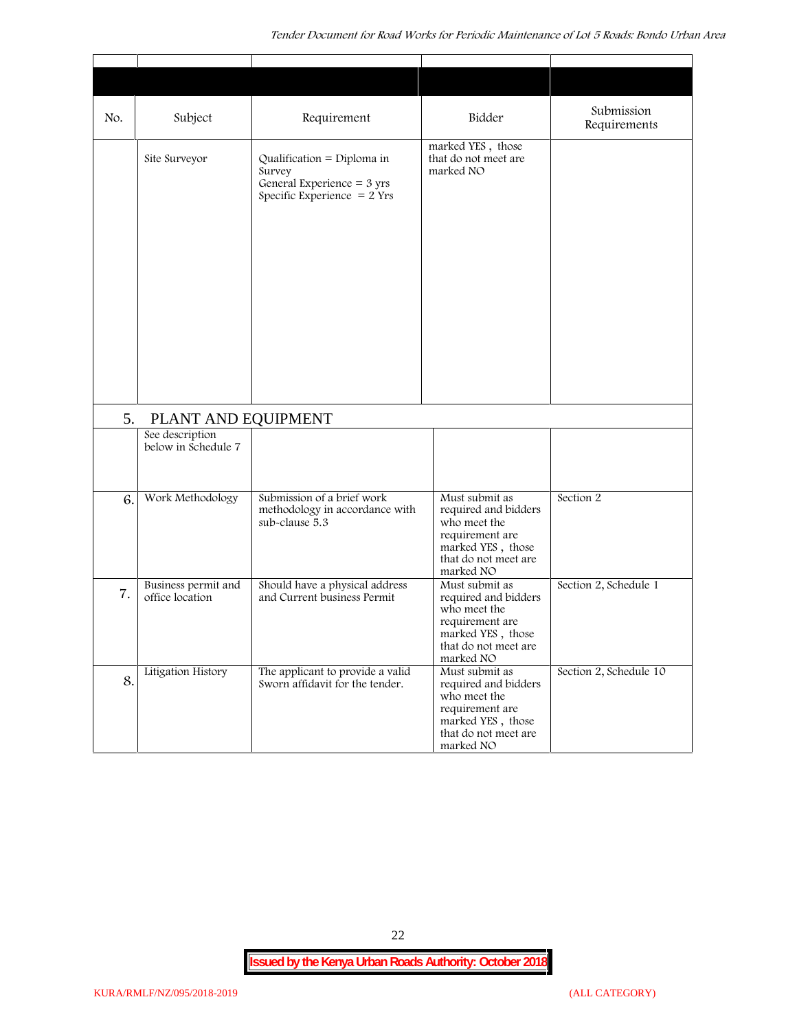| No. | Subject | Requirement | Bidder | Submission Requirements |
|---|---|---|---|---|
| | Site Surveyor | Qualification = Diploma in Survey<br>General Experience = 3 yrs<br>Specific Experience = 2 Yrs | marked YES , those that do not meet are marked NO | |
| 5. | PLANT AND EQUIPMENT | | | |
| | See description below in Schedule 7 | | | |
| 6. | Work Methodology | Submission of a brief work methodology in accordance with sub-clause 5.3 | Must submit as required and bidders who meet the requirement are marked YES , those that do not meet are marked NO | Section 2 |
| 7. | Business permit and office location | Should have a physical address and Current business Permit | Must submit as required and bidders who meet the requirement are marked YES , those that do not meet are marked NO | Section 2, Schedule 1 |
| 8. | Litigation History | The applicant to provide a valid Sworn affidavit for the tender. | Must submit as required and bidders who meet the requirement are marked YES , those that do not meet are marked NO | Section 2, Schedule 10 |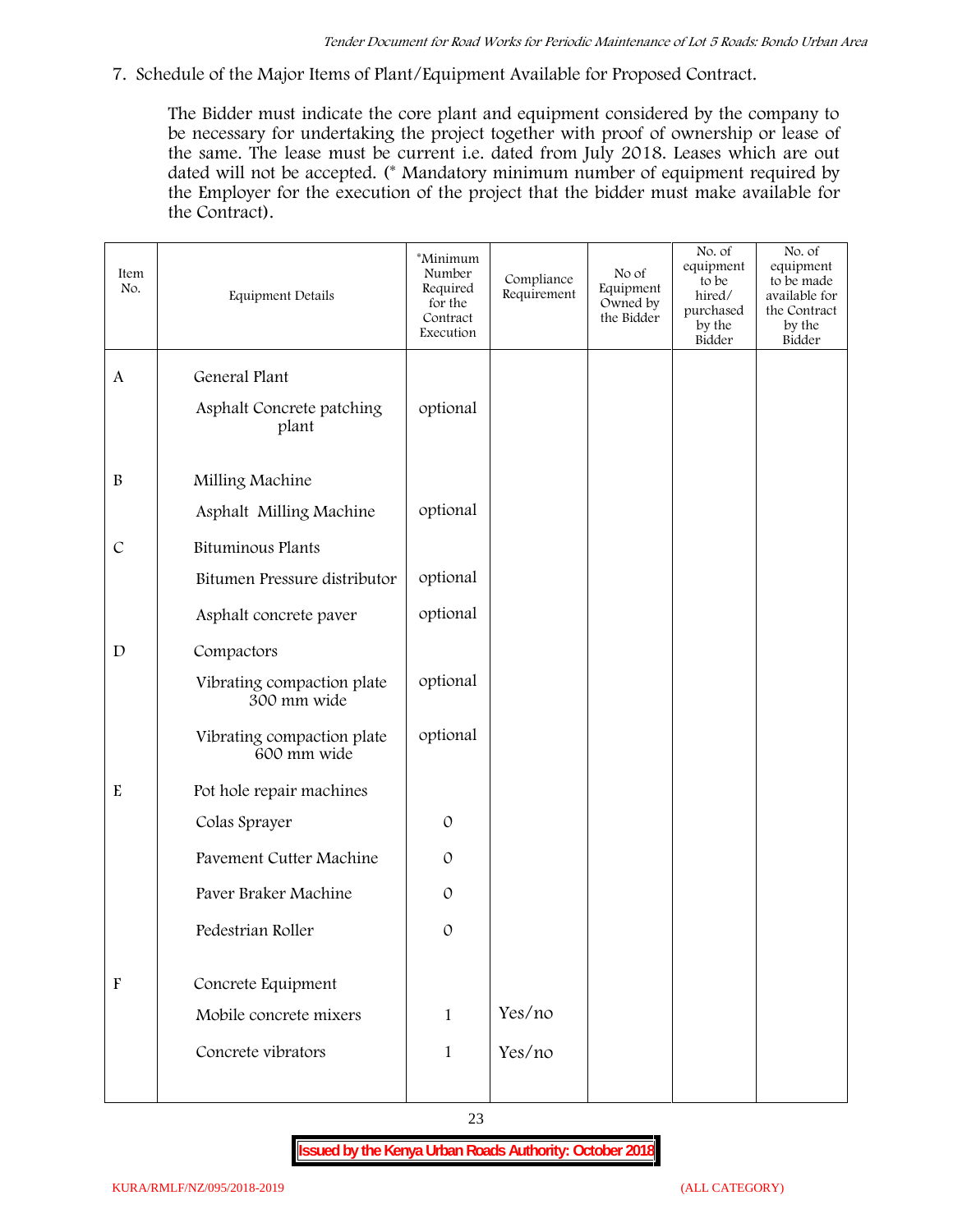7. Schedule of the Major Items of Plant/Equipment Available for Proposed Contract.

The Bidder must indicate the core plant and equipment considered by the company to be necessary for undertaking the project together with proof of ownership or lease of the same. The lease must be current i.e. dated from July 2018. Leases which are out dated will not be accepted. (* Mandatory minimum number of equipment required by the Employer for the execution of the project that the bidder must make available for the Contract).

| Item No. | Equipment Details | *Minimum Number Required for the Contract Execution | Compliance Requirement | No of Equipment Owned by the Bidder | No. of equipment to be hired/ purchased by the Bidder | No. of equipment to be made available for the Contract by the Bidder |
|---|---|---|---|---|---|---|
| A | General Plant | | | | | |
| | Asphalt Concrete patching plant | optional | | | | |
| B | Milling Machine | | | | | |
| | Asphalt Milling Machine | optional | | | | |
| C | Bituminous Plants | | | | | |
| | Bitumen Pressure distributor | optional | | | | |
| | Asphalt concrete paver | optional | | | | |
| D | Compactors | | | | | |
| | Vibrating compaction plate 300 mm wide | optional | | | | |
| | Vibrating compaction plate 600 mm wide | optional | | | | |
| E | Pot hole repair machines | | | | | |
| | Colas Sprayer | 0 | | | | |
| | Pavement Cutter Machine | 0 | | | | |
| | Paver Braker Machine | 0 | | | | |
| | Pedestrian Roller | 0 | | | | |
| F | Concrete Equipment | | | | | |
| | Mobile concrete mixers | 1 | Yes/no | | | |
| | Concrete vibrators | 1 | Yes/no | | | |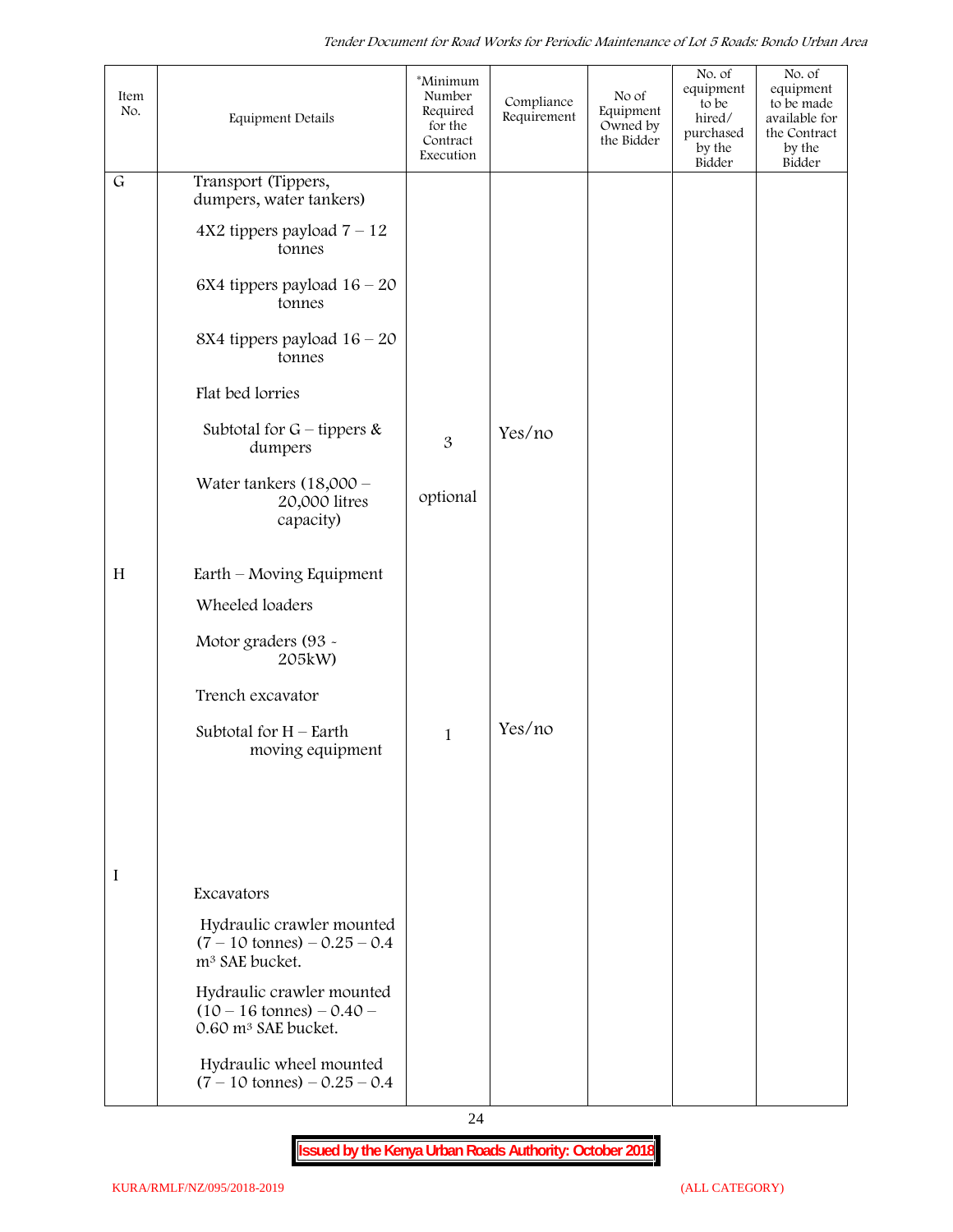| Item No. | Equipment Details | *Minimum Number Required for the Contract Execution | Compliance Requirement | No of Equipment Owned by the Bidder | No. of equipment to be hired/ purchased by the Bidder | No. of equipment to be made available for the Contract by the Bidder |
|---|---|---|---|---|---|---|
| G | Transport (Tippers, dumpers, water tankers) | | | | | |
| | 4X2 tippers payload 7 – 12 tonnes | | | | | |
| | 6X4 tippers payload 16 – 20 tonnes | | | | | |
| | 8X4 tippers payload 16 – 20 tonnes | | | | | |
| | Flat bed lorries | | | | | |
| | Subtotal for G – tippers & dumpers | 3 | Yes/no | | | |
| | Water tankers (18,000 – 20,000 litres capacity) | optional | | | | |
| H | Earth – Moving Equipment | | | | | |
| | Wheeled loaders | | | | | |
| | Motor graders (93 - 205kW) | | | | | |
| | Trench excavator | | | | | |
| | Subtotal for H – Earth moving equipment | 1 | Yes/no | | | |
| I | Excavators | | | | | |
| | Hydraulic crawler mounted (7 – 10 tonnes) – 0.25 – 0.4 m³ SAE bucket. | | | | | |
| | Hydraulic crawler mounted (10 – 16 tonnes) – 0.40 – 0.60 m³ SAE bucket. | | | | | |
| | Hydraulic wheel mounted (7 – 10 tonnes) – 0.25 – 0.4 | | | | | |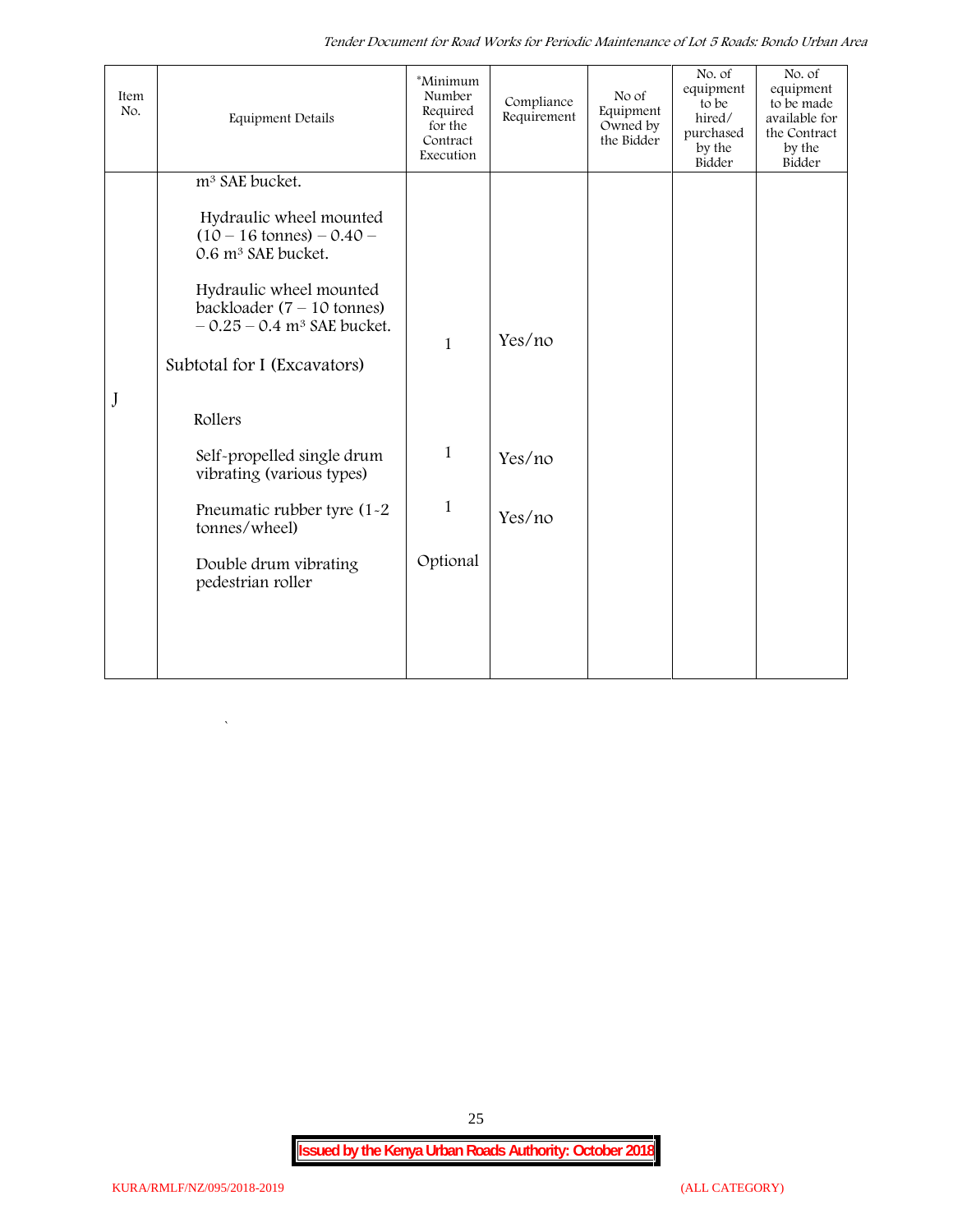| Item No. | Equipment Details | *Minimum Number Required for the Contract Execution | Compliance Requirement | No of Equipment Owned by the Bidder | No. of equipment to be hired/ purchased by the Bidder | No. of equipment to be made available for the Contract by the Bidder |
|---|---|---|---|---|---|---|
| | $m^3$ SAE bucket. | | | | | |
| | Hydraulic wheel mounted (10 – 16 tonnes) – 0.40 – 0.6 $m^3$ SAE bucket. | | | | | |
| | Hydraulic wheel mounted backloader (7 – 10 tonnes) – 0.25 – 0.4 $m^3$ SAE bucket. | 1 | Yes/no | | | |
| | Subtotal for I (Excavators) | | | | | |
| J | Rollers | | | | | |
| | Self-propelled single drum vibrating (various types) | 1 | Yes/no | | | |
| | Pneumatic rubber tyre (1-2 tonnes/wheel) | 1 | Yes/no | | | |
| | Double drum vibrating pedestrian roller | Optional | | | | |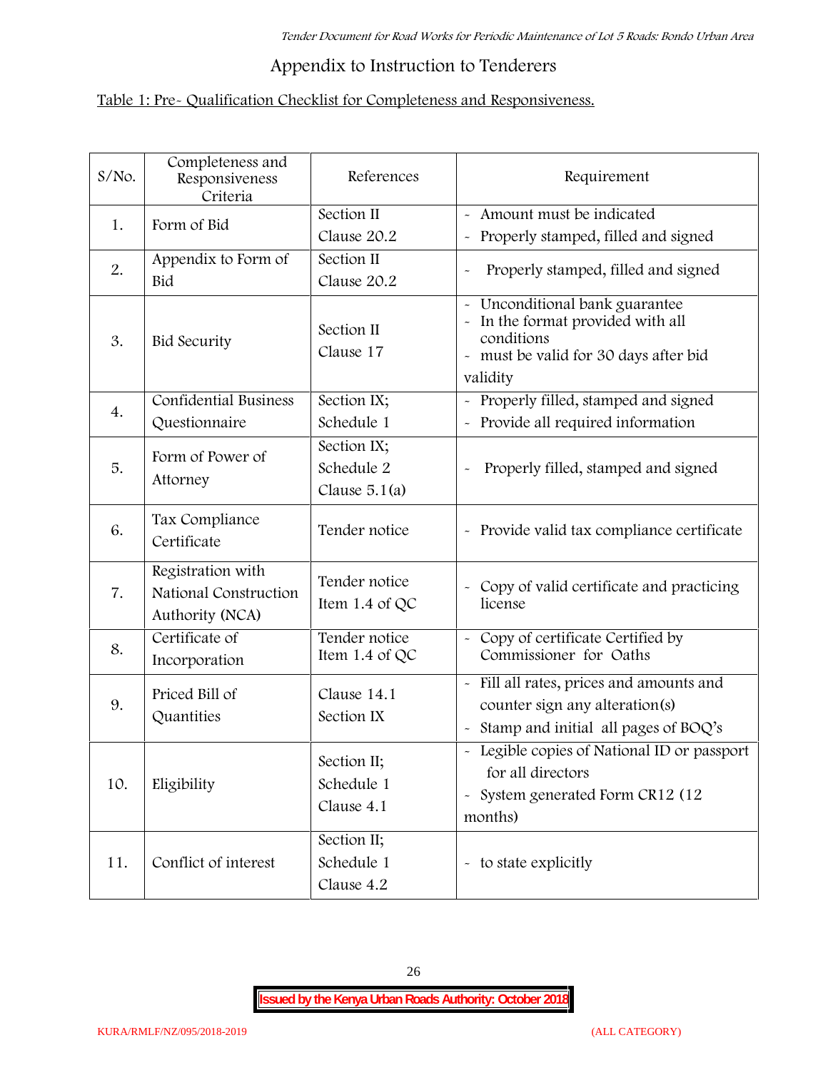# Appendix to Instruction to Tenderers

Table 1: Pre- Qualification Checklist for Completeness and Responsiveness.

| S/No. | Completeness and Responsiveness Criteria | References | Requirement |
|---|---|---|---|
| 1. | Form of Bid | Section II Clause 20.2 | - Amount must be indicated<br>- Properly stamped, filled and signed |
| 2. | Appendix to Form of Bid | Section II Clause 20.2 | - Properly stamped, filled and signed |
| 3. | Bid Security | Section II Clause 17 | - Unconditional bank guarantee<br>- In the format provided with all conditions<br>- must be valid for 30 days after bid validity |
| 4. | Confidential Business Questionnaire | Section IX; Schedule 1 | - Properly filled, stamped and signed<br>- Provide all required information |
| 5. | Form of Power of Attorney | Section IX; Schedule 2 Clause 5.1(a) | - Properly filled, stamped and signed |
| 6. | Tax Compliance Certificate | Tender notice | - Provide valid tax compliance certificate |
| 7. | Registration with National Construction Authority (NCA) | Tender notice Item 1.4 of QC | - Copy of valid certificate and practicing license |
| 8. | Certificate of Incorporation | Tender notice Item 1.4 of QC | - Copy of certificate Certified by Commissioner for Oaths |
| 9. | Priced Bill of Quantities | Clause 14.1 Section IX | - Fill all rates, prices and amounts and counter sign any alteration(s)<br>- Stamp and initial all pages of BOQ's |
| 10. | Eligibility | Section II; Schedule 1 Clause 4.1 | - Legible copies of National ID or passport for all directors<br>- System generated Form CR12 (12 months) |
| 11. | Conflict of interest | Section II; Schedule 1 Clause 4.2 | - to state explicitly |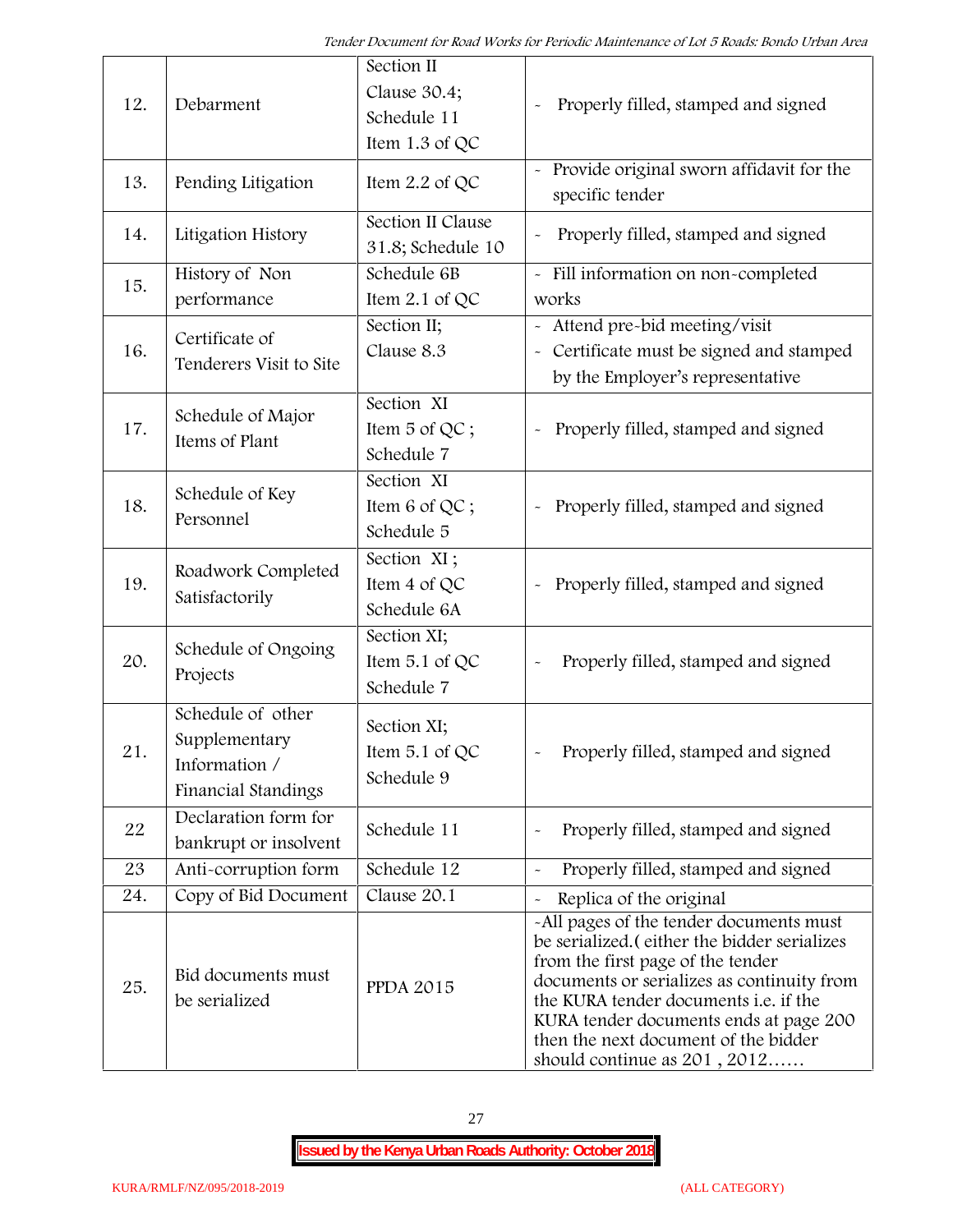| 12. | Debarment | Section II Clause 30.4; Schedule 11 Item 1.3 of QC | - Properly filled, stamped and signed |
|---|---|---|---|
| 13. | Pending Litigation | Item 2.2 of QC | - Provide original sworn affidavit for the specific tender |
| 14. | Litigation History | Section II Clause 31.8; Schedule 10 | - Properly filled, stamped and signed |
| 15. | History of Non performance | Schedule 6B Item 2.1 of QC | - Fill information on non-completed works |
| 16. | Certificate of Tenderers Visit to Site | Section II; Clause 8.3 | - Attend pre-bid meeting/visit<br>- Certificate must be signed and stamped by the Employer's representative |
| 17. | Schedule of Major Items of Plant | Section XI Item 5 of QC ; Schedule 7 | - Properly filled, stamped and signed |
| 18. | Schedule of Key Personnel | Section XI Item 6 of QC ; Schedule 5 | - Properly filled, stamped and signed |
| 19. | Roadwork Completed Satisfactorily | Section XI ; Item 4 of QC Schedule 6A | - Properly filled, stamped and signed |
| 20. | Schedule of Ongoing Projects | Section XI; Item 5.1 of QC Schedule 7 | - Properly filled, stamped and signed |
| 21. | Schedule of other Supplementary Information / Financial Standings | Section XI; Item 5.1 of QC Schedule 9 | - Properly filled, stamped and signed |
| 22 | Declaration form for bankrupt or insolvent | Schedule 11 | - Properly filled, stamped and signed |
| 23 | Anti-corruption form | Schedule 12 | - Properly filled, stamped and signed |
| 24. | Copy of Bid Document | Clause 20.1 | - Replica of the original |
| 25. | Bid documents must be serialized | PPDA 2015 | -All pages of the tender documents must be serialized.( either the bidder serializes from the first page of the tender documents or serializes as continuity from the KURA tender documents i.e. if the KURA tender documents ends at page 200 then the next document of the bidder should continue as 201 , 2012…… |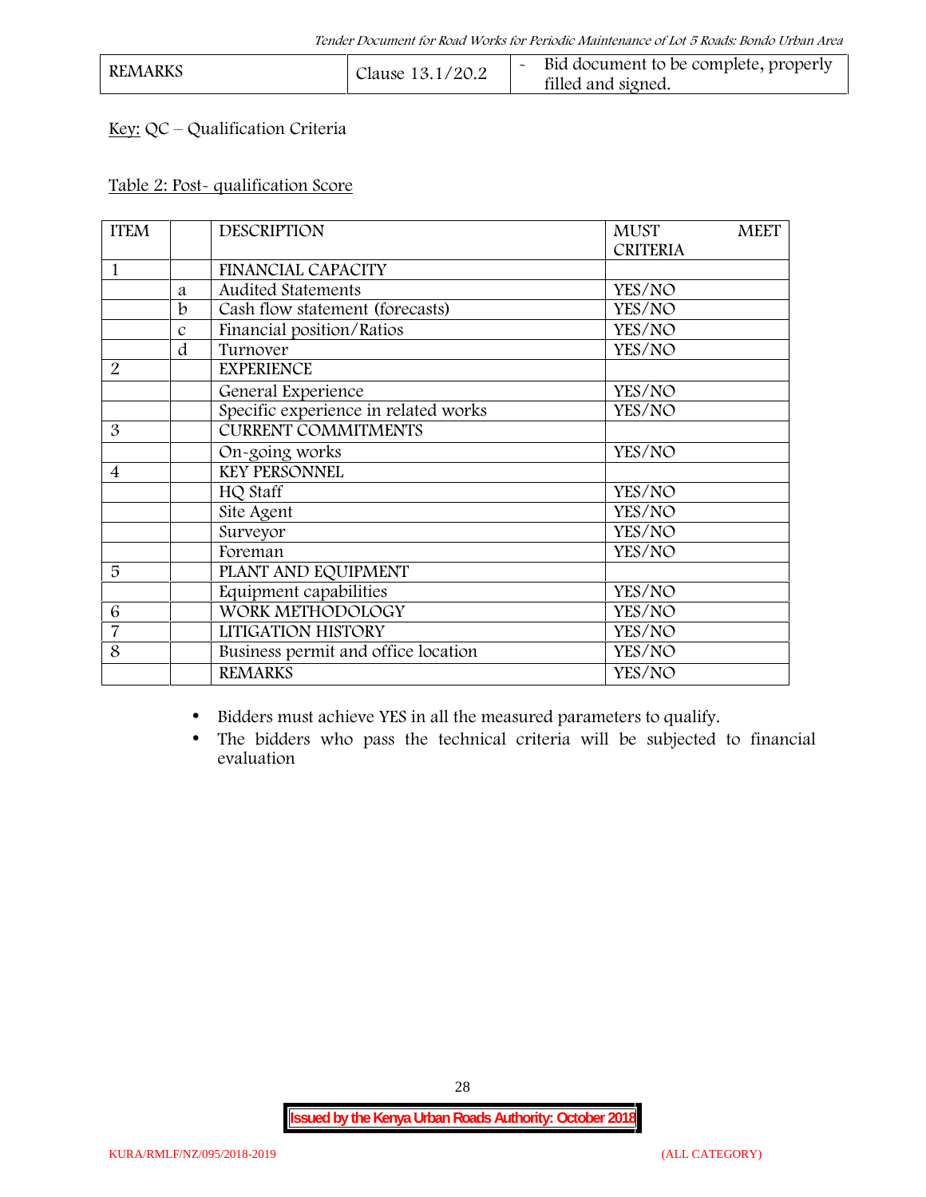| REMARKS | Clause 13.1/20.2 | - Bid document to be complete, properly filled and signed. |
|---|---|---|

Key: QC – Qualification Criteria

Table 2: Post- qualification Score

| ITEM | | DESCRIPTION | MUST MEET CRITERIA |
|---|---|---|---|
| 1 | | FINANCIAL CAPACITY | |
| | a | Audited Statements | YES/NO |
| | b | Cash flow statement (forecasts) | YES/NO |
| | c | Financial position/Ratios | YES/NO |
| | d | Turnover | YES/NO |
| 2 | | EXPERIENCE | |
| | | General Experience | YES/NO |
| | | Specific experience in related works | YES/NO |
| 3 | | CURRENT COMMITMENTS | |
| | | On-going works | YES/NO |
| 4 | | KEY PERSONNEL | |
| | | HQ Staff | YES/NO |
| | | Site Agent | YES/NO |
| | | Surveyor | YES/NO |
| | | Foreman | YES/NO |
| 5 | | PLANT AND EQUIPMENT | |
| | | Equipment capabilities | YES/NO |
| 6 | | WORK METHODOLOGY | YES/NO |
| 7 | | LITIGATION HISTORY | YES/NO |
| 8 | | Business permit and office location | YES/NO |
| | | REMARKS | YES/NO |

- Bidders must achieve YES in all the measured parameters to qualify.
- The bidders who pass the technical criteria will be subjected to financial evaluation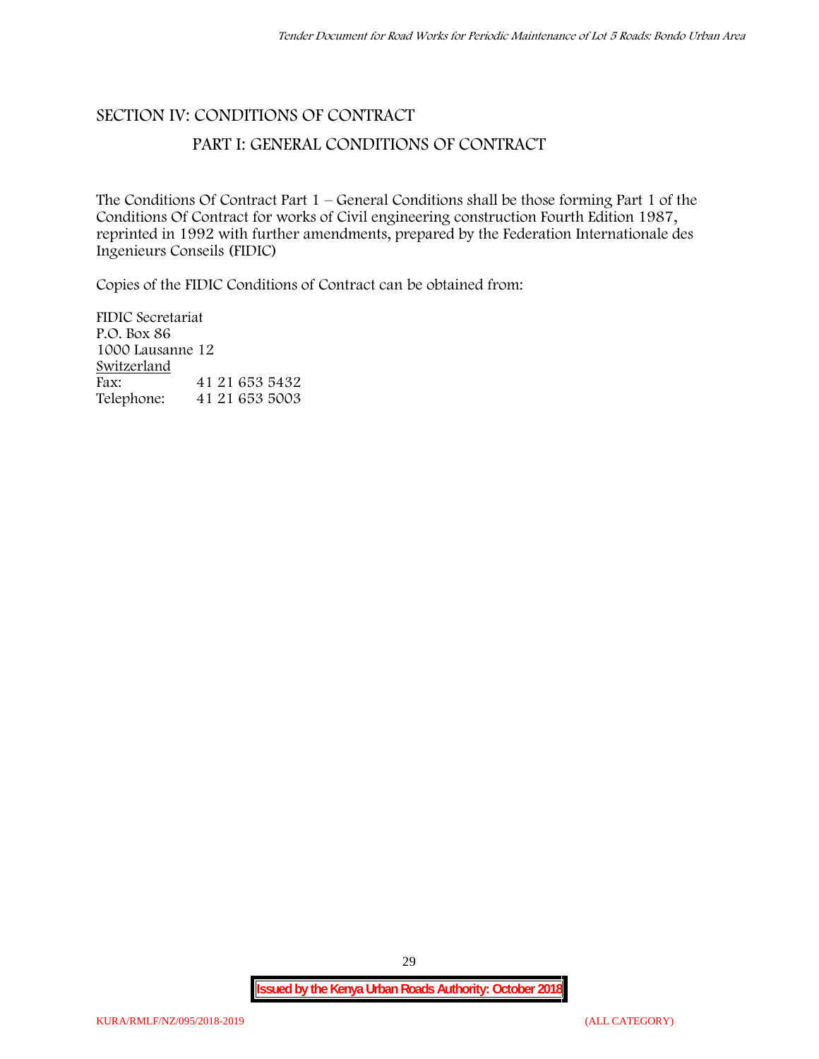# SECTION IV: CONDITIONS OF CONTRACT

## PART I: GENERAL CONDITIONS OF CONTRACT

The Conditions Of Contract Part 1 – General Conditions shall be those forming Part 1 of the Conditions Of Contract for works of Civil engineering construction Fourth Edition 1987, reprinted in 1992 with further amendments, prepared by the Federation Internationale des Ingenieurs Conseils (FIDIC)

Copies of the FIDIC Conditions of Contract can be obtained from:

FIDIC Secretariat
P.O. Box 86
1000 Lausanne 12
Switzerland

| | |
|---|---|
| Fax: | 41 21 653 5432 |
| Telephone: | 41 21 653 5003 |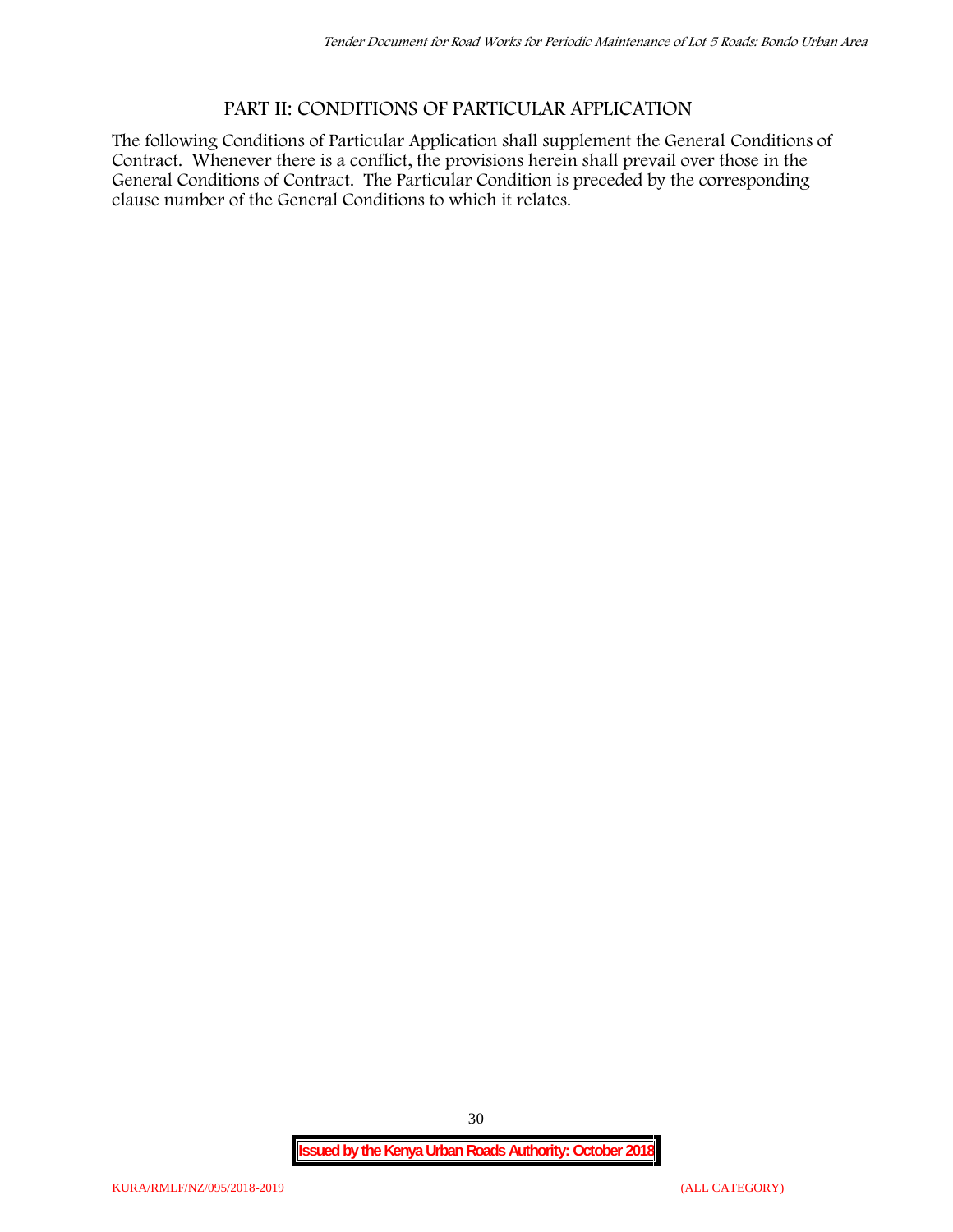# PART II: CONDITIONS OF PARTICULAR APPLICATION

The following Conditions of Particular Application shall supplement the General Conditions of Contract. Whenever there is a conflict, the provisions herein shall prevail over those in the General Conditions of Contract. The Particular Condition is preceded by the corresponding clause number of the General Conditions to which it relates.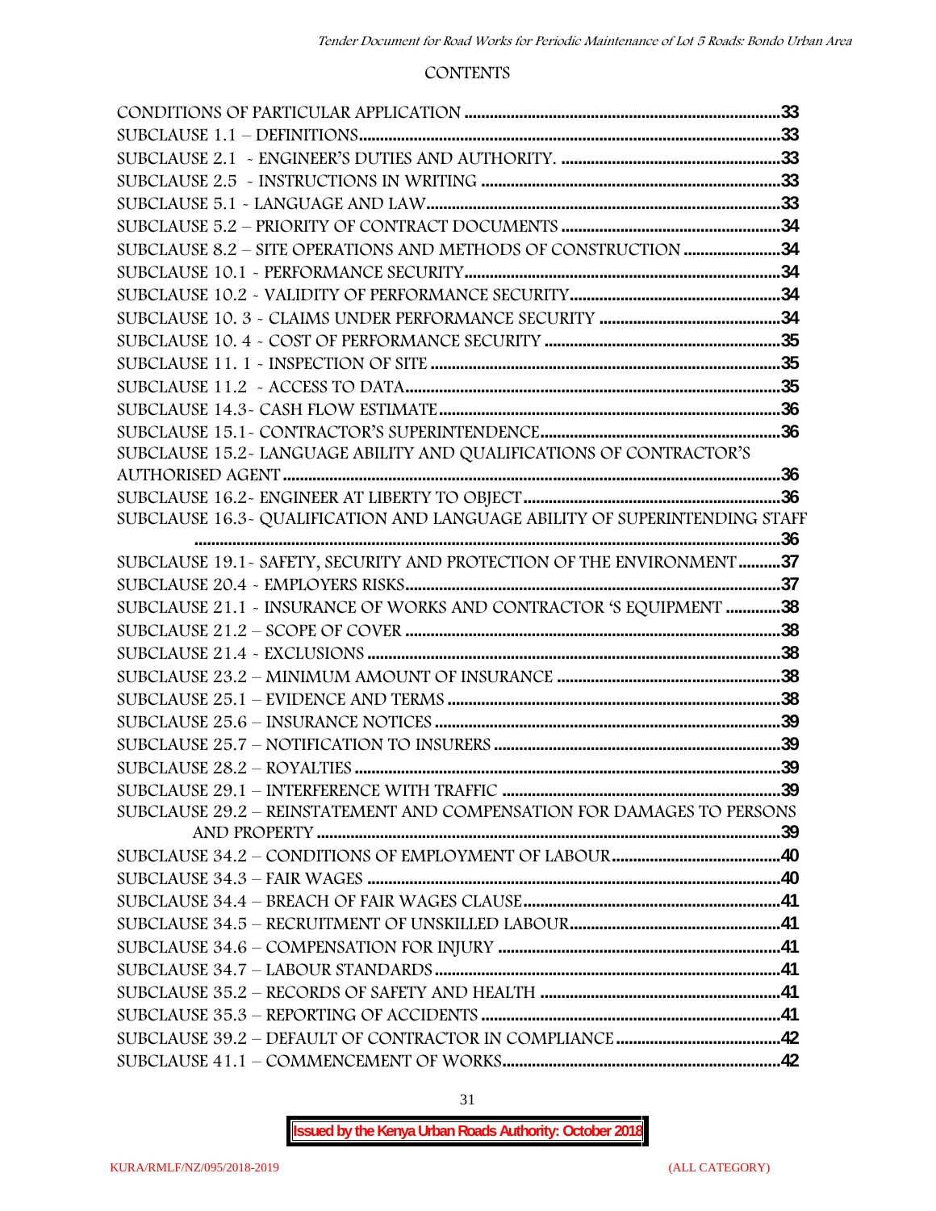CONTENTS

| | |
|---|---|
| CONDITIONS OF PARTICULAR APPLICATION | 33 |
| SUBCLAUSE 1.1 – DEFINITIONS | 33 |
| SUBCLAUSE 2.1 - ENGINEER'S DUTIES AND AUTHORITY. | 33 |
| SUBCLAUSE 2.5 - INSTRUCTIONS IN WRITING | 33 |
| SUBCLAUSE 5.1 - LANGUAGE AND LAW | 33 |
| SUBCLAUSE 5.2 – PRIORITY OF CONTRACT DOCUMENTS | 34 |
| SUBCLAUSE 8.2 – SITE OPERATIONS AND METHODS OF CONSTRUCTION | 34 |
| SUBCLAUSE 10.1 - PERFORMANCE SECURITY | 34 |
| SUBCLAUSE 10.2 - VALIDITY OF PERFORMANCE SECURITY | 34 |
| SUBCLAUSE 10. 3 - CLAIMS UNDER PERFORMANCE SECURITY | 34 |
| SUBCLAUSE 10. 4 - COST OF PERFORMANCE SECURITY | 35 |
| SUBCLAUSE 11. 1 - INSPECTION OF SITE | 35 |
| SUBCLAUSE 11.2 - ACCESS TO DATA | 35 |
| SUBCLAUSE 14.3- CASH FLOW ESTIMATE | 36 |
| SUBCLAUSE 15.1- CONTRACTOR'S SUPERINTENDENCE | 36 |
| SUBCLAUSE 15.2- LANGUAGE ABILITY AND QUALIFICATIONS OF CONTRACTOR'S AUTHORISED AGENT | 36 |
| SUBCLAUSE 16.2- ENGINEER AT LIBERTY TO OBJECT | 36 |
| SUBCLAUSE 16.3- QUALIFICATION AND LANGUAGE ABILITY OF SUPERINTENDING STAFF | 36 |
| SUBCLAUSE 19.1- SAFETY, SECURITY AND PROTECTION OF THE ENVIRONMENT | 37 |
| SUBCLAUSE 20.4 - EMPLOYERS RISKS | 37 |
| SUBCLAUSE 21.1 - INSURANCE OF WORKS AND CONTRACTOR 'S EQUIPMENT | 38 |
| SUBCLAUSE 21.2 – SCOPE OF COVER | 38 |
| SUBCLAUSE 21.4 - EXCLUSIONS | 38 |
| SUBCLAUSE 23.2 – MINIMUM AMOUNT OF INSURANCE | 38 |
| SUBCLAUSE 25.1 – EVIDENCE AND TERMS | 38 |
| SUBCLAUSE 25.6 – INSURANCE NOTICES | 39 |
| SUBCLAUSE 25.7 – NOTIFICATION TO INSURERS | 39 |
| SUBCLAUSE 28.2 – ROYALTIES | 39 |
| SUBCLAUSE 29.1 – INTERFERENCE WITH TRAFFIC | 39 |
| SUBCLAUSE 29.2 – REINSTATEMENT AND COMPENSATION FOR DAMAGES TO PERSONS AND PROPERTY | 39 |
| SUBCLAUSE 34.2 – CONDITIONS OF EMPLOYMENT OF LABOUR | 40 |
| SUBCLAUSE 34.3 – FAIR WAGES | 40 |
| SUBCLAUSE 34.4 – BREACH OF FAIR WAGES CLAUSE | 41 |
| SUBCLAUSE 34.5 – RECRUITMENT OF UNSKILLED LABOUR | 41 |
| SUBCLAUSE 34.6 – COMPENSATION FOR INJURY | 41 |
| SUBCLAUSE 34.7 – LABOUR STANDARDS | 41 |
| SUBCLAUSE 35.2 – RECORDS OF SAFETY AND HEALTH | 41 |
| SUBCLAUSE 35.3 – REPORTING OF ACCIDENTS | 41 |
| SUBCLAUSE 39.2 – DEFAULT OF CONTRACTOR IN COMPLIANCE | 42 |
| SUBCLAUSE 41.1 – COMMENCEMENT OF WORKS | 42 |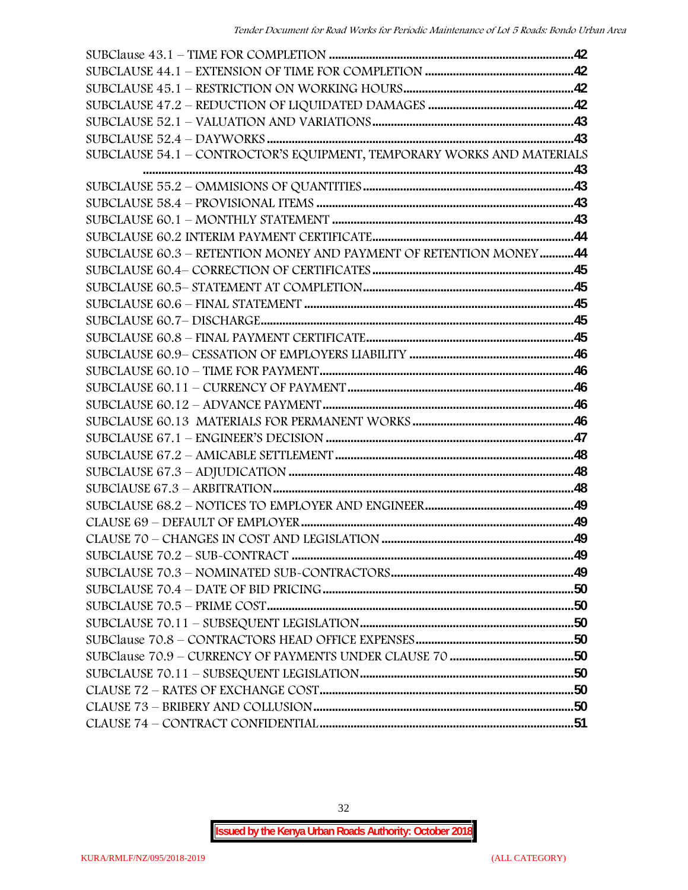SUBClause 43.1 – TIME FOR COMPLETION ....................................................................42
SUBCLAUSE 44.1 – EXTENSION OF TIME FOR COMPLETION ....................................................42
SUBCLAUSE 45.1 – RESTRICTION ON WORKING HOURS.........................................................42
SUBCLAUSE 47.2 – REDUCTION OF LIQUIDATED DAMAGES ..................................................42
SUBCLAUSE 52.1 – VALUATION AND VARIATIONS..................................................................43
SUBCLAUSE 52.4 – DAYWORKS ...........................................................................................43
SUBCLAUSE 54.1 – CONTRACTOR'S EQUIPMENT, TEMPORARY WORKS AND MATERIALS ..........................................................................................................................................43
SUBCLAUSE 55.2 – OMMISIONS OF QUANTITIES.....................................................................43
SUBCLAUSE 58.4 – PROVISIONAL ITEMS ..............................................................................43
SUBCLAUSE 60.1 – MONTHLY STATEMENT ..........................................................................43
SUBCLAUSE 60.2 INTERIM PAYMENT CERTIFICATE...................................................................44
SUBCLAUSE 60.3 – RETENTION MONEY AND PAYMENT OF RETENTION MONEY...........44
SUBCLAUSE 60.4– CORRECTION OF CERTIFICATES.................................................................45
SUBCLAUSE 60.5– STATEMENT AT COMPLETION.....................................................................45
SUBCLAUSE 60.6 – FINAL STATEMENT .................................................................................45
SUBCLAUSE 60.7– DISCHARGE..............................................................................................45
SUBCLAUSE 60.8 – FINAL PAYMENT CERTIFICATE...................................................................45
SUBCLAUSE 60.9– CESSATION OF EMPLOYERS LIABILITY .......................................................46
SUBCLAUSE 60.10 – TIME FOR PAYMENT..................................................................................46
SUBCLAUSE 60.11 – CURRENCY OF PAYMENT ........................................................................46
SUBCLAUSE 60.12 – ADVANCE PAYMENT .................................................................................46
SUBCLAUSE 60.13 MATERIALS FOR PERMANENT WORKS ......................................................46
SUBCLAUSE 67.1 – ENGINEER'S DECISION ...............................................................................47
SUBCLAUSE 67.2 – AMICABLE SETTLEMENT .............................................................................48
SUBCLAUSE 67.3 – ADJUDICATION ..........................................................................................48
SUBClAUSE 67.3 – ARBITRATION...............................................................................................48
SUBCLAUSE 68.2 – NOTICES TO EMPLOYER AND ENGINEER.....................................................49
CLAUSE 69 – DEFAULT OF EMPLOYER.........................................................................................49
CLAUSE 70 – CHANGES IN COST AND LEGISLATION ....................................................................49
SUBCLAUSE 70.2 – SUB-CONTRACT ..........................................................................................49
SUBCLAUSE 70.3 – NOMINATED SUB-CONTRACTORS.................................................................49
SUBCLAUSE 70.4 – DATE OF BID PRICING..................................................................................50
SUBCLAUSE 70.5 – PRIME COST....................................................................................................50
SUBCLAUSE 70.11 – SUBSEQUENT LEGISLATION.........................................................................50
SUBClause 70.8 – CONTRACTORS HEAD OFFICE EXPENSES........................................................50
SUBClause 70.9 – CURRENCY OF PAYMENTS UNDER CLAUSE 70 ...............................................50
SUBCLAUSE 70.11 – SUBSEQUENT LEGISLATION..........................................................................50
CLAUSE 72 – RATES OF EXCHANGE COST......................................................................................50
CLAUSE 73 – BRIBERY AND COLLUSION........................................................................................50
CLAUSE 74 – CONTRACT CONFIDENTIAL.......................................................................................51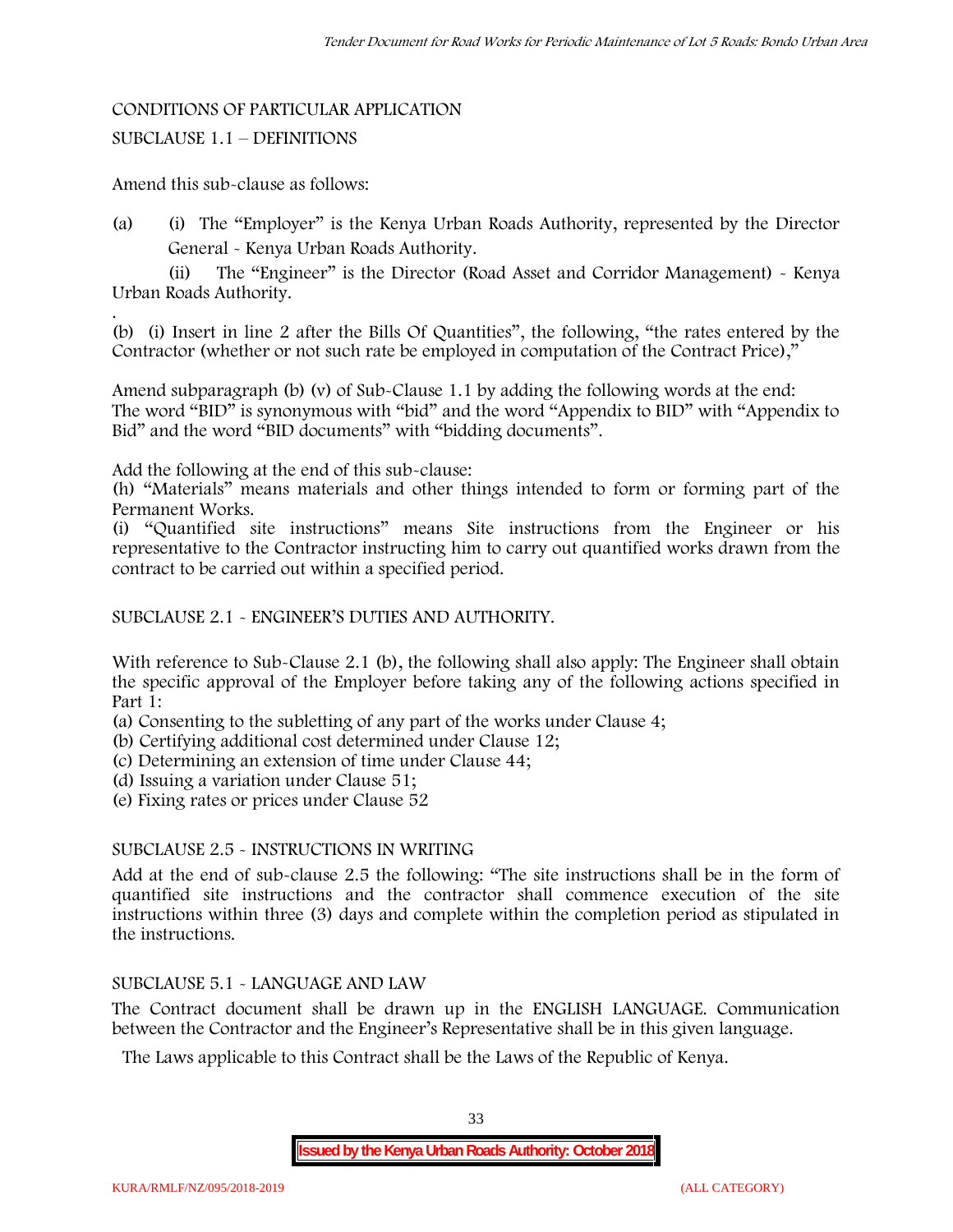CONDITIONS OF PARTICULAR APPLICATION

SUBCLAUSE 1.1 – DEFINITIONS

Amend this sub-clause as follows:

(a) (i) The "Employer" is the Kenya Urban Roads Authority, represented by the Director General - Kenya Urban Roads Authority.

(ii) The "Engineer" is the Director (Road Asset and Corridor Management) - Kenya Urban Roads Authority.

(b) (i) Insert in line 2 after the Bills Of Quantities", the following, "the rates entered by the Contractor (whether or not such rate be employed in computation of the Contract Price),"

Amend subparagraph (b) (v) of Sub-Clause 1.1 by adding the following words at the end: The word "BID" is synonymous with "bid" and the word "Appendix to BID" with "Appendix to Bid" and the word "BID documents" with "bidding documents".

Add the following at the end of this sub-clause:

(h) "Materials" means materials and other things intended to form or forming part of the Permanent Works.

(i) "Quantified site instructions" means Site instructions from the Engineer or his representative to the Contractor instructing him to carry out quantified works drawn from the contract to be carried out within a specified period.

SUBCLAUSE 2.1 - ENGINEER'S DUTIES AND AUTHORITY.

With reference to Sub-Clause 2.1 (b), the following shall also apply: The Engineer shall obtain the specific approval of the Employer before taking any of the following actions specified in Part 1:

(a) Consenting to the subletting of any part of the works under Clause 4;
(b) Certifying additional cost determined under Clause 12;
(c) Determining an extension of time under Clause 44;
(d) Issuing a variation under Clause 51;
(e) Fixing rates or prices under Clause 52

SUBCLAUSE 2.5 - INSTRUCTIONS IN WRITING

Add at the end of sub-clause 2.5 the following: "The site instructions shall be in the form of quantified site instructions and the contractor shall commence execution of the site instructions within three (3) days and complete within the completion period as stipulated in the instructions.

SUBCLAUSE 5.1 - LANGUAGE AND LAW

The Contract document shall be drawn up in the ENGLISH LANGUAGE. Communication between the Contractor and the Engineer's Representative shall be in this given language.

The Laws applicable to this Contract shall be the Laws of the Republic of Kenya.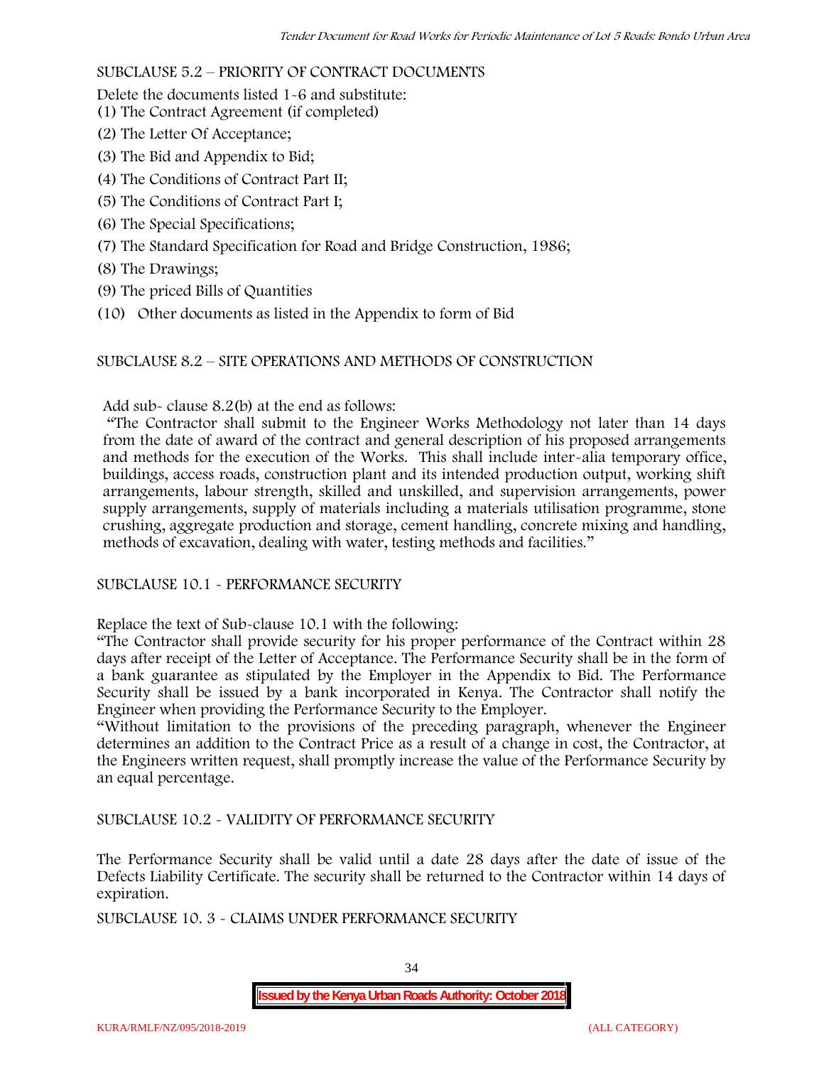SUBCLAUSE 5.2 – PRIORITY OF CONTRACT DOCUMENTS

Delete the documents listed 1-6 and substitute:

(1) The Contract Agreement (if completed)

(2) The Letter Of Acceptance;

(3) The Bid and Appendix to Bid;

(4) The Conditions of Contract Part II;

(5) The Conditions of Contract Part I;

(6) The Special Specifications;

(7) The Standard Specification for Road and Bridge Construction, 1986;

(8) The Drawings;

(9) The priced Bills of Quantities

(10) Other documents as listed in the Appendix to form of Bid

SUBCLAUSE 8.2 – SITE OPERATIONS AND METHODS OF CONSTRUCTION

Add sub- clause 8.2(b) at the end as follows:

"The Contractor shall submit to the Engineer Works Methodology not later than 14 days from the date of award of the contract and general description of his proposed arrangements and methods for the execution of the Works. This shall include inter-alia temporary office, buildings, access roads, construction plant and its intended production output, working shift arrangements, labour strength, skilled and unskilled, and supervision arrangements, power supply arrangements, supply of materials including a materials utilisation programme, stone crushing, aggregate production and storage, cement handling, concrete mixing and handling, methods of excavation, dealing with water, testing methods and facilities."

SUBCLAUSE 10.1 - PERFORMANCE SECURITY

Replace the text of Sub-clause 10.1 with the following:

"The Contractor shall provide security for his proper performance of the Contract within 28 days after receipt of the Letter of Acceptance. The Performance Security shall be in the form of a bank guarantee as stipulated by the Employer in the Appendix to Bid. The Performance Security shall be issued by a bank incorporated in Kenya. The Contractor shall notify the Engineer when providing the Performance Security to the Employer.

"Without limitation to the provisions of the preceding paragraph, whenever the Engineer determines an addition to the Contract Price as a result of a change in cost, the Contractor, at the Engineers written request, shall promptly increase the value of the Performance Security by an equal percentage.

SUBCLAUSE 10.2 - VALIDITY OF PERFORMANCE SECURITY

The Performance Security shall be valid until a date 28 days after the date of issue of the Defects Liability Certificate. The security shall be returned to the Contractor within 14 days of expiration.

SUBCLAUSE 10. 3 - CLAIMS UNDER PERFORMANCE SECURITY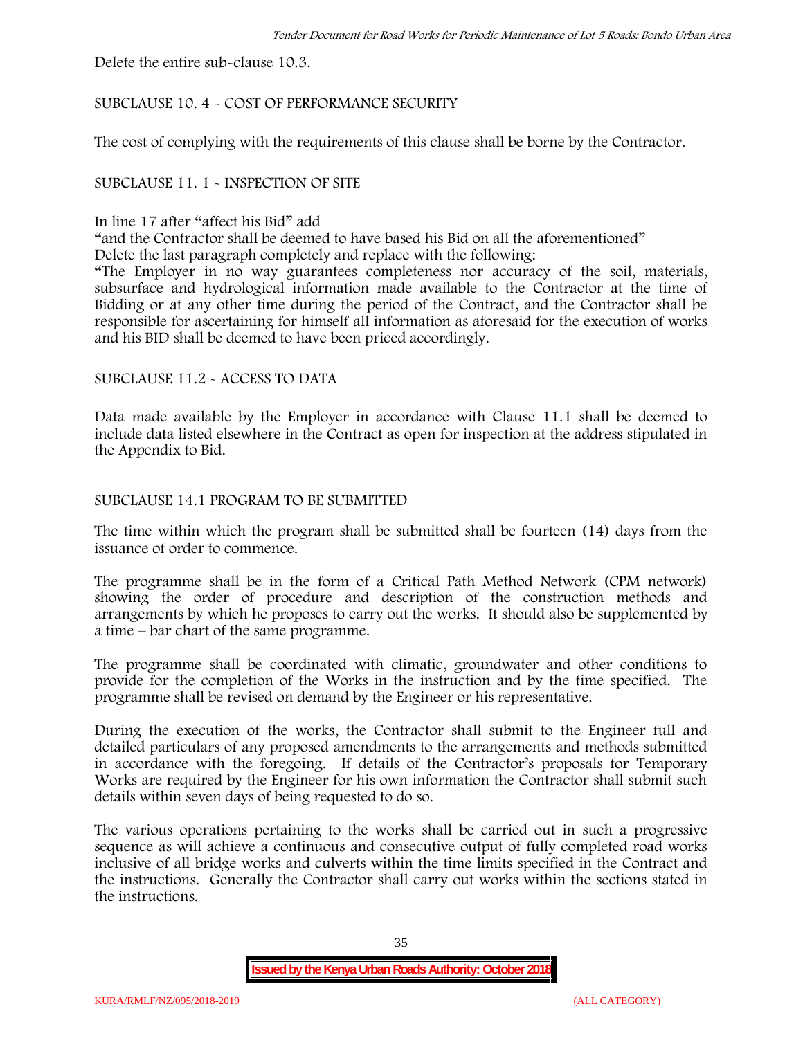Delete the entire sub-clause 10.3.

SUBCLAUSE 10. 4 - COST OF PERFORMANCE SECURITY

The cost of complying with the requirements of this clause shall be borne by the Contractor.

SUBCLAUSE 11. 1 - INSPECTION OF SITE

In line 17 after "affect his Bid" add

"and the Contractor shall be deemed to have based his Bid on all the aforementioned"

Delete the last paragraph completely and replace with the following:

"The Employer in no way guarantees completeness nor accuracy of the soil, materials, subsurface and hydrological information made available to the Contractor at the time of Bidding or at any other time during the period of the Contract, and the Contractor shall be responsible for ascertaining for himself all information as aforesaid for the execution of works and his BID shall be deemed to have been priced accordingly.

SUBCLAUSE 11.2 - ACCESS TO DATA

Data made available by the Employer in accordance with Clause 11.1 shall be deemed to include data listed elsewhere in the Contract as open for inspection at the address stipulated in the Appendix to Bid.

SUBCLAUSE 14.1 PROGRAM TO BE SUBMITTED

The time within which the program shall be submitted shall be fourteen (14) days from the issuance of order to commence.

The programme shall be in the form of a Critical Path Method Network (CPM network) showing the order of procedure and description of the construction methods and arrangements by which he proposes to carry out the works. It should also be supplemented by a time – bar chart of the same programme.

The programme shall be coordinated with climatic, groundwater and other conditions to provide for the completion of the Works in the instruction and by the time specified. The programme shall be revised on demand by the Engineer or his representative.

During the execution of the works, the Contractor shall submit to the Engineer full and detailed particulars of any proposed amendments to the arrangements and methods submitted in accordance with the foregoing. If details of the Contractor's proposals for Temporary Works are required by the Engineer for his own information the Contractor shall submit such details within seven days of being requested to do so.

The various operations pertaining to the works shall be carried out in such a progressive sequence as will achieve a continuous and consecutive output of fully completed road works inclusive of all bridge works and culverts within the time limits specified in the Contract and the instructions. Generally the Contractor shall carry out works within the sections stated in the instructions.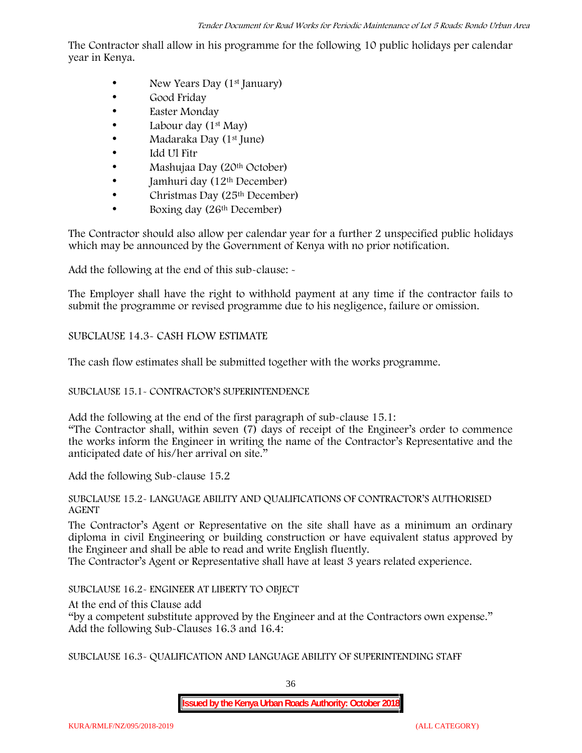The Contractor shall allow in his programme for the following 10 public holidays per calendar year in Kenya.

- New Years Day (1st January)
- Good Friday
- Easter Monday
- Labour day (1st May)
- Madaraka Day (1st June)
- Idd Ul Fitr
- Mashujaa Day (20th October)
- Jamhuri day (12th December)
- Christmas Day (25th December)
- Boxing day (26th December)

The Contractor should also allow per calendar year for a further 2 unspecified public holidays which may be announced by the Government of Kenya with no prior notification.

Add the following at the end of this sub-clause: -

The Employer shall have the right to withhold payment at any time if the contractor fails to submit the programme or revised programme due to his negligence, failure or omission.

SUBCLAUSE 14.3- CASH FLOW ESTIMATE

The cash flow estimates shall be submitted together with the works programme.

SUBCLAUSE 15.1- CONTRACTOR'S SUPERINTENDENCE

Add the following at the end of the first paragraph of sub-clause 15.1:
"The Contractor shall, within seven (7) days of receipt of the Engineer's order to commence the works inform the Engineer in writing the name of the Contractor's Representative and the anticipated date of his/her arrival on site."

Add the following Sub-clause 15.2

SUBCLAUSE 15.2- LANGUAGE ABILITY AND QUALIFICATIONS OF CONTRACTOR'S AUTHORISED AGENT

The Contractor's Agent or Representative on the site shall have as a minimum an ordinary diploma in civil Engineering or building construction or have equivalent status approved by the Engineer and shall be able to read and write English fluently.
The Contractor's Agent or Representative shall have at least 3 years related experience.

SUBCLAUSE 16.2- ENGINEER AT LIBERTY TO OBJECT

At the end of this Clause add
"by a competent substitute approved by the Engineer and at the Contractors own expense."
Add the following Sub-Clauses 16.3 and 16.4:

SUBCLAUSE 16.3- QUALIFICATION AND LANGUAGE ABILITY OF SUPERINTENDING STAFF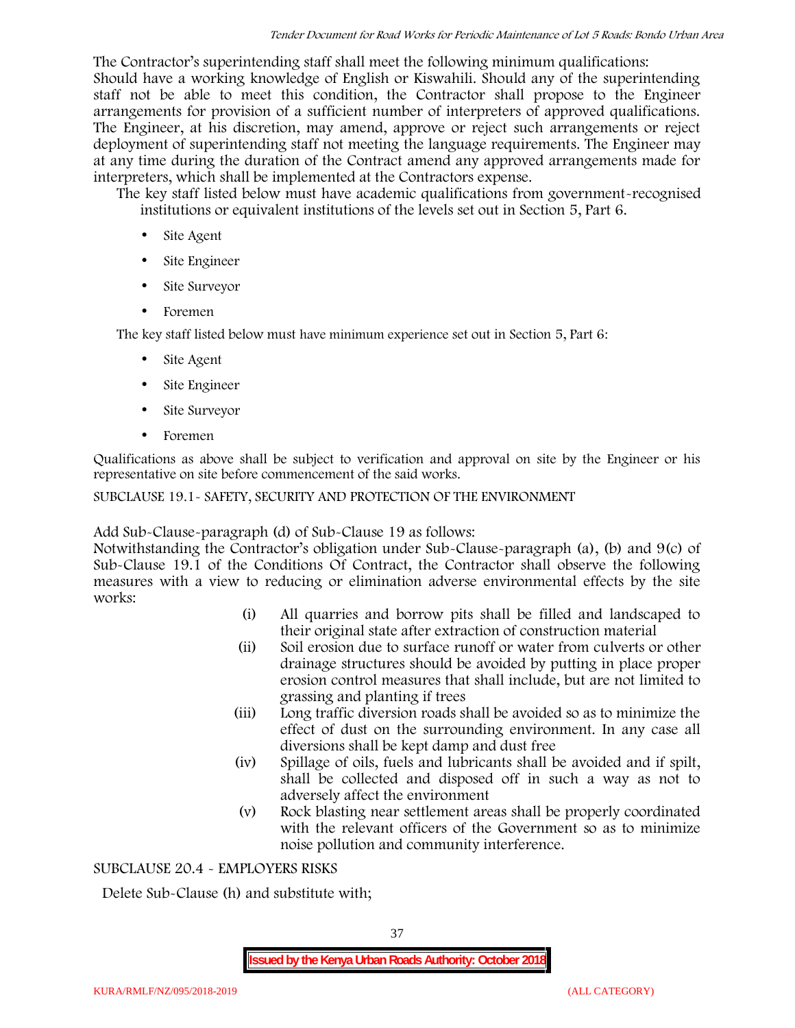The Contractor's superintending staff shall meet the following minimum qualifications:
Should have a working knowledge of English or Kiswahili. Should any of the superintending staff not be able to meet this condition, the Contractor shall propose to the Engineer arrangements for provision of a sufficient number of interpreters of approved qualifications. The Engineer, at his discretion, may amend, approve or reject such arrangements or reject deployment of superintending staff not meeting the language requirements. The Engineer may at any time during the duration of the Contract amend any approved arrangements made for interpreters, which shall be implemented at the Contractors expense.

The key staff listed below must have academic qualifications from government-recognised institutions or equivalent institutions of the levels set out in Section 5, Part 6.

- Site Agent
- Site Engineer
- Site Surveyor
- Foremen

The key staff listed below must have minimum experience set out in Section 5, Part 6:

- Site Agent
- Site Engineer
- Site Surveyor
- Foremen

Qualifications as above shall be subject to verification and approval on site by the Engineer or his representative on site before commencement of the said works.

SUBCLAUSE 19.1- SAFETY, SECURITY AND PROTECTION OF THE ENVIRONMENT

Add Sub-Clause-paragraph (d) of Sub-Clause 19 as follows:
Notwithstanding the Contractor's obligation under Sub-Clause-paragraph (a), (b) and 9(c) of Sub-Clause 19.1 of the Conditions Of Contract, the Contractor shall observe the following measures with a view to reducing or elimination adverse environmental effects by the site works:

(i) All quarries and borrow pits shall be filled and landscaped to their original state after extraction of construction material

(ii) Soil erosion due to surface runoff or water from culverts or other drainage structures should be avoided by putting in place proper erosion control measures that shall include, but are not limited to grassing and planting if trees

(iii) Long traffic diversion roads shall be avoided so as to minimize the effect of dust on the surrounding environment. In any case all diversions shall be kept damp and dust free

(iv) Spillage of oils, fuels and lubricants shall be avoided and if spilt, shall be collected and disposed off in such a way as not to adversely affect the environment

(v) Rock blasting near settlement areas shall be properly coordinated with the relevant officers of the Government so as to minimize noise pollution and community interference.

SUBCLAUSE 20.4 - EMPLOYERS RISKS

Delete Sub-Clause (h) and substitute with;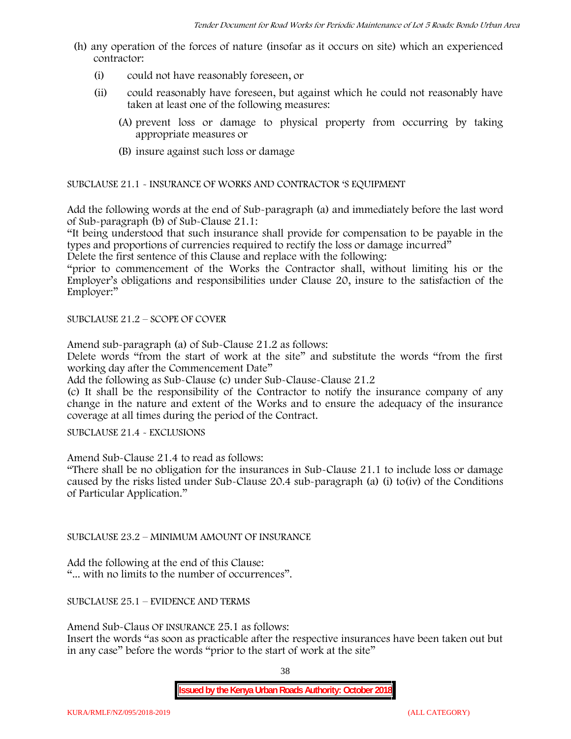(h) any operation of the forces of nature (insofar as it occurs on site) which an experienced contractor:

   (i) could not have reasonably foreseen, or

   (ii) could reasonably have foreseen, but against which he could not reasonably have taken at least one of the following measures:

      (A) prevent loss or damage to physical property from occurring by taking appropriate measures or

      (B) insure against such loss or damage

SUBCLAUSE 21.1 - INSURANCE OF WORKS AND CONTRACTOR 'S EQUIPMENT

Add the following words at the end of Sub-paragraph (a) and immediately before the last word of Sub-paragraph (b) of Sub-Clause 21.1:

"It being understood that such insurance shall provide for compensation to be payable in the types and proportions of currencies required to rectify the loss or damage incurred"

Delete the first sentence of this Clause and replace with the following:

"prior to commencement of the Works the Contractor shall, without limiting his or the Employer's obligations and responsibilities under Clause 20, insure to the satisfaction of the Employer:"

SUBCLAUSE 21.2 – SCOPE OF COVER

Amend sub-paragraph (a) of Sub-Clause 21.2 as follows:

Delete words "from the start of work at the site" and substitute the words "from the first working day after the Commencement Date"

Add the following as Sub-Clause (c) under Sub-Clause-Clause 21.2

(c) It shall be the responsibility of the Contractor to notify the insurance company of any change in the nature and extent of the Works and to ensure the adequacy of the insurance coverage at all times during the period of the Contract.

SUBCLAUSE 21.4 - EXCLUSIONS

Amend Sub-Clause 21.4 to read as follows:

"There shall be no obligation for the insurances in Sub-Clause 21.1 to include loss or damage caused by the risks listed under Sub-Clause 20.4 sub-paragraph (a) (i) to(iv) of the Conditions of Particular Application."

SUBCLAUSE 23.2 – MINIMUM AMOUNT OF INSURANCE

Add the following at the end of this Clause:

"... with no limits to the number of occurrences".

SUBCLAUSE 25.1 – EVIDENCE AND TERMS

Amend Sub-Claus OF INSURANCE 25.1 as follows:

Insert the words "as soon as practicable after the respective insurances have been taken out but in any case" before the words "prior to the start of work at the site"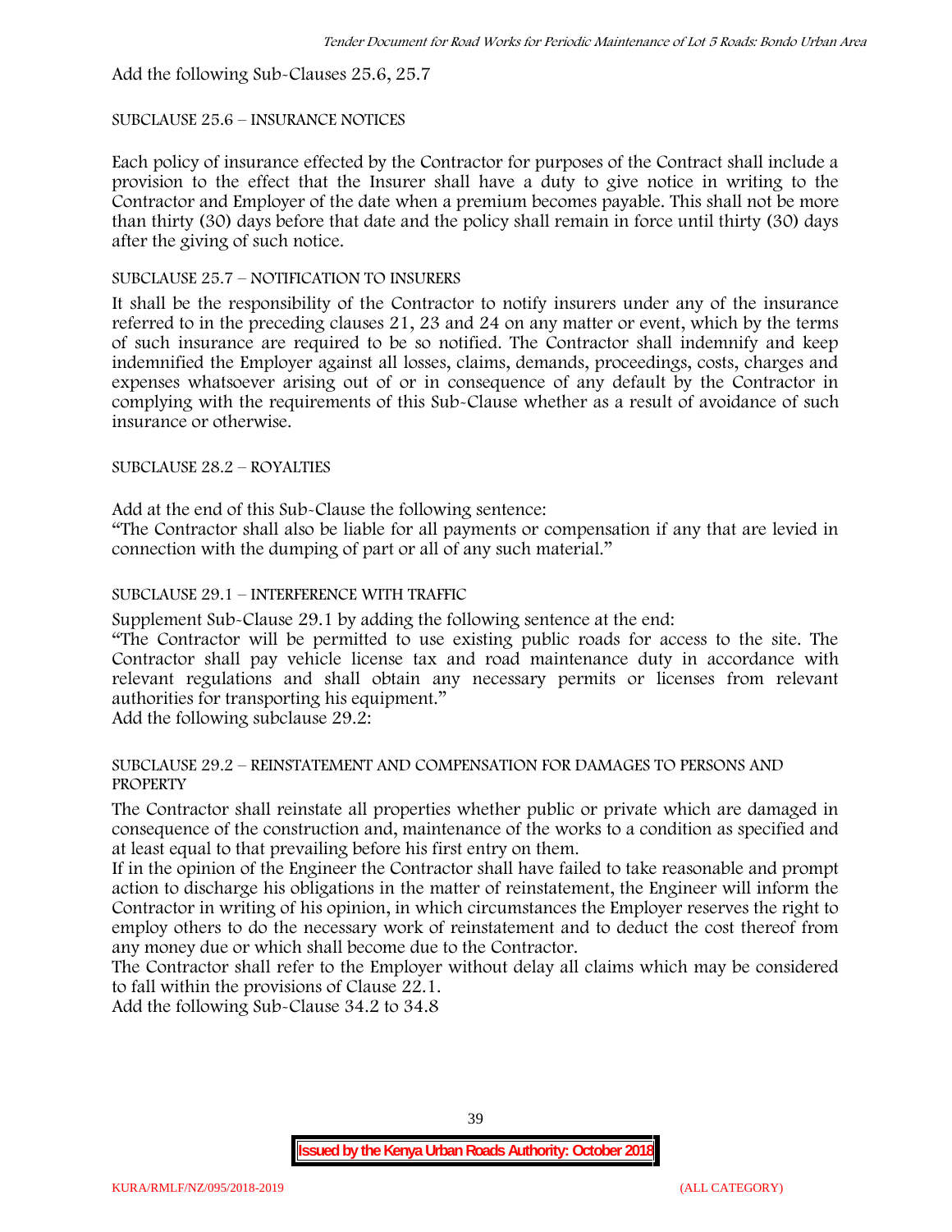Add the following Sub-Clauses 25.6, 25.7

SUBCLAUSE 25.6 – INSURANCE NOTICES

Each policy of insurance effected by the Contractor for purposes of the Contract shall include a provision to the effect that the Insurer shall have a duty to give notice in writing to the Contractor and Employer of the date when a premium becomes payable. This shall not be more than thirty (30) days before that date and the policy shall remain in force until thirty (30) days after the giving of such notice.

SUBCLAUSE 25.7 – NOTIFICATION TO INSURERS

It shall be the responsibility of the Contractor to notify insurers under any of the insurance referred to in the preceding clauses 21, 23 and 24 on any matter or event, which by the terms of such insurance are required to be so notified. The Contractor shall indemnify and keep indemnified the Employer against all losses, claims, demands, proceedings, costs, charges and expenses whatsoever arising out of or in consequence of any default by the Contractor in complying with the requirements of this Sub-Clause whether as a result of avoidance of such insurance or otherwise.

SUBCLAUSE 28.2 – ROYALTIES

Add at the end of this Sub-Clause the following sentence:

"The Contractor shall also be liable for all payments or compensation if any that are levied in connection with the dumping of part or all of any such material."

SUBCLAUSE 29.1 – INTERFERENCE WITH TRAFFIC

Supplement Sub-Clause 29.1 by adding the following sentence at the end:

"The Contractor will be permitted to use existing public roads for access to the site. The Contractor shall pay vehicle license tax and road maintenance duty in accordance with relevant regulations and shall obtain any necessary permits or licenses from relevant authorities for transporting his equipment."

Add the following subclause 29.2:

SUBCLAUSE 29.2 – REINSTATEMENT AND COMPENSATION FOR DAMAGES TO PERSONS AND PROPERTY

The Contractor shall reinstate all properties whether public or private which are damaged in consequence of the construction and, maintenance of the works to a condition as specified and at least equal to that prevailing before his first entry on them.

If in the opinion of the Engineer the Contractor shall have failed to take reasonable and prompt action to discharge his obligations in the matter of reinstatement, the Engineer will inform the Contractor in writing of his opinion, in which circumstances the Employer reserves the right to employ others to do the necessary work of reinstatement and to deduct the cost thereof from any money due or which shall become due to the Contractor.

The Contractor shall refer to the Employer without delay all claims which may be considered to fall within the provisions of Clause 22.1.

Add the following Sub-Clause 34.2 to 34.8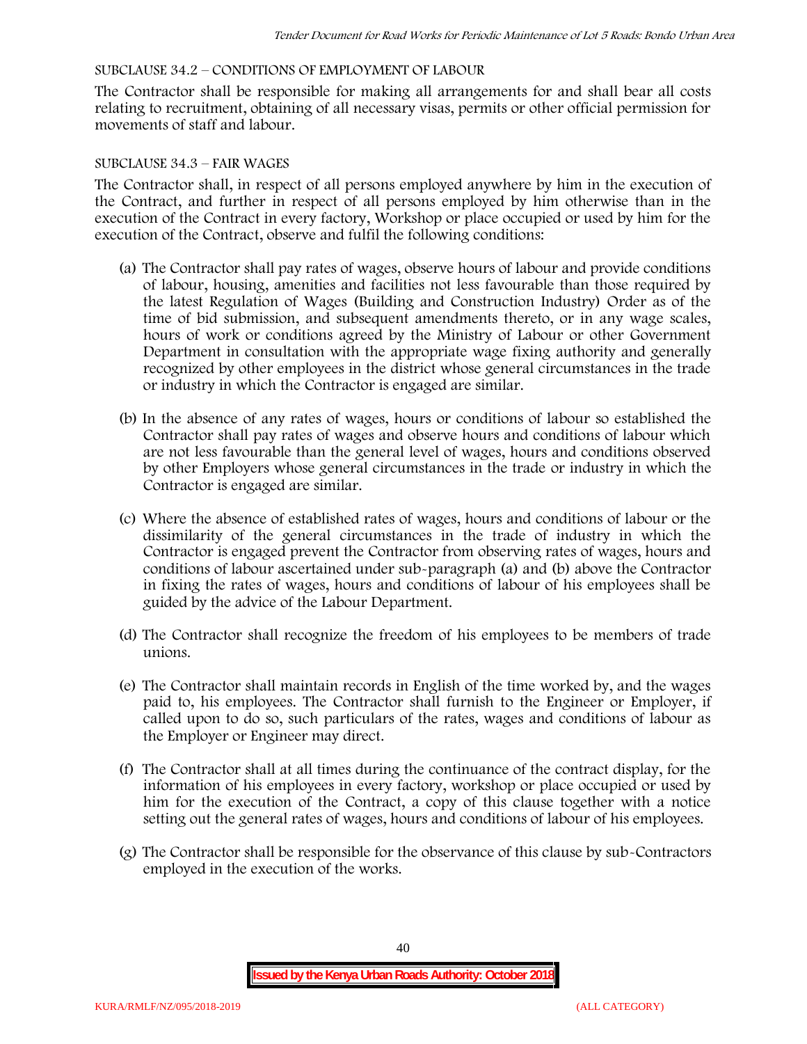SUBCLAUSE 34.2 – CONDITIONS OF EMPLOYMENT OF LABOUR

The Contractor shall be responsible for making all arrangements for and shall bear all costs relating to recruitment, obtaining of all necessary visas, permits or other official permission for movements of staff and labour.

SUBCLAUSE 34.3 – FAIR WAGES

The Contractor shall, in respect of all persons employed anywhere by him in the execution of the Contract, and further in respect of all persons employed by him otherwise than in the execution of the Contract in every factory, Workshop or place occupied or used by him for the execution of the Contract, observe and fulfil the following conditions:

(a) The Contractor shall pay rates of wages, observe hours of labour and provide conditions of labour, housing, amenities and facilities not less favourable than those required by the latest Regulation of Wages (Building and Construction Industry) Order as of the time of bid submission, and subsequent amendments thereto, or in any wage scales, hours of work or conditions agreed by the Ministry of Labour or other Government Department in consultation with the appropriate wage fixing authority and generally recognized by other employees in the district whose general circumstances in the trade or industry in which the Contractor is engaged are similar.

(b) In the absence of any rates of wages, hours or conditions of labour so established the Contractor shall pay rates of wages and observe hours and conditions of labour which are not less favourable than the general level of wages, hours and conditions observed by other Employers whose general circumstances in the trade or industry in which the Contractor is engaged are similar.

(c) Where the absence of established rates of wages, hours and conditions of labour or the dissimilarity of the general circumstances in the trade of industry in which the Contractor is engaged prevent the Contractor from observing rates of wages, hours and conditions of labour ascertained under sub-paragraph (a) and (b) above the Contractor in fixing the rates of wages, hours and conditions of labour of his employees shall be guided by the advice of the Labour Department.

(d) The Contractor shall recognize the freedom of his employees to be members of trade unions.

(e) The Contractor shall maintain records in English of the time worked by, and the wages paid to, his employees. The Contractor shall furnish to the Engineer or Employer, if called upon to do so, such particulars of the rates, wages and conditions of labour as the Employer or Engineer may direct.

(f) The Contractor shall at all times during the continuance of the contract display, for the information of his employees in every factory, workshop or place occupied or used by him for the execution of the Contract, a copy of this clause together with a notice setting out the general rates of wages, hours and conditions of labour of his employees.

(g) The Contractor shall be responsible for the observance of this clause by sub-Contractors employed in the execution of the works.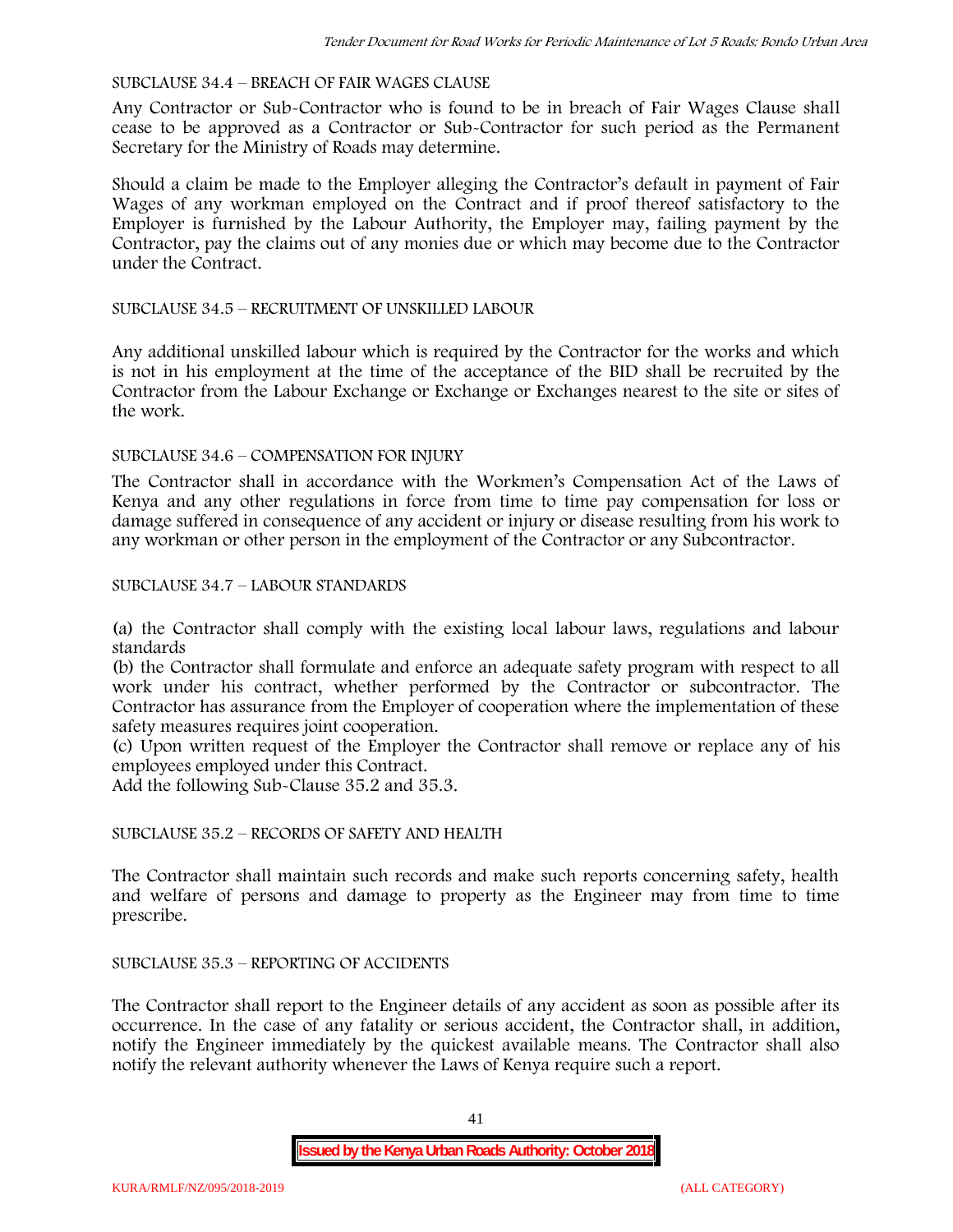SUBCLAUSE 34.4 – BREACH OF FAIR WAGES CLAUSE

Any Contractor or Sub-Contractor who is found to be in breach of Fair Wages Clause shall cease to be approved as a Contractor or Sub-Contractor for such period as the Permanent Secretary for the Ministry of Roads may determine.

Should a claim be made to the Employer alleging the Contractor's default in payment of Fair Wages of any workman employed on the Contract and if proof thereof satisfactory to the Employer is furnished by the Labour Authority, the Employer may, failing payment by the Contractor, pay the claims out of any monies due or which may become due to the Contractor under the Contract.

SUBCLAUSE 34.5 – RECRUITMENT OF UNSKILLED LABOUR

Any additional unskilled labour which is required by the Contractor for the works and which is not in his employment at the time of the acceptance of the BID shall be recruited by the Contractor from the Labour Exchange or Exchange or Exchanges nearest to the site or sites of the work.

SUBCLAUSE 34.6 – COMPENSATION FOR INJURY

The Contractor shall in accordance with the Workmen's Compensation Act of the Laws of Kenya and any other regulations in force from time to time pay compensation for loss or damage suffered in consequence of any accident or injury or disease resulting from his work to any workman or other person in the employment of the Contractor or any Subcontractor.

SUBCLAUSE 34.7 – LABOUR STANDARDS

(a) the Contractor shall comply with the existing local labour laws, regulations and labour standards

(b) the Contractor shall formulate and enforce an adequate safety program with respect to all work under his contract, whether performed by the Contractor or subcontractor. The Contractor has assurance from the Employer of cooperation where the implementation of these safety measures requires joint cooperation.

(c) Upon written request of the Employer the Contractor shall remove or replace any of his employees employed under this Contract.

Add the following Sub-Clause 35.2 and 35.3.

SUBCLAUSE 35.2 – RECORDS OF SAFETY AND HEALTH

The Contractor shall maintain such records and make such reports concerning safety, health and welfare of persons and damage to property as the Engineer may from time to time prescribe.

SUBCLAUSE 35.3 – REPORTING OF ACCIDENTS

The Contractor shall report to the Engineer details of any accident as soon as possible after its occurrence. In the case of any fatality or serious accident, the Contractor shall, in addition, notify the Engineer immediately by the quickest available means. The Contractor shall also notify the relevant authority whenever the Laws of Kenya require such a report.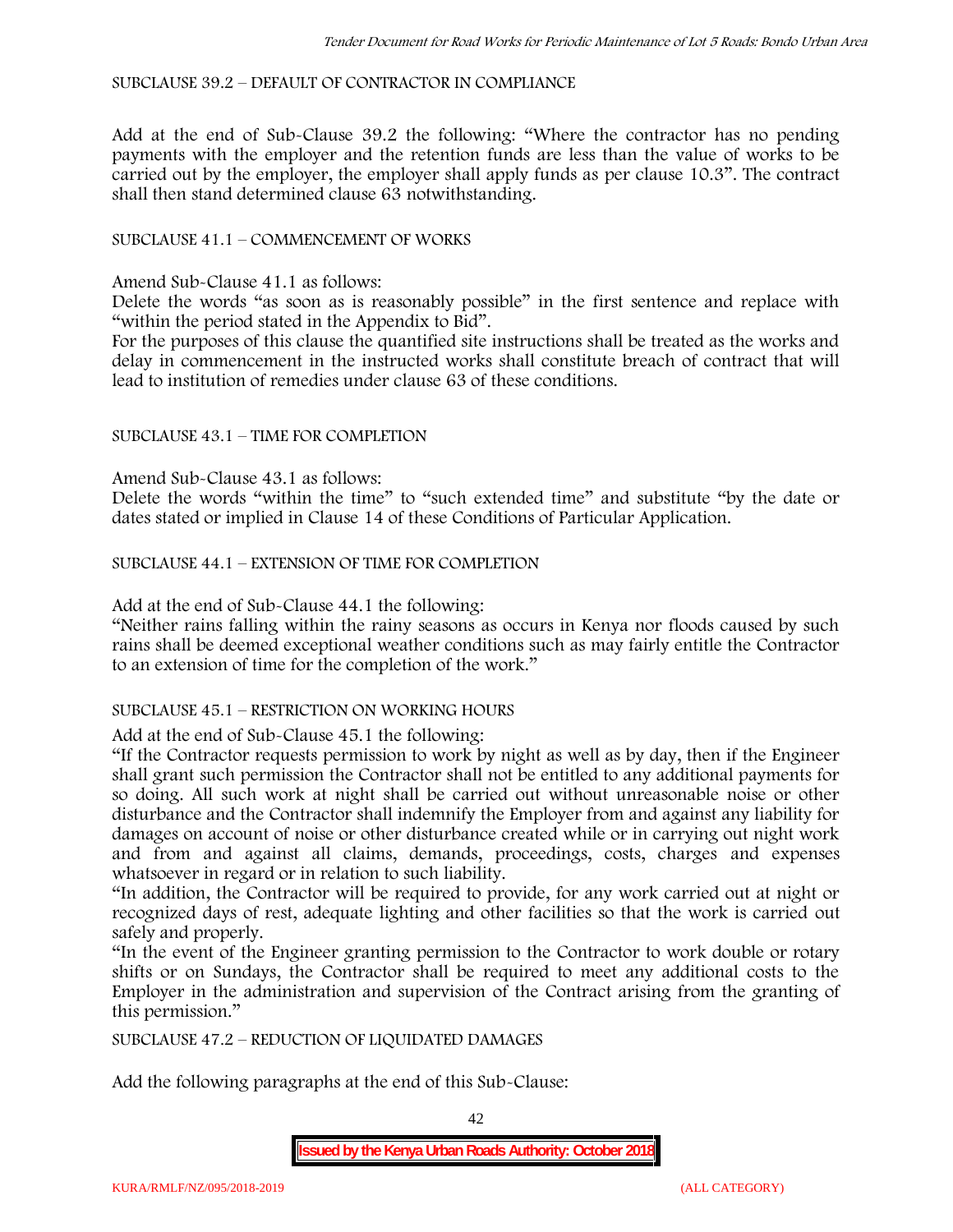SUBCLAUSE 39.2 – DEFAULT OF CONTRACTOR IN COMPLIANCE

Add at the end of Sub-Clause 39.2 the following: "Where the contractor has no pending payments with the employer and the retention funds are less than the value of works to be carried out by the employer, the employer shall apply funds as per clause 10.3". The contract shall then stand determined clause 63 notwithstanding.

SUBCLAUSE 41.1 – COMMENCEMENT OF WORKS

Amend Sub-Clause 41.1 as follows:

Delete the words "as soon as is reasonably possible" in the first sentence and replace with "within the period stated in the Appendix to Bid".

For the purposes of this clause the quantified site instructions shall be treated as the works and delay in commencement in the instructed works shall constitute breach of contract that will lead to institution of remedies under clause 63 of these conditions.

SUBCLAUSE 43.1 – TIME FOR COMPLETION

Amend Sub-Clause 43.1 as follows:

Delete the words "within the time" to "such extended time" and substitute "by the date or dates stated or implied in Clause 14 of these Conditions of Particular Application.

SUBCLAUSE 44.1 – EXTENSION OF TIME FOR COMPLETION

Add at the end of Sub-Clause 44.1 the following:

"Neither rains falling within the rainy seasons as occurs in Kenya nor floods caused by such rains shall be deemed exceptional weather conditions such as may fairly entitle the Contractor to an extension of time for the completion of the work."

SUBCLAUSE 45.1 – RESTRICTION ON WORKING HOURS

Add at the end of Sub-Clause 45.1 the following:

"If the Contractor requests permission to work by night as well as by day, then if the Engineer shall grant such permission the Contractor shall not be entitled to any additional payments for so doing. All such work at night shall be carried out without unreasonable noise or other disturbance and the Contractor shall indemnify the Employer from and against any liability for damages on account of noise or other disturbance created while or in carrying out night work and from and against all claims, demands, proceedings, costs, charges and expenses whatsoever in regard or in relation to such liability.

"In addition, the Contractor will be required to provide, for any work carried out at night or recognized days of rest, adequate lighting and other facilities so that the work is carried out safely and properly.

"In the event of the Engineer granting permission to the Contractor to work double or rotary shifts or on Sundays, the Contractor shall be required to meet any additional costs to the Employer in the administration and supervision of the Contract arising from the granting of this permission."

SUBCLAUSE 47.2 – REDUCTION OF LIQUIDATED DAMAGES

Add the following paragraphs at the end of this Sub-Clause: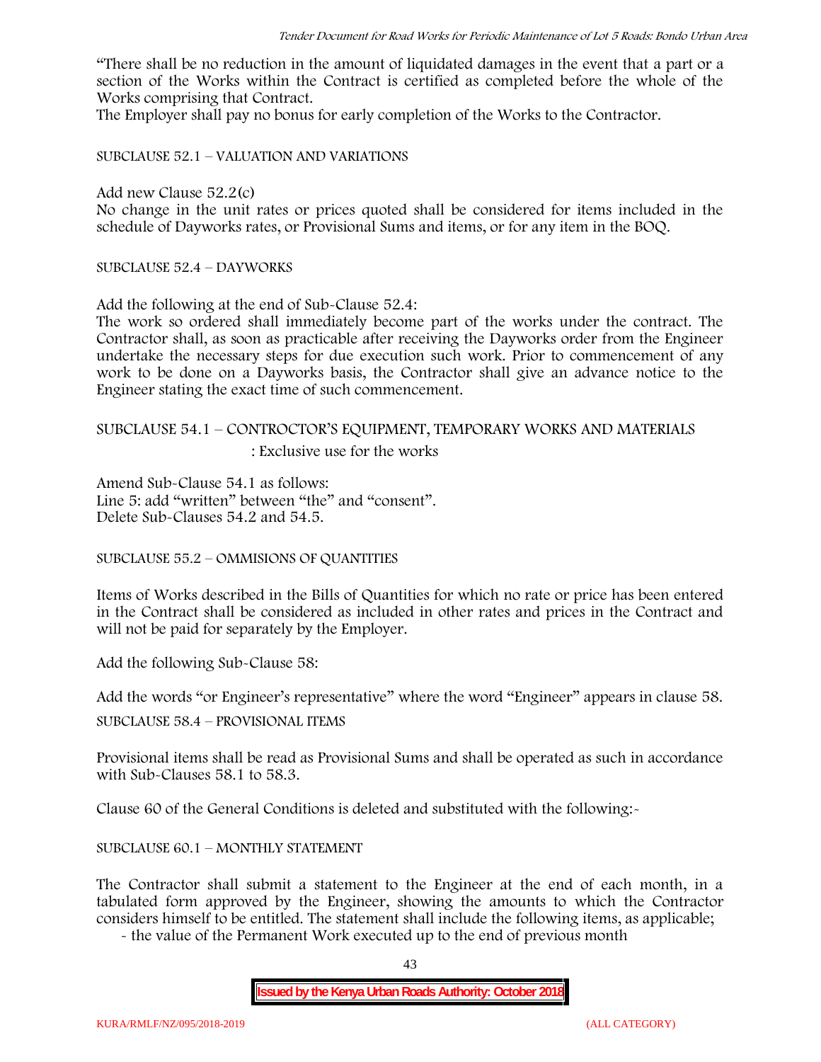"There shall be no reduction in the amount of liquidated damages in the event that a part or a section of the Works within the Contract is certified as completed before the whole of the Works comprising that Contract.

The Employer shall pay no bonus for early completion of the Works to the Contractor.

SUBCLAUSE 52.1 – VALUATION AND VARIATIONS

Add new Clause 52.2(c)

No change in the unit rates or prices quoted shall be considered for items included in the schedule of Dayworks rates, or Provisional Sums and items, or for any item in the BOQ.

SUBCLAUSE 52.4 – DAYWORKS

Add the following at the end of Sub-Clause 52.4:

The work so ordered shall immediately become part of the works under the contract. The Contractor shall, as soon as practicable after receiving the Dayworks order from the Engineer undertake the necessary steps for due execution such work. Prior to commencement of any work to be done on a Dayworks basis, the Contractor shall give an advance notice to the Engineer stating the exact time of such commencement.

SUBCLAUSE 54.1 – CONTROCTOR'S EQUIPMENT, TEMPORARY WORKS AND MATERIALS : Exclusive use for the works

Amend Sub-Clause 54.1 as follows:
Line 5: add "written" between "the" and "consent".
Delete Sub-Clauses 54.2 and 54.5.

SUBCLAUSE 55.2 – OMMISIONS OF QUANTITIES

Items of Works described in the Bills of Quantities for which no rate or price has been entered in the Contract shall be considered as included in other rates and prices in the Contract and will not be paid for separately by the Employer.

Add the following Sub-Clause 58:

Add the words "or Engineer's representative" where the word "Engineer" appears in clause 58.

SUBCLAUSE 58.4 – PROVISIONAL ITEMS

Provisional items shall be read as Provisional Sums and shall be operated as such in accordance with Sub-Clauses 58.1 to 58.3.

Clause 60 of the General Conditions is deleted and substituted with the following:-

SUBCLAUSE 60.1 – MONTHLY STATEMENT

The Contractor shall submit a statement to the Engineer at the end of each month, in a tabulated form approved by the Engineer, showing the amounts to which the Contractor considers himself to be entitled. The statement shall include the following items, as applicable;

- the value of the Permanent Work executed up to the end of previous month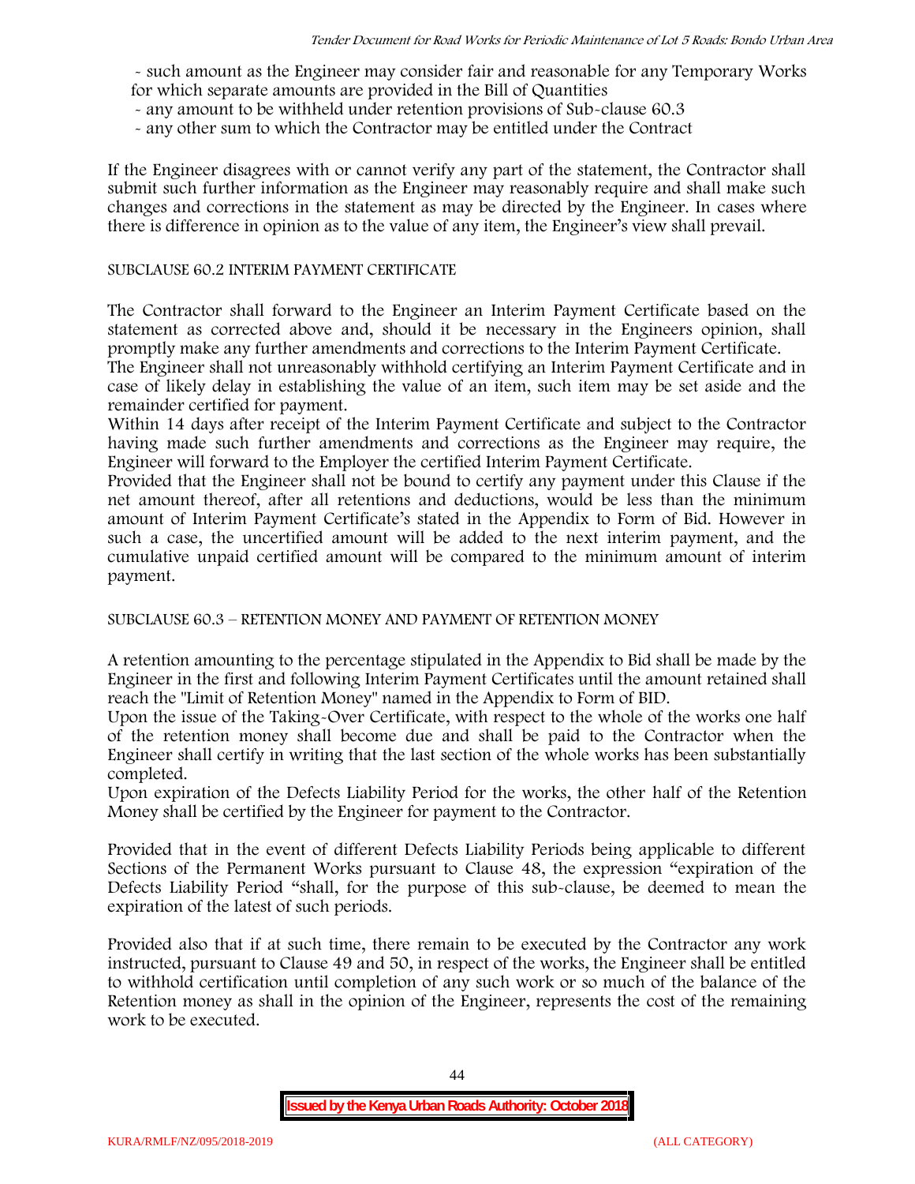- such amount as the Engineer may consider fair and reasonable for any Temporary Works for which separate amounts are provided in the Bill of Quantities
- any amount to be withheld under retention provisions of Sub-clause 60.3
- any other sum to which the Contractor may be entitled under the Contract

If the Engineer disagrees with or cannot verify any part of the statement, the Contractor shall submit such further information as the Engineer may reasonably require and shall make such changes and corrections in the statement as may be directed by the Engineer. In cases where there is difference in opinion as to the value of any item, the Engineer's view shall prevail.

SUBCLAUSE 60.2 INTERIM PAYMENT CERTIFICATE

The Contractor shall forward to the Engineer an Interim Payment Certificate based on the statement as corrected above and, should it be necessary in the Engineers opinion, shall promptly make any further amendments and corrections to the Interim Payment Certificate.

The Engineer shall not unreasonably withhold certifying an Interim Payment Certificate and in case of likely delay in establishing the value of an item, such item may be set aside and the remainder certified for payment.

Within 14 days after receipt of the Interim Payment Certificate and subject to the Contractor having made such further amendments and corrections as the Engineer may require, the Engineer will forward to the Employer the certified Interim Payment Certificate.

Provided that the Engineer shall not be bound to certify any payment under this Clause if the net amount thereof, after all retentions and deductions, would be less than the minimum amount of Interim Payment Certificate's stated in the Appendix to Form of Bid. However in such a case, the uncertified amount will be added to the next interim payment, and the cumulative unpaid certified amount will be compared to the minimum amount of interim payment.

SUBCLAUSE 60.3 – RETENTION MONEY AND PAYMENT OF RETENTION MONEY

A retention amounting to the percentage stipulated in the Appendix to Bid shall be made by the Engineer in the first and following Interim Payment Certificates until the amount retained shall reach the "Limit of Retention Money" named in the Appendix to Form of BID.

Upon the issue of the Taking-Over Certificate, with respect to the whole of the works one half of the retention money shall become due and shall be paid to the Contractor when the Engineer shall certify in writing that the last section of the whole works has been substantially completed.

Upon expiration of the Defects Liability Period for the works, the other half of the Retention Money shall be certified by the Engineer for payment to the Contractor.

Provided that in the event of different Defects Liability Periods being applicable to different Sections of the Permanent Works pursuant to Clause 48, the expression "expiration of the Defects Liability Period "shall, for the purpose of this sub-clause, be deemed to mean the expiration of the latest of such periods.

Provided also that if at such time, there remain to be executed by the Contractor any work instructed, pursuant to Clause 49 and 50, in respect of the works, the Engineer shall be entitled to withhold certification until completion of any such work or so much of the balance of the Retention money as shall in the opinion of the Engineer, represents the cost of the remaining work to be executed.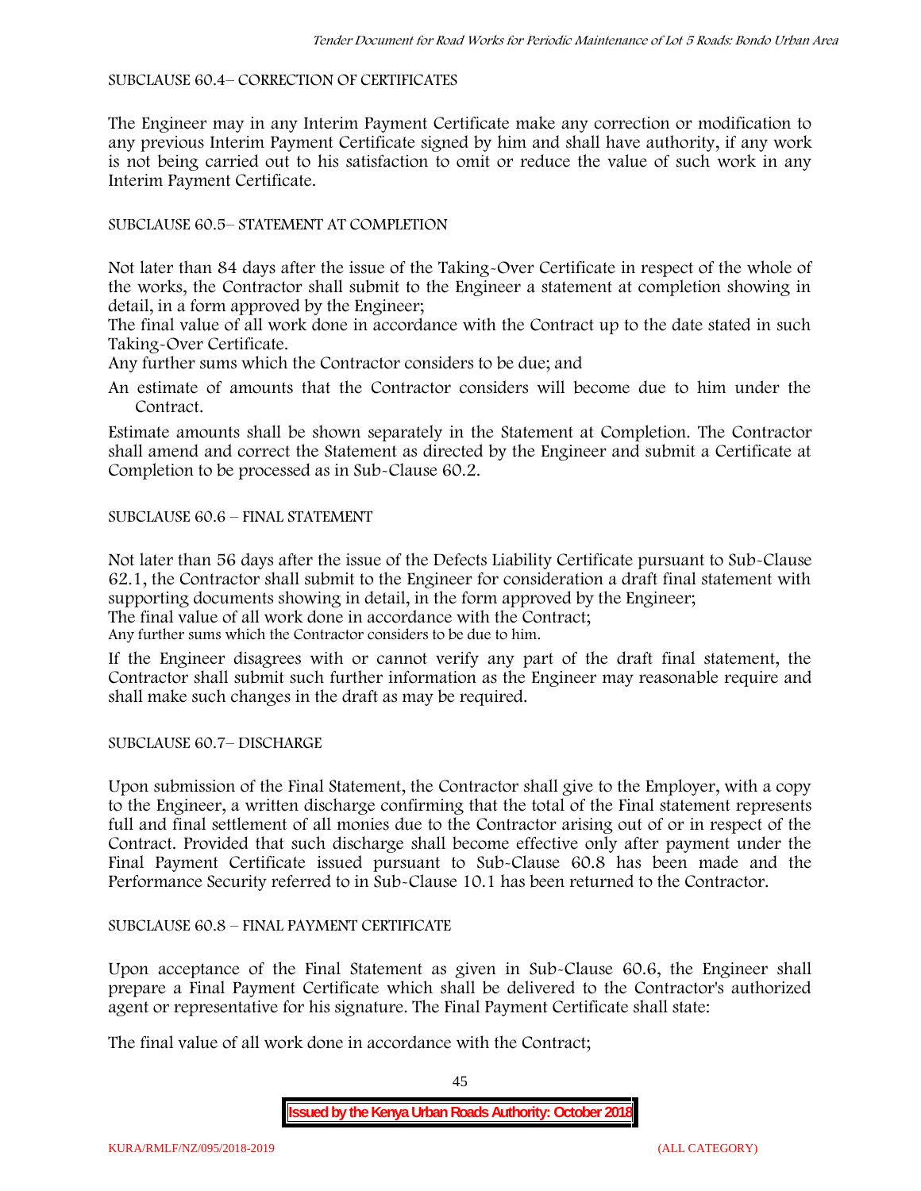SUBCLAUSE 60.4– CORRECTION OF CERTIFICATES

The Engineer may in any Interim Payment Certificate make any correction or modification to any previous Interim Payment Certificate signed by him and shall have authority, if any work is not being carried out to his satisfaction to omit or reduce the value of such work in any Interim Payment Certificate.

SUBCLAUSE 60.5– STATEMENT AT COMPLETION

Not later than 84 days after the issue of the Taking-Over Certificate in respect of the whole of the works, the Contractor shall submit to the Engineer a statement at completion showing in detail, in a form approved by the Engineer;

The final value of all work done in accordance with the Contract up to the date stated in such Taking-Over Certificate.

Any further sums which the Contractor considers to be due; and

An estimate of amounts that the Contractor considers will become due to him under the Contract.

Estimate amounts shall be shown separately in the Statement at Completion. The Contractor shall amend and correct the Statement as directed by the Engineer and submit a Certificate at Completion to be processed as in Sub-Clause 60.2.

SUBCLAUSE 60.6 – FINAL STATEMENT

Not later than 56 days after the issue of the Defects Liability Certificate pursuant to Sub-Clause 62.1, the Contractor shall submit to the Engineer for consideration a draft final statement with supporting documents showing in detail, in the form approved by the Engineer;

The final value of all work done in accordance with the Contract;

Any further sums which the Contractor considers to be due to him.

If the Engineer disagrees with or cannot verify any part of the draft final statement, the Contractor shall submit such further information as the Engineer may reasonable require and shall make such changes in the draft as may be required.

SUBCLAUSE 60.7– DISCHARGE

Upon submission of the Final Statement, the Contractor shall give to the Employer, with a copy to the Engineer, a written discharge confirming that the total of the Final statement represents full and final settlement of all monies due to the Contractor arising out of or in respect of the Contract. Provided that such discharge shall become effective only after payment under the Final Payment Certificate issued pursuant to Sub-Clause 60.8 has been made and the Performance Security referred to in Sub-Clause 10.1 has been returned to the Contractor.

SUBCLAUSE 60.8 – FINAL PAYMENT CERTIFICATE

Upon acceptance of the Final Statement as given in Sub-Clause 60.6, the Engineer shall prepare a Final Payment Certificate which shall be delivered to the Contractor's authorized agent or representative for his signature. The Final Payment Certificate shall state:

The final value of all work done in accordance with the Contract;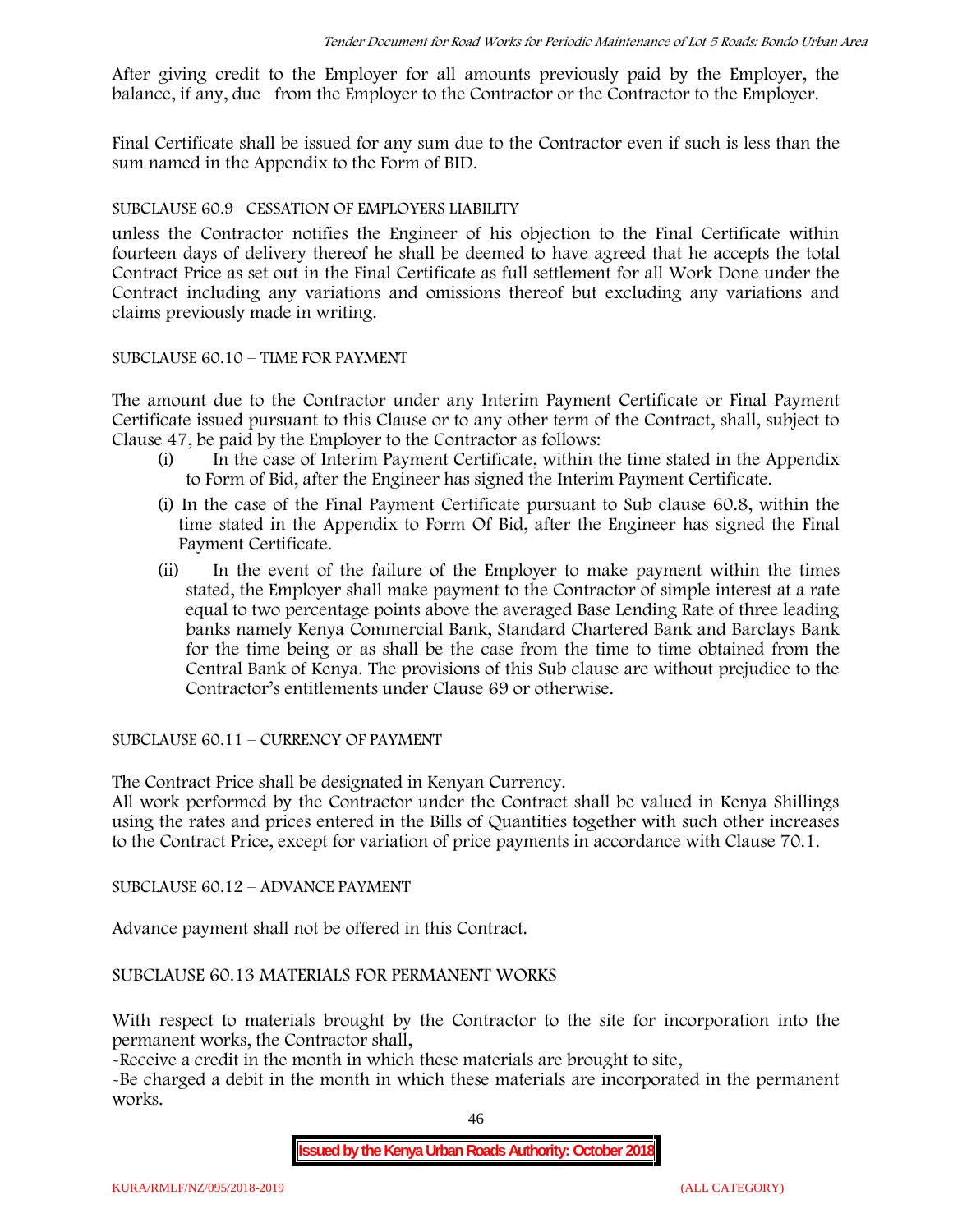After giving credit to the Employer for all amounts previously paid by the Employer, the balance, if any, due from the Employer to the Contractor or the Contractor to the Employer.

Final Certificate shall be issued for any sum due to the Contractor even if such is less than the sum named in the Appendix to the Form of BID.

SUBCLAUSE 60.9– CESSATION OF EMPLOYERS LIABILITY

unless the Contractor notifies the Engineer of his objection to the Final Certificate within fourteen days of delivery thereof he shall be deemed to have agreed that he accepts the total Contract Price as set out in the Final Certificate as full settlement for all Work Done under the Contract including any variations and omissions thereof but excluding any variations and claims previously made in writing.

SUBCLAUSE 60.10 – TIME FOR PAYMENT

The amount due to the Contractor under any Interim Payment Certificate or Final Payment Certificate issued pursuant to this Clause or to any other term of the Contract, shall, subject to Clause 47, be paid by the Employer to the Contractor as follows:

(i) In the case of Interim Payment Certificate, within the time stated in the Appendix to Form of Bid, after the Engineer has signed the Interim Payment Certificate.

(i) In the case of the Final Payment Certificate pursuant to Sub clause 60.8, within the time stated in the Appendix to Form Of Bid, after the Engineer has signed the Final Payment Certificate.

(ii) In the event of the failure of the Employer to make payment within the times stated, the Employer shall make payment to the Contractor of simple interest at a rate equal to two percentage points above the averaged Base Lending Rate of three leading banks namely Kenya Commercial Bank, Standard Chartered Bank and Barclays Bank for the time being or as shall be the case from the time to time obtained from the Central Bank of Kenya. The provisions of this Sub clause are without prejudice to the Contractor's entitlements under Clause 69 or otherwise.

SUBCLAUSE 60.11 – CURRENCY OF PAYMENT

The Contract Price shall be designated in Kenyan Currency.
All work performed by the Contractor under the Contract shall be valued in Kenya Shillings using the rates and prices entered in the Bills of Quantities together with such other increases to the Contract Price, except for variation of price payments in accordance with Clause 70.1.

SUBCLAUSE 60.12 – ADVANCE PAYMENT

Advance payment shall not be offered in this Contract.

SUBCLAUSE 60.13 MATERIALS FOR PERMANENT WORKS

With respect to materials brought by the Contractor to the site for incorporation into the permanent works, the Contractor shall,

-Receive a credit in the month in which these materials are brought to site,

-Be charged a debit in the month in which these materials are incorporated in the permanent works.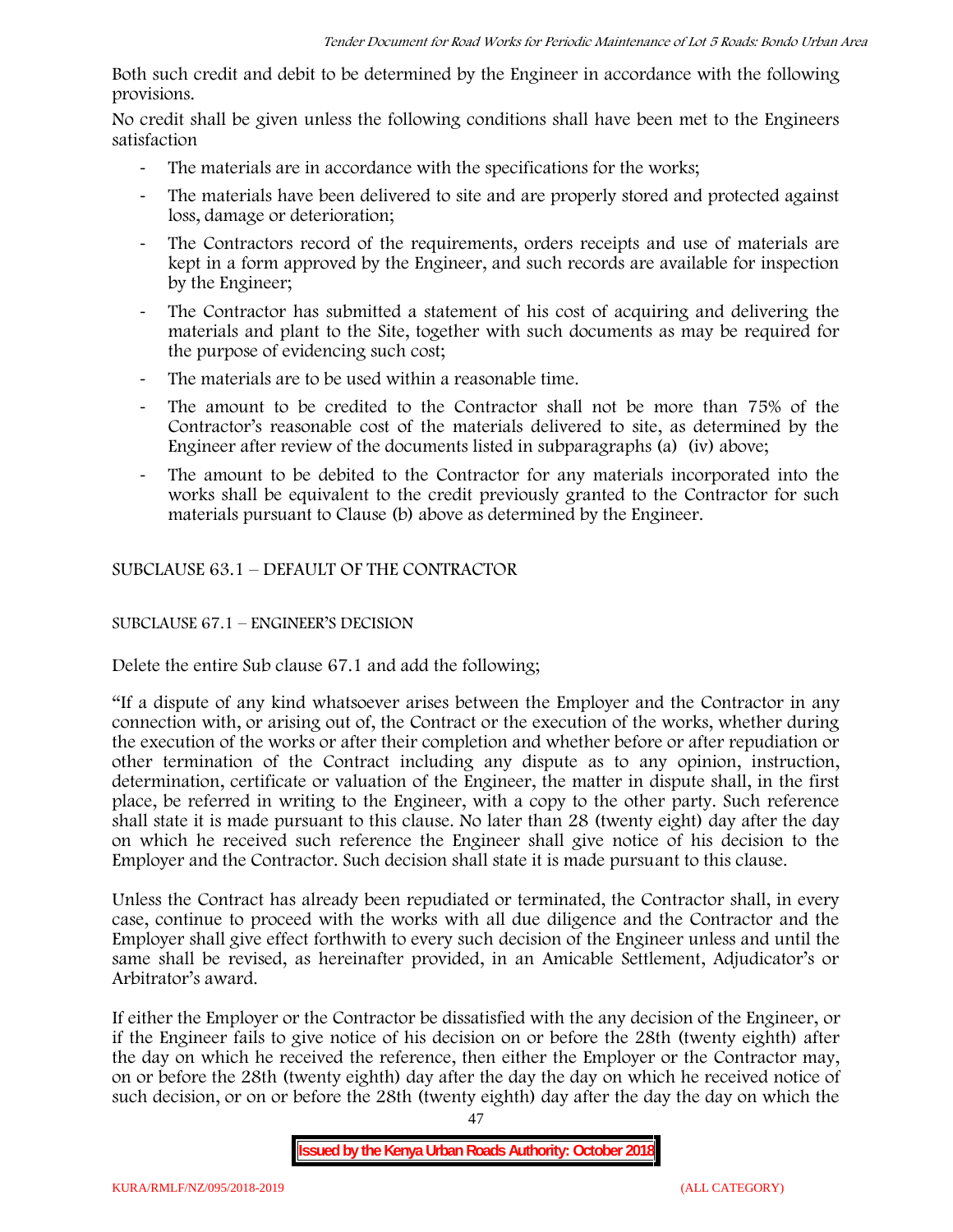Both such credit and debit to be determined by the Engineer in accordance with the following provisions.

No credit shall be given unless the following conditions shall have been met to the Engineers satisfaction

- The materials are in accordance with the specifications for the works;
- The materials have been delivered to site and are properly stored and protected against loss, damage or deterioration;
- The Contractors record of the requirements, orders receipts and use of materials are kept in a form approved by the Engineer, and such records are available for inspection by the Engineer;
- The Contractor has submitted a statement of his cost of acquiring and delivering the materials and plant to the Site, together with such documents as may be required for the purpose of evidencing such cost;
- The materials are to be used within a reasonable time.
- The amount to be credited to the Contractor shall not be more than 75% of the Contractor's reasonable cost of the materials delivered to site, as determined by the Engineer after review of the documents listed in subparagraphs (a) (iv) above;
- The amount to be debited to the Contractor for any materials incorporated into the works shall be equivalent to the credit previously granted to the Contractor for such materials pursuant to Clause (b) above as determined by the Engineer.

SUBCLAUSE 63.1 – DEFAULT OF THE CONTRACTOR

SUBCLAUSE 67.1 – ENGINEER'S DECISION

Delete the entire Sub clause 67.1 and add the following;

"If a dispute of any kind whatsoever arises between the Employer and the Contractor in any connection with, or arising out of, the Contract or the execution of the works, whether during the execution of the works or after their completion and whether before or after repudiation or other termination of the Contract including any dispute as to any opinion, instruction, determination, certificate or valuation of the Engineer, the matter in dispute shall, in the first place, be referred in writing to the Engineer, with a copy to the other party. Such reference shall state it is made pursuant to this clause. No later than 28 (twenty eight) day after the day on which he received such reference the Engineer shall give notice of his decision to the Employer and the Contractor. Such decision shall state it is made pursuant to this clause.

Unless the Contract has already been repudiated or terminated, the Contractor shall, in every case, continue to proceed with the works with all due diligence and the Contractor and the Employer shall give effect forthwith to every such decision of the Engineer unless and until the same shall be revised, as hereinafter provided, in an Amicable Settlement, Adjudicator's or Arbitrator's award.

If either the Employer or the Contractor be dissatisfied with the any decision of the Engineer, or if the Engineer fails to give notice of his decision on or before the 28th (twenty eighth) after the day on which he received the reference, then either the Employer or the Contractor may, on or before the 28th (twenty eighth) day after the day the day on which he received notice of such decision, or on or before the 28th (twenty eighth) day after the day the day on which the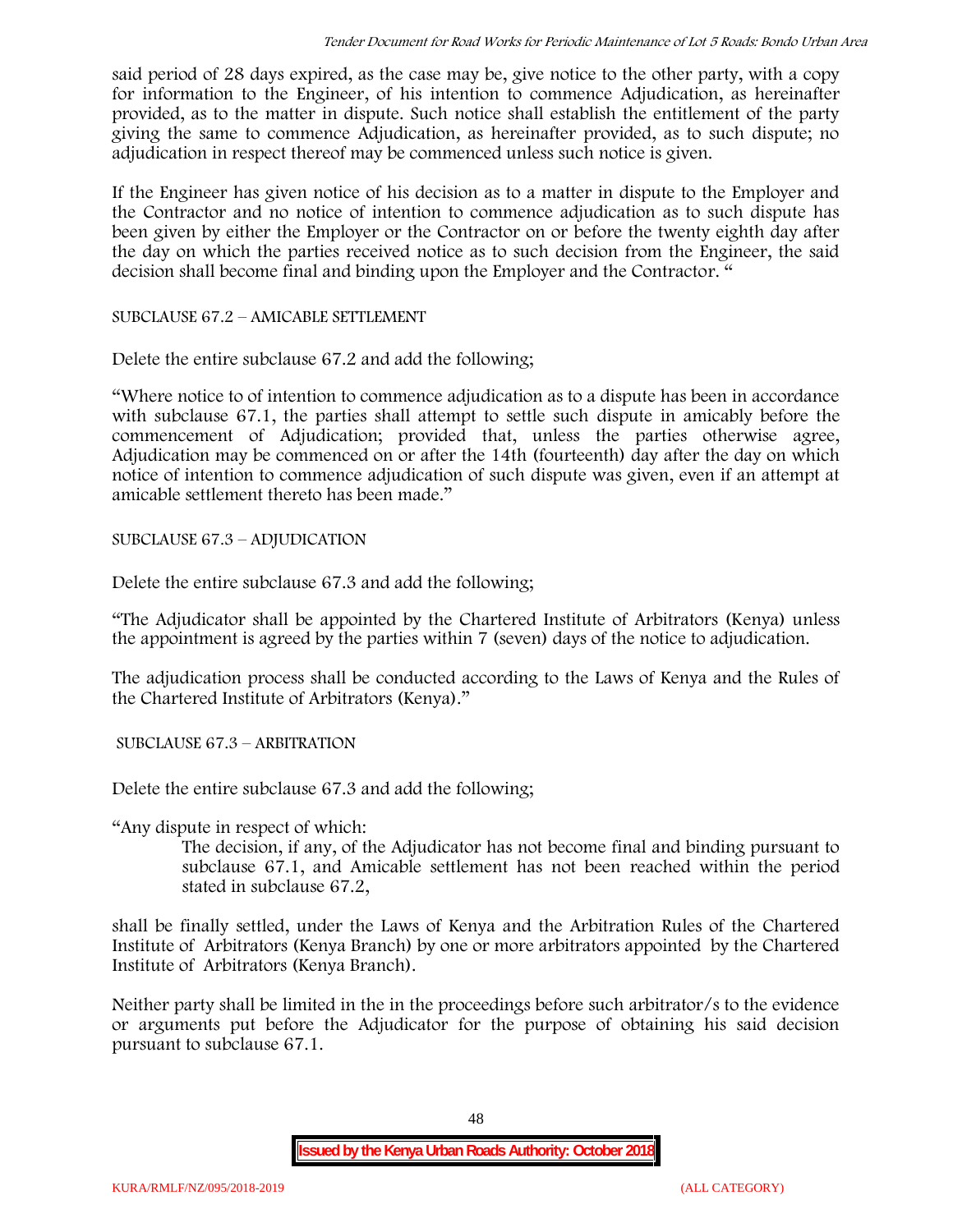said period of 28 days expired, as the case may be, give notice to the other party, with a copy for information to the Engineer, of his intention to commence Adjudication, as hereinafter provided, as to the matter in dispute. Such notice shall establish the entitlement of the party giving the same to commence Adjudication, as hereinafter provided, as to such dispute; no adjudication in respect thereof may be commenced unless such notice is given.

If the Engineer has given notice of his decision as to a matter in dispute to the Employer and the Contractor and no notice of intention to commence adjudication as to such dispute has been given by either the Employer or the Contractor on or before the twenty eighth day after the day on which the parties received notice as to such decision from the Engineer, the said decision shall become final and binding upon the Employer and the Contractor. "

SUBCLAUSE 67.2 – AMICABLE SETTLEMENT

Delete the entire subclause 67.2 and add the following;

"Where notice to of intention to commence adjudication as to a dispute has been in accordance with subclause 67.1, the parties shall attempt to settle such dispute in amicably before the commencement of Adjudication; provided that, unless the parties otherwise agree, Adjudication may be commenced on or after the 14th (fourteenth) day after the day on which notice of intention to commence adjudication of such dispute was given, even if an attempt at amicable settlement thereto has been made."

SUBCLAUSE 67.3 – ADJUDICATION

Delete the entire subclause 67.3 and add the following;

"The Adjudicator shall be appointed by the Chartered Institute of Arbitrators (Kenya) unless the appointment is agreed by the parties within 7 (seven) days of the notice to adjudication.

The adjudication process shall be conducted according to the Laws of Kenya and the Rules of the Chartered Institute of Arbitrators (Kenya)."

SUBCLAUSE 67.3 – ARBITRATION

Delete the entire subclause 67.3 and add the following;

"Any dispute in respect of which:

> The decision, if any, of the Adjudicator has not become final and binding pursuant to subclause 67.1, and Amicable settlement has not been reached within the period stated in subclause 67.2,

shall be finally settled, under the Laws of Kenya and the Arbitration Rules of the Chartered Institute of Arbitrators (Kenya Branch) by one or more arbitrators appointed by the Chartered Institute of Arbitrators (Kenya Branch).

Neither party shall be limited in the in the proceedings before such arbitrator/s to the evidence or arguments put before the Adjudicator for the purpose of obtaining his said decision pursuant to subclause 67.1.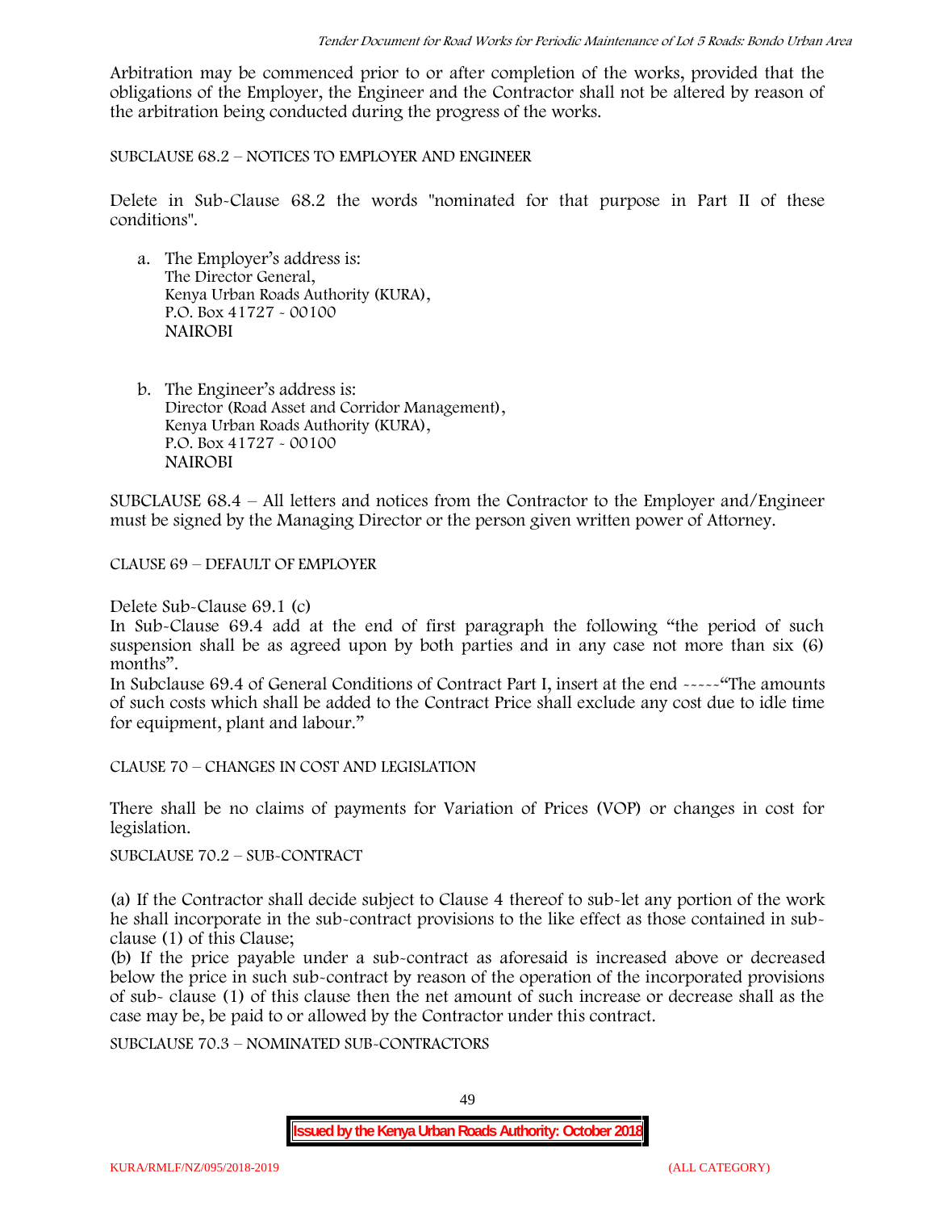Arbitration may be commenced prior to or after completion of the works, provided that the obligations of the Employer, the Engineer and the Contractor shall not be altered by reason of the arbitration being conducted during the progress of the works.

SUBCLAUSE 68.2 – NOTICES TO EMPLOYER AND ENGINEER

Delete in Sub-Clause 68.2 the words "nominated for that purpose in Part II of these conditions".

a. The Employer's address is:
   The Director General,
   Kenya Urban Roads Authority (KURA),
   P.O. Box 41727 - 00100
   NAIROBI

b. The Engineer's address is:
   Director (Road Asset and Corridor Management),
   Kenya Urban Roads Authority (KURA),
   P.O. Box 41727 - 00100
   NAIROBI

SUBCLAUSE 68.4 – All letters and notices from the Contractor to the Employer and/Engineer must be signed by the Managing Director or the person given written power of Attorney.

CLAUSE 69 – DEFAULT OF EMPLOYER

Delete Sub-Clause 69.1 (c)

In Sub-Clause 69.4 add at the end of first paragraph the following "the period of such suspension shall be as agreed upon by both parties and in any case not more than six (6) months".

In Subclause 69.4 of General Conditions of Contract Part I, insert at the end -----"The amounts of such costs which shall be added to the Contract Price shall exclude any cost due to idle time for equipment, plant and labour."

CLAUSE 70 – CHANGES IN COST AND LEGISLATION

There shall be no claims of payments for Variation of Prices (VOP) or changes in cost for legislation.

SUBCLAUSE 70.2 – SUB-CONTRACT

(a) If the Contractor shall decide subject to Clause 4 thereof to sub-let any portion of the work he shall incorporate in the sub-contract provisions to the like effect as those contained in sub-clause (1) of this Clause;

(b) If the price payable under a sub-contract as aforesaid is increased above or decreased below the price in such sub-contract by reason of the operation of the incorporated provisions of sub- clause (1) of this clause then the net amount of such increase or decrease shall as the case may be, be paid to or allowed by the Contractor under this contract.

SUBCLAUSE 70.3 – NOMINATED SUB-CONTRACTORS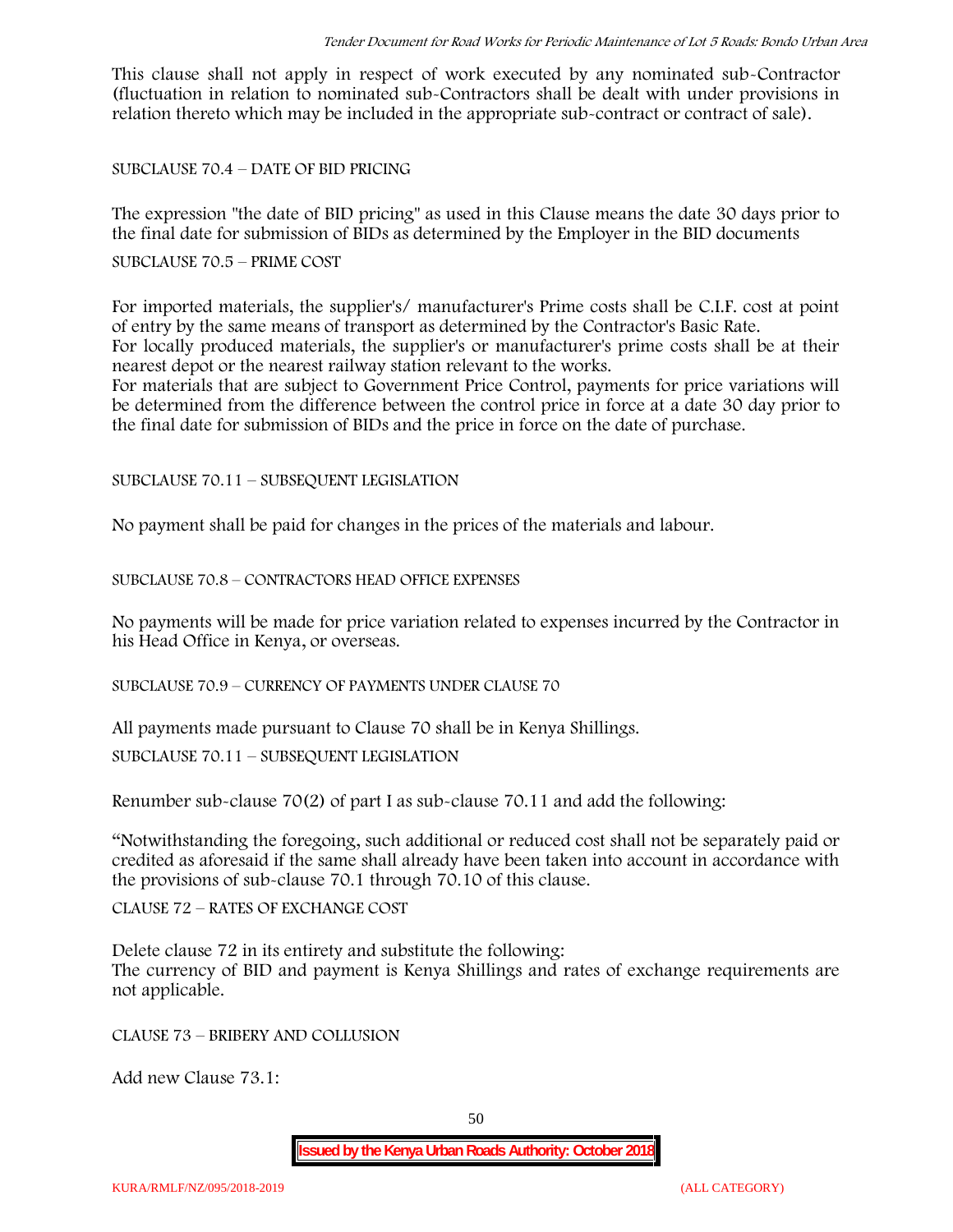This clause shall not apply in respect of work executed by any nominated sub-Contractor (fluctuation in relation to nominated sub-Contractors shall be dealt with under provisions in relation thereto which may be included in the appropriate sub-contract or contract of sale).

SUBCLAUSE 70.4 – DATE OF BID PRICING

The expression "the date of BID pricing" as used in this Clause means the date 30 days prior to the final date for submission of BIDs as determined by the Employer in the BID documents

SUBCLAUSE 70.5 – PRIME COST

For imported materials, the supplier's/ manufacturer's Prime costs shall be C.I.F. cost at point of entry by the same means of transport as determined by the Contractor's Basic Rate.
For locally produced materials, the supplier's or manufacturer's prime costs shall be at their nearest depot or the nearest railway station relevant to the works.
For materials that are subject to Government Price Control, payments for price variations will be determined from the difference between the control price in force at a date 30 day prior to the final date for submission of BIDs and the price in force on the date of purchase.

SUBCLAUSE 70.11 – SUBSEQUENT LEGISLATION

No payment shall be paid for changes in the prices of the materials and labour.

SUBCLAUSE 70.8 – CONTRACTORS HEAD OFFICE EXPENSES

No payments will be made for price variation related to expenses incurred by the Contractor in his Head Office in Kenya, or overseas.

SUBCLAUSE 70.9 – CURRENCY OF PAYMENTS UNDER CLAUSE 70

All payments made pursuant to Clause 70 shall be in Kenya Shillings.

SUBCLAUSE 70.11 – SUBSEQUENT LEGISLATION

Renumber sub-clause 70(2) of part I as sub-clause 70.11 and add the following:

"Notwithstanding the foregoing, such additional or reduced cost shall not be separately paid or credited as aforesaid if the same shall already have been taken into account in accordance with the provisions of sub-clause 70.1 through 70.10 of this clause.

CLAUSE 72 – RATES OF EXCHANGE COST

Delete clause 72 in its entirety and substitute the following:
The currency of BID and payment is Kenya Shillings and rates of exchange requirements are not applicable.

CLAUSE 73 – BRIBERY AND COLLUSION

Add new Clause 73.1: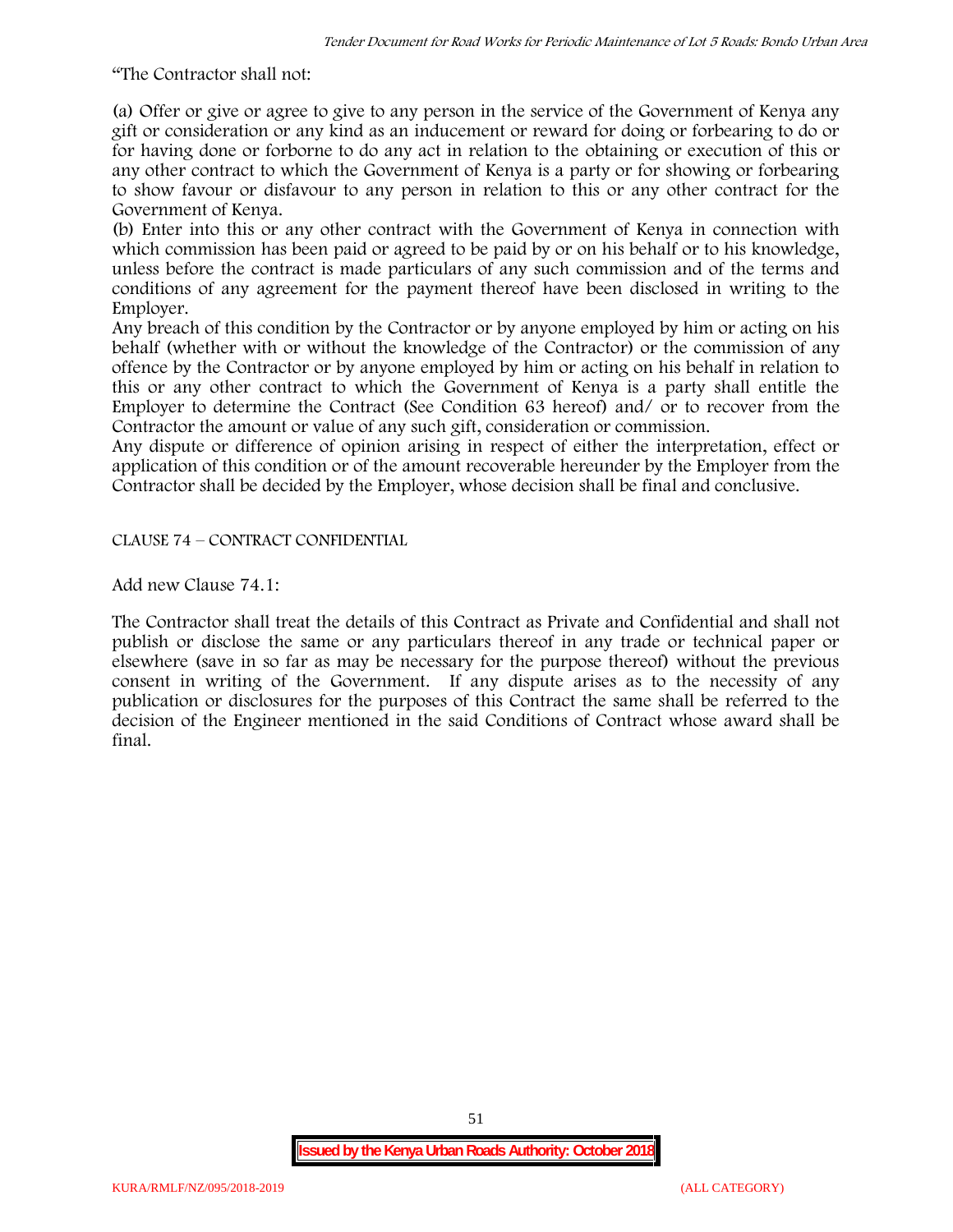"The Contractor shall not:

(a) Offer or give or agree to give to any person in the service of the Government of Kenya any gift or consideration or any kind as an inducement or reward for doing or forbearing to do or for having done or forborne to do any act in relation to the obtaining or execution of this or any other contract to which the Government of Kenya is a party or for showing or forbearing to show favour or disfavour to any person in relation to this or any other contract for the Government of Kenya.

(b) Enter into this or any other contract with the Government of Kenya in connection with which commission has been paid or agreed to be paid by or on his behalf or to his knowledge, unless before the contract is made particulars of any such commission and of the terms and conditions of any agreement for the payment thereof have been disclosed in writing to the Employer.

Any breach of this condition by the Contractor or by anyone employed by him or acting on his behalf (whether with or without the knowledge of the Contractor) or the commission of any offence by the Contractor or by anyone employed by him or acting on his behalf in relation to this or any other contract to which the Government of Kenya is a party shall entitle the Employer to determine the Contract (See Condition 63 hereof) and/ or to recover from the Contractor the amount or value of any such gift, consideration or commission.

Any dispute or difference of opinion arising in respect of either the interpretation, effect or application of this condition or of the amount recoverable hereunder by the Employer from the Contractor shall be decided by the Employer, whose decision shall be final and conclusive.

CLAUSE 74 – CONTRACT CONFIDENTIAL

Add new Clause 74.1:

The Contractor shall treat the details of this Contract as Private and Confidential and shall not publish or disclose the same or any particulars thereof in any trade or technical paper or elsewhere (save in so far as may be necessary for the purpose thereof) without the previous consent in writing of the Government. If any dispute arises as to the necessity of any publication or disclosures for the purposes of this Contract the same shall be referred to the decision of the Engineer mentioned in the said Conditions of Contract whose award shall be final.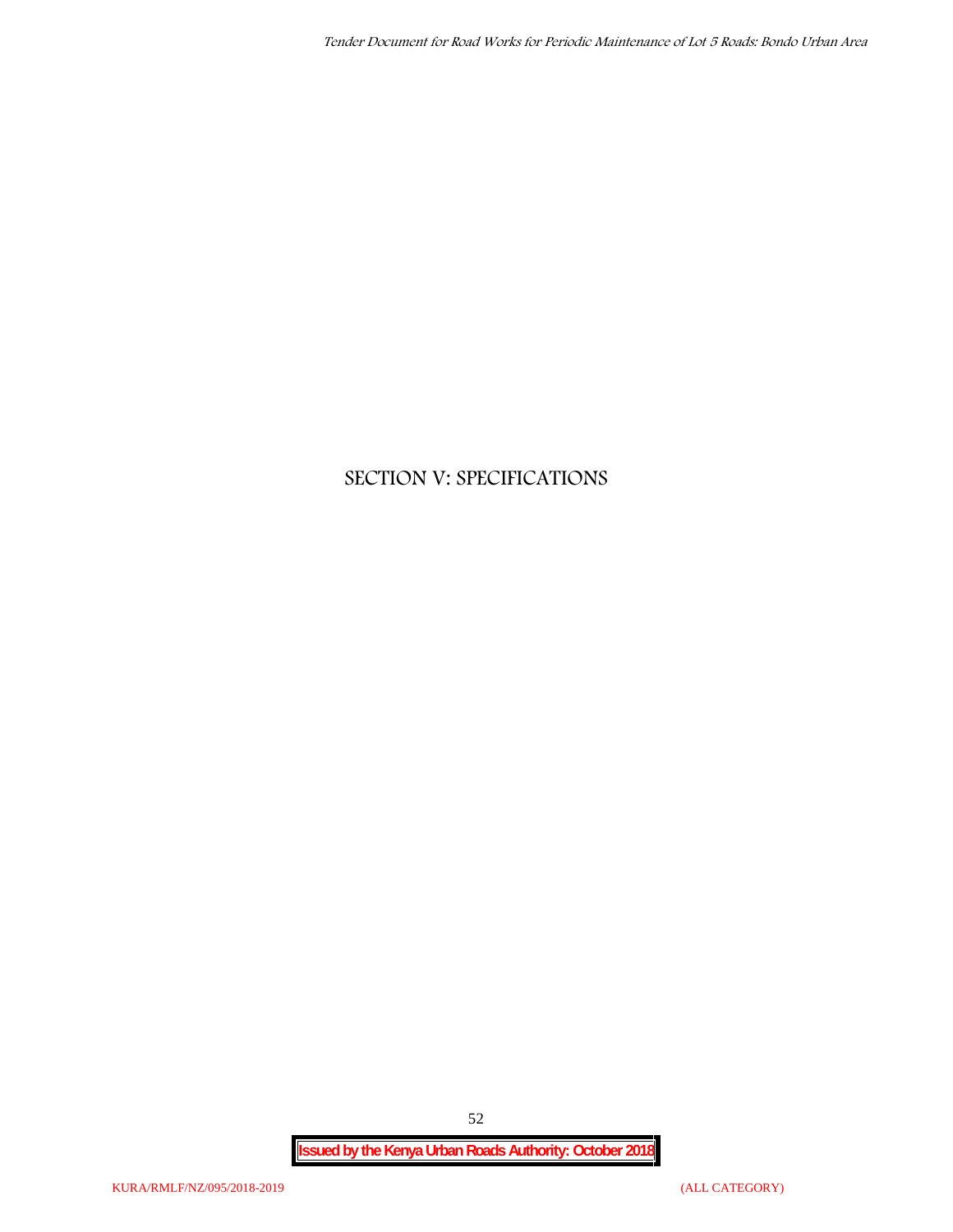# SECTION V: SPECIFICATIONS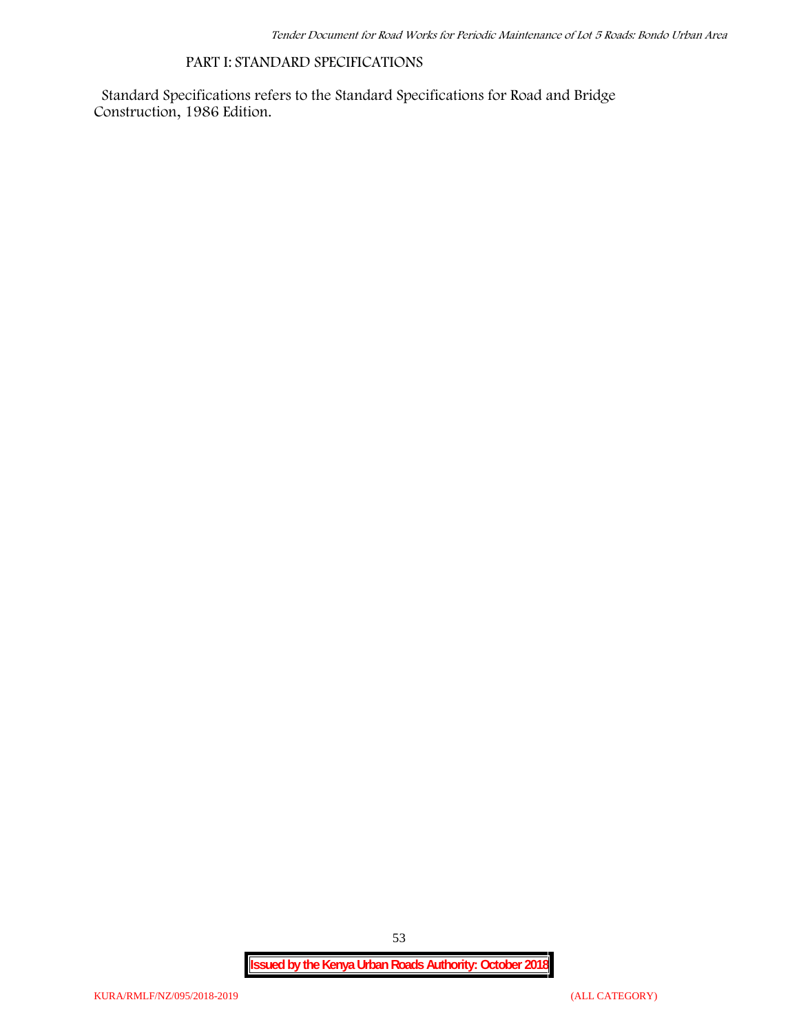## PART I: STANDARD SPECIFICATIONS

Standard Specifications refers to the Standard Specifications for Road and Bridge Construction, 1986 Edition.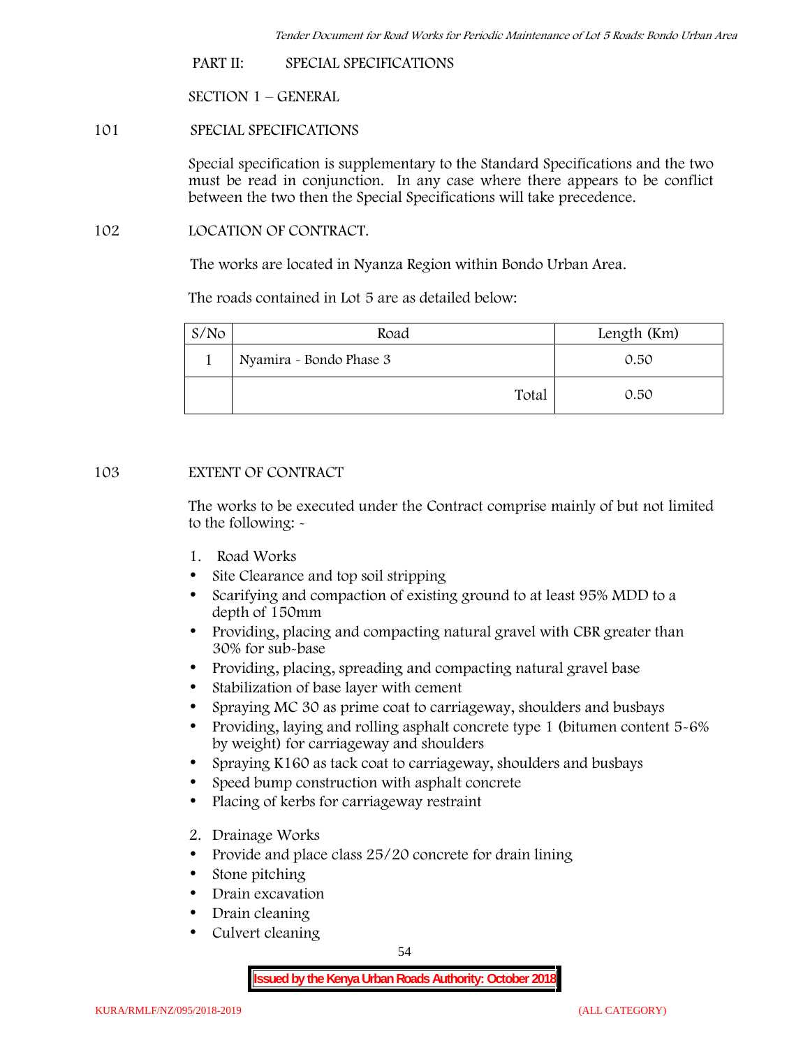## PART II: SPECIAL SPECIFICATIONS

### SECTION 1 – GENERAL

#### 101 SPECIAL SPECIFICATIONS

Special specification is supplementary to the Standard Specifications and the two must be read in conjunction. In any case where there appears to be conflict between the two then the Special Specifications will take precedence.

#### 102 LOCATION OF CONTRACT.

The works are located in Nyanza Region within Bondo Urban Area.

The roads contained in Lot 5 are as detailed below:

| S/No | Road | Length (Km) |
|---|---|---|
| 1 | Nyamira - Bondo Phase 3 | 0.50 |
| | Total | 0.50 |

#### 103 EXTENT OF CONTRACT

The works to be executed under the Contract comprise mainly of but not limited to the following: -

1. Road Works
   - Site Clearance and top soil stripping
   - Scarifying and compaction of existing ground to at least 95% MDD to a depth of 150mm
   - Providing, placing and compacting natural gravel with CBR greater than 30% for sub-base
   - Providing, placing, spreading and compacting natural gravel base
   - Stabilization of base layer with cement
   - Spraying MC 30 as prime coat to carriageway, shoulders and busbays
   - Providing, laying and rolling asphalt concrete type 1 (bitumen content 5-6% by weight) for carriageway and shoulders
   - Spraying K160 as tack coat to carriageway, shoulders and busbays
   - Speed bump construction with asphalt concrete
   - Placing of kerbs for carriageway restraint

2. Drainage Works
   - Provide and place class 25/20 concrete for drain lining
   - Stone pitching
   - Drain excavation
   - Drain cleaning
   - Culvert cleaning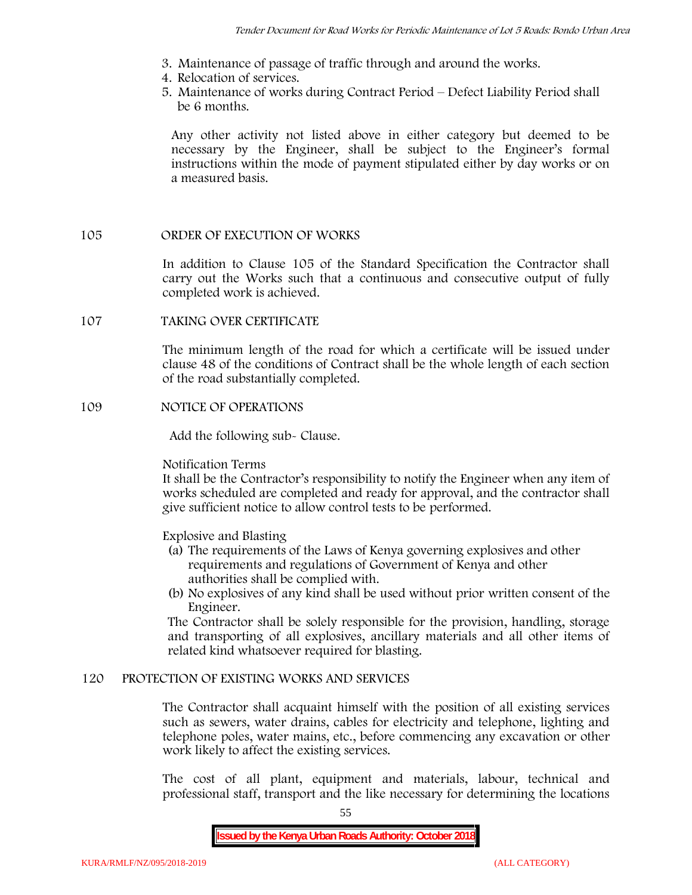3. Maintenance of passage of traffic through and around the works.
4. Relocation of services.
5. Maintenance of works during Contract Period – Defect Liability Period shall be 6 months.

Any other activity not listed above in either category but deemed to be necessary by the Engineer, shall be subject to the Engineer's formal instructions within the mode of payment stipulated either by day works or on a measured basis.

### 105 ORDER OF EXECUTION OF WORKS

In addition to Clause 105 of the Standard Specification the Contractor shall carry out the Works such that a continuous and consecutive output of fully completed work is achieved.

### 107 TAKING OVER CERTIFICATE

The minimum length of the road for which a certificate will be issued under clause 48 of the conditions of Contract shall be the whole length of each section of the road substantially completed.

### 109 NOTICE OF OPERATIONS

Add the following sub- Clause.

Notification Terms

It shall be the Contractor's responsibility to notify the Engineer when any item of works scheduled are completed and ready for approval, and the contractor shall give sufficient notice to allow control tests to be performed.

Explosive and Blasting

(a) The requirements of the Laws of Kenya governing explosives and other requirements and regulations of Government of Kenya and other authorities shall be complied with.
(b) No explosives of any kind shall be used without prior written consent of the Engineer.

The Contractor shall be solely responsible for the provision, handling, storage and transporting of all explosives, ancillary materials and all other items of related kind whatsoever required for blasting.

### 120 PROTECTION OF EXISTING WORKS AND SERVICES

The Contractor shall acquaint himself with the position of all existing services such as sewers, water drains, cables for electricity and telephone, lighting and telephone poles, water mains, etc., before commencing any excavation or other work likely to affect the existing services.

The cost of all plant, equipment and materials, labour, technical and professional staff, transport and the like necessary for determining the locations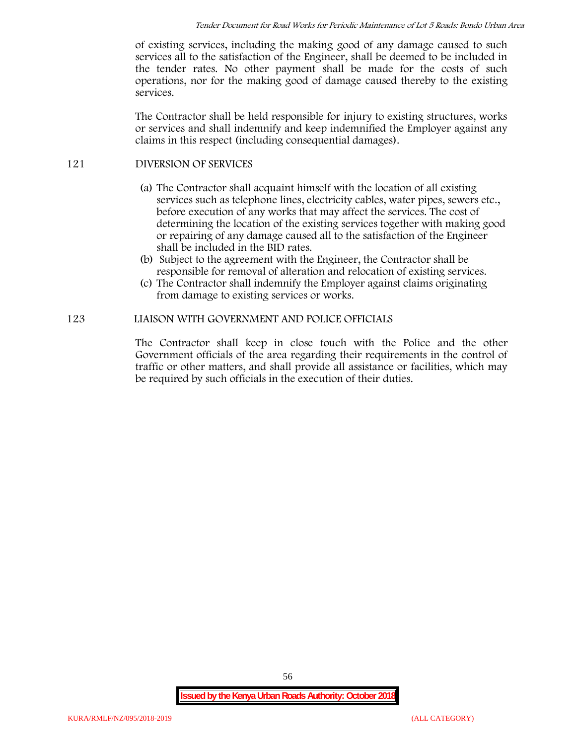of existing services, including the making good of any damage caused to such services all to the satisfaction of the Engineer, shall be deemed to be included in the tender rates. No other payment shall be made for the costs of such operations, nor for the making good of damage caused thereby to the existing services.

The Contractor shall be held responsible for injury to existing structures, works or services and shall indemnify and keep indemnified the Employer against any claims in this respect (including consequential damages).

## 121 DIVERSION OF SERVICES

(a) The Contractor shall acquaint himself with the location of all existing services such as telephone lines, electricity cables, water pipes, sewers etc., before execution of any works that may affect the services. The cost of determining the location of the existing services together with making good or repairing of any damage caused all to the satisfaction of the Engineer shall be included in the BID rates.

(b) Subject to the agreement with the Engineer, the Contractor shall be responsible for removal of alteration and relocation of existing services.

(c) The Contractor shall indemnify the Employer against claims originating from damage to existing services or works.

## 123 LIAISON WITH GOVERNMENT AND POLICE OFFICIALS

The Contractor shall keep in close touch with the Police and the other Government officials of the area regarding their requirements in the control of traffic or other matters, and shall provide all assistance or facilities, which may be required by such officials in the execution of their duties.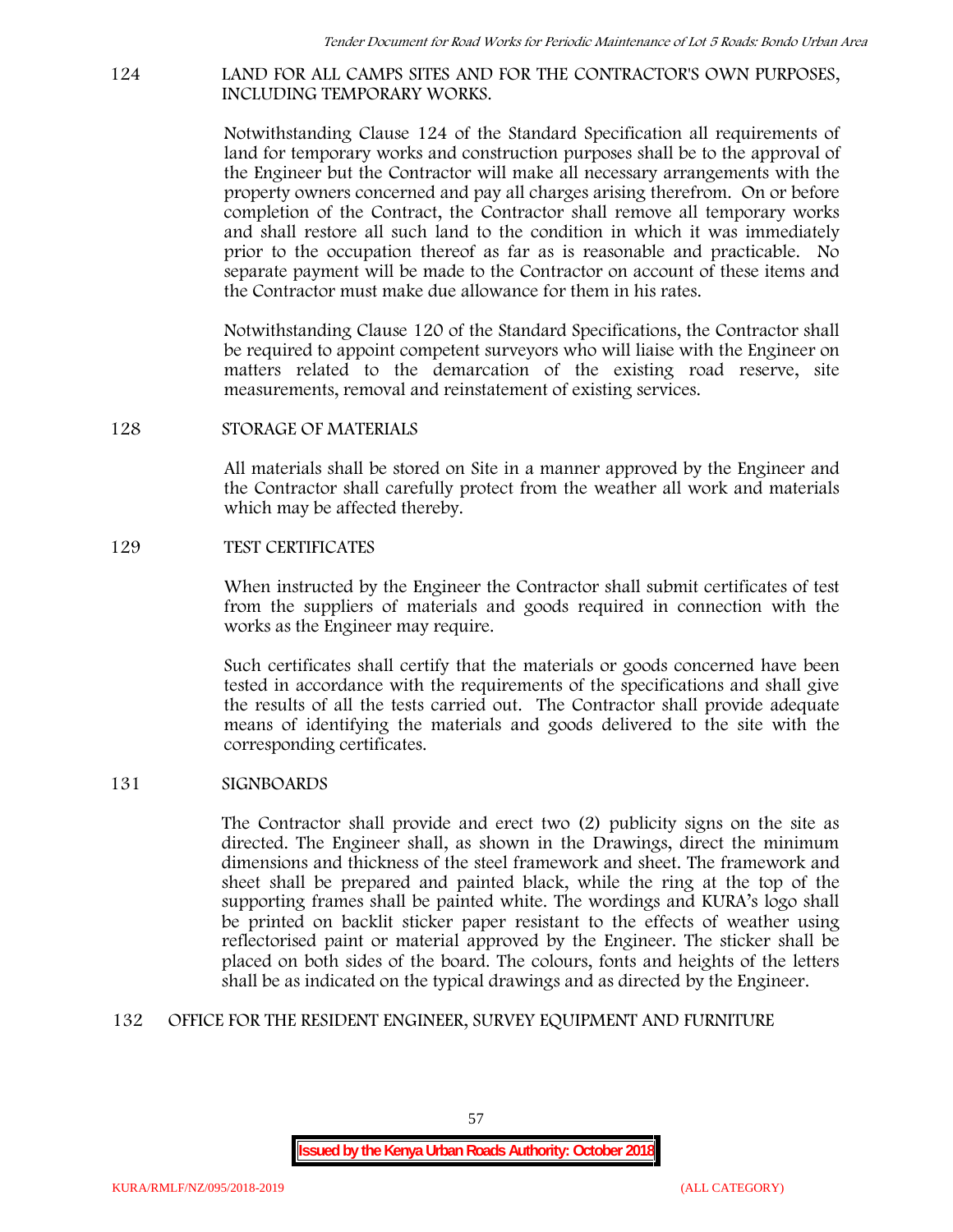## 124 LAND FOR ALL CAMPS SITES AND FOR THE CONTRACTOR'S OWN PURPOSES, INCLUDING TEMPORARY WORKS.

Notwithstanding Clause 124 of the Standard Specification all requirements of land for temporary works and construction purposes shall be to the approval of the Engineer but the Contractor will make all necessary arrangements with the property owners concerned and pay all charges arising therefrom. On or before completion of the Contract, the Contractor shall remove all temporary works and shall restore all such land to the condition in which it was immediately prior to the occupation thereof as far as is reasonable and practicable. No separate payment will be made to the Contractor on account of these items and the Contractor must make due allowance for them in his rates.

Notwithstanding Clause 120 of the Standard Specifications, the Contractor shall be required to appoint competent surveyors who will liaise with the Engineer on matters related to the demarcation of the existing road reserve, site measurements, removal and reinstatement of existing services.

## 128 STORAGE OF MATERIALS

All materials shall be stored on Site in a manner approved by the Engineer and the Contractor shall carefully protect from the weather all work and materials which may be affected thereby.

## 129 TEST CERTIFICATES

When instructed by the Engineer the Contractor shall submit certificates of test from the suppliers of materials and goods required in connection with the works as the Engineer may require.

Such certificates shall certify that the materials or goods concerned have been tested in accordance with the requirements of the specifications and shall give the results of all the tests carried out. The Contractor shall provide adequate means of identifying the materials and goods delivered to the site with the corresponding certificates.

## 131 SIGNBOARDS

The Contractor shall provide and erect two (2) publicity signs on the site as directed. The Engineer shall, as shown in the Drawings, direct the minimum dimensions and thickness of the steel framework and sheet. The framework and sheet shall be prepared and painted black, while the ring at the top of the supporting frames shall be painted white. The wordings and KURA's logo shall be printed on backlit sticker paper resistant to the effects of weather using reflectorised paint or material approved by the Engineer. The sticker shall be placed on both sides of the board. The colours, fonts and heights of the letters shall be as indicated on the typical drawings and as directed by the Engineer.

## 132 OFFICE FOR THE RESIDENT ENGINEER, SURVEY EQUIPMENT AND FURNITURE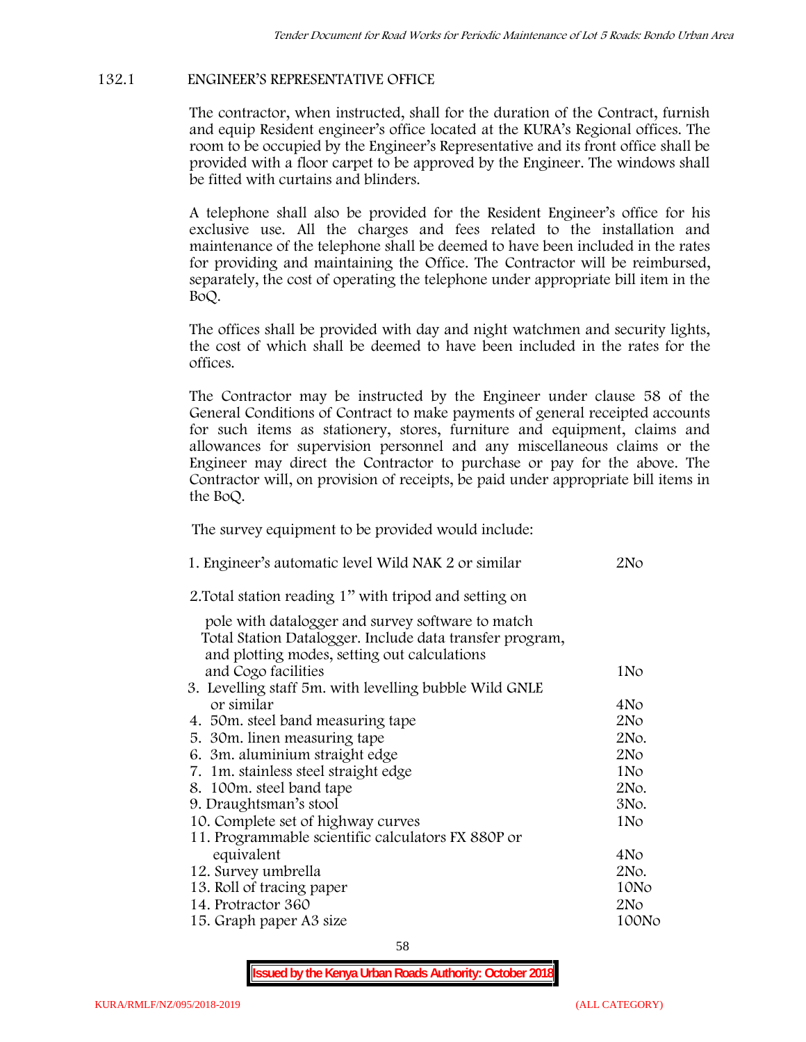### 132.1 ENGINEER'S REPRESENTATIVE OFFICE

The contractor, when instructed, shall for the duration of the Contract, furnish and equip Resident engineer's office located at the KURA's Regional offices. The room to be occupied by the Engineer's Representative and its front office shall be provided with a floor carpet to be approved by the Engineer. The windows shall be fitted with curtains and blinders.

A telephone shall also be provided for the Resident Engineer's office for his exclusive use. All the charges and fees related to the installation and maintenance of the telephone shall be deemed to have been included in the rates for providing and maintaining the Office. The Contractor will be reimbursed, separately, the cost of operating the telephone under appropriate bill item in the BoQ.

The offices shall be provided with day and night watchmen and security lights, the cost of which shall be deemed to have been included in the rates for the offices.

The Contractor may be instructed by the Engineer under clause 58 of the General Conditions of Contract to make payments of general receipted accounts for such items as stationery, stores, furniture and equipment, claims and allowances for supervision personnel and any miscellaneous claims or the Engineer may direct the Contractor to purchase or pay for the above. The Contractor will, on provision of receipts, be paid under appropriate bill items in the BoQ.

The survey equipment to be provided would include:

| Item | Quantity |
|---|---|
| 1. Engineer's automatic level Wild NAK 2 or similar | 2No |
| 2. Total station reading 1" with tripod and setting on pole with datalogger and survey software to match Total Station Datalogger. Include data transfer program, and plotting modes, setting out calculations and Cogo facilities | 1No |
| 3. Levelling staff 5m. with levelling bubble Wild GNLE or similar | 4No |
| 4. 50m. steel band measuring tape | 2No |
| 5. 30m. linen measuring tape | 2No. |
| 6. 3m. aluminium straight edge | 2No |
| 7. 1m. stainless steel straight edge | 1No |
| 8. 100m. steel band tape | 2No. |
| 9. Draughtsman's stool | 3No. |
| 10. Complete set of highway curves | 1No |
| 11. Programmable scientific calculators FX 880P or equivalent | 4No |
| 12. Survey umbrella | 2No. |
| 13. Roll of tracing paper | 10No |
| 14. Protractor 360 | 2No |
| 15. Graph paper A3 size | 100No |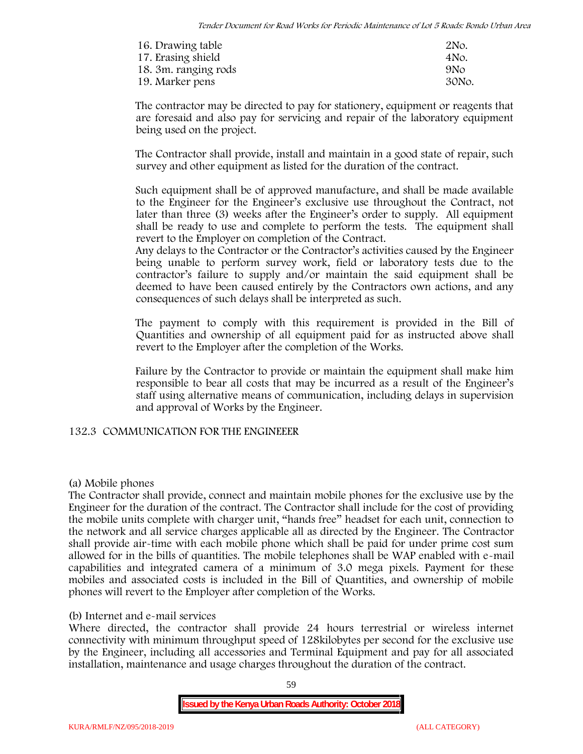| | |
|---|---|
| 16. Drawing table | 2No. |
| 17. Erasing shield | 4No. |
| 18. 3m. ranging rods | 9No |
| 19. Marker pens | 30No. |

The contractor may be directed to pay for stationery, equipment or reagents that are foresaid and also pay for servicing and repair of the laboratory equipment being used on the project.

The Contractor shall provide, install and maintain in a good state of repair, such survey and other equipment as listed for the duration of the contract.

Such equipment shall be of approved manufacture, and shall be made available to the Engineer for the Engineer's exclusive use throughout the Contract, not later than three (3) weeks after the Engineer's order to supply. All equipment shall be ready to use and complete to perform the tests. The equipment shall revert to the Employer on completion of the Contract.

Any delays to the Contractor or the Contractor's activities caused by the Engineer being unable to perform survey work, field or laboratory tests due to the contractor's failure to supply and/or maintain the said equipment shall be deemed to have been caused entirely by the Contractors own actions, and any consequences of such delays shall be interpreted as such.

The payment to comply with this requirement is provided in the Bill of Quantities and ownership of all equipment paid for as instructed above shall revert to the Employer after the completion of the Works.

Failure by the Contractor to provide or maintain the equipment shall make him responsible to bear all costs that may be incurred as a result of the Engineer's staff using alternative means of communication, including delays in supervision and approval of Works by the Engineer.

### 132.3 COMMUNICATION FOR THE ENGINEEER

(a) Mobile phones

The Contractor shall provide, connect and maintain mobile phones for the exclusive use by the Engineer for the duration of the contract. The Contractor shall include for the cost of providing the mobile units complete with charger unit, "hands free" headset for each unit, connection to the network and all service charges applicable all as directed by the Engineer. The Contractor shall provide air-time with each mobile phone which shall be paid for under prime cost sum allowed for in the bills of quantities. The mobile telephones shall be WAP enabled with e-mail capabilities and integrated camera of a minimum of 3.0 mega pixels. Payment for these mobiles and associated costs is included in the Bill of Quantities, and ownership of mobile phones will revert to the Employer after completion of the Works.

(b) Internet and e-mail services

Where directed, the contractor shall provide 24 hours terrestrial or wireless internet connectivity with minimum throughput speed of 128kilobytes per second for the exclusive use by the Engineer, including all accessories and Terminal Equipment and pay for all associated installation, maintenance and usage charges throughout the duration of the contract.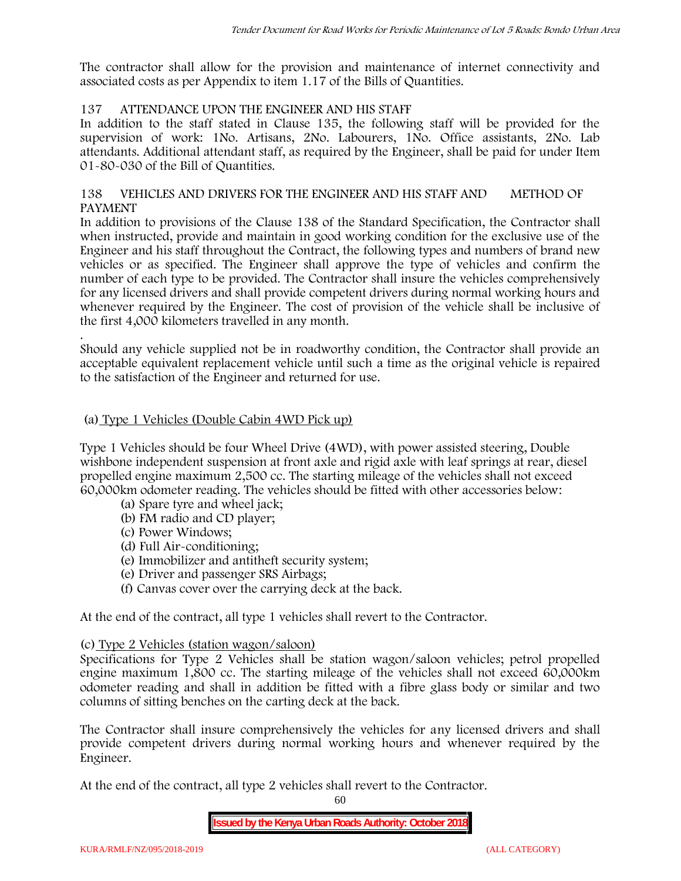The contractor shall allow for the provision and maintenance of internet connectivity and associated costs as per Appendix to item 1.17 of the Bills of Quantities.

## 137 ATTENDANCE UPON THE ENGINEER AND HIS STAFF

In addition to the staff stated in Clause 135, the following staff will be provided for the supervision of work: 1No. Artisans, 2No. Labourers, 1No. Office assistants, 2No. Lab attendants. Additional attendant staff, as required by the Engineer, shall be paid for under Item 01-80-030 of the Bill of Quantities.

## 138 VEHICLES AND DRIVERS FOR THE ENGINEER AND HIS STAFF AND METHOD OF PAYMENT

In addition to provisions of the Clause 138 of the Standard Specification, the Contractor shall when instructed, provide and maintain in good working condition for the exclusive use of the Engineer and his staff throughout the Contract, the following types and numbers of brand new vehicles or as specified. The Engineer shall approve the type of vehicles and confirm the number of each type to be provided. The Contractor shall insure the vehicles comprehensively for any licensed drivers and shall provide competent drivers during normal working hours and whenever required by the Engineer. The cost of provision of the vehicle shall be inclusive of the first 4,000 kilometers travelled in any month.

.

Should any vehicle supplied not be in roadworthy condition, the Contractor shall provide an acceptable equivalent replacement vehicle until such a time as the original vehicle is repaired to the satisfaction of the Engineer and returned for use.

(a) <u>Type 1 Vehicles (Double Cabin 4WD Pick up)</u>

Type 1 Vehicles should be four Wheel Drive (4WD), with power assisted steering, Double wishbone independent suspension at front axle and rigid axle with leaf springs at rear, diesel propelled engine maximum 2,500 cc. The starting mileage of the vehicles shall not exceed 60,000km odometer reading. The vehicles should be fitted with other accessories below:

- (a) Spare tyre and wheel jack;
- (b) FM radio and CD player;
- (c) Power Windows;
- (d) Full Air-conditioning;
- (e) Immobilizer and antitheft security system;
- (e) Driver and passenger SRS Airbags;
- (f) Canvas cover over the carrying deck at the back.

At the end of the contract, all type 1 vehicles shall revert to the Contractor.

(c) <u>Type 2 Vehicles (station wagon/saloon)</u>

Specifications for Type 2 Vehicles shall be station wagon/saloon vehicles; petrol propelled engine maximum 1,800 cc. The starting mileage of the vehicles shall not exceed 60,000km odometer reading and shall in addition be fitted with a fibre glass body or similar and two columns of sitting benches on the carting deck at the back.

The Contractor shall insure comprehensively the vehicles for any licensed drivers and shall provide competent drivers during normal working hours and whenever required by the Engineer.

At the end of the contract, all type 2 vehicles shall revert to the Contractor.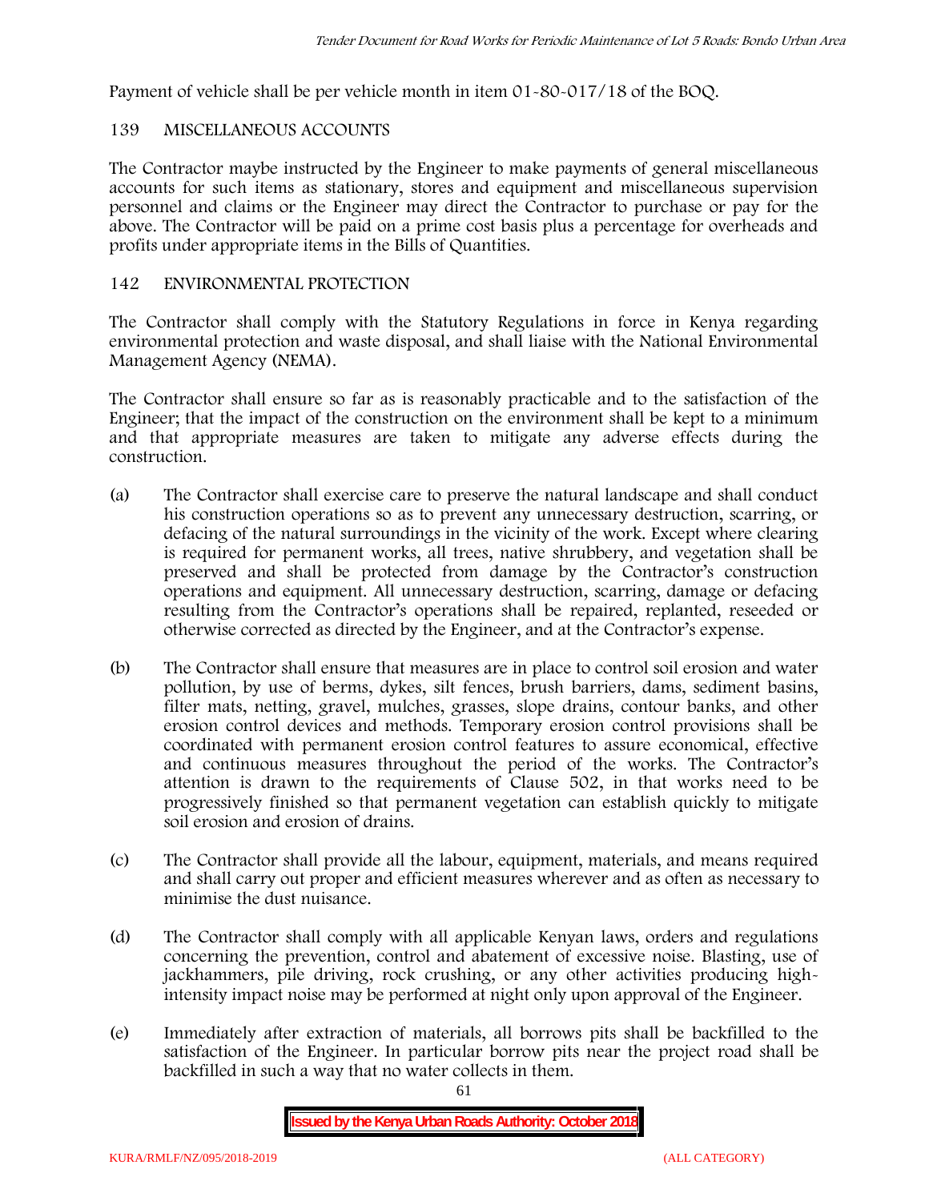Payment of vehicle shall be per vehicle month in item 01-80-017/18 of the BOQ.

## 139 MISCELLANEOUS ACCOUNTS

The Contractor maybe instructed by the Engineer to make payments of general miscellaneous accounts for such items as stationary, stores and equipment and miscellaneous supervision personnel and claims or the Engineer may direct the Contractor to purchase or pay for the above. The Contractor will be paid on a prime cost basis plus a percentage for overheads and profits under appropriate items in the Bills of Quantities.

## 142 ENVIRONMENTAL PROTECTION

The Contractor shall comply with the Statutory Regulations in force in Kenya regarding environmental protection and waste disposal, and shall liaise with the National Environmental Management Agency (NEMA).

The Contractor shall ensure so far as is reasonably practicable and to the satisfaction of the Engineer; that the impact of the construction on the environment shall be kept to a minimum and that appropriate measures are taken to mitigate any adverse effects during the construction.

(a) The Contractor shall exercise care to preserve the natural landscape and shall conduct his construction operations so as to prevent any unnecessary destruction, scarring, or defacing of the natural surroundings in the vicinity of the work. Except where clearing is required for permanent works, all trees, native shrubbery, and vegetation shall be preserved and shall be protected from damage by the Contractor's construction operations and equipment. All unnecessary destruction, scarring, damage or defacing resulting from the Contractor's operations shall be repaired, replanted, reseeded or otherwise corrected as directed by the Engineer, and at the Contractor's expense.

(b) The Contractor shall ensure that measures are in place to control soil erosion and water pollution, by use of berms, dykes, silt fences, brush barriers, dams, sediment basins, filter mats, netting, gravel, mulches, grasses, slope drains, contour banks, and other erosion control devices and methods. Temporary erosion control provisions shall be coordinated with permanent erosion control features to assure economical, effective and continuous measures throughout the period of the works. The Contractor's attention is drawn to the requirements of Clause 502, in that works need to be progressively finished so that permanent vegetation can establish quickly to mitigate soil erosion and erosion of drains.

(c) The Contractor shall provide all the labour, equipment, materials, and means required and shall carry out proper and efficient measures wherever and as often as necessary to minimise the dust nuisance.

(d) The Contractor shall comply with all applicable Kenyan laws, orders and regulations concerning the prevention, control and abatement of excessive noise. Blasting, use of jackhammers, pile driving, rock crushing, or any other activities producing high-intensity impact noise may be performed at night only upon approval of the Engineer.

(e) Immediately after extraction of materials, all borrows pits shall be backfilled to the satisfaction of the Engineer. In particular borrow pits near the project road shall be backfilled in such a way that no water collects in them.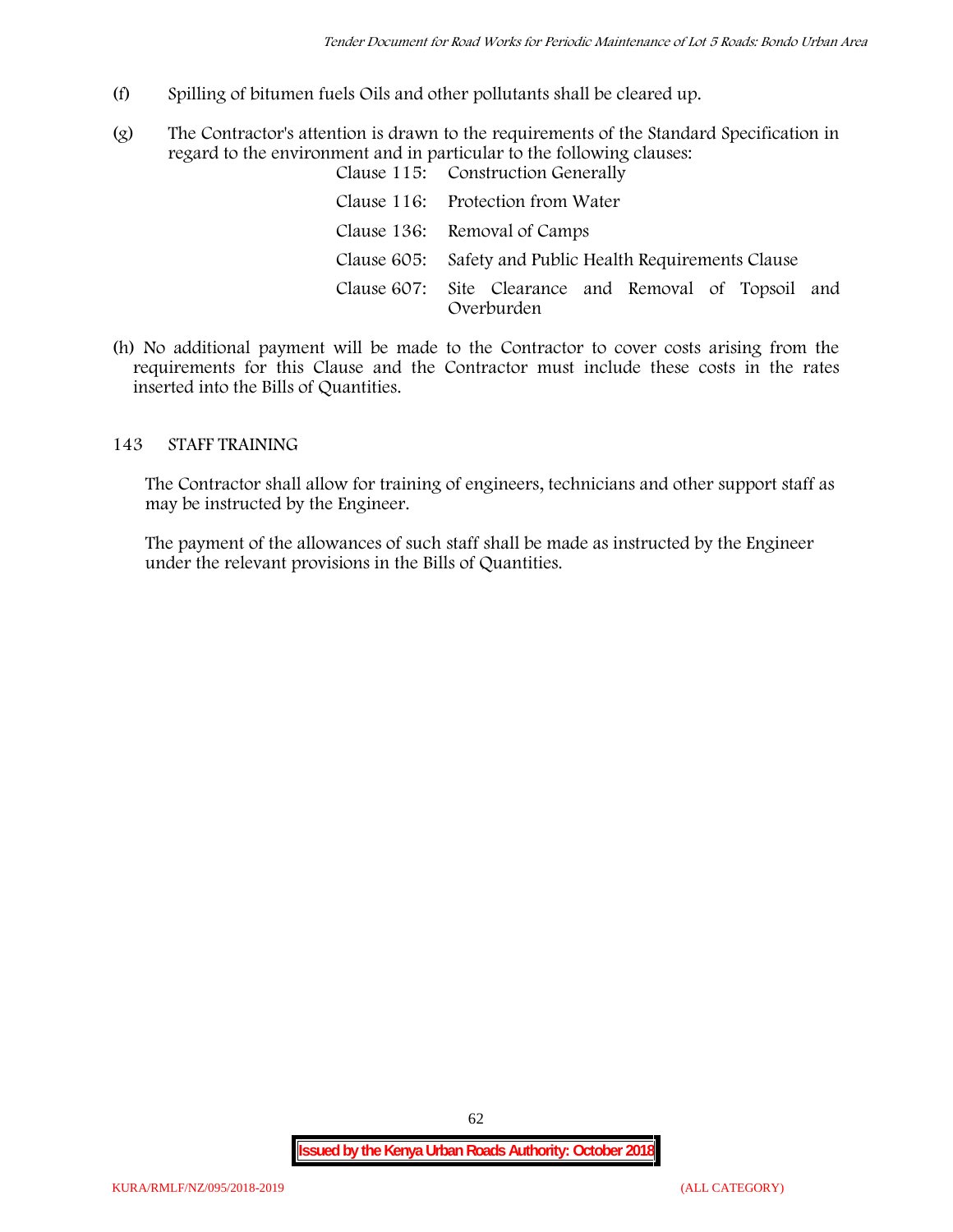(f) Spilling of bitumen fuels Oils and other pollutants shall be cleared up.

(g) The Contractor's attention is drawn to the requirements of the Standard Specification in regard to the environment and in particular to the following clauses:

| | |
|---|---|
| Clause 115: | Construction Generally |
| Clause 116: | Protection from Water |
| Clause 136: | Removal of Camps |
| Clause 605: | Safety and Public Health Requirements Clause |
| Clause 607: | Site Clearance and Removal of Topsoil and Overburden |

(h) No additional payment will be made to the Contractor to cover costs arising from the requirements for this Clause and the Contractor must include these costs in the rates inserted into the Bills of Quantities.

## 143 STAFF TRAINING

The Contractor shall allow for training of engineers, technicians and other support staff as may be instructed by the Engineer.

The payment of the allowances of such staff shall be made as instructed by the Engineer under the relevant provisions in the Bills of Quantities.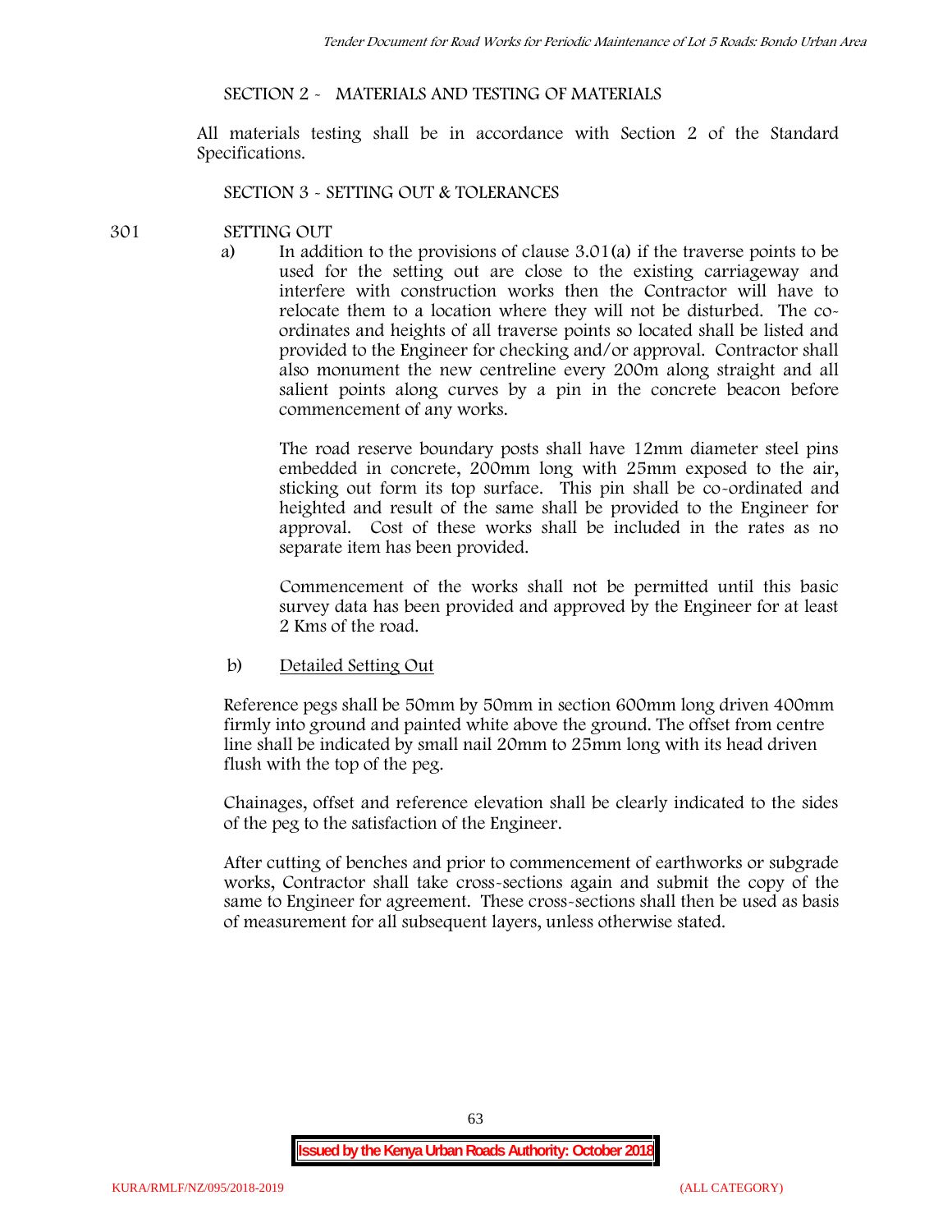## SECTION 2 - MATERIALS AND TESTING OF MATERIALS

All materials testing shall be in accordance with Section 2 of the Standard Specifications.

## SECTION 3 - SETTING OUT & TOLERANCES

### 301 SETTING OUT

a) In addition to the provisions of clause 3.01(a) if the traverse points to be used for the setting out are close to the existing carriageway and interfere with construction works then the Contractor will have to relocate them to a location where they will not be disturbed. The co-ordinates and heights of all traverse points so located shall be listed and provided to the Engineer for checking and/or approval. Contractor shall also monument the new centreline every 200m along straight and all salient points along curves by a pin in the concrete beacon before commencement of any works.

The road reserve boundary posts shall have 12mm diameter steel pins embedded in concrete, 200mm long with 25mm exposed to the air, sticking out form its top surface. This pin shall be co-ordinated and heighted and result of the same shall be provided to the Engineer for approval. Cost of these works shall be included in the rates as no separate item has been provided.

Commencement of the works shall not be permitted until this basic survey data has been provided and approved by the Engineer for at least 2 Kms of the road.

b) <u>Detailed Setting Out</u>

Reference pegs shall be 50mm by 50mm in section 600mm long driven 400mm firmly into ground and painted white above the ground. The offset from centre line shall be indicated by small nail 20mm to 25mm long with its head driven flush with the top of the peg.

Chainages, offset and reference elevation shall be clearly indicated to the sides of the peg to the satisfaction of the Engineer.

After cutting of benches and prior to commencement of earthworks or subgrade works, Contractor shall take cross-sections again and submit the copy of the same to Engineer for agreement. These cross-sections shall then be used as basis of measurement for all subsequent layers, unless otherwise stated.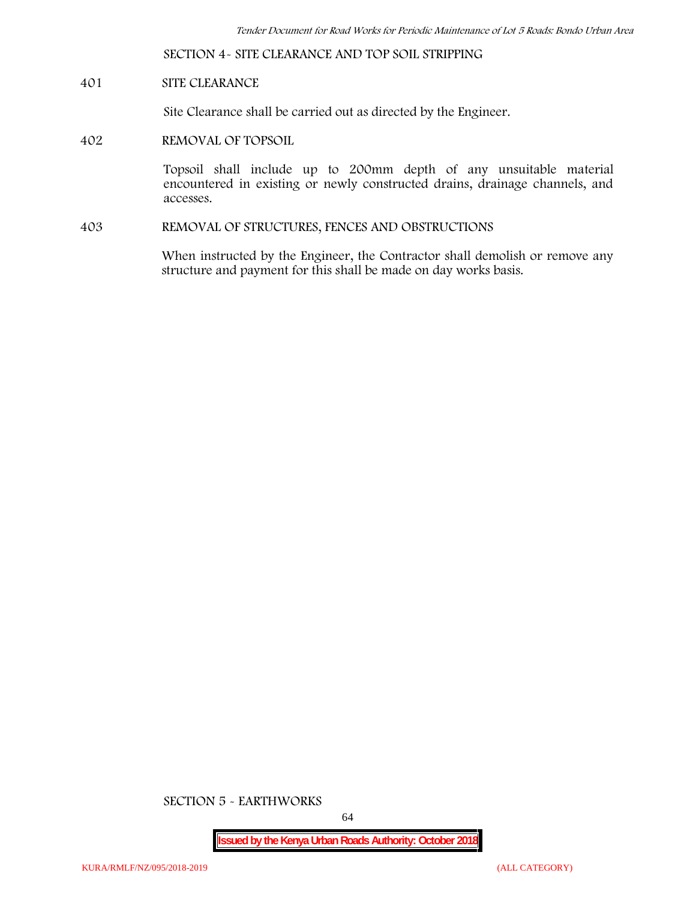## SECTION 4- SITE CLEARANCE AND TOP SOIL STRIPPING

### 401 SITE CLEARANCE

Site Clearance shall be carried out as directed by the Engineer.

### 402 REMOVAL OF TOPSOIL

Topsoil shall include up to 200mm depth of any unsuitable material encountered in existing or newly constructed drains, drainage channels, and accesses.

### 403 REMOVAL OF STRUCTURES, FENCES AND OBSTRUCTIONS

When instructed by the Engineer, the Contractor shall demolish or remove any structure and payment for this shall be made on day works basis.

## SECTION 5 - EARTHWORKS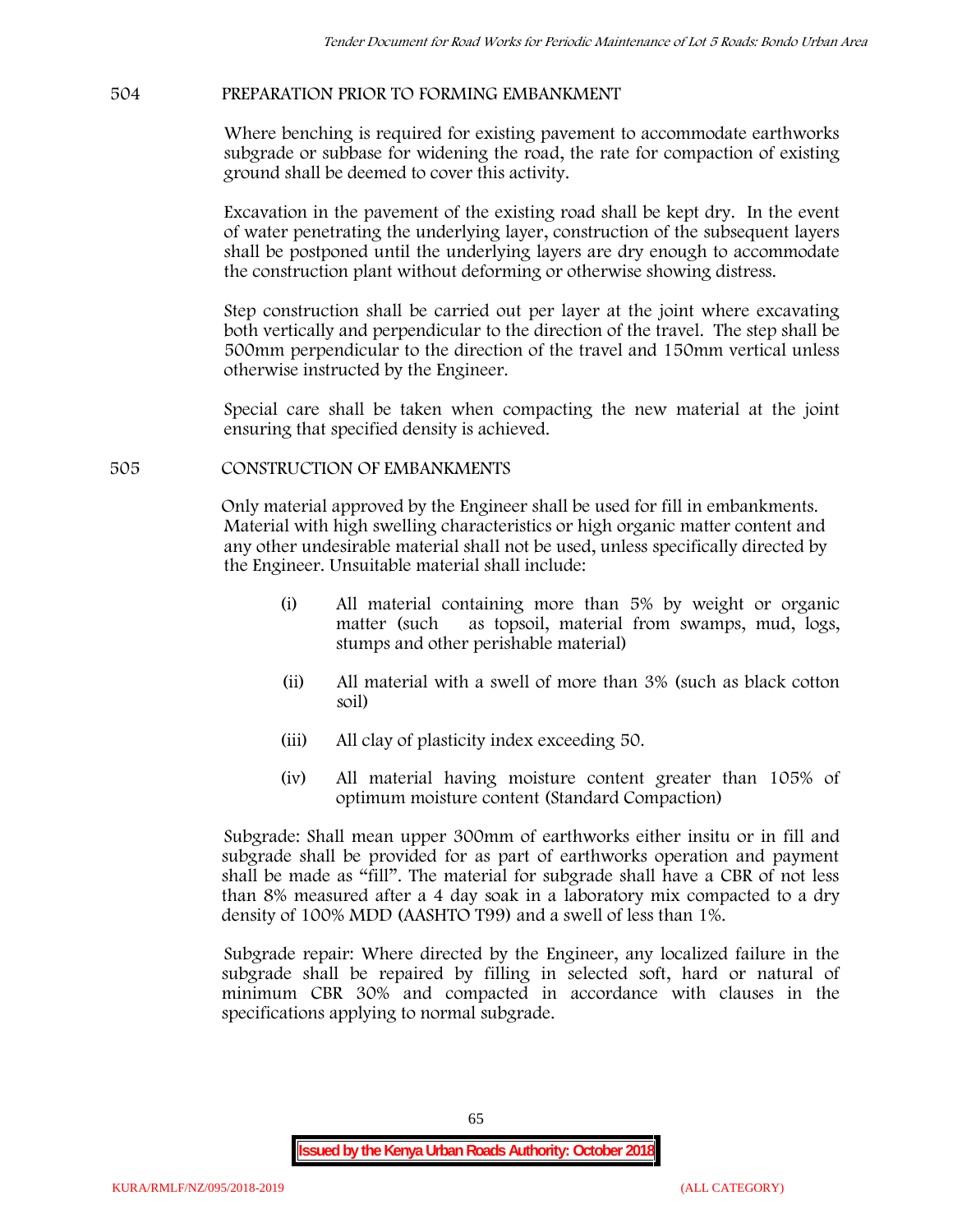## 504 PREPARATION PRIOR TO FORMING EMBANKMENT

Where benching is required for existing pavement to accommodate earthworks subgrade or subbase for widening the road, the rate for compaction of existing ground shall be deemed to cover this activity.

Excavation in the pavement of the existing road shall be kept dry. In the event of water penetrating the underlying layer, construction of the subsequent layers shall be postponed until the underlying layers are dry enough to accommodate the construction plant without deforming or otherwise showing distress.

Step construction shall be carried out per layer at the joint where excavating both vertically and perpendicular to the direction of the travel. The step shall be 500mm perpendicular to the direction of the travel and 150mm vertical unless otherwise instructed by the Engineer.

Special care shall be taken when compacting the new material at the joint ensuring that specified density is achieved.

## 505 CONSTRUCTION OF EMBANKMENTS

Only material approved by the Engineer shall be used for fill in embankments. Material with high swelling characteristics or high organic matter content and any other undesirable material shall not be used, unless specifically directed by the Engineer. Unsuitable material shall include:

(i) All material containing more than 5% by weight or organic matter (such as topsoil, material from swamps, mud, logs, stumps and other perishable material)

(ii) All material with a swell of more than 3% (such as black cotton soil)

(iii) All clay of plasticity index exceeding 50.

(iv) All material having moisture content greater than 105% of optimum moisture content (Standard Compaction)

Subgrade: Shall mean upper 300mm of earthworks either insitu or in fill and subgrade shall be provided for as part of earthworks operation and payment shall be made as "fill". The material for subgrade shall have a CBR of not less than 8% measured after a 4 day soak in a laboratory mix compacted to a dry density of 100% MDD (AASHTO T99) and a swell of less than 1%.

Subgrade repair: Where directed by the Engineer, any localized failure in the subgrade shall be repaired by filling in selected soft, hard or natural of minimum CBR 30% and compacted in accordance with clauses in the specifications applying to normal subgrade.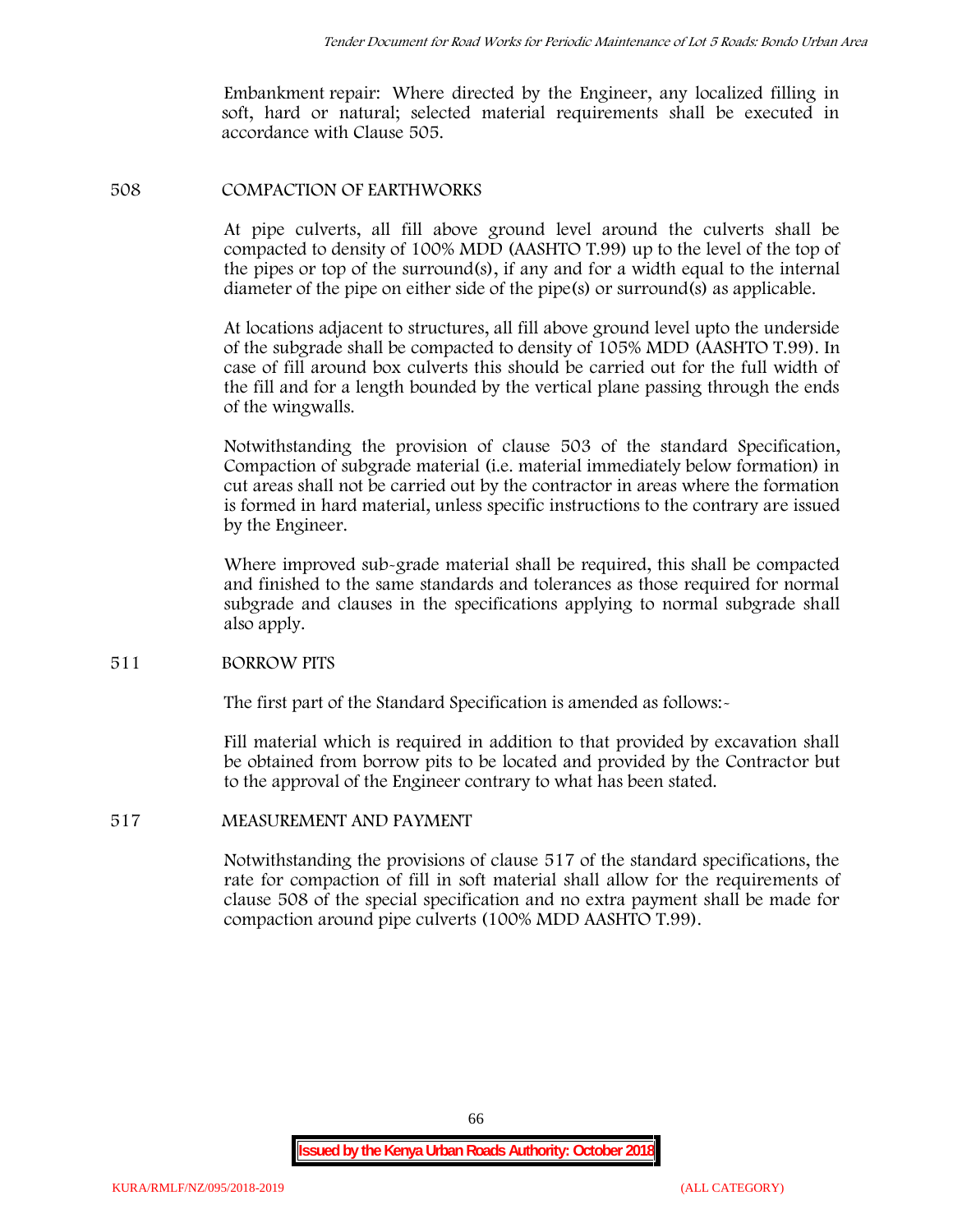Embankment repair: Where directed by the Engineer, any localized filling in soft, hard or natural; selected material requirements shall be executed in accordance with Clause 505.

## 508 COMPACTION OF EARTHWORKS

At pipe culverts, all fill above ground level around the culverts shall be compacted to density of 100% MDD (AASHTO T.99) up to the level of the top of the pipes or top of the surround(s), if any and for a width equal to the internal diameter of the pipe on either side of the pipe(s) or surround(s) as applicable.

At locations adjacent to structures, all fill above ground level upto the underside of the subgrade shall be compacted to density of 105% MDD (AASHTO T.99). In case of fill around box culverts this should be carried out for the full width of the fill and for a length bounded by the vertical plane passing through the ends of the wingwalls.

Notwithstanding the provision of clause 503 of the standard Specification, Compaction of subgrade material (i.e. material immediately below formation) in cut areas shall not be carried out by the contractor in areas where the formation is formed in hard material, unless specific instructions to the contrary are issued by the Engineer.

Where improved sub-grade material shall be required, this shall be compacted and finished to the same standards and tolerances as those required for normal subgrade and clauses in the specifications applying to normal subgrade shall also apply.

## 511 BORROW PITS

The first part of the Standard Specification is amended as follows:-

Fill material which is required in addition to that provided by excavation shall be obtained from borrow pits to be located and provided by the Contractor but to the approval of the Engineer contrary to what has been stated.

## 517 MEASUREMENT AND PAYMENT

Notwithstanding the provisions of clause 517 of the standard specifications, the rate for compaction of fill in soft material shall allow for the requirements of clause 508 of the special specification and no extra payment shall be made for compaction around pipe culverts (100% MDD AASHTO T.99).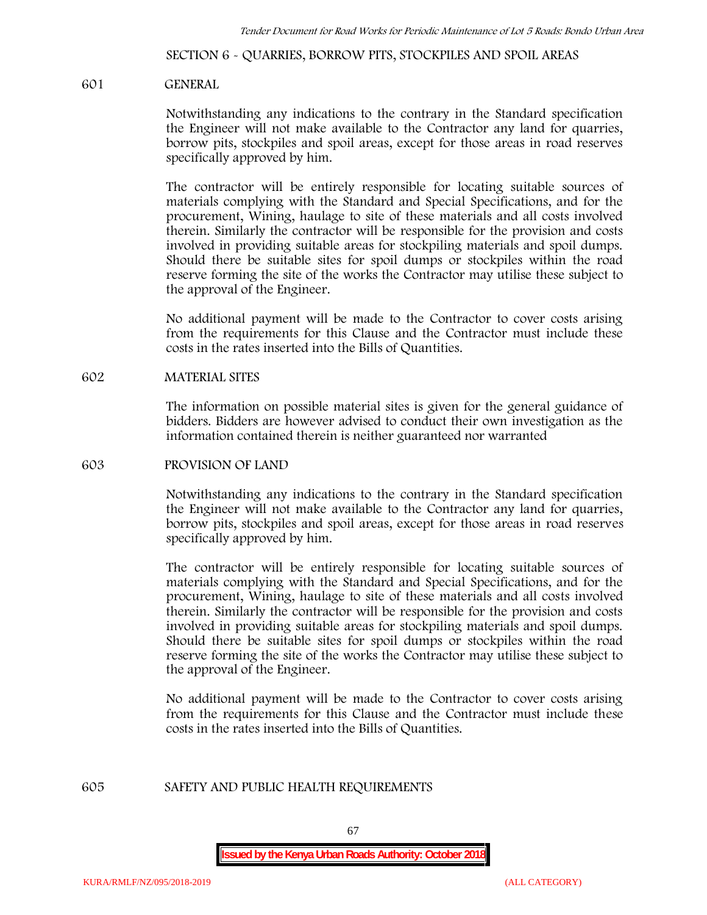## SECTION 6 - QUARRIES, BORROW PITS, STOCKPILES AND SPOIL AREAS

### 601 GENERAL

Notwithstanding any indications to the contrary in the Standard specification the Engineer will not make available to the Contractor any land for quarries, borrow pits, stockpiles and spoil areas, except for those areas in road reserves specifically approved by him.

The contractor will be entirely responsible for locating suitable sources of materials complying with the Standard and Special Specifications, and for the procurement, Wining, haulage to site of these materials and all costs involved therein. Similarly the contractor will be responsible for the provision and costs involved in providing suitable areas for stockpiling materials and spoil dumps. Should there be suitable sites for spoil dumps or stockpiles within the road reserve forming the site of the works the Contractor may utilise these subject to the approval of the Engineer.

No additional payment will be made to the Contractor to cover costs arising from the requirements for this Clause and the Contractor must include these costs in the rates inserted into the Bills of Quantities.

### 602 MATERIAL SITES

The information on possible material sites is given for the general guidance of bidders. Bidders are however advised to conduct their own investigation as the information contained therein is neither guaranteed nor warranted

### 603 PROVISION OF LAND

Notwithstanding any indications to the contrary in the Standard specification the Engineer will not make available to the Contractor any land for quarries, borrow pits, stockpiles and spoil areas, except for those areas in road reserves specifically approved by him.

The contractor will be entirely responsible for locating suitable sources of materials complying with the Standard and Special Specifications, and for the procurement, Wining, haulage to site of these materials and all costs involved therein. Similarly the contractor will be responsible for the provision and costs involved in providing suitable areas for stockpiling materials and spoil dumps. Should there be suitable sites for spoil dumps or stockpiles within the road reserve forming the site of the works the Contractor may utilise these subject to the approval of the Engineer.

No additional payment will be made to the Contractor to cover costs arising from the requirements for this Clause and the Contractor must include these costs in the rates inserted into the Bills of Quantities.

### 605 SAFETY AND PUBLIC HEALTH REQUIREMENTS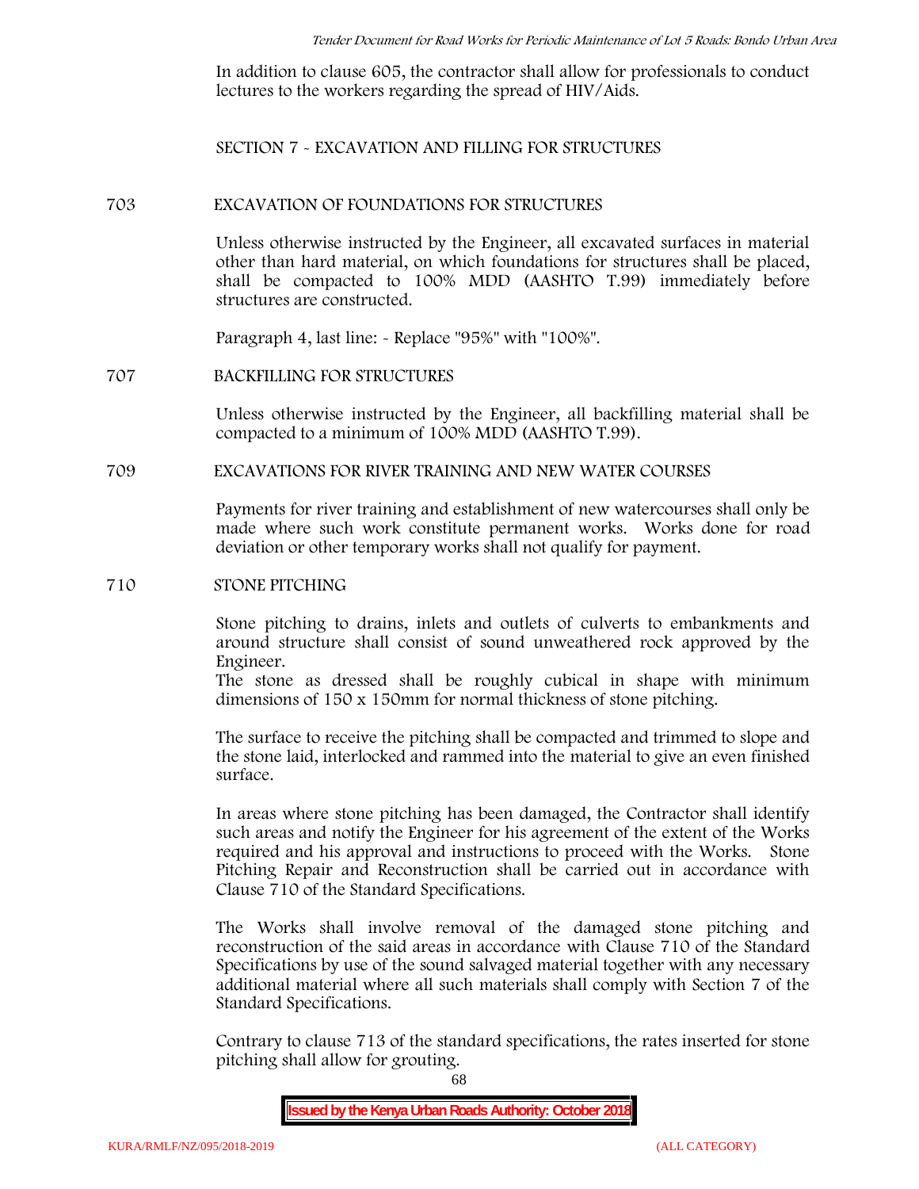In addition to clause 605, the contractor shall allow for professionals to conduct lectures to the workers regarding the spread of HIV/Aids.

## SECTION 7 - EXCAVATION AND FILLING FOR STRUCTURES

### 703 EXCAVATION OF FOUNDATIONS FOR STRUCTURES

Unless otherwise instructed by the Engineer, all excavated surfaces in material other than hard material, on which foundations for structures shall be placed, shall be compacted to 100% MDD (AASHTO T.99) immediately before structures are constructed.

Paragraph 4, last line: - Replace "95%" with "100%".

### 707 BACKFILLING FOR STRUCTURES

Unless otherwise instructed by the Engineer, all backfilling material shall be compacted to a minimum of 100% MDD (AASHTO T.99).

### 709 EXCAVATIONS FOR RIVER TRAINING AND NEW WATER COURSES

Payments for river training and establishment of new watercourses shall only be made where such work constitute permanent works. Works done for road deviation or other temporary works shall not qualify for payment.

### 710 STONE PITCHING

Stone pitching to drains, inlets and outlets of culverts to embankments and around structure shall consist of sound unweathered rock approved by the Engineer.
The stone as dressed shall be roughly cubical in shape with minimum dimensions of 150 x 150mm for normal thickness of stone pitching.

The surface to receive the pitching shall be compacted and trimmed to slope and the stone laid, interlocked and rammed into the material to give an even finished surface.

In areas where stone pitching has been damaged, the Contractor shall identify such areas and notify the Engineer for his agreement of the extent of the Works required and his approval and instructions to proceed with the Works. Stone Pitching Repair and Reconstruction shall be carried out in accordance with Clause 710 of the Standard Specifications.

The Works shall involve removal of the damaged stone pitching and reconstruction of the said areas in accordance with Clause 710 of the Standard Specifications by use of the sound salvaged material together with any necessary additional material where all such materials shall comply with Section 7 of the Standard Specifications.

Contrary to clause 713 of the standard specifications, the rates inserted for stone pitching shall allow for grouting.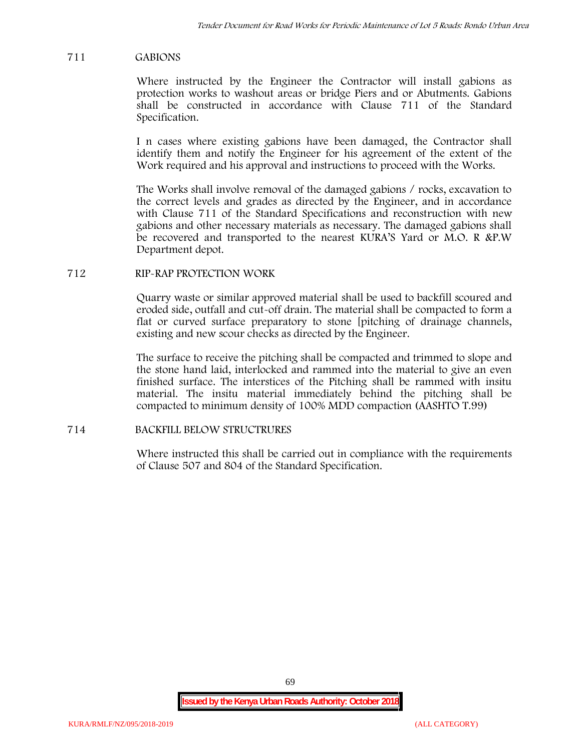## 711 GABIONS

Where instructed by the Engineer the Contractor will install gabions as protection works to washout areas or bridge Piers and or Abutments. Gabions shall be constructed in accordance with Clause 711 of the Standard Specification.

I n cases where existing gabions have been damaged, the Contractor shall identify them and notify the Engineer for his agreement of the extent of the Work required and his approval and instructions to proceed with the Works.

The Works shall involve removal of the damaged gabions / rocks, excavation to the correct levels and grades as directed by the Engineer, and in accordance with Clause 711 of the Standard Specifications and reconstruction with new gabions and other necessary materials as necessary. The damaged gabions shall be recovered and transported to the nearest KURA'S Yard or M.O. R &P.W Department depot.

## 712 RIP-RAP PROTECTION WORK

Quarry waste or similar approved material shall be used to backfill scoured and eroded side, outfall and cut-off drain. The material shall be compacted to form a flat or curved surface preparatory to stone [pitching of drainage channels, existing and new scour checks as directed by the Engineer.

The surface to receive the pitching shall be compacted and trimmed to slope and the stone hand laid, interlocked and rammed into the material to give an even finished surface. The interstices of the Pitching shall be rammed with insitu material. The insitu material immediately behind the pitching shall be compacted to minimum density of 100% MDD compaction (AASHTO T.99)

## 714 BACKFILL BELOW STRUCTRURES

Where instructed this shall be carried out in compliance with the requirements of Clause 507 and 804 of the Standard Specification.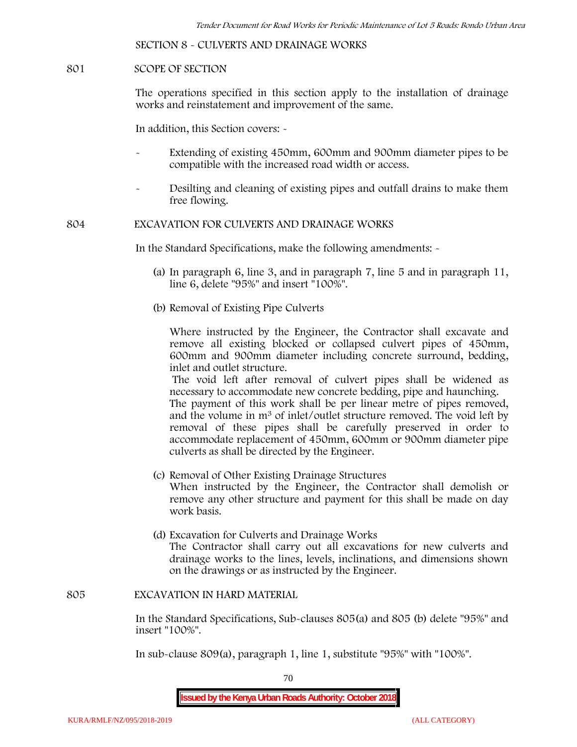## SECTION 8 - CULVERTS AND DRAINAGE WORKS

### 801 SCOPE OF SECTION

The operations specified in this section apply to the installation of drainage works and reinstatement and improvement of the same.

In addition, this Section covers: -

- Extending of existing 450mm, 600mm and 900mm diameter pipes to be compatible with the increased road width or access.
- Desilting and cleaning of existing pipes and outfall drains to make them free flowing.

### 804 EXCAVATION FOR CULVERTS AND DRAINAGE WORKS

In the Standard Specifications, make the following amendments: -

(a) In paragraph 6, line 3, and in paragraph 7, line 5 and in paragraph 11, line 6, delete "95%" and insert "100%".

(b) Removal of Existing Pipe Culverts

Where instructed by the Engineer, the Contractor shall excavate and remove all existing blocked or collapsed culvert pipes of 450mm, 600mm and 900mm diameter including concrete surround, bedding, inlet and outlet structure.

The void left after removal of culvert pipes shall be widened as necessary to accommodate new concrete bedding, pipe and haunching.

The payment of this work shall be per linear metre of pipes removed, and the volume in $m^3$ of inlet/outlet structure removed. The void left by removal of these pipes shall be carefully preserved in order to accommodate replacement of 450mm, 600mm or 900mm diameter pipe culverts as shall be directed by the Engineer.

(c) Removal of Other Existing Drainage Structures

When instructed by the Engineer, the Contractor shall demolish or remove any other structure and payment for this shall be made on day work basis.

(d) Excavation for Culverts and Drainage Works

The Contractor shall carry out all excavations for new culverts and drainage works to the lines, levels, inclinations, and dimensions shown on the drawings or as instructed by the Engineer.

### 805 EXCAVATION IN HARD MATERIAL

In the Standard Specifications, Sub-clauses 805(a) and 805 (b) delete "95%" and insert "100%".

In sub-clause 809(a), paragraph 1, line 1, substitute "95%" with "100%".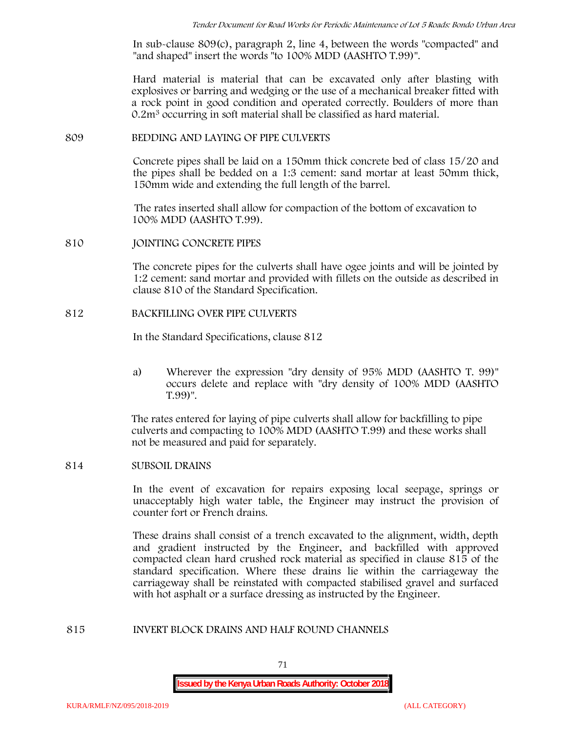In sub-clause 809(c), paragraph 2, line 4, between the words "compacted" and "and shaped" insert the words "to 100% MDD (AASHTO T.99)".

Hard material is material that can be excavated only after blasting with explosives or barring and wedging or the use of a mechanical breaker fitted with a rock point in good condition and operated correctly. Boulders of more than $0.2m^3$ occurring in soft material shall be classified as hard material.

## 809 BEDDING AND LAYING OF PIPE CULVERTS

Concrete pipes shall be laid on a 150mm thick concrete bed of class 15/20 and the pipes shall be bedded on a 1:3 cement: sand mortar at least 50mm thick, 150mm wide and extending the full length of the barrel.

The rates inserted shall allow for compaction of the bottom of excavation to 100% MDD (AASHTO T.99).

## 810 JOINTING CONCRETE PIPES

The concrete pipes for the culverts shall have ogee joints and will be jointed by 1:2 cement: sand mortar and provided with fillets on the outside as described in clause 810 of the Standard Specification.

## 812 BACKFILLING OVER PIPE CULVERTS

In the Standard Specifications, clause 812

a) Wherever the expression "dry density of 95% MDD (AASHTO T. 99)" occurs delete and replace with "dry density of 100% MDD (AASHTO T.99)".

The rates entered for laying of pipe culverts shall allow for backfilling to pipe culverts and compacting to 100% MDD (AASHTO T.99) and these works shall not be measured and paid for separately.

## 814 SUBSOIL DRAINS

In the event of excavation for repairs exposing local seepage, springs or unacceptably high water table, the Engineer may instruct the provision of counter fort or French drains.

These drains shall consist of a trench excavated to the alignment, width, depth and gradient instructed by the Engineer, and backfilled with approved compacted clean hard crushed rock material as specified in clause 815 of the standard specification. Where these drains lie within the carriageway the carriageway shall be reinstated with compacted stabilised gravel and surfaced with hot asphalt or a surface dressing as instructed by the Engineer.

## 815 INVERT BLOCK DRAINS AND HALF ROUND CHANNELS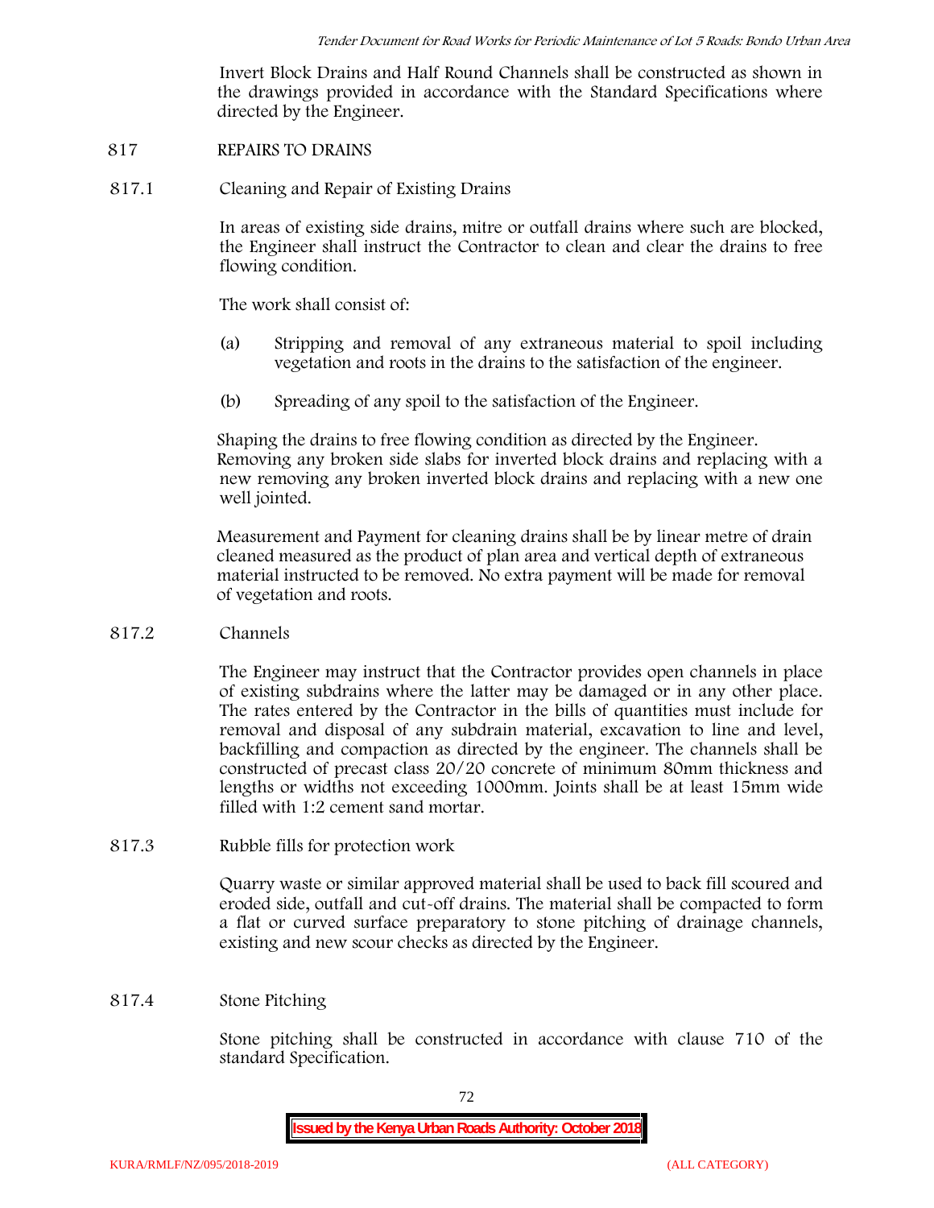Invert Block Drains and Half Round Channels shall be constructed as shown in the drawings provided in accordance with the Standard Specifications where directed by the Engineer.

## 817 REPAIRS TO DRAINS

### 817.1 Cleaning and Repair of Existing Drains

In areas of existing side drains, mitre or outfall drains where such are blocked, the Engineer shall instruct the Contractor to clean and clear the drains to free flowing condition.

The work shall consist of:

(a) Stripping and removal of any extraneous material to spoil including vegetation and roots in the drains to the satisfaction of the engineer.

(b) Spreading of any spoil to the satisfaction of the Engineer.

Shaping the drains to free flowing condition as directed by the Engineer. Removing any broken side slabs for inverted block drains and replacing with a new removing any broken inverted block drains and replacing with a new one well jointed.

Measurement and Payment for cleaning drains shall be by linear metre of drain cleaned measured as the product of plan area and vertical depth of extraneous material instructed to be removed. No extra payment will be made for removal of vegetation and roots.

### 817.2 Channels

The Engineer may instruct that the Contractor provides open channels in place of existing subdrains where the latter may be damaged or in any other place. The rates entered by the Contractor in the bills of quantities must include for removal and disposal of any subdrain material, excavation to line and level, backfilling and compaction as directed by the engineer. The channels shall be constructed of precast class 20/20 concrete of minimum 80mm thickness and lengths or widths not exceeding 1000mm. Joints shall be at least 15mm wide filled with 1:2 cement sand mortar.

### 817.3 Rubble fills for protection work

Quarry waste or similar approved material shall be used to back fill scoured and eroded side, outfall and cut-off drains. The material shall be compacted to form a flat or curved surface preparatory to stone pitching of drainage channels, existing and new scour checks as directed by the Engineer.

### 817.4 Stone Pitching

Stone pitching shall be constructed in accordance with clause 710 of the standard Specification.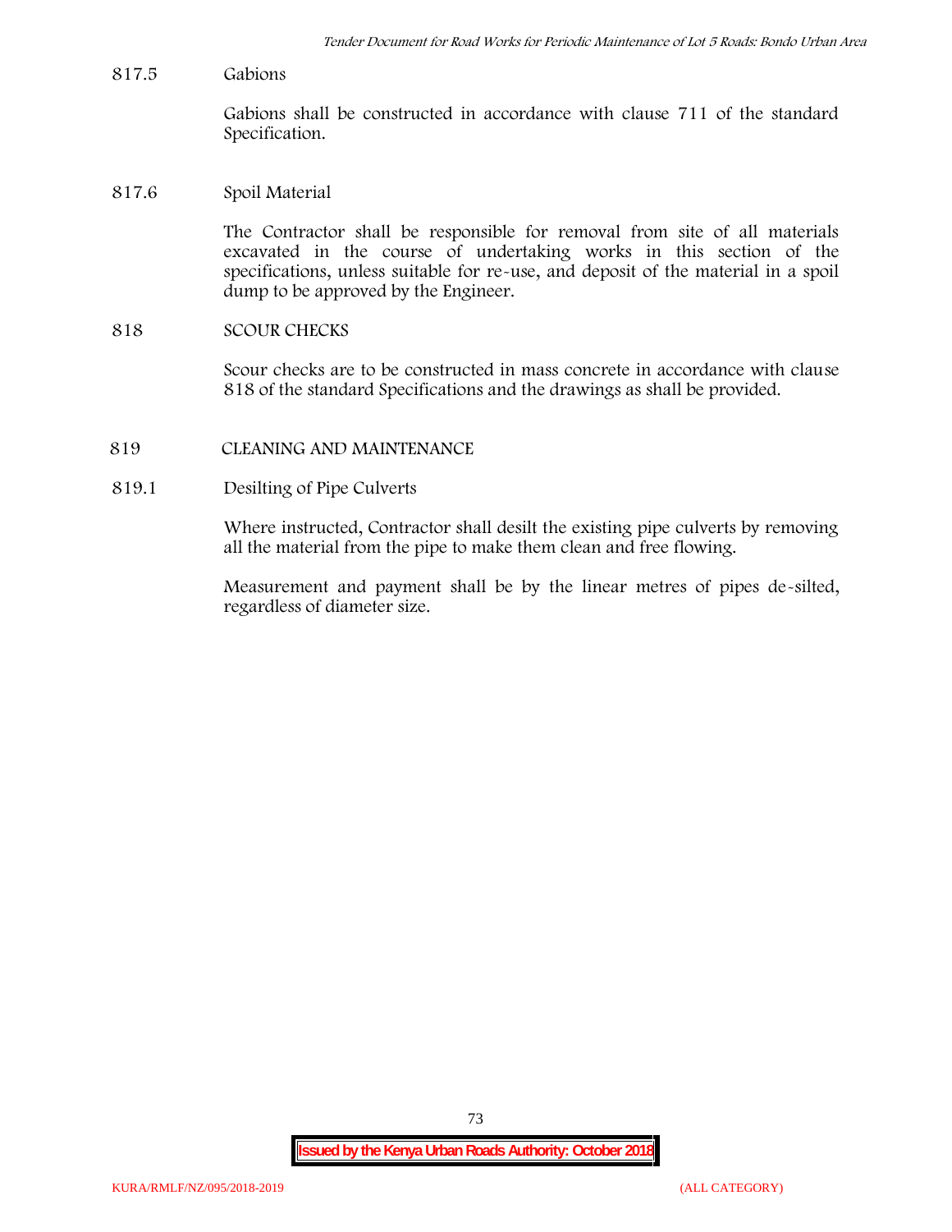817.5 Gabions

Gabions shall be constructed in accordance with clause 711 of the standard Specification.

817.6 Spoil Material

The Contractor shall be responsible for removal from site of all materials excavated in the course of undertaking works in this section of the specifications, unless suitable for re-use, and deposit of the material in a spoil dump to be approved by the Engineer.

## 818 SCOUR CHECKS

Scour checks are to be constructed in mass concrete in accordance with clause 818 of the standard Specifications and the drawings as shall be provided.

## 819 CLEANING AND MAINTENANCE

819.1 Desilting of Pipe Culverts

Where instructed, Contractor shall desilt the existing pipe culverts by removing all the material from the pipe to make them clean and free flowing.

Measurement and payment shall be by the linear metres of pipes de-silted, regardless of diameter size.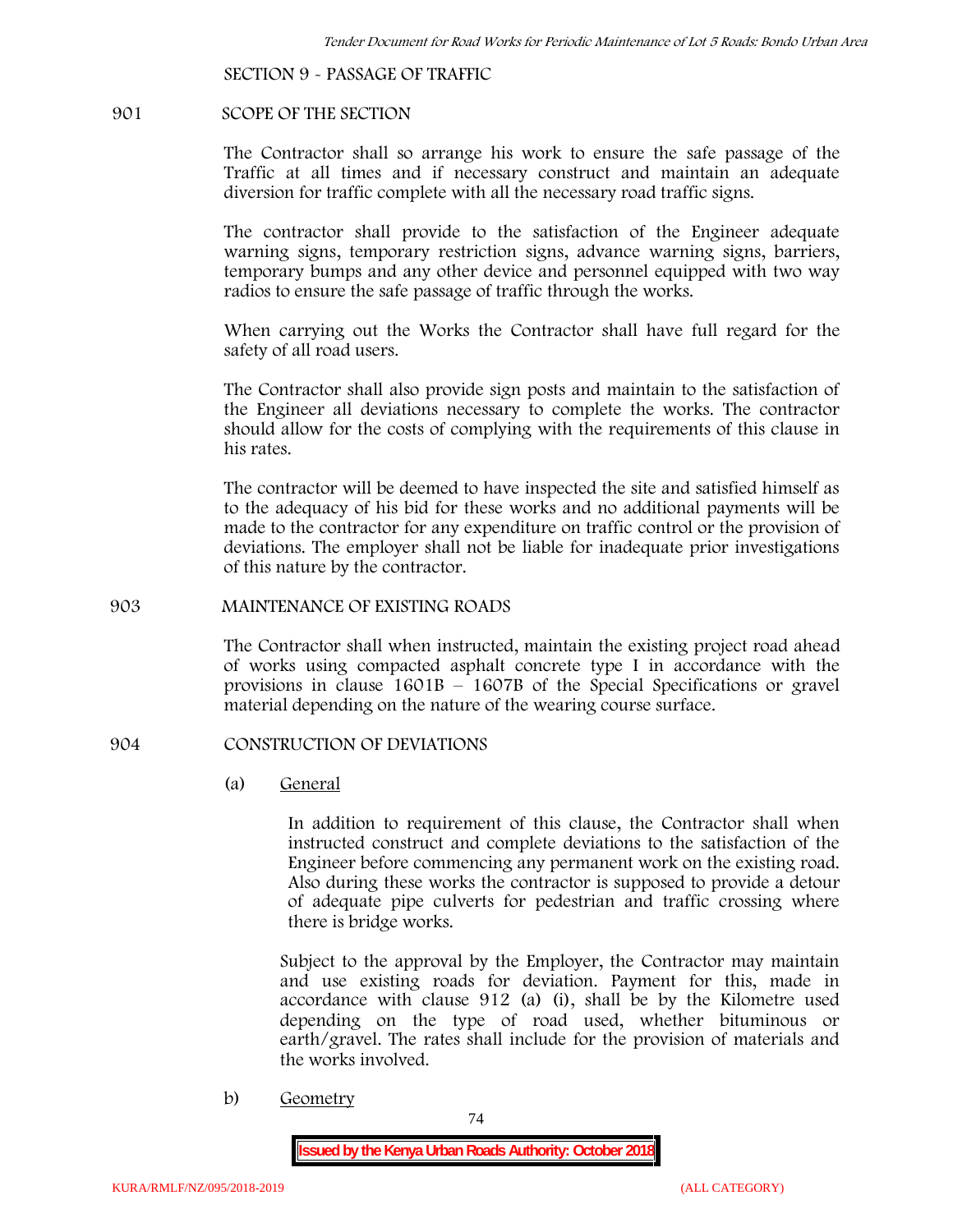## SECTION 9 - PASSAGE OF TRAFFIC

### 901 SCOPE OF THE SECTION

The Contractor shall so arrange his work to ensure the safe passage of the Traffic at all times and if necessary construct and maintain an adequate diversion for traffic complete with all the necessary road traffic signs.

The contractor shall provide to the satisfaction of the Engineer adequate warning signs, temporary restriction signs, advance warning signs, barriers, temporary bumps and any other device and personnel equipped with two way radios to ensure the safe passage of traffic through the works.

When carrying out the Works the Contractor shall have full regard for the safety of all road users.

The Contractor shall also provide sign posts and maintain to the satisfaction of the Engineer all deviations necessary to complete the works. The contractor should allow for the costs of complying with the requirements of this clause in his rates.

The contractor will be deemed to have inspected the site and satisfied himself as to the adequacy of his bid for these works and no additional payments will be made to the contractor for any expenditure on traffic control or the provision of deviations. The employer shall not be liable for inadequate prior investigations of this nature by the contractor.

### 903 MAINTENANCE OF EXISTING ROADS

The Contractor shall when instructed, maintain the existing project road ahead of works using compacted asphalt concrete type I in accordance with the provisions in clause 1601B – 1607B of the Special Specifications or gravel material depending on the nature of the wearing course surface.

### 904 CONSTRUCTION OF DEVIATIONS

(a) <u>General</u>

In addition to requirement of this clause, the Contractor shall when instructed construct and complete deviations to the satisfaction of the Engineer before commencing any permanent work on the existing road. Also during these works the contractor is supposed to provide a detour of adequate pipe culverts for pedestrian and traffic crossing where there is bridge works.

Subject to the approval by the Employer, the Contractor may maintain and use existing roads for deviation. Payment for this, made in accordance with clause 912 (a) (i), shall be by the Kilometre used depending on the type of road used, whether bituminous or earth/gravel. The rates shall include for the provision of materials and the works involved.

b) <u>Geometry</u>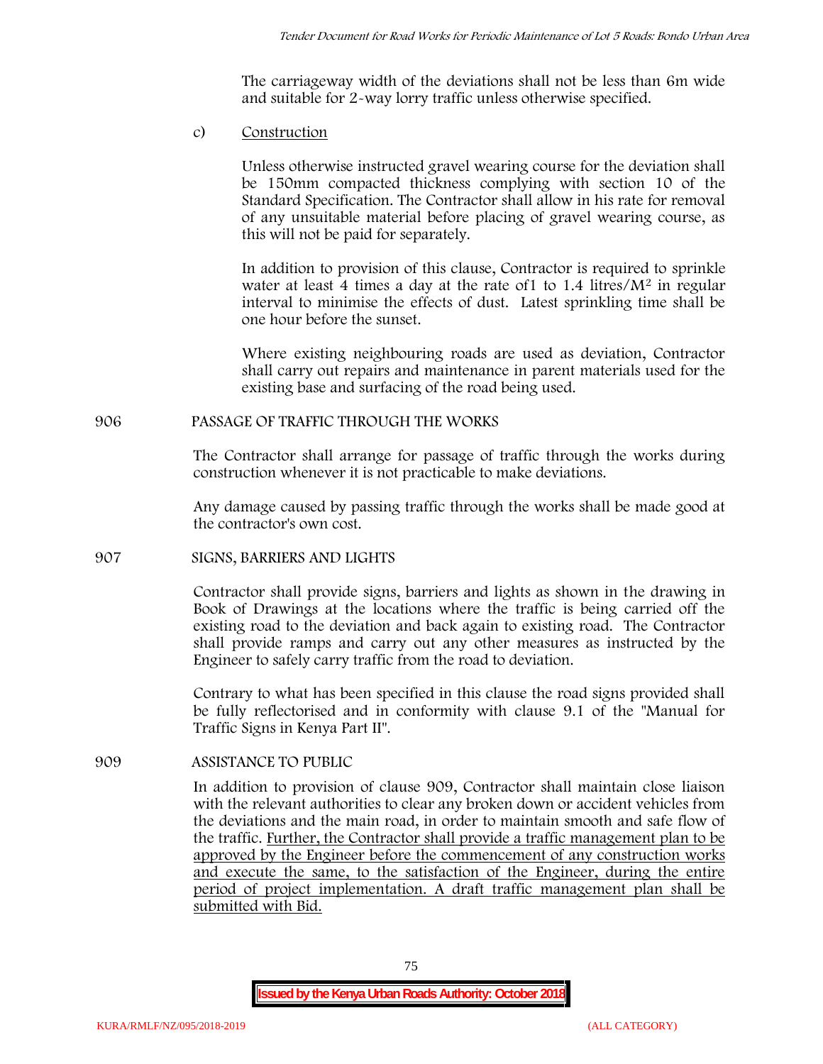The carriageway width of the deviations shall not be less than 6m wide and suitable for 2-way lorry traffic unless otherwise specified.

c) Construction

Unless otherwise instructed gravel wearing course for the deviation shall be 150mm compacted thickness complying with section 10 of the Standard Specification. The Contractor shall allow in his rate for removal of any unsuitable material before placing of gravel wearing course, as this will not be paid for separately.

In addition to provision of this clause, Contractor is required to sprinkle water at least 4 times a day at the rate of1 to 1.4 litres/$M^2$ in regular interval to minimise the effects of dust. Latest sprinkling time shall be one hour before the sunset.

Where existing neighbouring roads are used as deviation, Contractor shall carry out repairs and maintenance in parent materials used for the existing base and surfacing of the road being used.

## 906 PASSAGE OF TRAFFIC THROUGH THE WORKS

The Contractor shall arrange for passage of traffic through the works during construction whenever it is not practicable to make deviations.

Any damage caused by passing traffic through the works shall be made good at the contractor's own cost.

## 907 SIGNS, BARRIERS AND LIGHTS

Contractor shall provide signs, barriers and lights as shown in the drawing in Book of Drawings at the locations where the traffic is being carried off the existing road to the deviation and back again to existing road. The Contractor shall provide ramps and carry out any other measures as instructed by the Engineer to safely carry traffic from the road to deviation.

Contrary to what has been specified in this clause the road signs provided shall be fully reflectorised and in conformity with clause 9.1 of the "Manual for Traffic Signs in Kenya Part II".

## 909 ASSISTANCE TO PUBLIC

In addition to provision of clause 909, Contractor shall maintain close liaison with the relevant authorities to clear any broken down or accident vehicles from the deviations and the main road, in order to maintain smooth and safe flow of the traffic. <u>Further, the Contractor shall provide a traffic management plan to be approved by the Engineer before the commencement of any construction works and execute the same, to the satisfaction of the Engineer, during the entire period of project implementation. A draft traffic management plan shall be submitted with Bid.</u>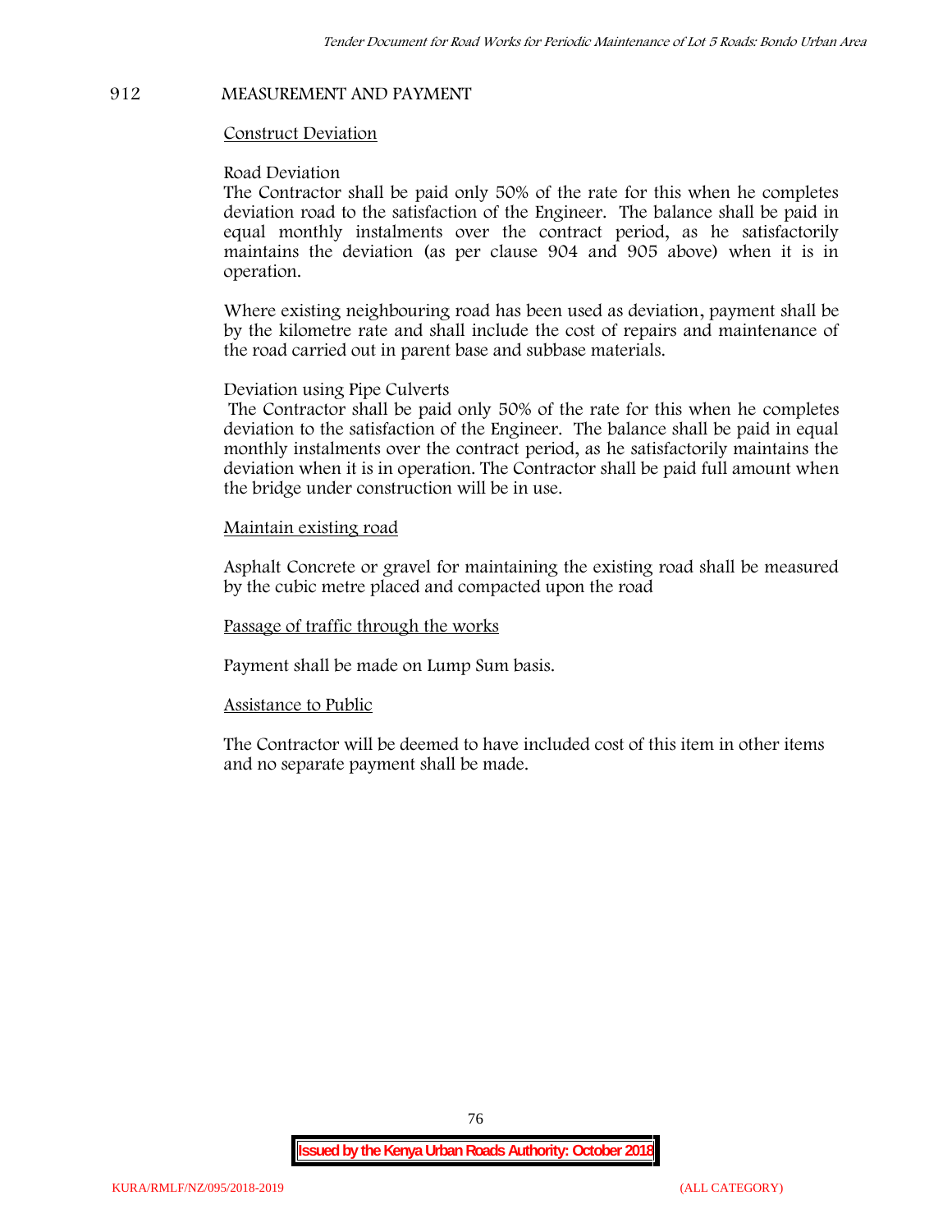## 912 MEASUREMENT AND PAYMENT

Construct Deviation

Road Deviation

The Contractor shall be paid only 50% of the rate for this when he completes deviation road to the satisfaction of the Engineer. The balance shall be paid in equal monthly instalments over the contract period, as he satisfactorily maintains the deviation (as per clause 904 and 905 above) when it is in operation.

Where existing neighbouring road has been used as deviation, payment shall be by the kilometre rate and shall include the cost of repairs and maintenance of the road carried out in parent base and subbase materials.

Deviation using Pipe Culverts

The Contractor shall be paid only 50% of the rate for this when he completes deviation to the satisfaction of the Engineer. The balance shall be paid in equal monthly instalments over the contract period, as he satisfactorily maintains the deviation when it is in operation. The Contractor shall be paid full amount when the bridge under construction will be in use.

Maintain existing road

Asphalt Concrete or gravel for maintaining the existing road shall be measured by the cubic metre placed and compacted upon the road

Passage of traffic through the works

Payment shall be made on Lump Sum basis.

Assistance to Public

The Contractor will be deemed to have included cost of this item in other items and no separate payment shall be made.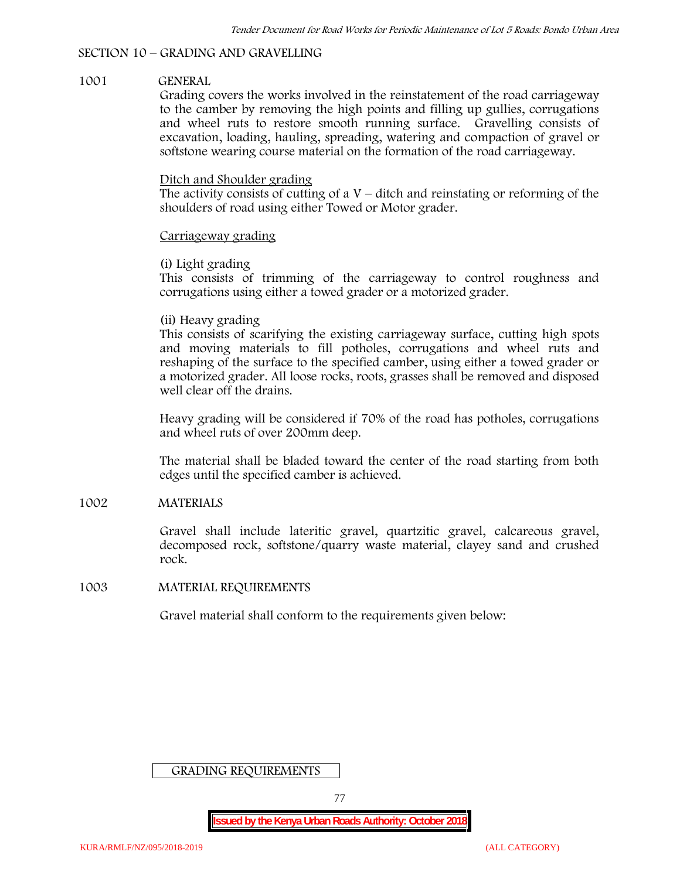## SECTION 10 – GRADING AND GRAVELLING

### 1001 GENERAL

Grading covers the works involved in the reinstatement of the road carriageway to the camber by removing the high points and filling up gullies, corrugations and wheel ruts to restore smooth running surface. Gravelling consists of excavation, loading, hauling, spreading, watering and compaction of gravel or softstone wearing course material on the formation of the road carriageway.

Ditch and Shoulder grading

The activity consists of cutting of a V – ditch and reinstating or reforming of the shoulders of road using either Towed or Motor grader.

Carriageway grading

(i) Light grading

This consists of trimming of the carriageway to control roughness and corrugations using either a towed grader or a motorized grader.

(ii) Heavy grading

This consists of scarifying the existing carriageway surface, cutting high spots and moving materials to fill potholes, corrugations and wheel ruts and reshaping of the surface to the specified camber, using either a towed grader or a motorized grader. All loose rocks, roots, grasses shall be removed and disposed well clear off the drains.

Heavy grading will be considered if 70% of the road has potholes, corrugations and wheel ruts of over 200mm deep.

The material shall be bladed toward the center of the road starting from both edges until the specified camber is achieved.

### 1002 MATERIALS

Gravel shall include lateritic gravel, quartzitic gravel, calcareous gravel, decomposed rock, softstone/quarry waste material, clayey sand and crushed rock.

### 1003 MATERIAL REQUIREMENTS

Gravel material shall conform to the requirements given below:

GRADING REQUIREMENTS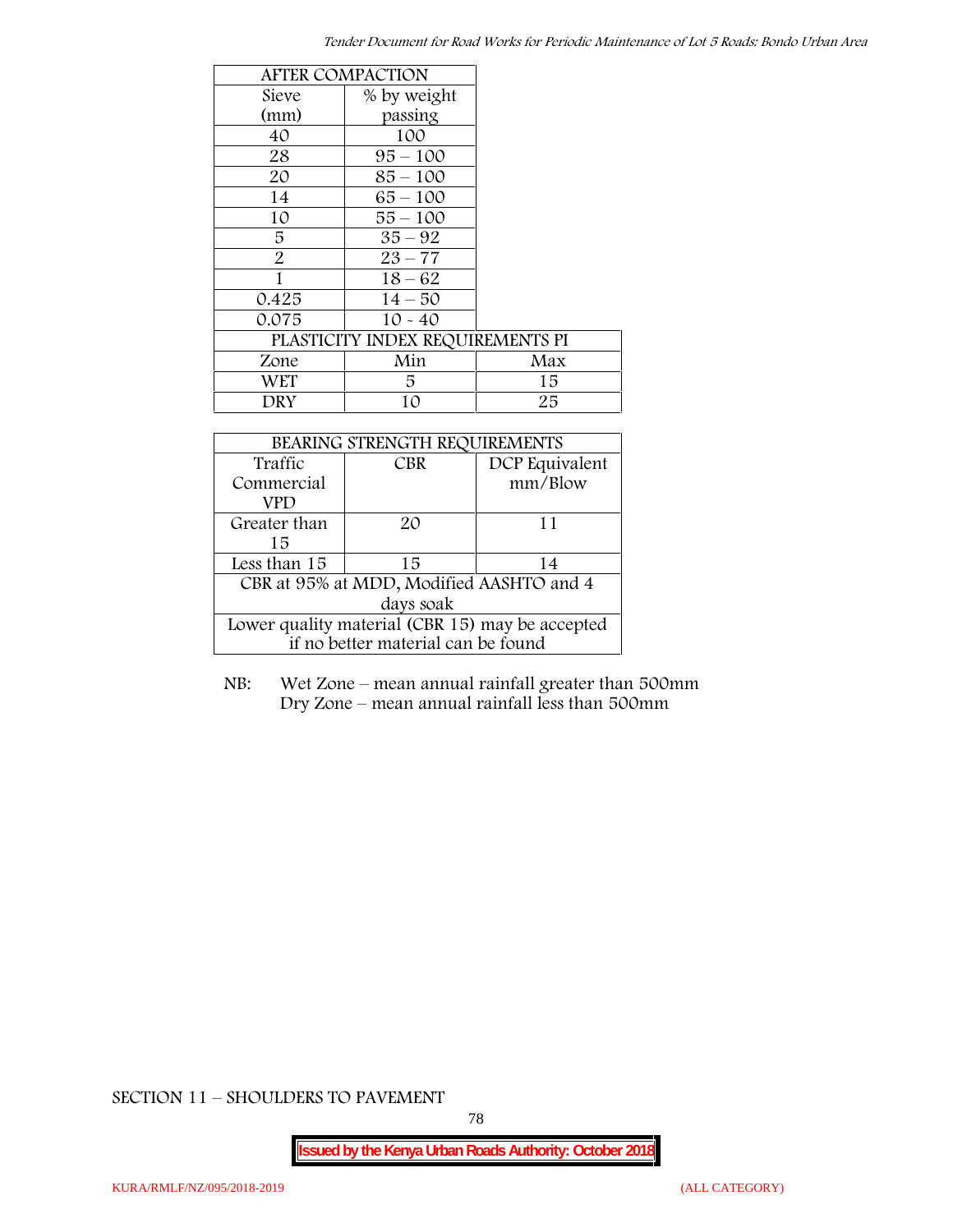| AFTER COMPACTION | | |
|---|---|---|
| Sieve (mm) | % by weight passing | |
| 40 | 100 | |
| 28 | 95 – 100 | |
| 20 | 85 – 100 | |
| 14 | 65 – 100 | |
| 10 | 55 – 100 | |
| 5 | 35 – 92 | |
| 2 | 23 – 77 | |
| 1 | 18 – 62 | |
| 0.425 | 14 – 50 | |
| 0.075 | 10 - 40 | |
| PLASTICITY INDEX REQUIREMENTS PI | | |
| Zone | Min | Max |
| WET | 5 | 15 |
| DRY | 10 | 25 |

| BEARING STRENGTH REQUIREMENTS | | |
|---|---|---|
| Traffic Commercial VPD | CBR | DCP Equivalent mm/Blow |
| Greater than 15 | 20 | 11 |
| Less than 15 | 15 | 14 |
| CBR at 95% at MDD, Modified AASHTO and 4 days soak | | |
| Lower quality material (CBR 15) may be accepted if no better material can be found | | |

NB: Wet Zone – mean annual rainfall greater than 500mm
Dry Zone – mean annual rainfall less than 500mm

SECTION 11 – SHOULDERS TO PAVEMENT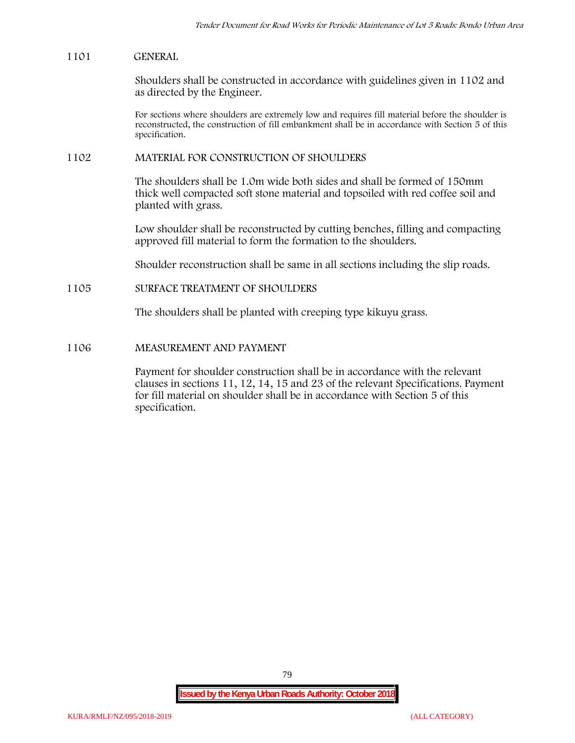## 1101 GENERAL

Shoulders shall be constructed in accordance with guidelines given in 1102 and as directed by the Engineer.

For sections where shoulders are extremely low and requires fill material before the shoulder is reconstructed, the construction of fill embankment shall be in accordance with Section 5 of this specification.

## 1102 MATERIAL FOR CONSTRUCTION OF SHOULDERS

The shoulders shall be 1.0m wide both sides and shall be formed of 150mm thick well compacted soft stone material and topsoiled with red coffee soil and planted with grass.

Low shoulder shall be reconstructed by cutting benches, filling and compacting approved fill material to form the formation to the shoulders.

Shoulder reconstruction shall be same in all sections including the slip roads.

## 1105 SURFACE TREATMENT OF SHOULDERS

The shoulders shall be planted with creeping type kikuyu grass.

## 1106 MEASUREMENT AND PAYMENT

Payment for shoulder construction shall be in accordance with the relevant clauses in sections 11, 12, 14, 15 and 23 of the relevant Specifications. Payment for fill material on shoulder shall be in accordance with Section 5 of this specification.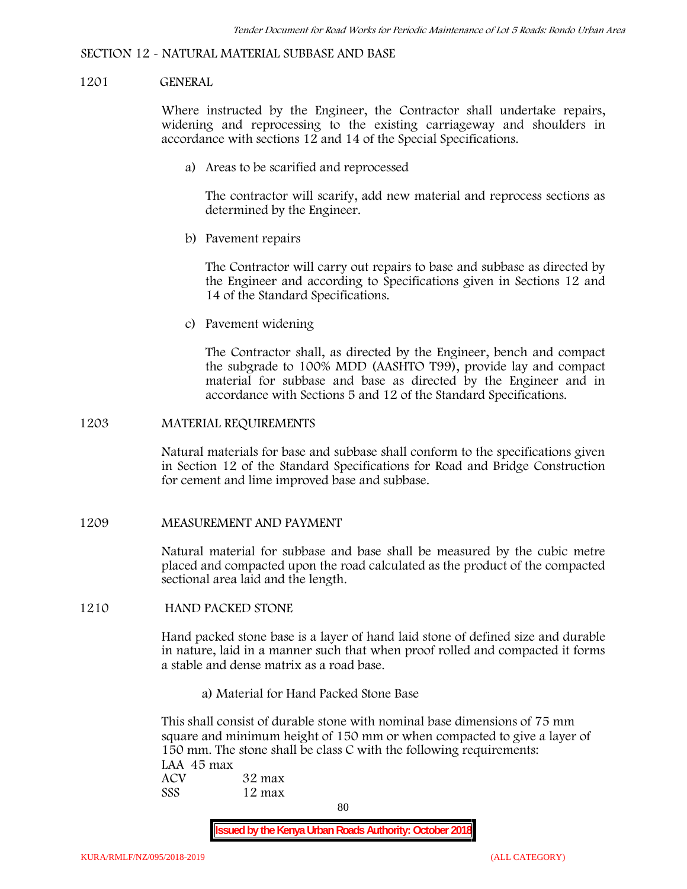SECTION 12 - NATURAL MATERIAL SUBBASE AND BASE

1201 GENERAL

Where instructed by the Engineer, the Contractor shall undertake repairs, widening and reprocessing to the existing carriageway and shoulders in accordance with sections 12 and 14 of the Special Specifications.

a) Areas to be scarified and reprocessed

The contractor will scarify, add new material and reprocess sections as determined by the Engineer.

b) Pavement repairs

The Contractor will carry out repairs to base and subbase as directed by the Engineer and according to Specifications given in Sections 12 and 14 of the Standard Specifications.

c) Pavement widening

The Contractor shall, as directed by the Engineer, bench and compact the subgrade to 100% MDD (AASHTO T99), provide lay and compact material for subbase and base as directed by the Engineer and in accordance with Sections 5 and 12 of the Standard Specifications.

1203 MATERIAL REQUIREMENTS

Natural materials for base and subbase shall conform to the specifications given in Section 12 of the Standard Specifications for Road and Bridge Construction for cement and lime improved base and subbase.

1209 MEASUREMENT AND PAYMENT

Natural material for subbase and base shall be measured by the cubic metre placed and compacted upon the road calculated as the product of the compacted sectional area laid and the length.

1210 HAND PACKED STONE

Hand packed stone base is a layer of hand laid stone of defined size and durable in nature, laid in a manner such that when proof rolled and compacted it forms a stable and dense matrix as a road base.

a) Material for Hand Packed Stone Base

This shall consist of durable stone with nominal base dimensions of 75 mm square and minimum height of 150 mm or when compacted to give a layer of 150 mm. The stone shall be class C with the following requirements:

LAA 45 max
ACV 32 max
SSS 12 max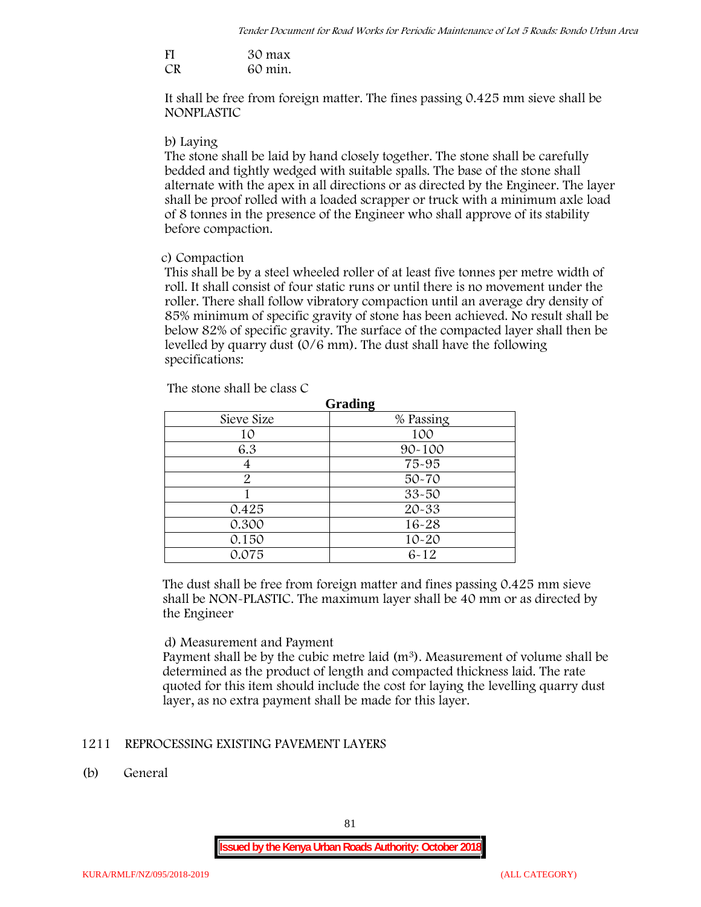FI 30 max
CR 60 min.

It shall be free from foreign matter. The fines passing 0.425 mm sieve shall be NONPLASTIC

b) Laying
The stone shall be laid by hand closely together. The stone shall be carefully bedded and tightly wedged with suitable spalls. The base of the stone shall alternate with the apex in all directions or as directed by the Engineer. The layer shall be proof rolled with a loaded scrapper or truck with a minimum axle load of 8 tonnes in the presence of the Engineer who shall approve of its stability before compaction.

c) Compaction
This shall be by a steel wheeled roller of at least five tonnes per metre width of roll. It shall consist of four static runs or until there is no movement under the roller. There shall follow vibratory compaction until an average dry density of 85% minimum of specific gravity of stone has been achieved. No result shall be below 82% of specific gravity. The surface of the compacted layer shall then be levelled by quarry dust (0/6 mm). The dust shall have the following specifications:

The stone shall be class C

**Grading**

| Sieve Size | % Passing |
|---|---|
| 10 | 100 |
| 6.3 | 90-100 |
| 4 | 75-95 |
| 2 | 50-70 |
| 1 | 33-50 |
| 0.425 | 20-33 |
| 0.300 | 16-28 |
| 0.150 | 10-20 |
| 0.075 | 6-12 |

The dust shall be free from foreign matter and fines passing 0.425 mm sieve shall be NON-PLASTIC. The maximum layer shall be 40 mm or as directed by the Engineer

d) Measurement and Payment
Payment shall be by the cubic metre laid ($m^3$). Measurement of volume shall be determined as the product of length and compacted thickness laid. The rate quoted for this item should include the cost for laying the levelling quarry dust layer, as no extra payment shall be made for this layer.

## 1211 REPROCESSING EXISTING PAVEMENT LAYERS

(b) General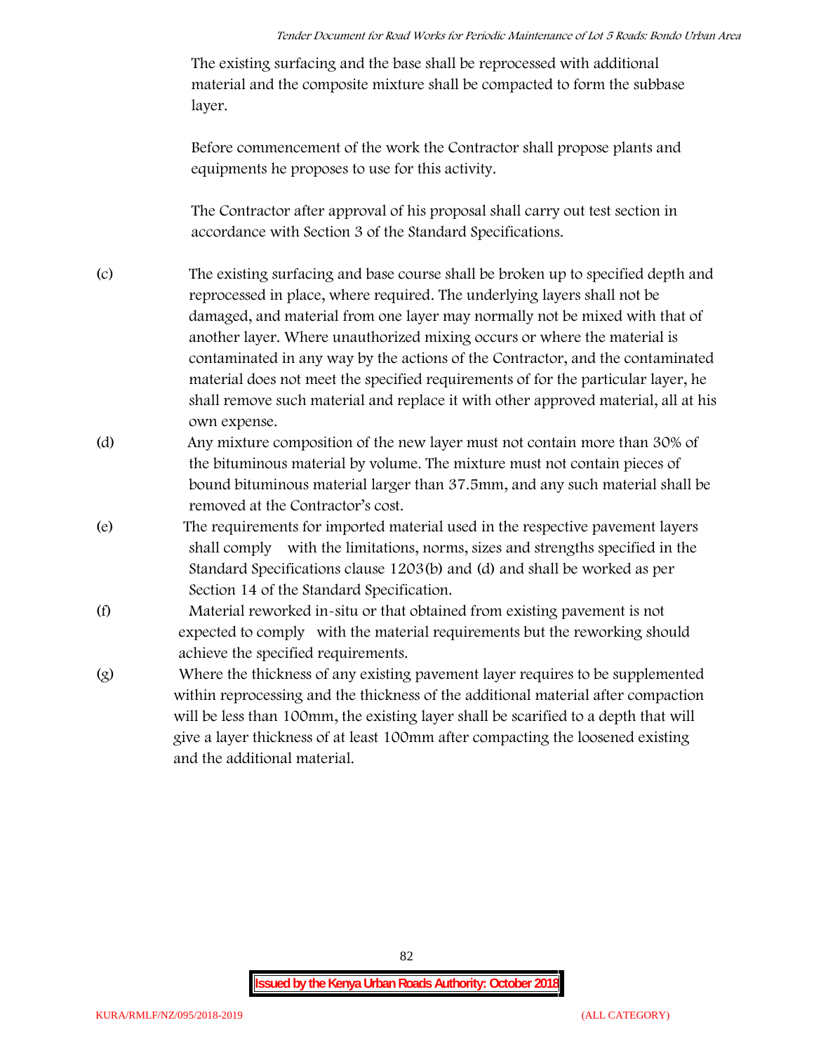The existing surfacing and the base shall be reprocessed with additional material and the composite mixture shall be compacted to form the subbase layer.

Before commencement of the work the Contractor shall propose plants and equipments he proposes to use for this activity.

The Contractor after approval of his proposal shall carry out test section in accordance with Section 3 of the Standard Specifications.

(c) The existing surfacing and base course shall be broken up to specified depth and reprocessed in place, where required. The underlying layers shall not be damaged, and material from one layer may normally not be mixed with that of another layer. Where unauthorized mixing occurs or where the material is contaminated in any way by the actions of the Contractor, and the contaminated material does not meet the specified requirements of for the particular layer, he shall remove such material and replace it with other approved material, all at his own expense.

(d) Any mixture composition of the new layer must not contain more than 30% of the bituminous material by volume. The mixture must not contain pieces of bound bituminous material larger than 37.5mm, and any such material shall be removed at the Contractor's cost.

(e) The requirements for imported material used in the respective pavement layers shall comply with the limitations, norms, sizes and strengths specified in the Standard Specifications clause 1203(b) and (d) and shall be worked as per Section 14 of the Standard Specification.

(f) Material reworked in-situ or that obtained from existing pavement is not expected to comply with the material requirements but the reworking should achieve the specified requirements.

(g) Where the thickness of any existing pavement layer requires to be supplemented within reprocessing and the thickness of the additional material after compaction will be less than 100mm, the existing layer shall be scarified to a depth that will give a layer thickness of at least 100mm after compacting the loosened existing and the additional material.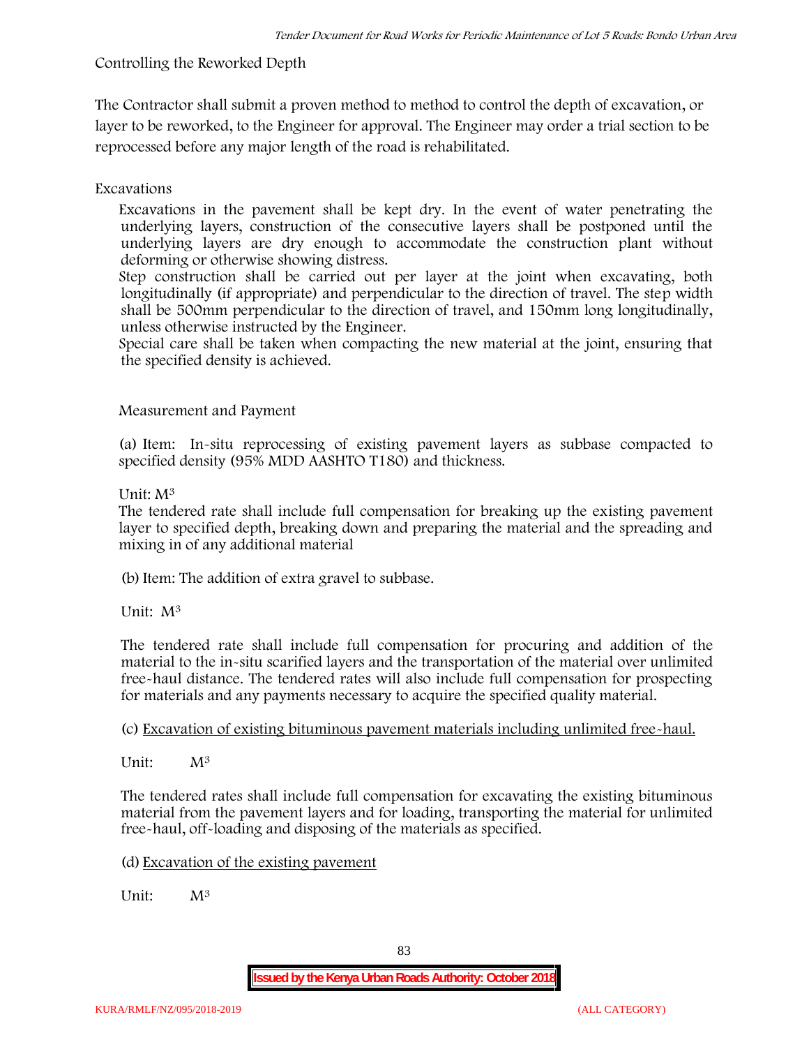Controlling the Reworked Depth

The Contractor shall submit a proven method to method to control the depth of excavation, or layer to be reworked, to the Engineer for approval. The Engineer may order a trial section to be reprocessed before any major length of the road is rehabilitated.

Excavations

Excavations in the pavement shall be kept dry. In the event of water penetrating the underlying layers, construction of the consecutive layers shall be postponed until the underlying layers are dry enough to accommodate the construction plant without deforming or otherwise showing distress.

Step construction shall be carried out per layer at the joint when excavating, both longitudinally (if appropriate) and perpendicular to the direction of travel. The step width shall be 500mm perpendicular to the direction of travel, and 150mm long longitudinally, unless otherwise instructed by the Engineer.

Special care shall be taken when compacting the new material at the joint, ensuring that the specified density is achieved.

Measurement and Payment

(a) Item: In-situ reprocessing of existing pavement layers as subbase compacted to specified density (95% MDD AASHTO T180) and thickness.

Unit: $M^3$

The tendered rate shall include full compensation for breaking up the existing pavement layer to specified depth, breaking down and preparing the material and the spreading and mixing in of any additional material

(b) Item: The addition of extra gravel to subbase.

Unit: $M^3$

The tendered rate shall include full compensation for procuring and addition of the material to the in-situ scarified layers and the transportation of the material over unlimited free-haul distance. The tendered rates will also include full compensation for prospecting for materials and any payments necessary to acquire the specified quality material.

(c) <u>Excavation of existing bituminous pavement materials including unlimited free-haul.</u>

Unit: $M^3$

The tendered rates shall include full compensation for excavating the existing bituminous material from the pavement layers and for loading, transporting the material for unlimited free-haul, off-loading and disposing of the materials as specified.

(d) <u>Excavation of the existing pavement</u>

Unit: $M^3$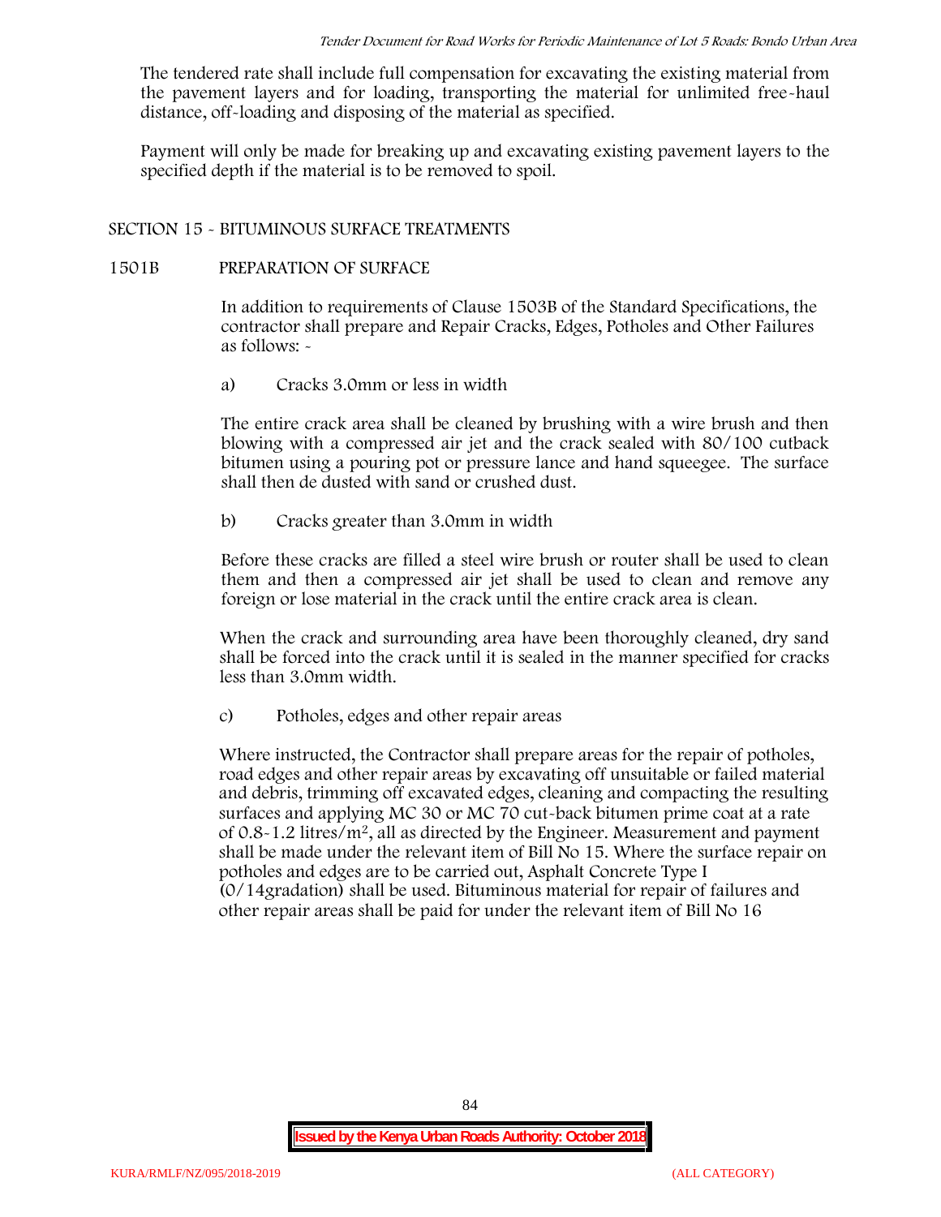The tendered rate shall include full compensation for excavating the existing material from the pavement layers and for loading, transporting the material for unlimited free-haul distance, off-loading and disposing of the material as specified.

Payment will only be made for breaking up and excavating existing pavement layers to the specified depth if the material is to be removed to spoil.

## SECTION 15 - BITUMINOUS SURFACE TREATMENTS

### 1501B PREPARATION OF SURFACE

In addition to requirements of Clause 1503B of the Standard Specifications, the contractor shall prepare and Repair Cracks, Edges, Potholes and Other Failures as follows: -

a) Cracks 3.0mm or less in width

The entire crack area shall be cleaned by brushing with a wire brush and then blowing with a compressed air jet and the crack sealed with 80/100 cutback bitumen using a pouring pot or pressure lance and hand squeegee. The surface shall then de dusted with sand or crushed dust.

b) Cracks greater than 3.0mm in width

Before these cracks are filled a steel wire brush or router shall be used to clean them and then a compressed air jet shall be used to clean and remove any foreign or lose material in the crack until the entire crack area is clean.

When the crack and surrounding area have been thoroughly cleaned, dry sand shall be forced into the crack until it is sealed in the manner specified for cracks less than 3.0mm width.

c) Potholes, edges and other repair areas

Where instructed, the Contractor shall prepare areas for the repair of potholes, road edges and other repair areas by excavating off unsuitable or failed material and debris, trimming off excavated edges, cleaning and compacting the resulting surfaces and applying MC 30 or MC 70 cut-back bitumen prime coat at a rate of 0.8-1.2 litres/$m^2$, all as directed by the Engineer. Measurement and payment shall be made under the relevant item of Bill No 15. Where the surface repair on potholes and edges are to be carried out, Asphalt Concrete Type I (0/14gradation) shall be used. Bituminous material for repair of failures and other repair areas shall be paid for under the relevant item of Bill No 16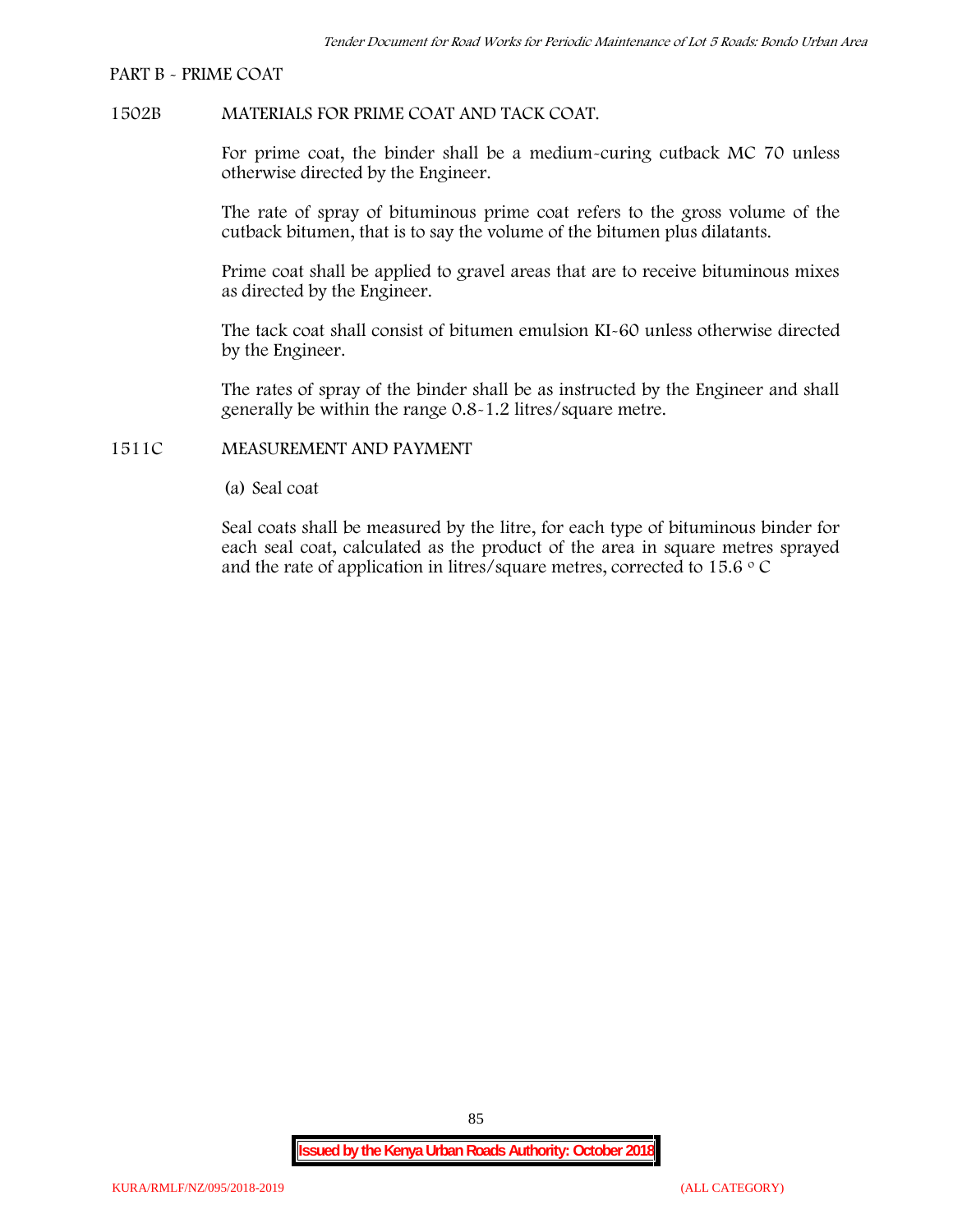PART B - PRIME COAT

1502B MATERIALS FOR PRIME COAT AND TACK COAT.

For prime coat, the binder shall be a medium-curing cutback MC 70 unless otherwise directed by the Engineer.

The rate of spray of bituminous prime coat refers to the gross volume of the cutback bitumen, that is to say the volume of the bitumen plus dilatants.

Prime coat shall be applied to gravel areas that are to receive bituminous mixes as directed by the Engineer.

The tack coat shall consist of bitumen emulsion KI-60 unless otherwise directed by the Engineer.

The rates of spray of the binder shall be as instructed by the Engineer and shall generally be within the range 0.8-1.2 litres/square metre.

1511C MEASUREMENT AND PAYMENT

(a) Seal coat

Seal coats shall be measured by the litre, for each type of bituminous binder for each seal coat, calculated as the product of the area in square metres sprayed and the rate of application in litres/square metres, corrected to 15.6 $^{\circ}$ C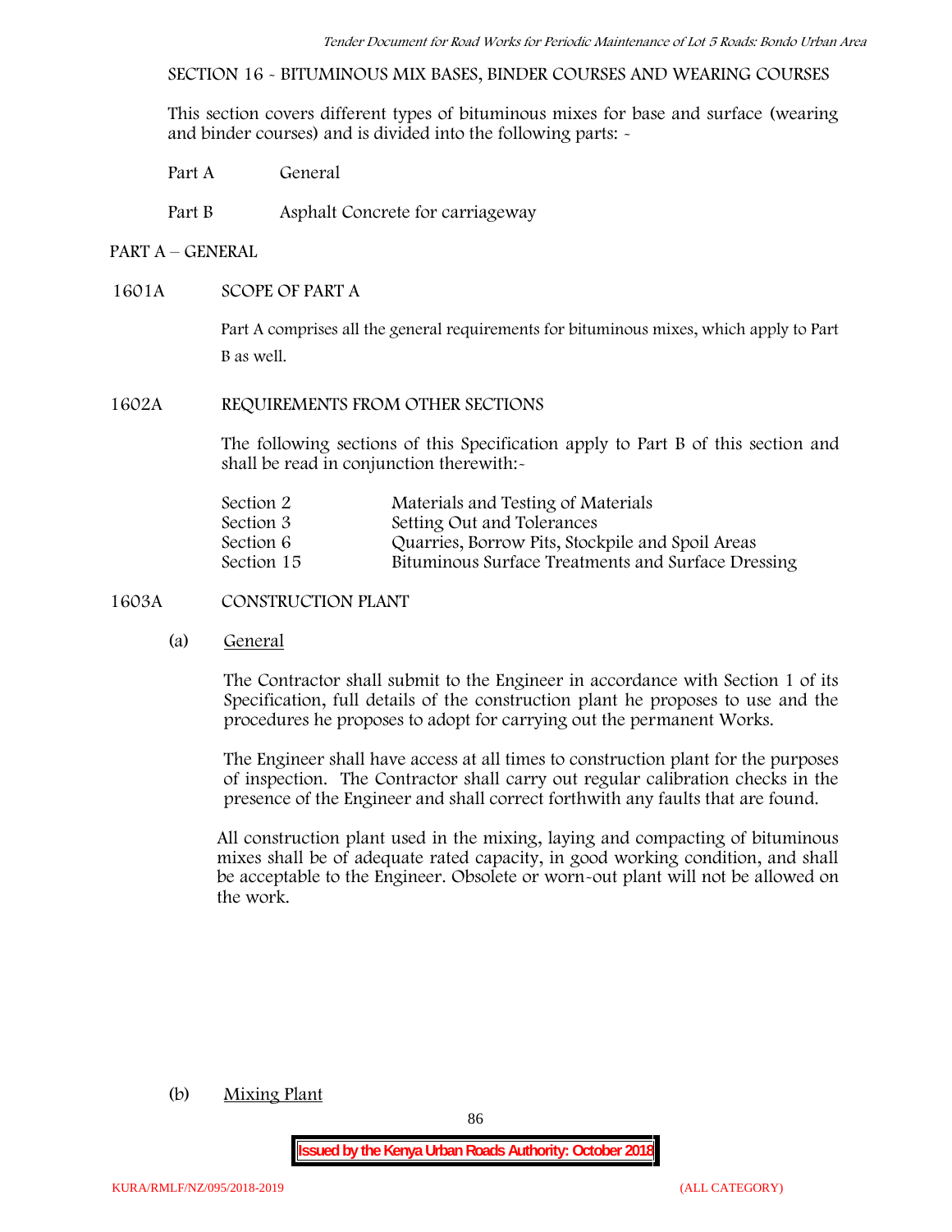SECTION 16 - BITUMINOUS MIX BASES, BINDER COURSES AND WEARING COURSES

This section covers different types of bituminous mixes for base and surface (wearing and binder courses) and is divided into the following parts: -

| | |
|---|---|
| Part A | General |
| Part B | Asphalt Concrete for carriageway |

## PART A – GENERAL

### 1601A SCOPE OF PART A

Part A comprises all the general requirements for bituminous mixes, which apply to Part B as well.

### 1602A REQUIREMENTS FROM OTHER SECTIONS

The following sections of this Specification apply to Part B of this section and shall be read in conjunction therewith:-

| | |
|---|---|
| Section 2 | Materials and Testing of Materials |
| Section 3 | Setting Out and Tolerances |
| Section 6 | Quarries, Borrow Pits, Stockpile and Spoil Areas |
| Section 15 | Bituminous Surface Treatments and Surface Dressing |

### 1603A CONSTRUCTION PLANT

(a) General

The Contractor shall submit to the Engineer in accordance with Section 1 of its Specification, full details of the construction plant he proposes to use and the procedures he proposes to adopt for carrying out the permanent Works.

The Engineer shall have access at all times to construction plant for the purposes of inspection. The Contractor shall carry out regular calibration checks in the presence of the Engineer and shall correct forthwith any faults that are found.

All construction plant used in the mixing, laying and compacting of bituminous mixes shall be of adequate rated capacity, in good working condition, and shall be acceptable to the Engineer. Obsolete or worn-out plant will not be allowed on the work.

(b) Mixing Plant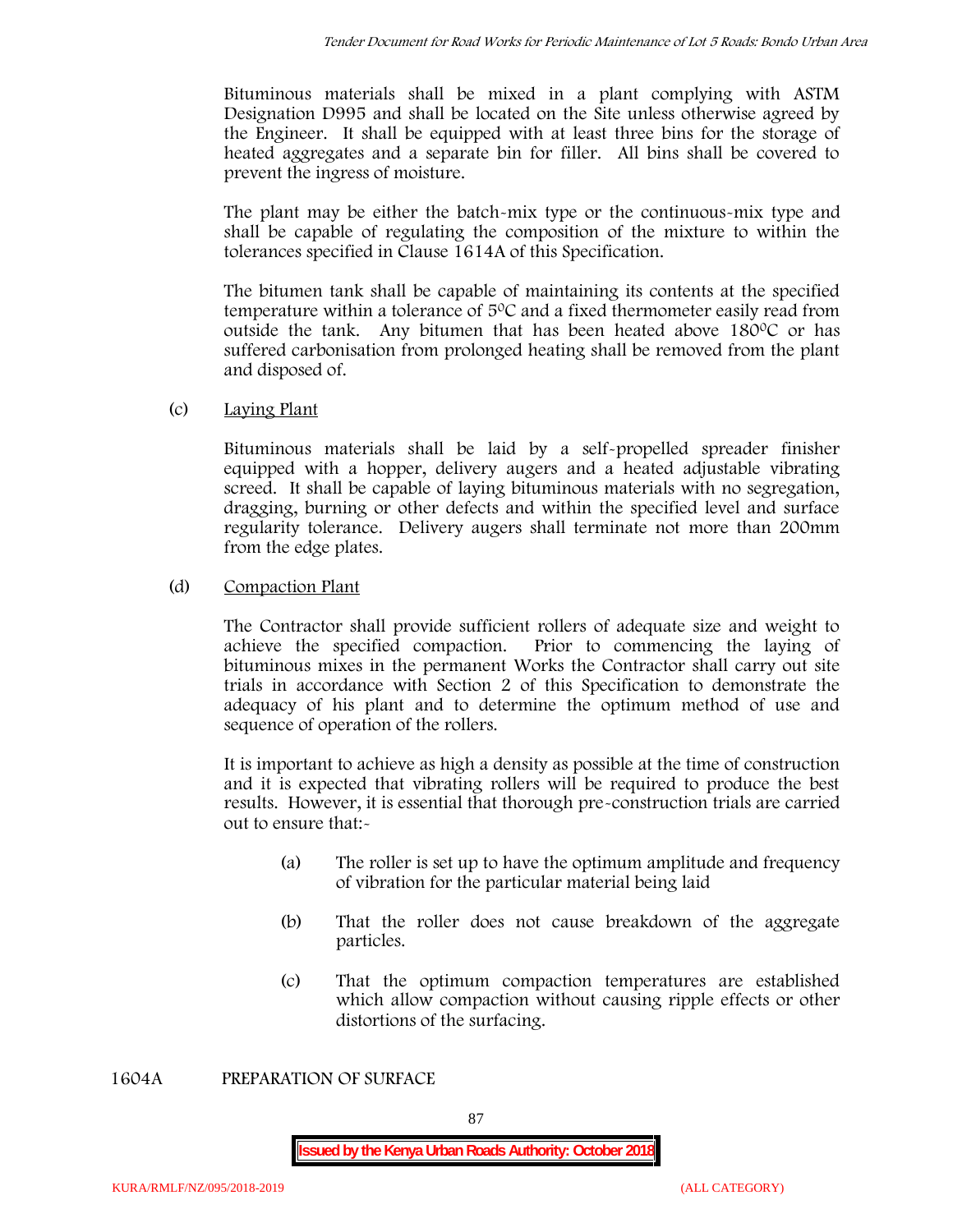Bituminous materials shall be mixed in a plant complying with ASTM Designation D995 and shall be located on the Site unless otherwise agreed by the Engineer. It shall be equipped with at least three bins for the storage of heated aggregates and a separate bin for filler. All bins shall be covered to prevent the ingress of moisture.

The plant may be either the batch-mix type or the continuous-mix type and shall be capable of regulating the composition of the mixture to within the tolerances specified in Clause 1614A of this Specification.

The bitumen tank shall be capable of maintaining its contents at the specified temperature within a tolerance of 5ºC and a fixed thermometer easily read from outside the tank. Any bitumen that has been heated above 180ºC or has suffered carbonisation from prolonged heating shall be removed from the plant and disposed of.

(c) Laying Plant

Bituminous materials shall be laid by a self-propelled spreader finisher equipped with a hopper, delivery augers and a heated adjustable vibrating screed. It shall be capable of laying bituminous materials with no segregation, dragging, burning or other defects and within the specified level and surface regularity tolerance. Delivery augers shall terminate not more than 200mm from the edge plates.

(d) Compaction Plant

The Contractor shall provide sufficient rollers of adequate size and weight to achieve the specified compaction. Prior to commencing the laying of bituminous mixes in the permanent Works the Contractor shall carry out site trials in accordance with Section 2 of this Specification to demonstrate the adequacy of his plant and to determine the optimum method of use and sequence of operation of the rollers.

It is important to achieve as high a density as possible at the time of construction and it is expected that vibrating rollers will be required to produce the best results. However, it is essential that thorough pre-construction trials are carried out to ensure that:-

(a) The roller is set up to have the optimum amplitude and frequency of vibration for the particular material being laid

(b) That the roller does not cause breakdown of the aggregate particles.

(c) That the optimum compaction temperatures are established which allow compaction without causing ripple effects or other distortions of the surfacing.

1604A PREPARATION OF SURFACE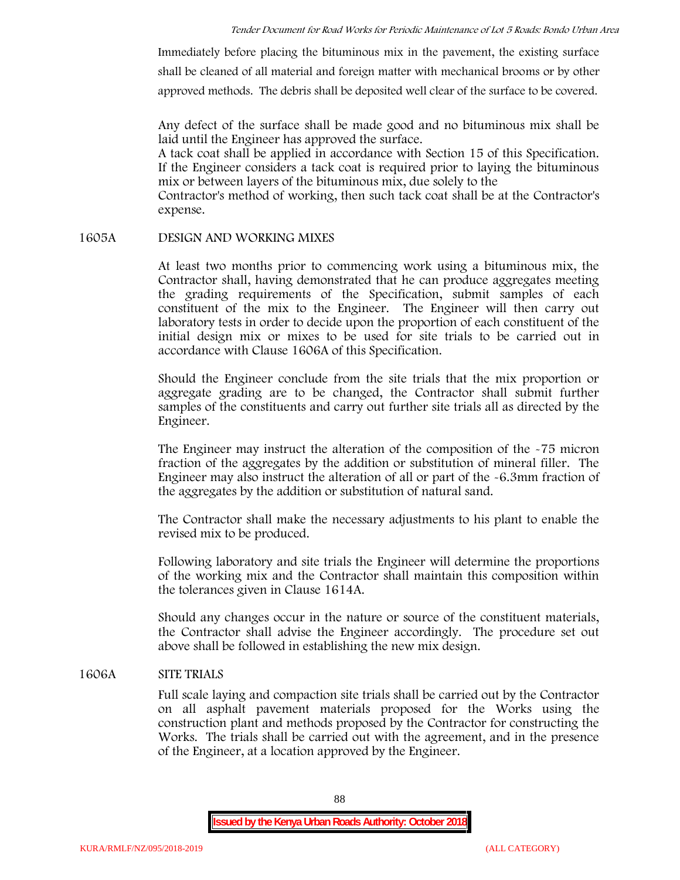Immediately before placing the bituminous mix in the pavement, the existing surface shall be cleaned of all material and foreign matter with mechanical brooms or by other approved methods. The debris shall be deposited well clear of the surface to be covered.

Any defect of the surface shall be made good and no bituminous mix shall be laid until the Engineer has approved the surface.
A tack coat shall be applied in accordance with Section 15 of this Specification. If the Engineer considers a tack coat is required prior to laying the bituminous mix or between layers of the bituminous mix, due solely to the
Contractor's method of working, then such tack coat shall be at the Contractor's expense.

## 1605A DESIGN AND WORKING MIXES

At least two months prior to commencing work using a bituminous mix, the Contractor shall, having demonstrated that he can produce aggregates meeting the grading requirements of the Specification, submit samples of each constituent of the mix to the Engineer. The Engineer will then carry out laboratory tests in order to decide upon the proportion of each constituent of the initial design mix or mixes to be used for site trials to be carried out in accordance with Clause 1606A of this Specification.

Should the Engineer conclude from the site trials that the mix proportion or aggregate grading are to be changed, the Contractor shall submit further samples of the constituents and carry out further site trials all as directed by the Engineer.

The Engineer may instruct the alteration of the composition of the -75 micron fraction of the aggregates by the addition or substitution of mineral filler. The Engineer may also instruct the alteration of all or part of the -6.3mm fraction of the aggregates by the addition or substitution of natural sand.

The Contractor shall make the necessary adjustments to his plant to enable the revised mix to be produced.

Following laboratory and site trials the Engineer will determine the proportions of the working mix and the Contractor shall maintain this composition within the tolerances given in Clause 1614A.

Should any changes occur in the nature or source of the constituent materials, the Contractor shall advise the Engineer accordingly. The procedure set out above shall be followed in establishing the new mix design.

## 1606A SITE TRIALS

Full scale laying and compaction site trials shall be carried out by the Contractor on all asphalt pavement materials proposed for the Works using the construction plant and methods proposed by the Contractor for constructing the Works. The trials shall be carried out with the agreement, and in the presence of the Engineer, at a location approved by the Engineer.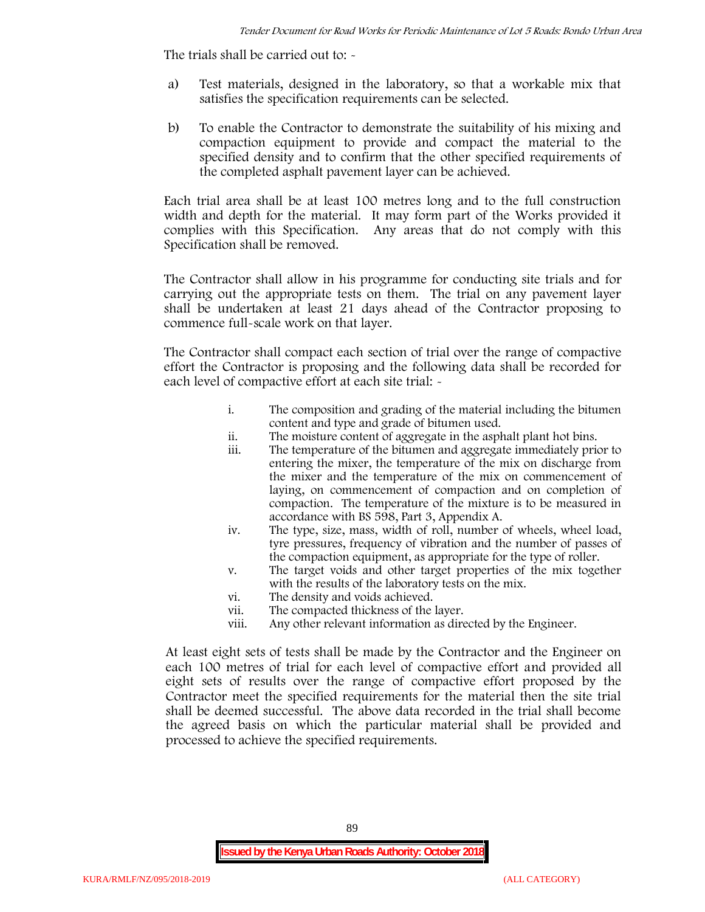The trials shall be carried out to: -

a) Test materials, designed in the laboratory, so that a workable mix that satisfies the specification requirements can be selected.

b) To enable the Contractor to demonstrate the suitability of his mixing and compaction equipment to provide and compact the material to the specified density and to confirm that the other specified requirements of the completed asphalt pavement layer can be achieved.

Each trial area shall be at least 100 metres long and to the full construction width and depth for the material. It may form part of the Works provided it complies with this Specification. Any areas that do not comply with this Specification shall be removed.

The Contractor shall allow in his programme for conducting site trials and for carrying out the appropriate tests on them. The trial on any pavement layer shall be undertaken at least 21 days ahead of the Contractor proposing to commence full-scale work on that layer.

The Contractor shall compact each section of trial over the range of compactive effort the Contractor is proposing and the following data shall be recorded for each level of compactive effort at each site trial: -

i. The composition and grading of the material including the bitumen content and type and grade of bitumen used.
ii. The moisture content of aggregate in the asphalt plant hot bins.
iii. The temperature of the bitumen and aggregate immediately prior to entering the mixer, the temperature of the mix on discharge from the mixer and the temperature of the mix on commencement of laying, on commencement of compaction and on completion of compaction. The temperature of the mixture is to be measured in accordance with BS 598, Part 3, Appendix A.
iv. The type, size, mass, width of roll, number of wheels, wheel load, tyre pressures, frequency of vibration and the number of passes of the compaction equipment, as appropriate for the type of roller.
v. The target voids and other target properties of the mix together with the results of the laboratory tests on the mix.
vi. The density and voids achieved.
vii. The compacted thickness of the layer.
viii. Any other relevant information as directed by the Engineer.

At least eight sets of tests shall be made by the Contractor and the Engineer on each 100 metres of trial for each level of compactive effort and provided all eight sets of results over the range of compactive effort proposed by the Contractor meet the specified requirements for the material then the site trial shall be deemed successful. The above data recorded in the trial shall become the agreed basis on which the particular material shall be provided and processed to achieve the specified requirements.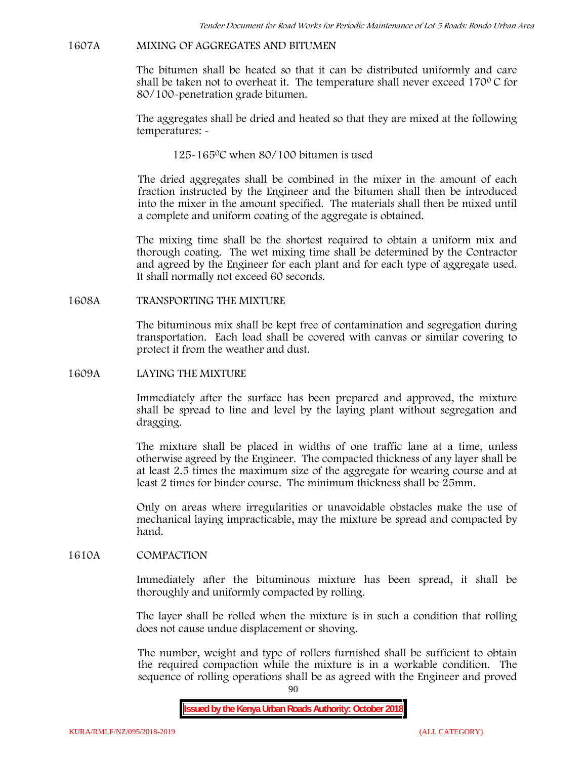## 1607A MIXING OF AGGREGATES AND BITUMEN

The bitumen shall be heated so that it can be distributed uniformly and care shall be taken not to overheat it. The temperature shall never exceed $170^0$ C for 80/100-penetration grade bitumen.

The aggregates shall be dried and heated so that they are mixed at the following temperatures: -

125-165$^0$C when 80/100 bitumen is used

The dried aggregates shall be combined in the mixer in the amount of each fraction instructed by the Engineer and the bitumen shall then be introduced into the mixer in the amount specified. The materials shall then be mixed until a complete and uniform coating of the aggregate is obtained.

The mixing time shall be the shortest required to obtain a uniform mix and thorough coating. The wet mixing time shall be determined by the Contractor and agreed by the Engineer for each plant and for each type of aggregate used. It shall normally not exceed 60 seconds.

## 1608A TRANSPORTING THE MIXTURE

The bituminous mix shall be kept free of contamination and segregation during transportation. Each load shall be covered with canvas or similar covering to protect it from the weather and dust.

## 1609A LAYING THE MIXTURE

Immediately after the surface has been prepared and approved, the mixture shall be spread to line and level by the laying plant without segregation and dragging.

The mixture shall be placed in widths of one traffic lane at a time, unless otherwise agreed by the Engineer. The compacted thickness of any layer shall be at least 2.5 times the maximum size of the aggregate for wearing course and at least 2 times for binder course. The minimum thickness shall be 25mm.

Only on areas where irregularities or unavoidable obstacles make the use of mechanical laying impracticable, may the mixture be spread and compacted by hand.

## 1610A COMPACTION

Immediately after the bituminous mixture has been spread, it shall be thoroughly and uniformly compacted by rolling.

The layer shall be rolled when the mixture is in such a condition that rolling does not cause undue displacement or shoving.

The number, weight and type of rollers furnished shall be sufficient to obtain the required compaction while the mixture is in a workable condition. The sequence of rolling operations shall be as agreed with the Engineer and proved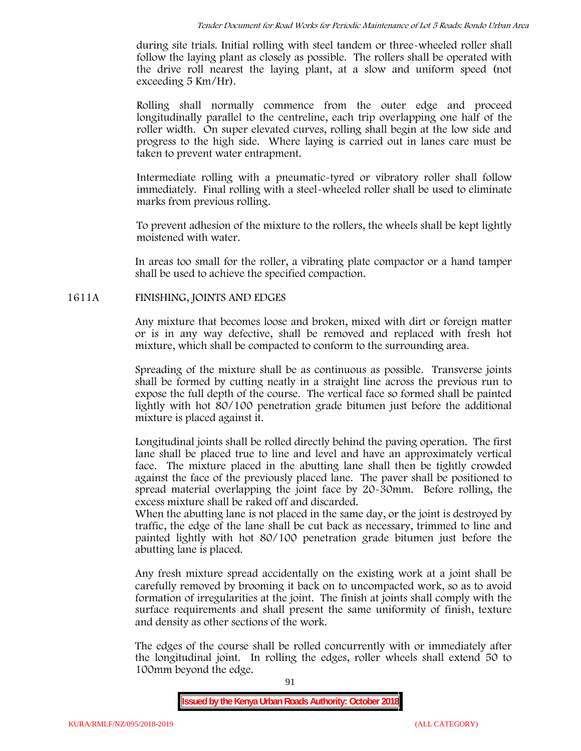during site trials. Initial rolling with steel tandem or three-wheeled roller shall follow the laying plant as closely as possible. The rollers shall be operated with the drive roll nearest the laying plant, at a slow and uniform speed (not exceeding 5 Km/Hr).

Rolling shall normally commence from the outer edge and proceed longitudinally parallel to the centreline, each trip overlapping one half of the roller width. On super elevated curves, rolling shall begin at the low side and progress to the high side. Where laying is carried out in lanes care must be taken to prevent water entrapment.

Intermediate rolling with a pneumatic-tyred or vibratory roller shall follow immediately. Final rolling with a steel-wheeled roller shall be used to eliminate marks from previous rolling.

To prevent adhesion of the mixture to the rollers, the wheels shall be kept lightly moistened with water.

In areas too small for the roller, a vibrating plate compactor or a hand tamper shall be used to achieve the specified compaction.

## 1611A FINISHING, JOINTS AND EDGES

Any mixture that becomes loose and broken, mixed with dirt or foreign matter or is in any way defective, shall be removed and replaced with fresh hot mixture, which shall be compacted to conform to the surrounding area.

Spreading of the mixture shall be as continuous as possible. Transverse joints shall be formed by cutting neatly in a straight line across the previous run to expose the full depth of the course. The vertical face so formed shall be painted lightly with hot 80/100 penetration grade bitumen just before the additional mixture is placed against it.

Longitudinal joints shall be rolled directly behind the paving operation. The first lane shall be placed true to line and level and have an approximately vertical face. The mixture placed in the abutting lane shall then be tightly crowded against the face of the previously placed lane. The paver shall be positioned to spread material overlapping the joint face by 20-30mm. Before rolling, the excess mixture shall be raked off and discarded.

When the abutting lane is not placed in the same day, or the joint is destroyed by traffic, the edge of the lane shall be cut back as necessary, trimmed to line and painted lightly with hot 80/100 penetration grade bitumen just before the abutting lane is placed.

Any fresh mixture spread accidentally on the existing work at a joint shall be carefully removed by brooming it back on to uncompacted work, so as to avoid formation of irregularities at the joint. The finish at joints shall comply with the surface requirements and shall present the same uniformity of finish, texture and density as other sections of the work.

The edges of the course shall be rolled concurrently with or immediately after the longitudinal joint. In rolling the edges, roller wheels shall extend 50 to 100mm beyond the edge.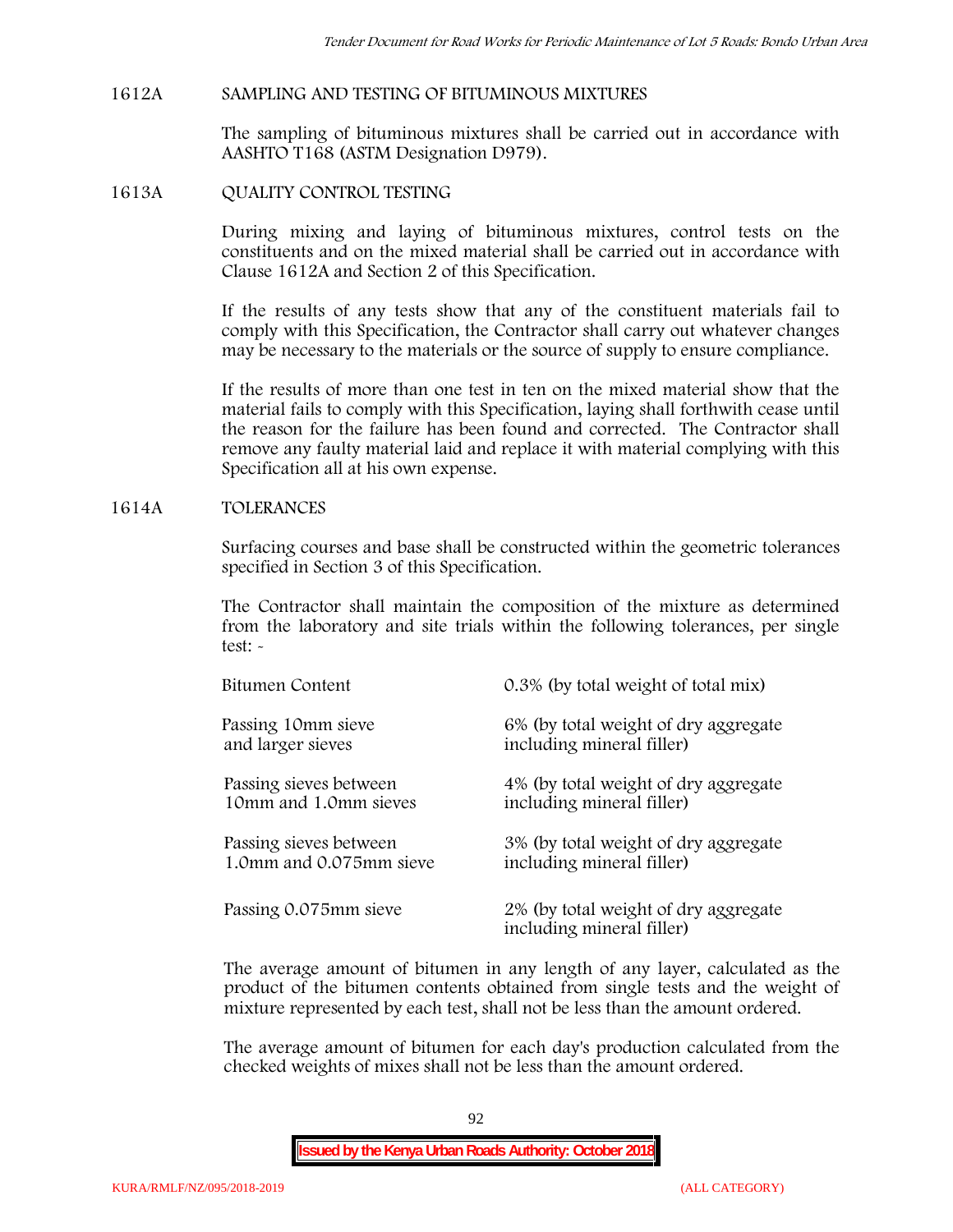## 1612A SAMPLING AND TESTING OF BITUMINOUS MIXTURES

The sampling of bituminous mixtures shall be carried out in accordance with AASHTO T168 (ASTM Designation D979).

## 1613A QUALITY CONTROL TESTING

During mixing and laying of bituminous mixtures, control tests on the constituents and on the mixed material shall be carried out in accordance with Clause 1612A and Section 2 of this Specification.

If the results of any tests show that any of the constituent materials fail to comply with this Specification, the Contractor shall carry out whatever changes may be necessary to the materials or the source of supply to ensure compliance.

If the results of more than one test in ten on the mixed material show that the material fails to comply with this Specification, laying shall forthwith cease until the reason for the failure has been found and corrected. The Contractor shall remove any faulty material laid and replace it with material complying with this Specification all at his own expense.

## 1614A TOLERANCES

Surfacing courses and base shall be constructed within the geometric tolerances specified in Section 3 of this Specification.

The Contractor shall maintain the composition of the mixture as determined from the laboratory and site trials within the following tolerances, per single test: -

| | |
|---|---|
| Bitumen Content | 0.3% (by total weight of total mix) |
| Passing 10mm sieve and larger sieves | 6% (by total weight of dry aggregate including mineral filler) |
| Passing sieves between 10mm and 1.0mm sieves | 4% (by total weight of dry aggregate including mineral filler) |
| Passing sieves between 1.0mm and 0.075mm sieve | 3% (by total weight of dry aggregate including mineral filler) |
| Passing 0.075mm sieve | 2% (by total weight of dry aggregate including mineral filler) |

The average amount of bitumen in any length of any layer, calculated as the product of the bitumen contents obtained from single tests and the weight of mixture represented by each test, shall not be less than the amount ordered.

The average amount of bitumen for each day's production calculated from the checked weights of mixes shall not be less than the amount ordered.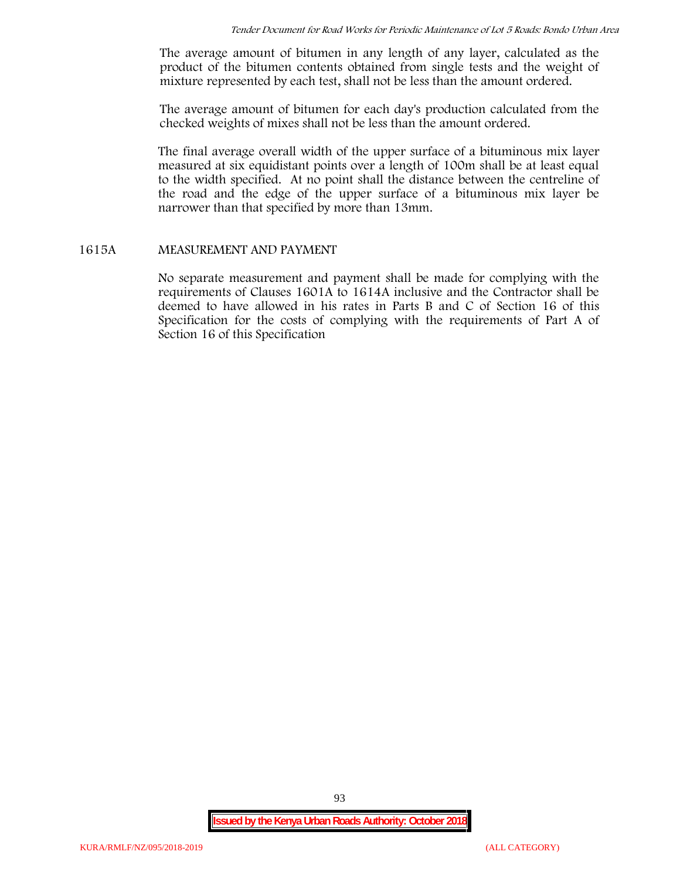The average amount of bitumen in any length of any layer, calculated as the product of the bitumen contents obtained from single tests and the weight of mixture represented by each test, shall not be less than the amount ordered.

The average amount of bitumen for each day's production calculated from the checked weights of mixes shall not be less than the amount ordered.

The final average overall width of the upper surface of a bituminous mix layer measured at six equidistant points over a length of 100m shall be at least equal to the width specified. At no point shall the distance between the centreline of the road and the edge of the upper surface of a bituminous mix layer be narrower than that specified by more than 13mm.

## 1615A MEASUREMENT AND PAYMENT

No separate measurement and payment shall be made for complying with the requirements of Clauses 1601A to 1614A inclusive and the Contractor shall be deemed to have allowed in his rates in Parts B and C of Section 16 of this Specification for the costs of complying with the requirements of Part A of Section 16 of this Specification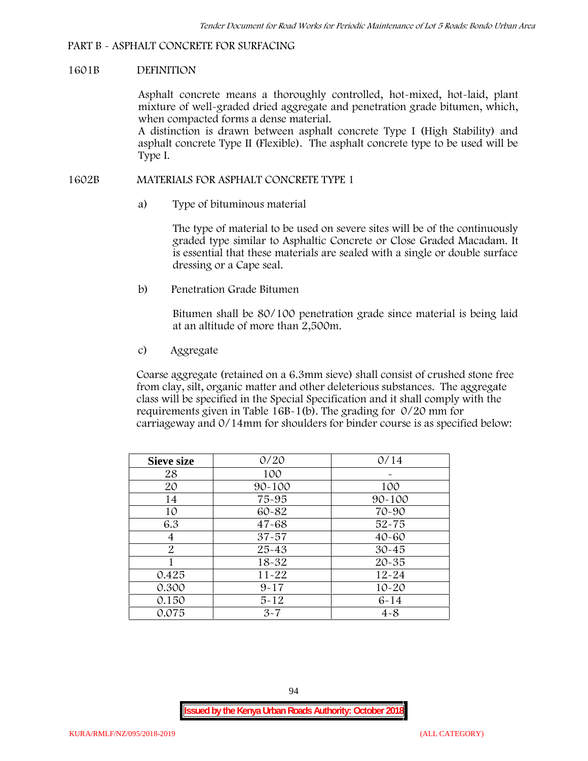## PART B - ASPHALT CONCRETE FOR SURFACING

### 1601B DEFINITION

Asphalt concrete means a thoroughly controlled, hot-mixed, hot-laid, plant mixture of well-graded dried aggregate and penetration grade bitumen, which, when compacted forms a dense material.

A distinction is drawn between asphalt concrete Type I (High Stability) and asphalt concrete Type II (Flexible). The asphalt concrete type to be used will be Type I.

### 1602B MATERIALS FOR ASPHALT CONCRETE TYPE 1

a) Type of bituminous material

The type of material to be used on severe sites will be of the continuously graded type similar to Asphaltic Concrete or Close Graded Macadam. It is essential that these materials are sealed with a single or double surface dressing or a Cape seal.

b) Penetration Grade Bitumen

Bitumen shall be 80/100 penetration grade since material is being laid at an altitude of more than 2,500m.

c) Aggregate

Coarse aggregate (retained on a 6.3mm sieve) shall consist of crushed stone free from clay, silt, organic matter and other deleterious substances. The aggregate class will be specified in the Special Specification and it shall comply with the requirements given in Table 16B-1(b). The grading for 0/20 mm for carriageway and 0/14mm for shoulders for binder course is as specified below:

| Sieve size | 0/20 | 0/14 |
|---|---|---|
| 28 | 100 | - |
| 20 | 90-100 | 100 |
| 14 | 75-95 | 90-100 |
| 10 | 60-82 | 70-90 |
| 6.3 | 47-68 | 52-75 |
| 4 | 37-57 | 40-60 |
| 2 | 25-43 | 30-45 |
| 1 | 18-32 | 20-35 |
| 0.425 | 11-22 | 12-24 |
| 0.300 | 9-17 | 10-20 |
| 0.150 | 5-12 | 6-14 |
| 0.075 | 3-7 | 4-8 |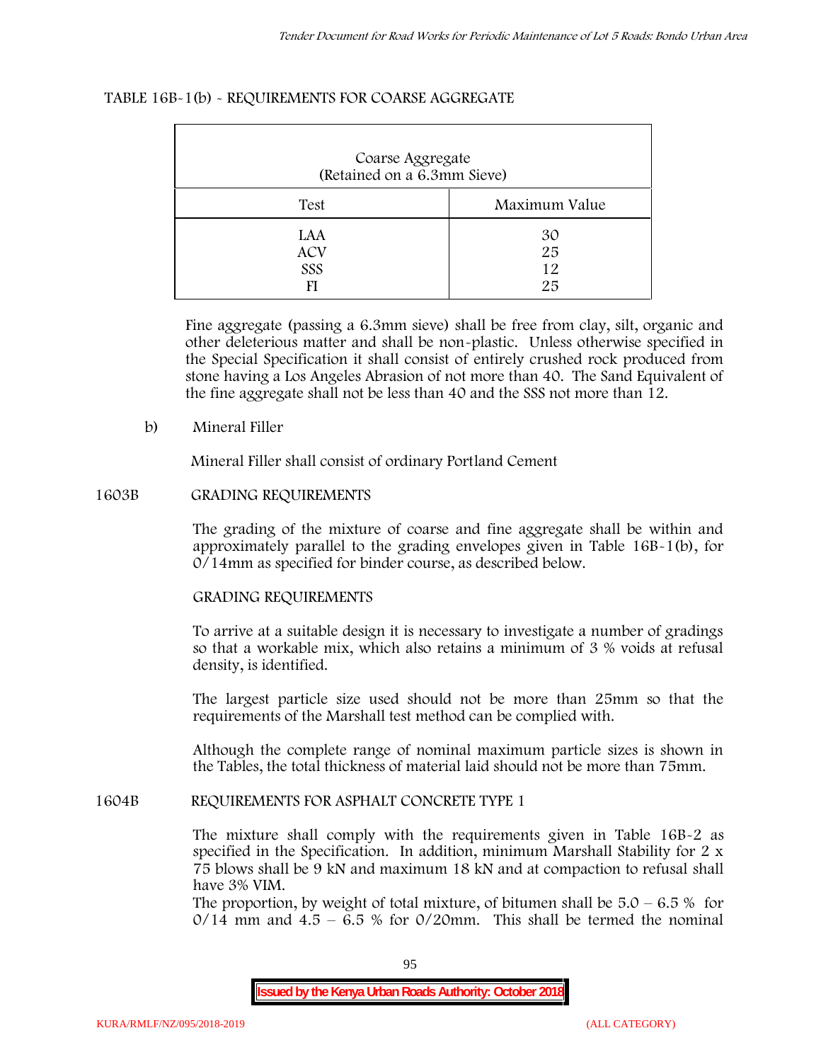TABLE 16B-1(b) - REQUIREMENTS FOR COARSE AGGREGATE

| Coarse Aggregate (Retained on a 6.3mm Sieve) | |
|---|---|
| Test | Maximum Value |
| LAA | 30 |
| ACV | 25 |
| SSS | 12 |
| FI | 25 |

Fine aggregate (passing a 6.3mm sieve) shall be free from clay, silt, organic and other deleterious matter and shall be non-plastic. Unless otherwise specified in the Special Specification it shall consist of entirely crushed rock produced from stone having a Los Angeles Abrasion of not more than 40. The Sand Equivalent of the fine aggregate shall not be less than 40 and the SSS not more than 12.

b) Mineral Filler

Mineral Filler shall consist of ordinary Portland Cement

## 1603B GRADING REQUIREMENTS

The grading of the mixture of coarse and fine aggregate shall be within and approximately parallel to the grading envelopes given in Table 16B-1(b), for 0/14mm as specified for binder course, as described below.

GRADING REQUIREMENTS

To arrive at a suitable design it is necessary to investigate a number of gradings so that a workable mix, which also retains a minimum of 3 % voids at refusal density, is identified.

The largest particle size used should not be more than 25mm so that the requirements of the Marshall test method can be complied with.

Although the complete range of nominal maximum particle sizes is shown in the Tables, the total thickness of material laid should not be more than 75mm.

## 1604B REQUIREMENTS FOR ASPHALT CONCRETE TYPE 1

The mixture shall comply with the requirements given in Table 16B-2 as specified in the Specification. In addition, minimum Marshall Stability for 2 x 75 blows shall be 9 kN and maximum 18 kN and at compaction to refusal shall have 3% VIM.

The proportion, by weight of total mixture, of bitumen shall be 5.0 – 6.5 % for 0/14 mm and 4.5 – 6.5 % for 0/20mm. This shall be termed the nominal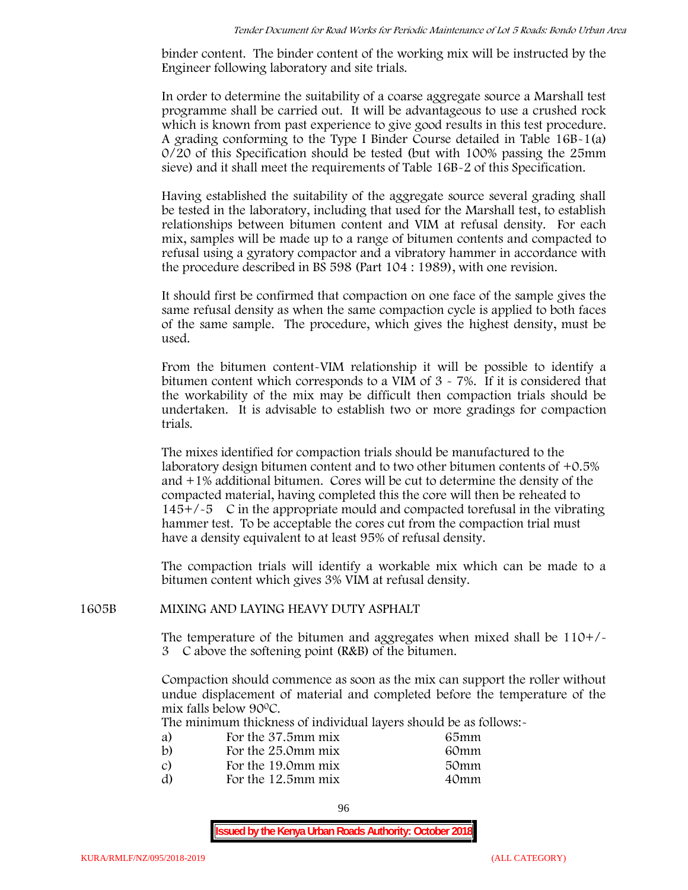binder content. The binder content of the working mix will be instructed by the Engineer following laboratory and site trials.

In order to determine the suitability of a coarse aggregate source a Marshall test programme shall be carried out. It will be advantageous to use a crushed rock which is known from past experience to give good results in this test procedure. A grading conforming to the Type I Binder Course detailed in Table 16B-1(a) 0/20 of this Specification should be tested (but with 100% passing the 25mm sieve) and it shall meet the requirements of Table 16B-2 of this Specification.

Having established the suitability of the aggregate source several grading shall be tested in the laboratory, including that used for the Marshall test, to establish relationships between bitumen content and VIM at refusal density. For each mix, samples will be made up to a range of bitumen contents and compacted to refusal using a gyratory compactor and a vibratory hammer in accordance with the procedure described in BS 598 (Part 104 : 1989), with one revision.

It should first be confirmed that compaction on one face of the sample gives the same refusal density as when the same compaction cycle is applied to both faces of the same sample. The procedure, which gives the highest density, must be used.

From the bitumen content-VIM relationship it will be possible to identify a bitumen content which corresponds to a VIM of 3 - 7%. If it is considered that the workability of the mix may be difficult then compaction trials should be undertaken. It is advisable to establish two or more gradings for compaction trials.

The mixes identified for compaction trials should be manufactured to the laboratory design bitumen content and to two other bitumen contents of +0.5% and +1% additional bitumen. Cores will be cut to determine the density of the compacted material, having completed this the core will then be reheated to 145+/-5 C in the appropriate mould and compacted torefusal in the vibrating hammer test. To be acceptable the cores cut from the compaction trial must have a density equivalent to at least 95% of refusal density.

The compaction trials will identify a workable mix which can be made to a bitumen content which gives 3% VIM at refusal density.

## 1605B MIXING AND LAYING HEAVY DUTY ASPHALT

The temperature of the bitumen and aggregates when mixed shall be 110+/-3 C above the softening point (R&B) of the bitumen.

Compaction should commence as soon as the mix can support the roller without undue displacement of material and completed before the temperature of the mix falls below 90°C.

The minimum thickness of individual layers should be as follows:-

| | | |
|---|---|---|
| a) | For the 37.5mm mix | 65mm |
| b) | For the 25.0mm mix | 60mm |
| c) | For the 19.0mm mix | 50mm |
| d) | For the 12.5mm mix | 40mm |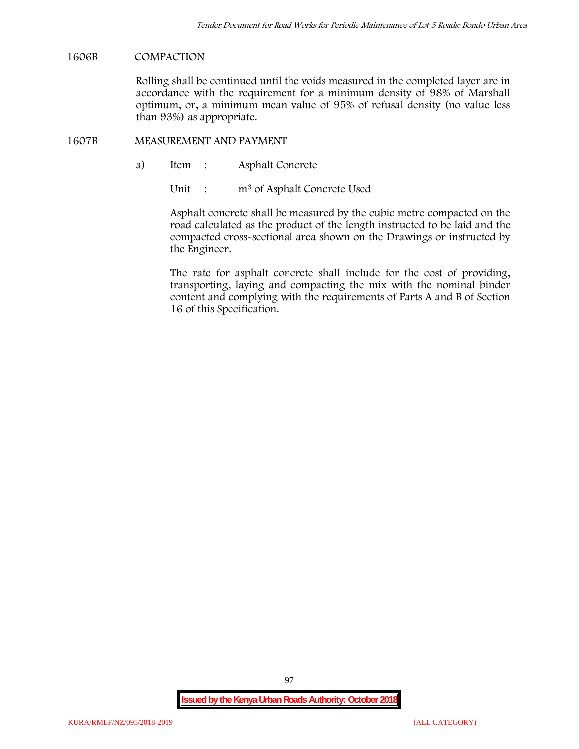## 1606B COMPACTION

Rolling shall be continued until the voids measured in the completed layer are in accordance with the requirement for a minimum density of 98% of Marshall optimum, or, a minimum mean value of 95% of refusal density (no value less than 93%) as appropriate.

## 1607B MEASUREMENT AND PAYMENT

a) Item : Asphalt Concrete

Unit : $m^3$ of Asphalt Concrete Used

Asphalt concrete shall be measured by the cubic metre compacted on the road calculated as the product of the length instructed to be laid and the compacted cross-sectional area shown on the Drawings or instructed by the Engineer.

The rate for asphalt concrete shall include for the cost of providing, transporting, laying and compacting the mix with the nominal binder content and complying with the requirements of Parts A and B of Section 16 of this Specification.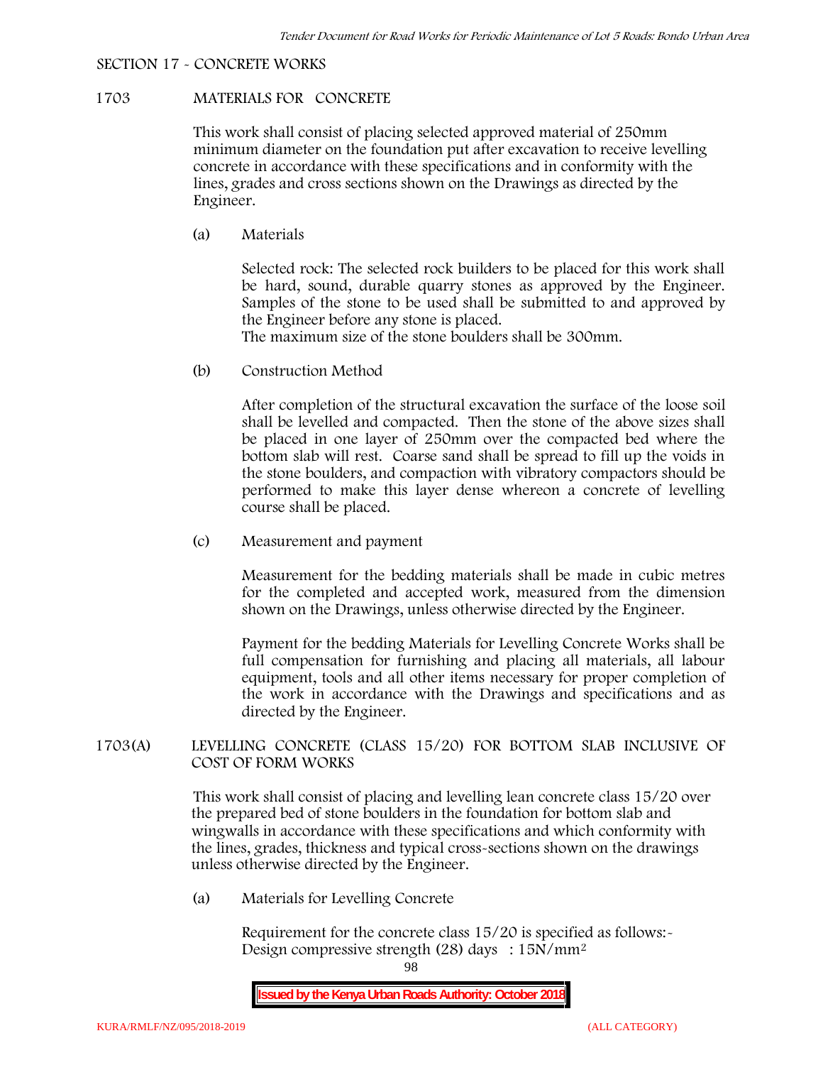SECTION 17 - CONCRETE WORKS

## 1703 MATERIALS FOR CONCRETE

This work shall consist of placing selected approved material of 250mm minimum diameter on the foundation put after excavation to receive levelling concrete in accordance with these specifications and in conformity with the lines, grades and cross sections shown on the Drawings as directed by the Engineer.

(a) Materials

Selected rock: The selected rock builders to be placed for this work shall be hard, sound, durable quarry stones as approved by the Engineer. Samples of the stone to be used shall be submitted to and approved by the Engineer before any stone is placed.
The maximum size of the stone boulders shall be 300mm.

(b) Construction Method

After completion of the structural excavation the surface of the loose soil shall be levelled and compacted. Then the stone of the above sizes shall be placed in one layer of 250mm over the compacted bed where the bottom slab will rest. Coarse sand shall be spread to fill up the voids in the stone boulders, and compaction with vibratory compactors should be performed to make this layer dense whereon a concrete of levelling course shall be placed.

(c) Measurement and payment

Measurement for the bedding materials shall be made in cubic metres for the completed and accepted work, measured from the dimension shown on the Drawings, unless otherwise directed by the Engineer.

Payment for the bedding Materials for Levelling Concrete Works shall be full compensation for furnishing and placing all materials, all labour equipment, tools and all other items necessary for proper completion of the work in accordance with the Drawings and specifications and as directed by the Engineer.

## 1703(A) LEVELLING CONCRETE (CLASS 15/20) FOR BOTTOM SLAB INCLUSIVE OF COST OF FORM WORKS

This work shall consist of placing and levelling lean concrete class 15/20 over the prepared bed of stone boulders in the foundation for bottom slab and wingwalls in accordance with these specifications and which conformity with the lines, grades, thickness and typical cross-sections shown on the drawings unless otherwise directed by the Engineer.

(a) Materials for Levelling Concrete

Requirement for the concrete class 15/20 is specified as follows:-
Design compressive strength (28) days : 15N/mm$^2$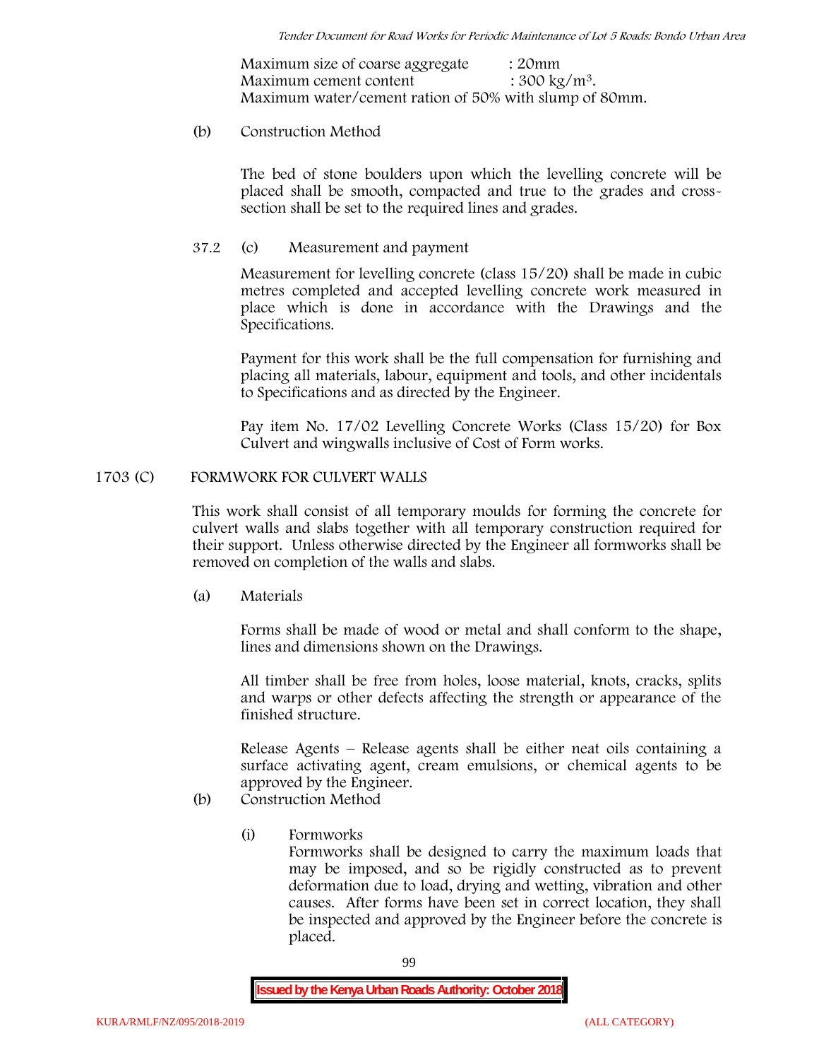Maximum size of coarse aggregate : 20mm
Maximum cement content : 300 kg/m$^3$.
Maximum water/cement ration of 50% with slump of 80mm.

(b) Construction Method

The bed of stone boulders upon which the levelling concrete will be placed shall be smooth, compacted and true to the grades and cross-section shall be set to the required lines and grades.

37.2 (c) Measurement and payment

Measurement for levelling concrete (class 15/20) shall be made in cubic metres completed and accepted levelling concrete work measured in place which is done in accordance with the Drawings and the Specifications.

Payment for this work shall be the full compensation for furnishing and placing all materials, labour, equipment and tools, and other incidentals to Specifications and as directed by the Engineer.

Pay item No. 17/02 Levelling Concrete Works (Class 15/20) for Box Culvert and wingwalls inclusive of Cost of Form works.

## 1703 (C) FORMWORK FOR CULVERT WALLS

This work shall consist of all temporary moulds for forming the concrete for culvert walls and slabs together with all temporary construction required for their support. Unless otherwise directed by the Engineer all formworks shall be removed on completion of the walls and slabs.

(a) Materials

Forms shall be made of wood or metal and shall conform to the shape, lines and dimensions shown on the Drawings.

All timber shall be free from holes, loose material, knots, cracks, splits and warps or other defects affecting the strength or appearance of the finished structure.

Release Agents – Release agents shall be either neat oils containing a surface activating agent, cream emulsions, or chemical agents to be approved by the Engineer.

(b) Construction Method

(i) Formworks
Formworks shall be designed to carry the maximum loads that may be imposed, and so be rigidly constructed as to prevent deformation due to load, drying and wetting, vibration and other causes. After forms have been set in correct location, they shall be inspected and approved by the Engineer before the concrete is placed.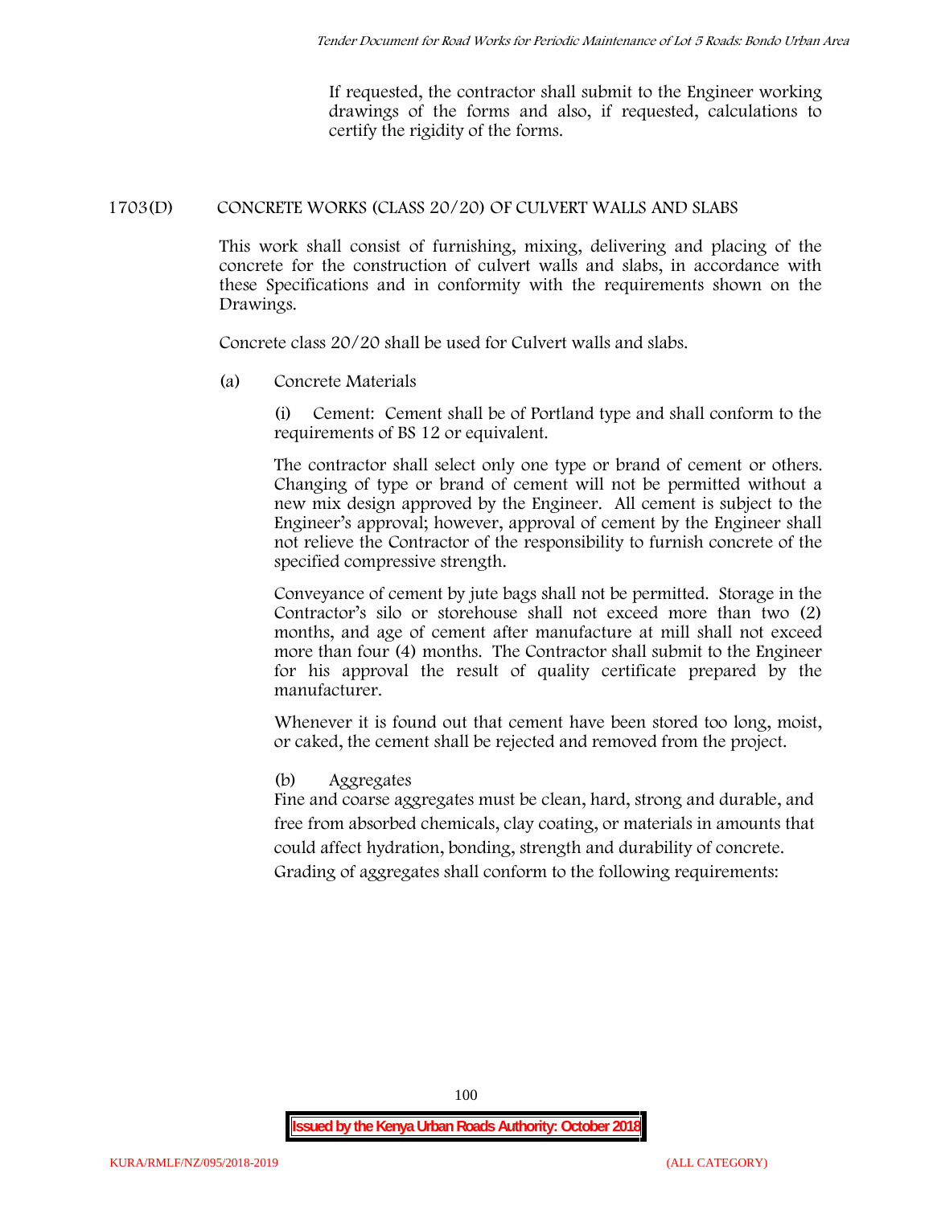If requested, the contractor shall submit to the Engineer working drawings of the forms and also, if requested, calculations to certify the rigidity of the forms.

## 1703(D) CONCRETE WORKS (CLASS 20/20) OF CULVERT WALLS AND SLABS

This work shall consist of furnishing, mixing, delivering and placing of the concrete for the construction of culvert walls and slabs, in accordance with these Specifications and in conformity with the requirements shown on the Drawings.

Concrete class 20/20 shall be used for Culvert walls and slabs.

(a) Concrete Materials

(i) Cement: Cement shall be of Portland type and shall conform to the requirements of BS 12 or equivalent.

The contractor shall select only one type or brand of cement or others. Changing of type or brand of cement will not be permitted without a new mix design approved by the Engineer. All cement is subject to the Engineer's approval; however, approval of cement by the Engineer shall not relieve the Contractor of the responsibility to furnish concrete of the specified compressive strength.

Conveyance of cement by jute bags shall not be permitted. Storage in the Contractor's silo or storehouse shall not exceed more than two (2) months, and age of cement after manufacture at mill shall not exceed more than four (4) months. The Contractor shall submit to the Engineer for his approval the result of quality certificate prepared by the manufacturer.

Whenever it is found out that cement have been stored too long, moist, or caked, the cement shall be rejected and removed from the project.

(b) Aggregates

Fine and coarse aggregates must be clean, hard, strong and durable, and free from absorbed chemicals, clay coating, or materials in amounts that could affect hydration, bonding, strength and durability of concrete. Grading of aggregates shall conform to the following requirements: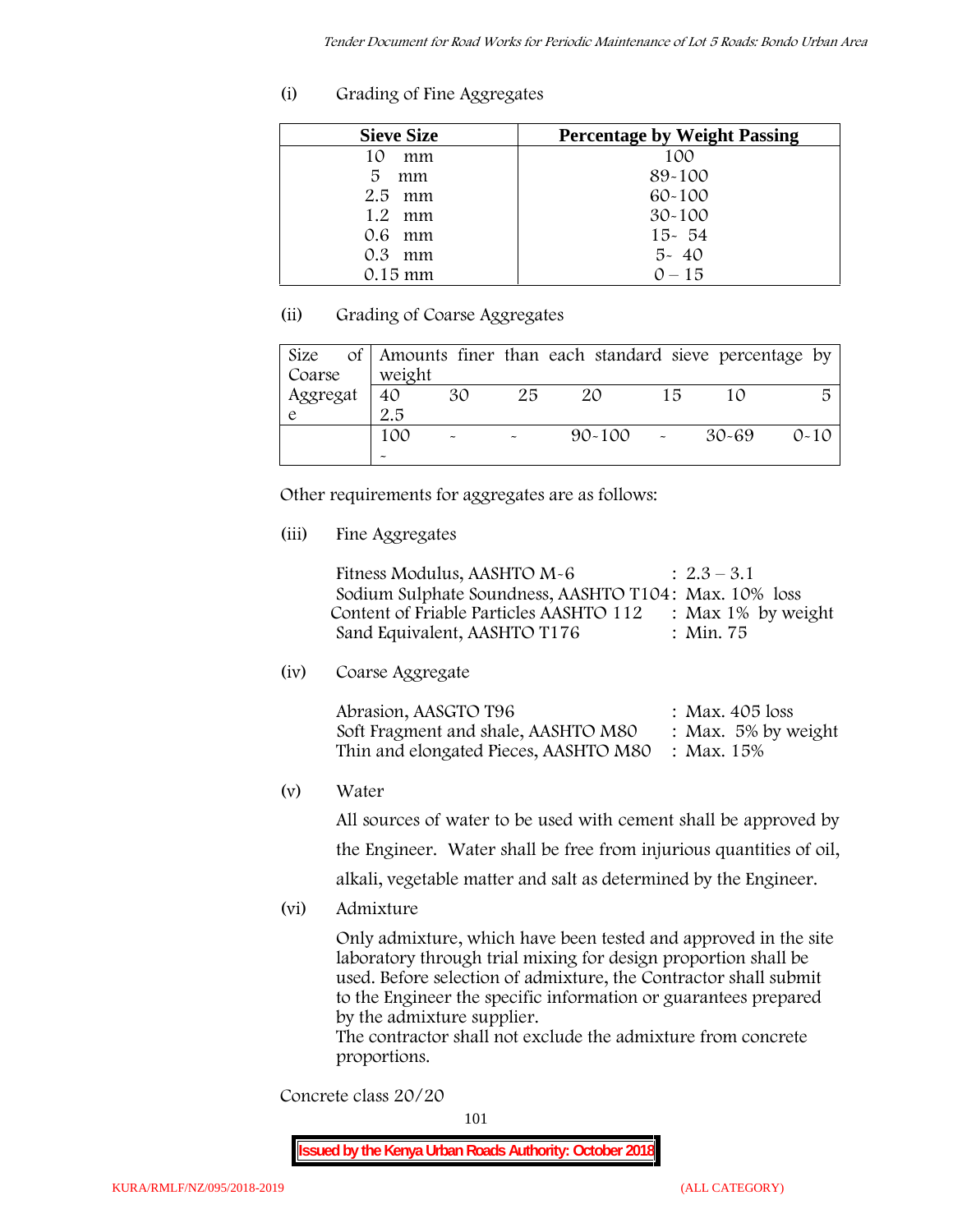(i) Grading of Fine Aggregates

| Sieve Size | Percentage by Weight Passing |
|---|---|
| 10 mm | 100 |
| 5 mm | 89-100 |
| 2.5 mm | 60-100 |
| 1.2 mm | 30-100 |
| 0.6 mm | 15- 54 |
| 0.3 mm | 5- 40 |
| 0.15 mm | 0 – 15 |

(ii) Grading of Coarse Aggregates

| Size of Coarse Aggregate | Amounts finer than each standard sieve percentage by weight | | | | | | |
|---|---|---|---|---|---|---|---|
| | 40 2.5 | 30 | 25 | 20 | 15 | 10 | 5 |
| | 100 - | - | - | 90-100 | - | 30-69 | 0-10 |

Other requirements for aggregates are as follows:

(iii) Fine Aggregates

Fitness Modulus, AASHTO M-6 : 2.3 – 3.1
Sodium Sulphate Soundness, AASHTO T104: Max. 10% loss
Content of Friable Particles AASHTO 112 : Max 1% by weight
Sand Equivalent, AASHTO T176 : Min. 75

(iv) Coarse Aggregate

Abrasion, AASGTO T96 : Max. 405 loss
Soft Fragment and shale, AASHTO M80 : Max. 5% by weight
Thin and elongated Pieces, AASHTO M80 : Max. 15%

(v) Water

All sources of water to be used with cement shall be approved by the Engineer. Water shall be free from injurious quantities of oil, alkali, vegetable matter and salt as determined by the Engineer.

(vi) Admixture

Only admixture, which have been tested and approved in the site laboratory through trial mixing for design proportion shall be used. Before selection of admixture, the Contractor shall submit to the Engineer the specific information or guarantees prepared by the admixture supplier.
The contractor shall not exclude the admixture from concrete proportions.

Concrete class 20/20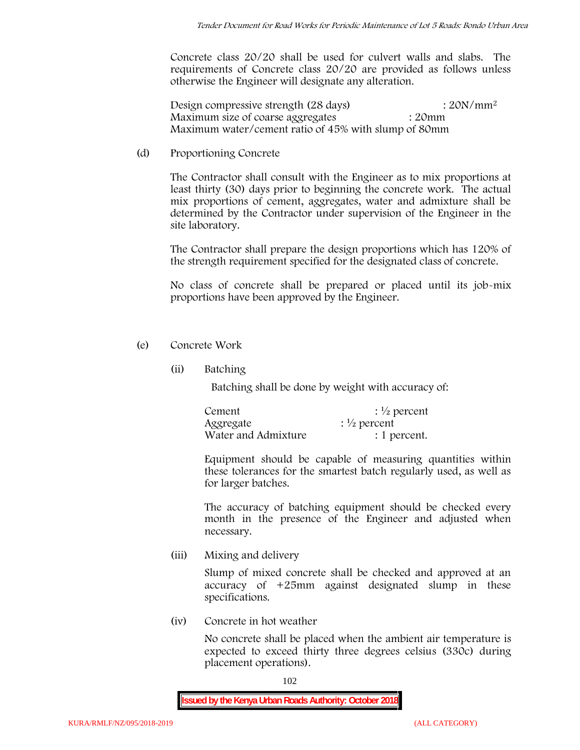Concrete class 20/20 shall be used for culvert walls and slabs. The requirements of Concrete class 20/20 are provided as follows unless otherwise the Engineer will designate any alteration.

Design compressive strength (28 days) : 20N/mm$^2$
Maximum size of coarse aggregates : 20mm
Maximum water/cement ratio of 45% with slump of 80mm

(d) Proportioning Concrete

The Contractor shall consult with the Engineer as to mix proportions at least thirty (30) days prior to beginning the concrete work. The actual mix proportions of cement, aggregates, water and admixture shall be determined by the Contractor under supervision of the Engineer in the site laboratory.

The Contractor shall prepare the design proportions which has 120% of the strength requirement specified for the designated class of concrete.

No class of concrete shall be prepared or placed until its job-mix proportions have been approved by the Engineer.

(e) Concrete Work

(ii) Batching

Batching shall be done by weight with accuracy of:

Cement : ½ percent
Aggregate : ½ percent
Water and Admixture : 1 percent.

Equipment should be capable of measuring quantities within these tolerances for the smartest batch regularly used, as well as for larger batches.

The accuracy of batching equipment should be checked every month in the presence of the Engineer and adjusted when necessary.

(iii) Mixing and delivery

Slump of mixed concrete shall be checked and approved at an accuracy of +25mm against designated slump in these specifications.

(iv) Concrete in hot weather

No concrete shall be placed when the ambient air temperature is expected to exceed thirty three degrees celsius (330c) during placement operations).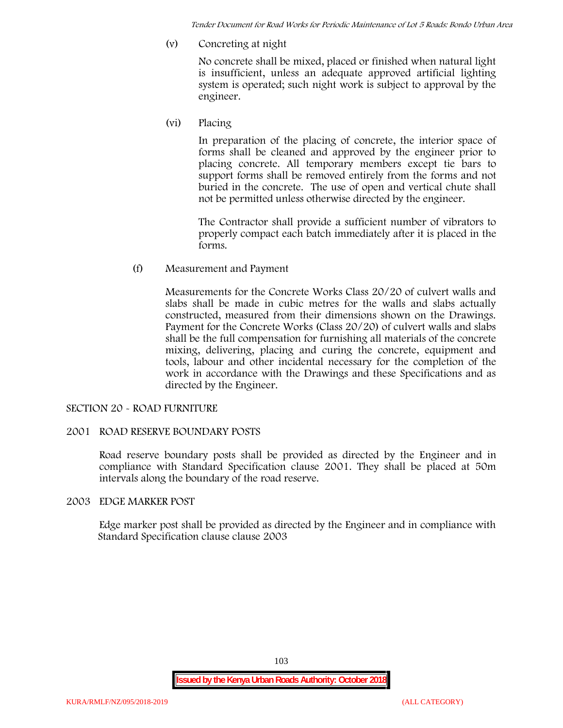(v) Concreting at night

No concrete shall be mixed, placed or finished when natural light is insufficient, unless an adequate approved artificial lighting system is operated; such night work is subject to approval by the engineer.

(vi) Placing

In preparation of the placing of concrete, the interior space of forms shall be cleaned and approved by the engineer prior to placing concrete. All temporary members except tie bars to support forms shall be removed entirely from the forms and not buried in the concrete. The use of open and vertical chute shall not be permitted unless otherwise directed by the engineer.

The Contractor shall provide a sufficient number of vibrators to properly compact each batch immediately after it is placed in the forms.

(f) Measurement and Payment

Measurements for the Concrete Works Class 20/20 of culvert walls and slabs shall be made in cubic metres for the walls and slabs actually constructed, measured from their dimensions shown on the Drawings. Payment for the Concrete Works (Class 20/20) of culvert walls and slabs shall be the full compensation for furnishing all materials of the concrete mixing, delivering, placing and curing the concrete, equipment and tools, labour and other incidental necessary for the completion of the work in accordance with the Drawings and these Specifications and as directed by the Engineer.

## SECTION 20 - ROAD FURNITURE

### 2001 ROAD RESERVE BOUNDARY POSTS

Road reserve boundary posts shall be provided as directed by the Engineer and in compliance with Standard Specification clause 2001. They shall be placed at 50m intervals along the boundary of the road reserve.

### 2003 EDGE MARKER POST

Edge marker post shall be provided as directed by the Engineer and in compliance with Standard Specification clause clause 2003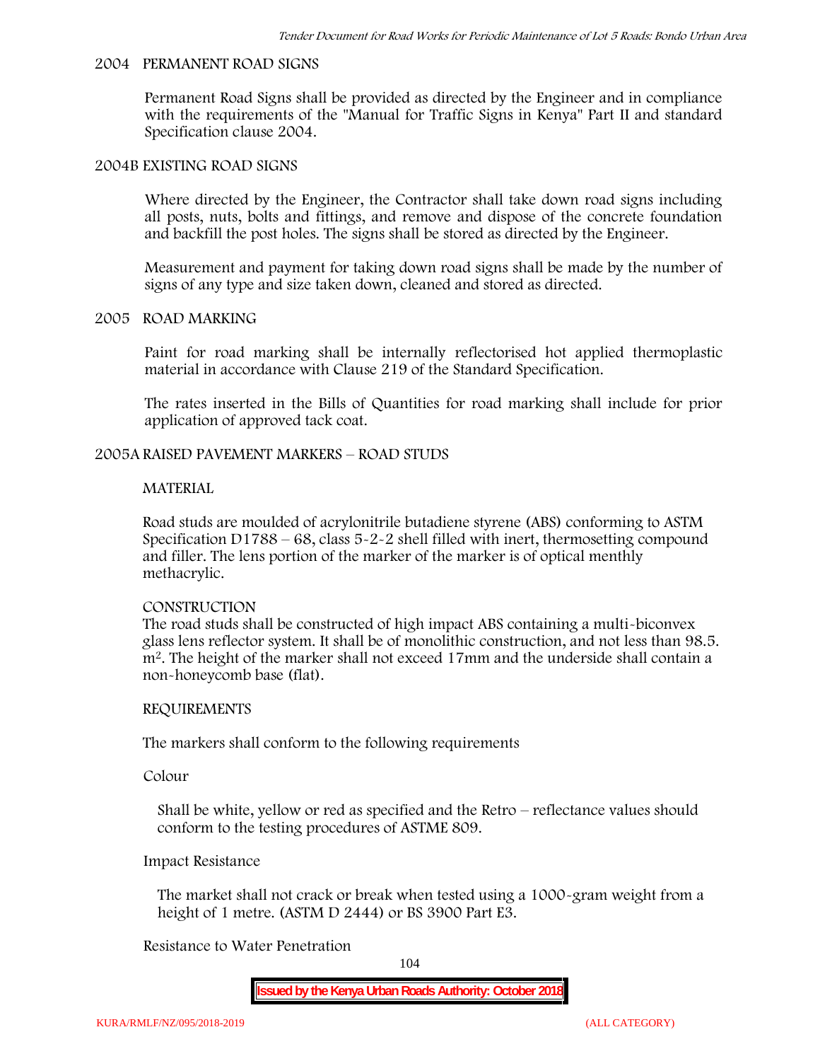### 2004 PERMANENT ROAD SIGNS

Permanent Road Signs shall be provided as directed by the Engineer and in compliance with the requirements of the "Manual for Traffic Signs in Kenya" Part II and standard Specification clause 2004.

### 2004B EXISTING ROAD SIGNS

Where directed by the Engineer, the Contractor shall take down road signs including all posts, nuts, bolts and fittings, and remove and dispose of the concrete foundation and backfill the post holes. The signs shall be stored as directed by the Engineer.

Measurement and payment for taking down road signs shall be made by the number of signs of any type and size taken down, cleaned and stored as directed.

### 2005 ROAD MARKING

Paint for road marking shall be internally reflectorised hot applied thermoplastic material in accordance with Clause 219 of the Standard Specification.

The rates inserted in the Bills of Quantities for road marking shall include for prior application of approved tack coat.

### 2005A RAISED PAVEMENT MARKERS – ROAD STUDS

#### MATERIAL

Road studs are moulded of acrylonitrile butadiene styrene (ABS) conforming to ASTM Specification D1788 – 68, class 5-2-2 shell filled with inert, thermosetting compound and filler. The lens portion of the marker of the marker is of optical menthly methacrylic.

#### CONSTRUCTION

The road studs shall be constructed of high impact ABS containing a multi-biconvex glass lens reflector system. It shall be of monolithic construction, and not less than 98.5. $m^2$. The height of the marker shall not exceed 17mm and the underside shall contain a non-honeycomb base (flat).

#### REQUIREMENTS

The markers shall conform to the following requirements

Colour

Shall be white, yellow or red as specified and the Retro – reflectance values should conform to the testing procedures of ASTME 809.

Impact Resistance

The market shall not crack or break when tested using a 1000-gram weight from a height of 1 metre. (ASTM D 2444) or BS 3900 Part E3.

Resistance to Water Penetration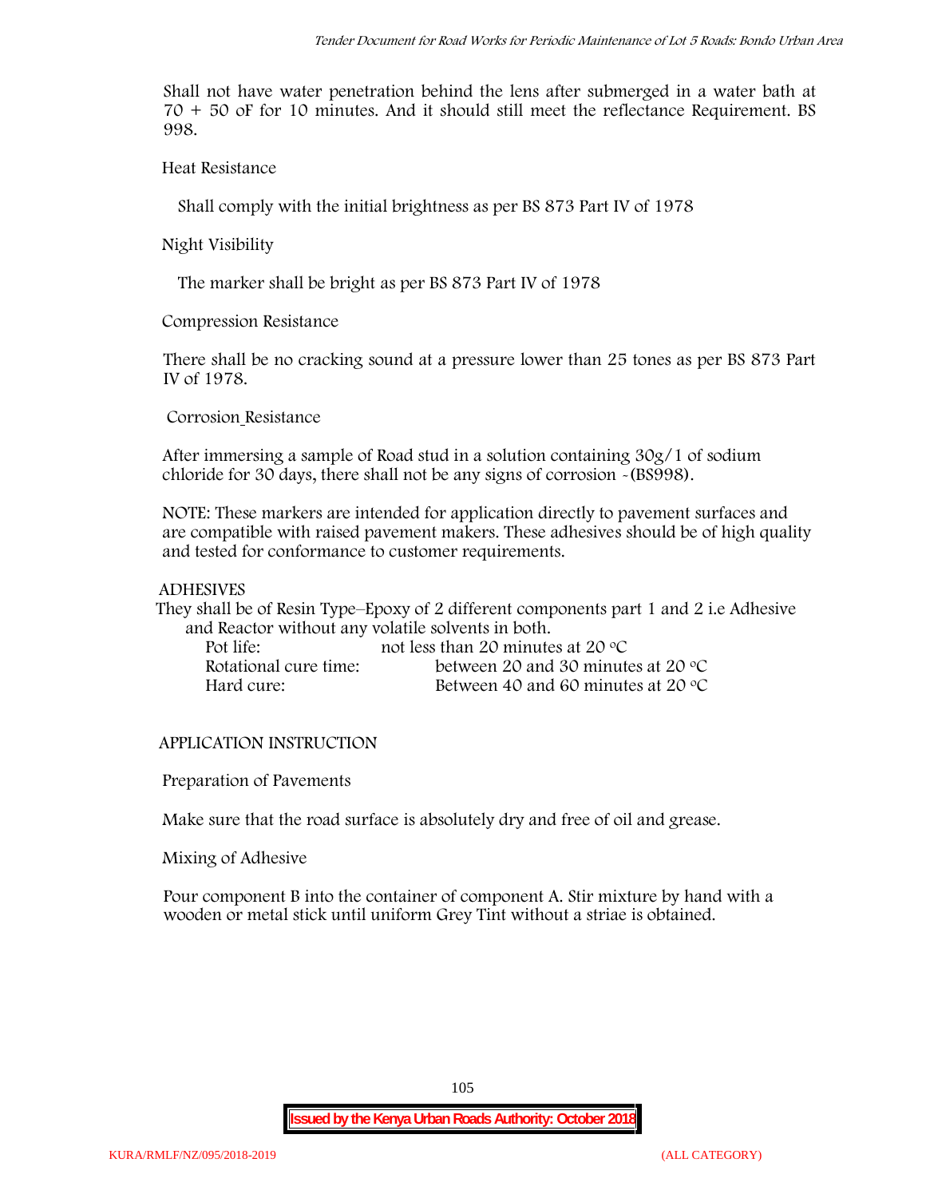Shall not have water penetration behind the lens after submerged in a water bath at 70 + 50 oF for 10 minutes. And it should still meet the reflectance Requirement. BS 998.

Heat Resistance

Shall comply with the initial brightness as per BS 873 Part IV of 1978

Night Visibility

The marker shall be bright as per BS 873 Part IV of 1978

Compression Resistance

There shall be no cracking sound at a pressure lower than 25 tones as per BS 873 Part IV of 1978.

Corrosion Resistance

After immersing a sample of Road stud in a solution containing 30g/1 of sodium chloride for 30 days, there shall not be any signs of corrosion -(BS998).

NOTE: These markers are intended for application directly to pavement surfaces and are compatible with raised pavement makers. These adhesives should be of high quality and tested for conformance to customer requirements.

ADHESIVES

They shall be of Resin Type–Epoxy of 2 different components part 1 and 2 i.e Adhesive and Reactor without any volatile solvents in both.

| | |
|---|---|
| Pot life: | not less than 20 minutes at 20 °C |
| Rotational cure time: | between 20 and 30 minutes at 20 °C |
| Hard cure: | Between 40 and 60 minutes at 20 °C |

APPLICATION INSTRUCTION

Preparation of Pavements

Make sure that the road surface is absolutely dry and free of oil and grease.

Mixing of Adhesive

Pour component B into the container of component A. Stir mixture by hand with a wooden or metal stick until uniform Grey Tint without a striae is obtained.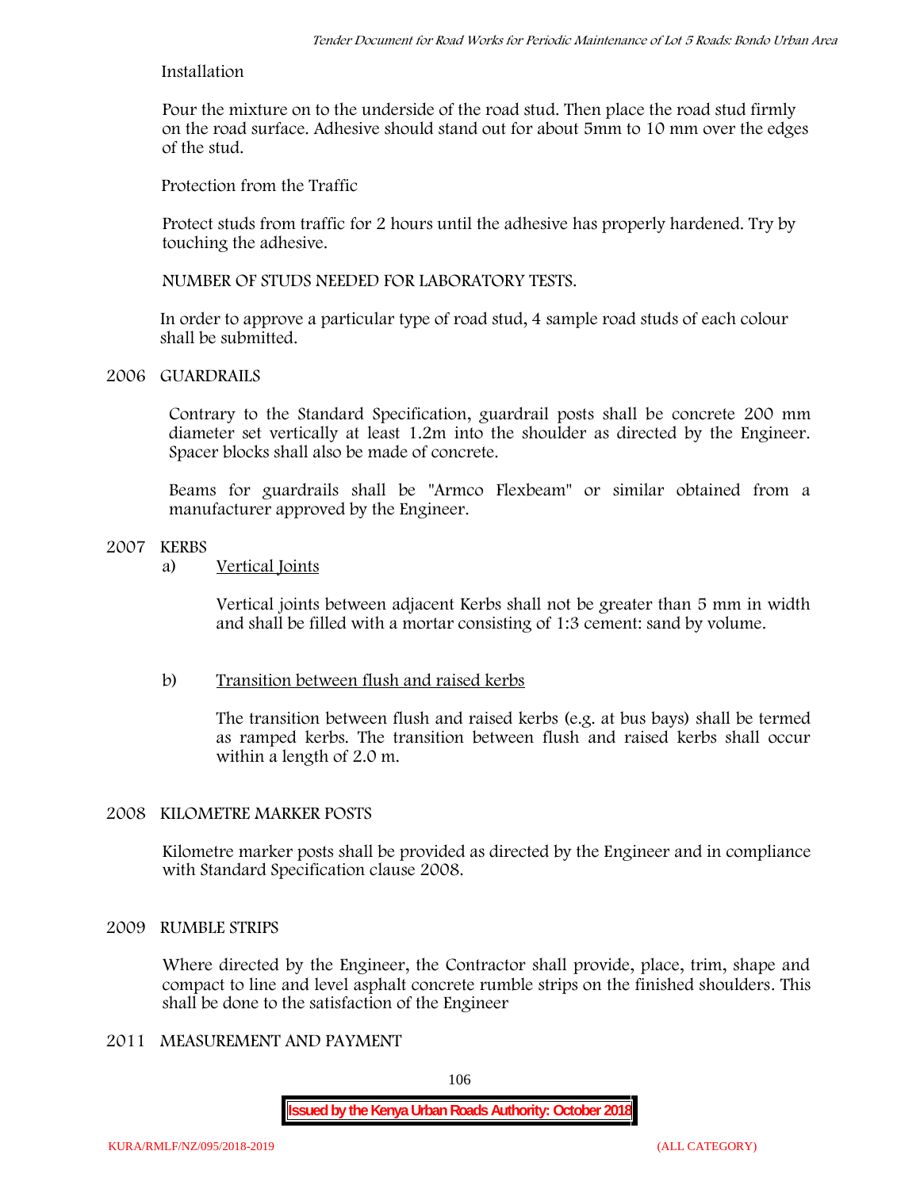Installation

Pour the mixture on to the underside of the road stud. Then place the road stud firmly on the road surface. Adhesive should stand out for about 5mm to 10 mm over the edges of the stud.

Protection from the Traffic

Protect studs from traffic for 2 hours until the adhesive has properly hardened. Try by touching the adhesive.

NUMBER OF STUDS NEEDED FOR LABORATORY TESTS.

In order to approve a particular type of road stud, 4 sample road studs of each colour shall be submitted.

## 2006 GUARDRAILS

Contrary to the Standard Specification, guardrail posts shall be concrete 200 mm diameter set vertically at least 1.2m into the shoulder as directed by the Engineer. Spacer blocks shall also be made of concrete.

Beams for guardrails shall be "Armco Flexbeam" or similar obtained from a manufacturer approved by the Engineer.

## 2007 KERBS

a) Vertical Joints

Vertical joints between adjacent Kerbs shall not be greater than 5 mm in width and shall be filled with a mortar consisting of 1:3 cement: sand by volume.

b) Transition between flush and raised kerbs

The transition between flush and raised kerbs (e.g. at bus bays) shall be termed as ramped kerbs. The transition between flush and raised kerbs shall occur within a length of 2.0 m.

## 2008 KILOMETRE MARKER POSTS

Kilometre marker posts shall be provided as directed by the Engineer and in compliance with Standard Specification clause 2008.

## 2009 RUMBLE STRIPS

Where directed by the Engineer, the Contractor shall provide, place, trim, shape and compact to line and level asphalt concrete rumble strips on the finished shoulders. This shall be done to the satisfaction of the Engineer

## 2011 MEASUREMENT AND PAYMENT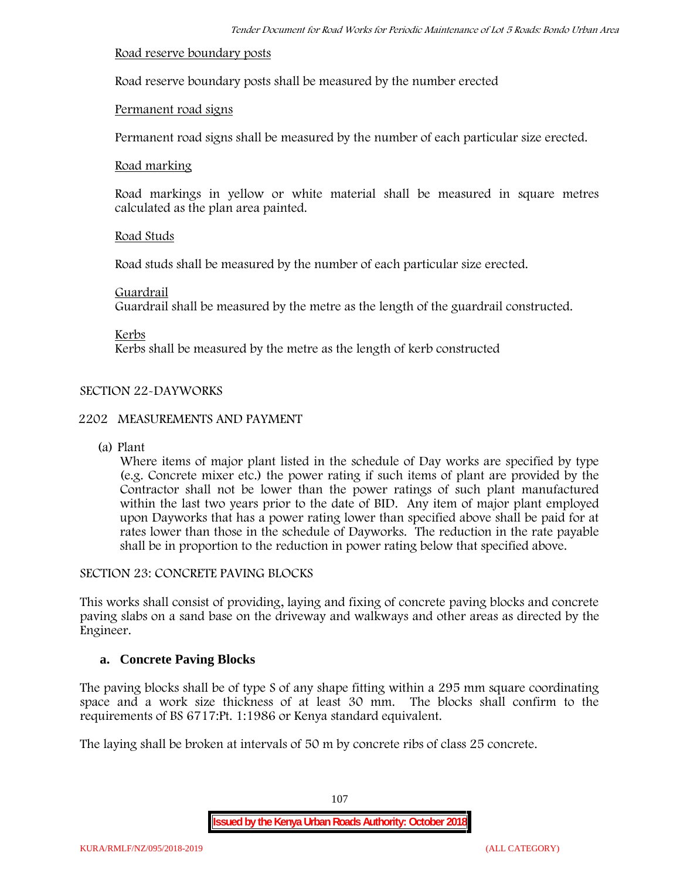Road reserve boundary posts

Road reserve boundary posts shall be measured by the number erected

Permanent road signs

Permanent road signs shall be measured by the number of each particular size erected.

Road marking

Road markings in yellow or white material shall be measured in square metres calculated as the plan area painted.

Road Studs

Road studs shall be measured by the number of each particular size erected.

Guardrail

Guardrail shall be measured by the metre as the length of the guardrail constructed.

Kerbs

Kerbs shall be measured by the metre as the length of kerb constructed

SECTION 22-DAYWORKS

2202 MEASUREMENTS AND PAYMENT

(a) Plant

Where items of major plant listed in the schedule of Day works are specified by type (e.g. Concrete mixer etc.) the power rating if such items of plant are provided by the Contractor shall not be lower than the power ratings of such plant manufactured within the last two years prior to the date of BID. Any item of major plant employed upon Dayworks that has a power rating lower than specified above shall be paid for at rates lower than those in the schedule of Dayworks. The reduction in the rate payable shall be in proportion to the reduction in power rating below that specified above.

SECTION 23: CONCRETE PAVING BLOCKS

This works shall consist of providing, laying and fixing of concrete paving blocks and concrete paving slabs on a sand base on the driveway and walkways and other areas as directed by the Engineer.

**a. Concrete Paving Blocks**

The paving blocks shall be of type S of any shape fitting within a 295 mm square coordinating space and a work size thickness of at least 30 mm. The blocks shall confirm to the requirements of BS 6717:Pt. 1:1986 or Kenya standard equivalent.

The laying shall be broken at intervals of 50 m by concrete ribs of class 25 concrete.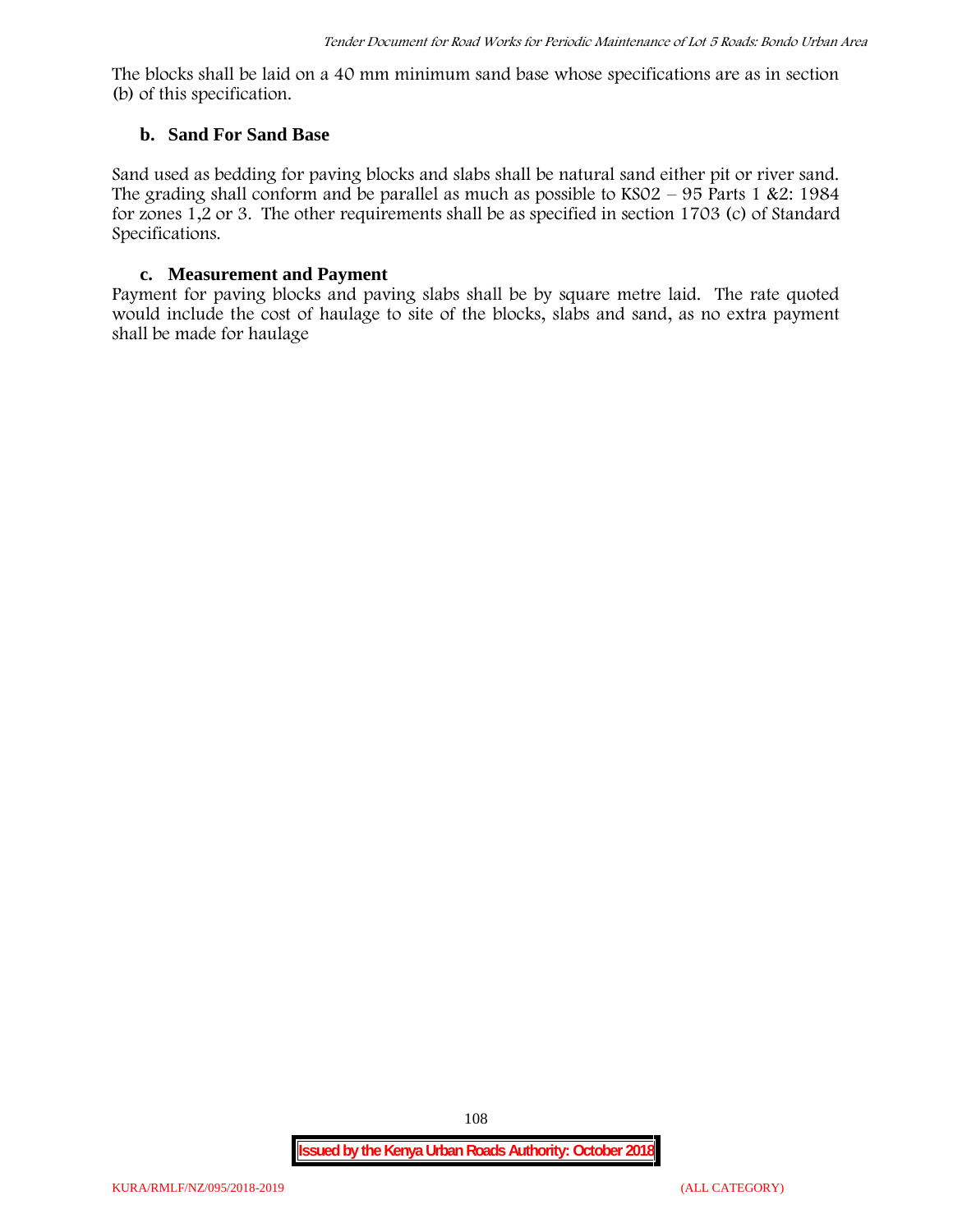The blocks shall be laid on a 40 mm minimum sand base whose specifications are as in section (b) of this specification.

### b. Sand For Sand Base

Sand used as bedding for paving blocks and slabs shall be natural sand either pit or river sand. The grading shall conform and be parallel as much as possible to KS02 – 95 Parts 1 &2: 1984 for zones 1,2 or 3. The other requirements shall be as specified in section 1703 (c) of Standard Specifications.

### c. Measurement and Payment

Payment for paving blocks and paving slabs shall be by square metre laid. The rate quoted would include the cost of haulage to site of the blocks, slabs and sand, as no extra payment shall be made for haulage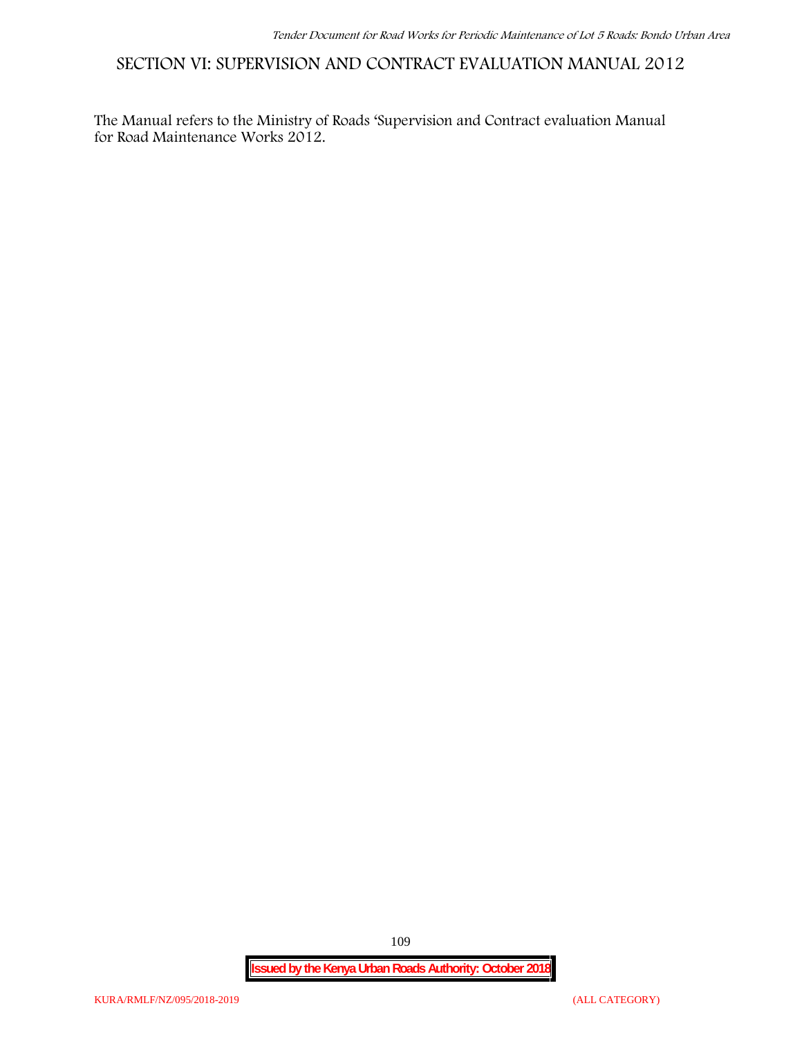# SECTION VI: SUPERVISION AND CONTRACT EVALUATION MANUAL 2012

The Manual refers to the Ministry of Roads 'Supervision and Contract evaluation Manual for Road Maintenance Works 2012.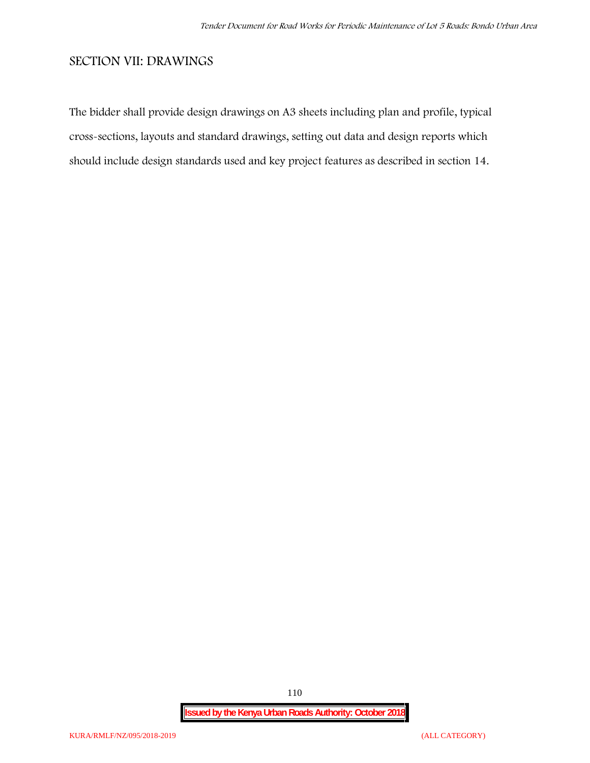## SECTION VII: DRAWINGS

The bidder shall provide design drawings on A3 sheets including plan and profile, typical cross-sections, layouts and standard drawings, setting out data and design reports which should include design standards used and key project features as described in section 14.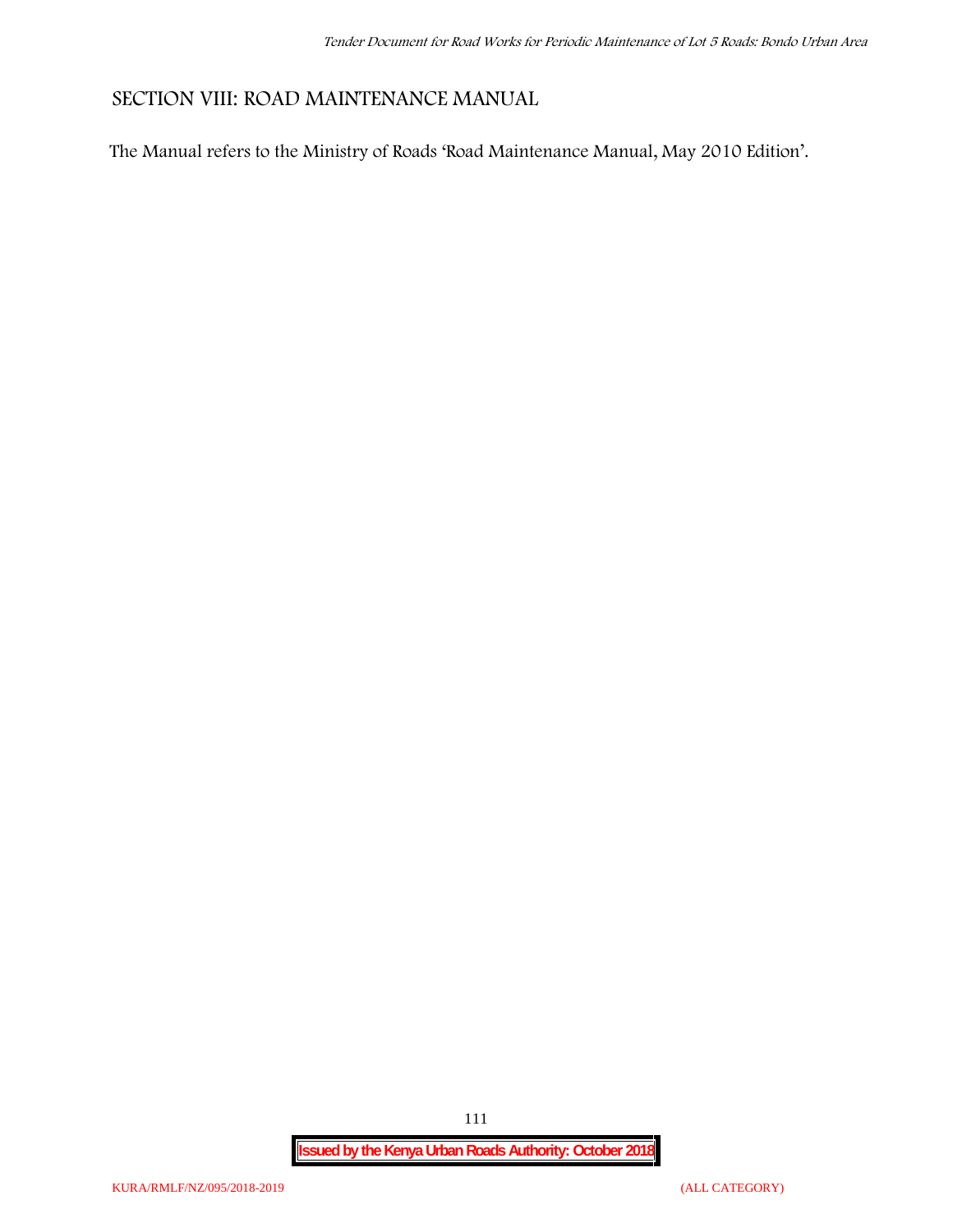## SECTION VIII: ROAD MAINTENANCE MANUAL

The Manual refers to the Ministry of Roads 'Road Maintenance Manual, May 2010 Edition'.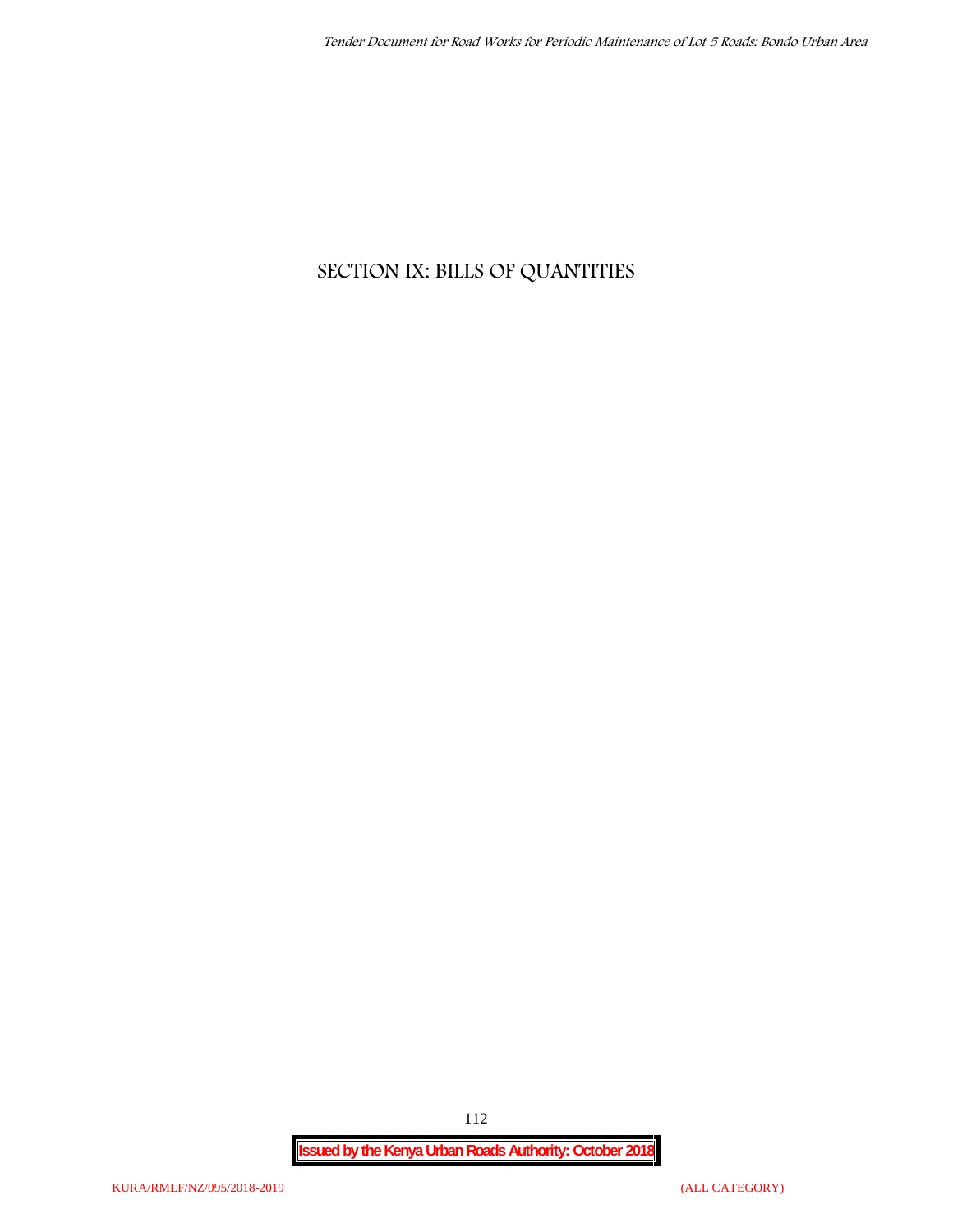# SECTION IX: BILLS OF QUANTITIES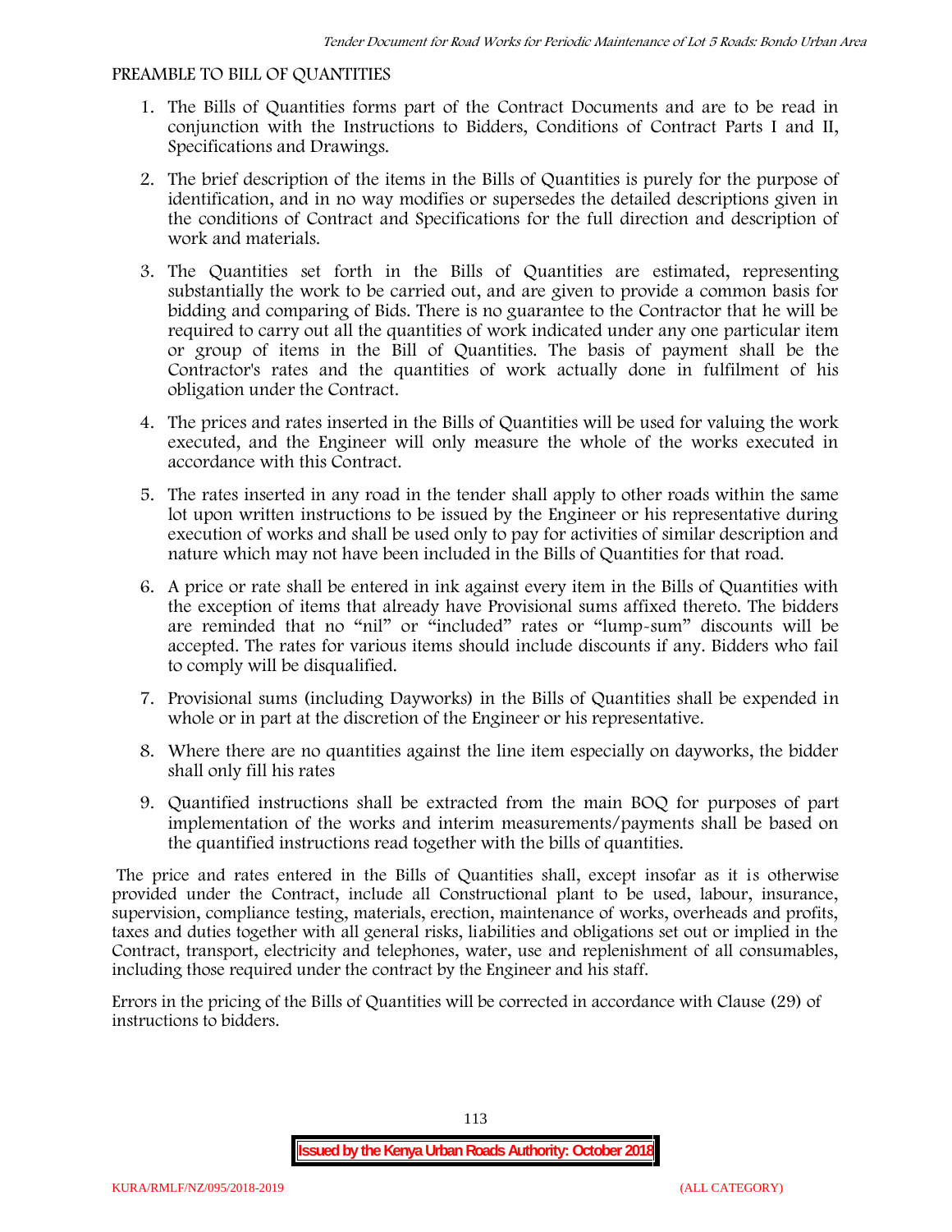PREAMBLE TO BILL OF QUANTITIES

1. The Bills of Quantities forms part of the Contract Documents and are to be read in conjunction with the Instructions to Bidders, Conditions of Contract Parts I and II, Specifications and Drawings.
2. The brief description of the items in the Bills of Quantities is purely for the purpose of identification, and in no way modifies or supersedes the detailed descriptions given in the conditions of Contract and Specifications for the full direction and description of work and materials.
3. The Quantities set forth in the Bills of Quantities are estimated, representing substantially the work to be carried out, and are given to provide a common basis for bidding and comparing of Bids. There is no guarantee to the Contractor that he will be required to carry out all the quantities of work indicated under any one particular item or group of items in the Bill of Quantities. The basis of payment shall be the Contractor's rates and the quantities of work actually done in fulfilment of his obligation under the Contract.
4. The prices and rates inserted in the Bills of Quantities will be used for valuing the work executed, and the Engineer will only measure the whole of the works executed in accordance with this Contract.
5. The rates inserted in any road in the tender shall apply to other roads within the same lot upon written instructions to be issued by the Engineer or his representative during execution of works and shall be used only to pay for activities of similar description and nature which may not have been included in the Bills of Quantities for that road.
6. A price or rate shall be entered in ink against every item in the Bills of Quantities with the exception of items that already have Provisional sums affixed thereto. The bidders are reminded that no "nil" or "included" rates or "lump-sum" discounts will be accepted. The rates for various items should include discounts if any. Bidders who fail to comply will be disqualified.
7. Provisional sums (including Dayworks) in the Bills of Quantities shall be expended in whole or in part at the discretion of the Engineer or his representative.
8. Where there are no quantities against the line item especially on dayworks, the bidder shall only fill his rates
9. Quantified instructions shall be extracted from the main BOQ for purposes of part implementation of the works and interim measurements/payments shall be based on the quantified instructions read together with the bills of quantities.

The price and rates entered in the Bills of Quantities shall, except insofar as it is otherwise provided under the Contract, include all Constructional plant to be used, labour, insurance, supervision, compliance testing, materials, erection, maintenance of works, overheads and profits, taxes and duties together with all general risks, liabilities and obligations set out or implied in the Contract, transport, electricity and telephones, water, use and replenishment of all consumables, including those required under the contract by the Engineer and his staff.

Errors in the pricing of the Bills of Quantities will be corrected in accordance with Clause (29) of instructions to bidders.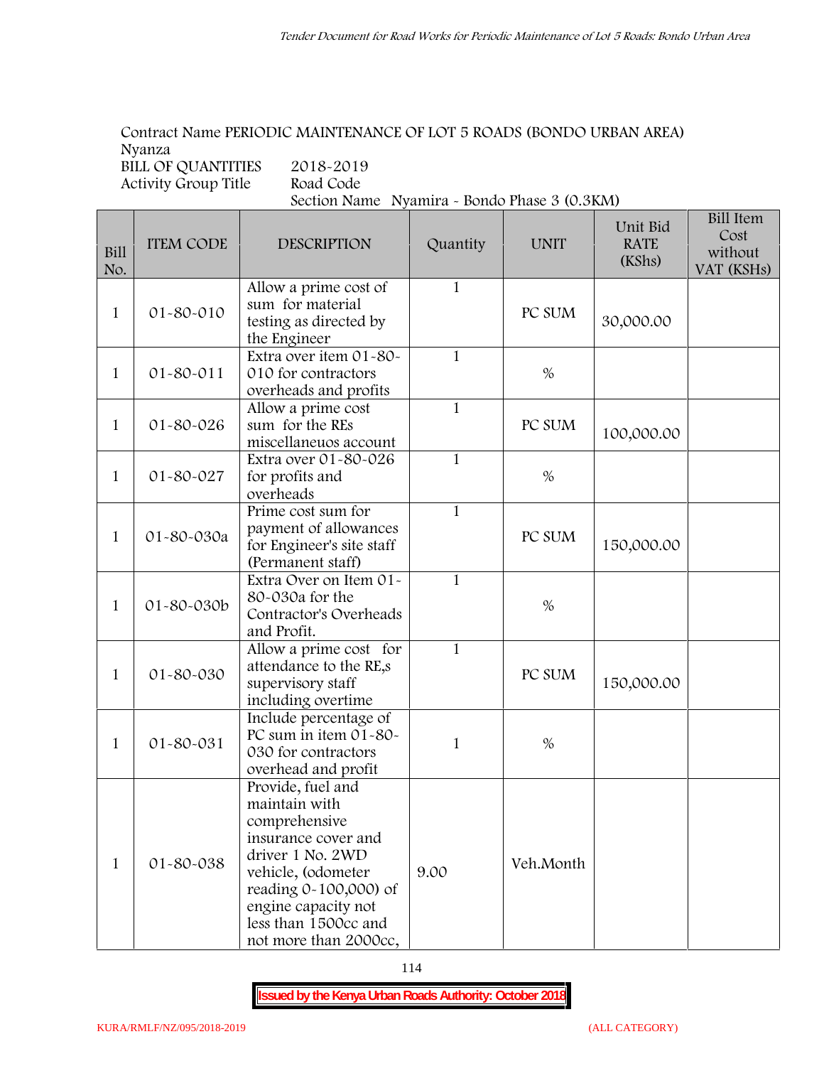Contract Name PERIODIC MAINTENANCE OF LOT 5 ROADS (BONDO URBAN AREA)
Nyanza
BILL OF QUANTITIES 2018-2019
Activity Group Title Road Code
Section Name Nyamira - Bondo Phase 3 (0.3KM)

| Bill No. | ITEM CODE | DESCRIPTION | Quantity | UNIT | Unit Bid RATE (KShs) | Bill Item Cost without VAT (KSHs) |
|---|---|---|---|---|---|---|
| 1 | 01-80-010 | Allow a prime cost of sum for material testing as directed by the Engineer | 1 | PC SUM | 30,000.00 | |
| 1 | 01-80-011 | Extra over item 01-80-010 for contractors overheads and profits | 1 | % | | |
| 1 | 01-80-026 | Allow a prime cost sum for the REs miscellaneuos account | 1 | PC SUM | 100,000.00 | |
| 1 | 01-80-027 | Extra over 01-80-026 for profits and overheads | 1 | % | | |
| 1 | 01-80-030a | Prime cost sum for payment of allowances for Engineer's site staff (Permanent staff) | 1 | PC SUM | 150,000.00 | |
| 1 | 01-80-030b | Extra Over on Item 01-80-030a for the Contractor's Overheads and Profit. | 1 | % | | |
| 1 | 01-80-030 | Allow a prime cost for attendance to the RE,s supervisory staff including overtime | 1 | PC SUM | 150,000.00 | |
| 1 | 01-80-031 | Include percentage of PC sum in item 01-80-030 for contractors overhead and profit | 1 | % | | |
| 1 | 01-80-038 | Provide, fuel and maintain with comprehensive insurance cover and driver 1 No. 2WD vehicle, (odometer reading 0-100,000) of engine capacity not less than 1500cc and not more than 2000cc, | 9.00 | Veh.Month | | |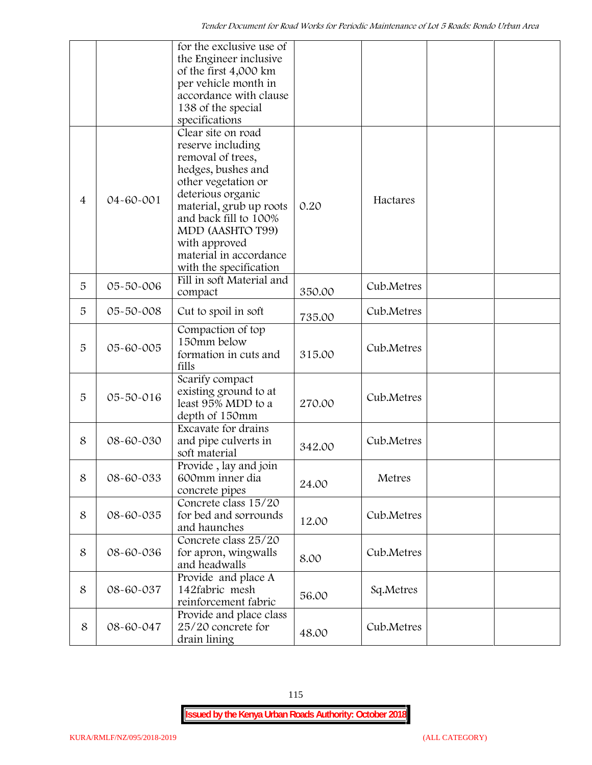| | | for the exclusive use of the Engineer inclusive of the first 4,000 km per vehicle month in accordance with clause 138 of the special specifications | | | | |
|---|---|---|---|---|---|---|
| 4 | 04-60-001 | Clear site on road reserve including removal of trees, hedges, bushes and other vegetation or deterious organic material, grub up roots and back fill to 100% MDD (AASHTO T99) with approved material in accordance with the specification | 0.20 | Hactares | | |
| 5 | 05-50-006 | Fill in soft Material and compact | 350.00 | Cub.Metres | | |
| 5 | 05-50-008 | Cut to spoil in soft | 735.00 | Cub.Metres | | |
| 5 | 05-60-005 | Compaction of top 150mm below formation in cuts and fills | 315.00 | Cub.Metres | | |
| 5 | 05-50-016 | Scarify compact existing ground to at least 95% MDD to a depth of 150mm | 270.00 | Cub.Metres | | |
| 8 | 08-60-030 | Excavate for drains and pipe culverts in soft material | 342.00 | Cub.Metres | | |
| 8 | 08-60-033 | Provide , lay and join 600mm inner dia concrete pipes | 24.00 | Metres | | |
| 8 | 08-60-035 | Concrete class 15/20 for bed and sorrounds and haunches | 12.00 | Cub.Metres | | |
| 8 | 08-60-036 | Concrete class 25/20 for apron, wingwalls and headwalls | 8.00 | Cub.Metres | | |
| 8 | 08-60-037 | Provide and place A 142fabric mesh reinforcement fabric | 56.00 | Sq.Metres | | |
| 8 | 08-60-047 | Provide and place class 25/20 concrete for drain lining | 48.00 | Cub.Metres | | |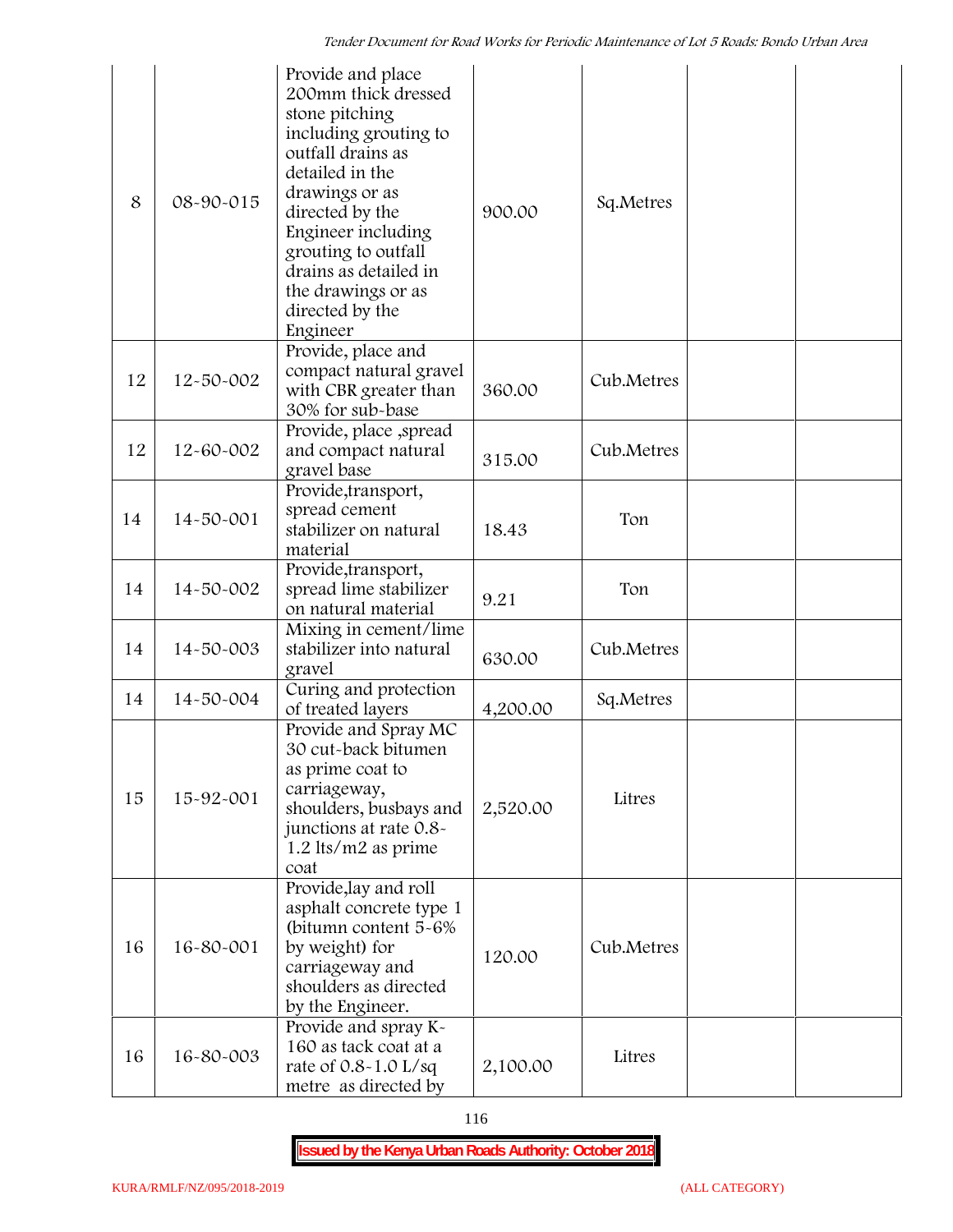| | | | | | | |
|---|---|---|---|---|---|---|
| 8 | 08-90-015 | Provide and place 200mm thick dressed stone pitching including grouting to outfall drains as detailed in the drawings or as directed by the Engineer including grouting to outfall drains as detailed in the drawings or as directed by the Engineer | 900.00 | Sq.Metres | | |
| 12 | 12-50-002 | Provide, place and compact natural gravel with CBR greater than 30% for sub-base | 360.00 | Cub.Metres | | |
| 12 | 12-60-002 | Provide, place ,spread and compact natural gravel base | 315.00 | Cub.Metres | | |
| 14 | 14-50-001 | Provide,transport, spread cement stabilizer on natural material | 18.43 | Ton | | |
| 14 | 14-50-002 | Provide,transport, spread lime stabilizer on natural material | 9.21 | Ton | | |
| 14 | 14-50-003 | Mixing in cement/lime stabilizer into natural gravel | 630.00 | Cub.Metres | | |
| 14 | 14-50-004 | Curing and protection of treated layers | 4,200.00 | Sq.Metres | | |
| 15 | 15-92-001 | Provide and Spray MC 30 cut-back bitumen as prime coat to carriageway, shoulders, busbays and junctions at rate 0.8-1.2 lts/m2 as prime coat | 2,520.00 | Litres | | |
| 16 | 16-80-001 | Provide,lay and roll asphalt concrete type 1 (bitumn content 5-6% by weight) for carriageway and shoulders as directed by the Engineer. | 120.00 | Cub.Metres | | |
| 16 | 16-80-003 | Provide and spray K-160 as tack coat at a rate of 0.8-1.0 L/sq metre as directed by | 2,100.00 | Litres | | |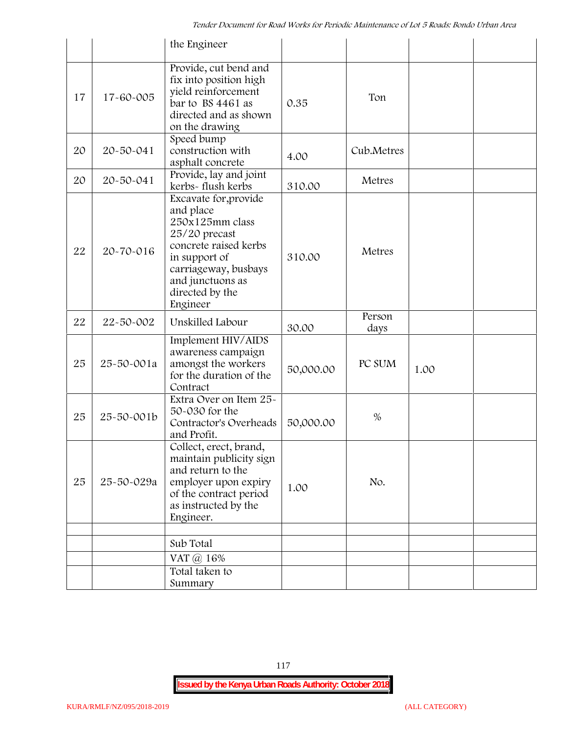| | | the Engineer | | | | |
|---|---|---|---|---|---|---|
| 17 | 17-60-005 | Provide, cut bend and fix into position high yield reinforcement bar to BS 4461 as directed and as shown on the drawing | 0.35 | Ton | | |
| 20 | 20-50-041 | Speed bump construction with asphalt concrete | 4.00 | Cub.Metres | | |
| 20 | 20-50-041 | Provide, lay and joint kerbs- flush kerbs | 310.00 | Metres | | |
| 22 | 20-70-016 | Excavate for,provide and place 250x125mm class 25/20 precast concrete raised kerbs in support of carriageway, busbays and junctuons as directed by the Engineer | 310.00 | Metres | | |
| 22 | 22-50-002 | Unskilled Labour | 30.00 | Person days | | |
| 25 | 25-50-001a | Implement HIV/AIDS awareness campaign amongst the workers for the duration of the Contract | 50,000.00 | PC SUM | 1.00 | |
| 25 | 25-50-001b | Extra Over on Item 25-50-030 for the Contractor's Overheads and Profit. | 50,000.00 | % | | |
| 25 | 25-50-029a | Collect, erect, brand, maintain publicity sign and return to the employer upon expiry of the contract period as instructed by the Engineer. | 1.00 | No. | | |
| | | | | | | |
| | | Sub Total | | | | |
| | | VAT @ 16% | | | | |
| | | Total taken to Summary | | | | |

**Issued by the Kenya Urban Roads Authority: October 2018**

KURA/RMLF/NZ/095/2018-2019 (ALL CATEGORY)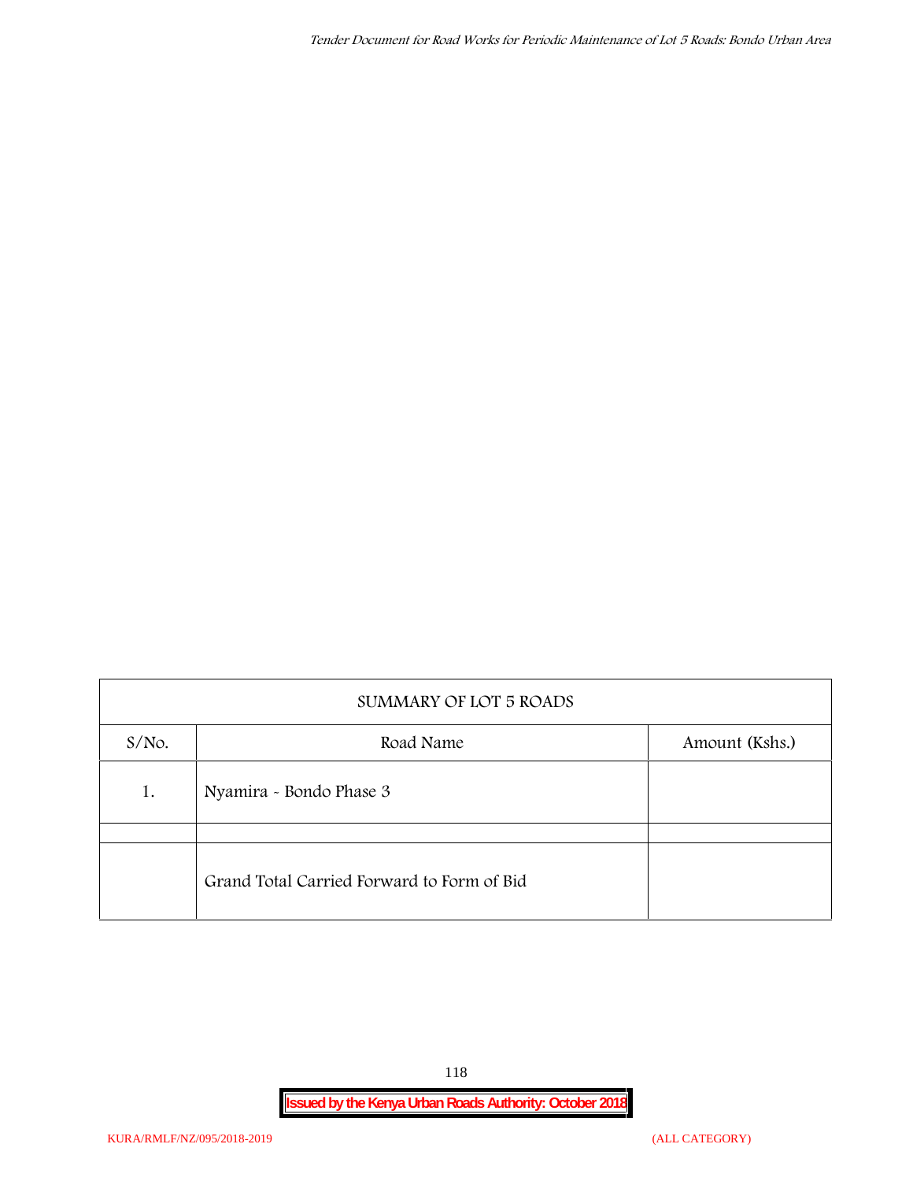| SUMMARY OF LOT 5 ROADS | | |
|---|---|---|
| S/No. | Road Name | Amount (Kshs.) |
| 1. | Nyamira - Bondo Phase 3 | |
| | | |
| | Grand Total Carried Forward to Form of Bid | |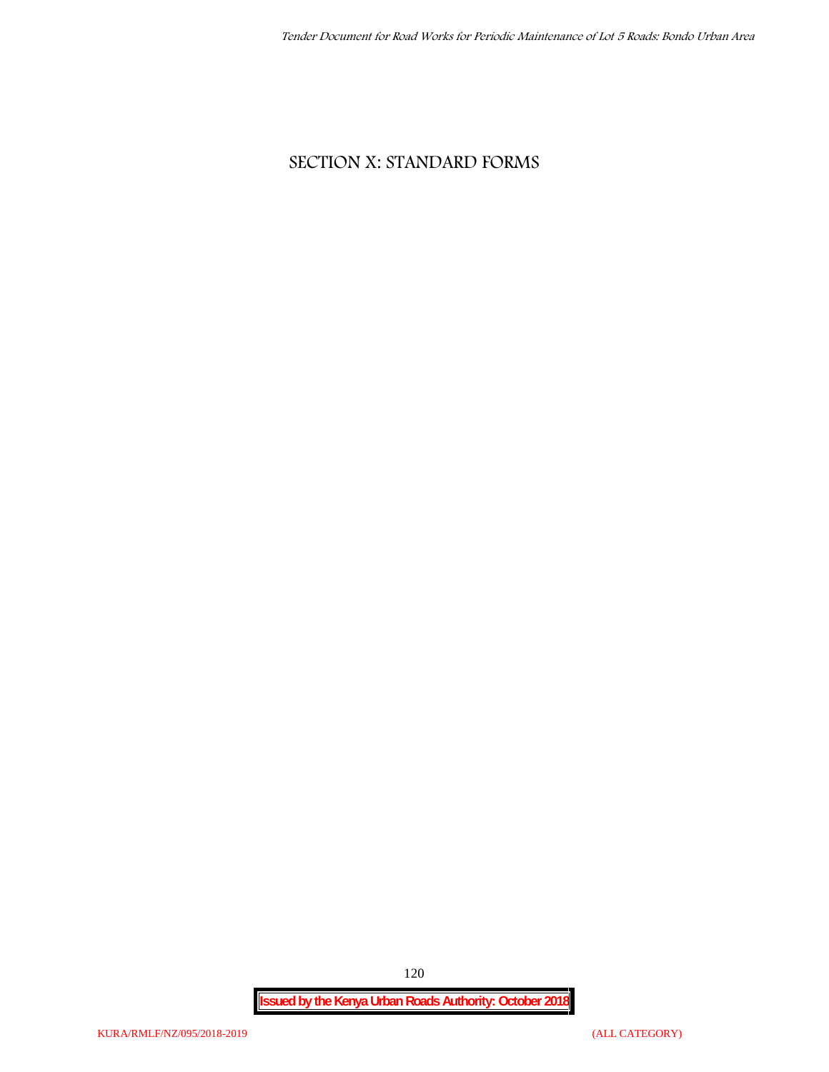# SECTION X: STANDARD FORMS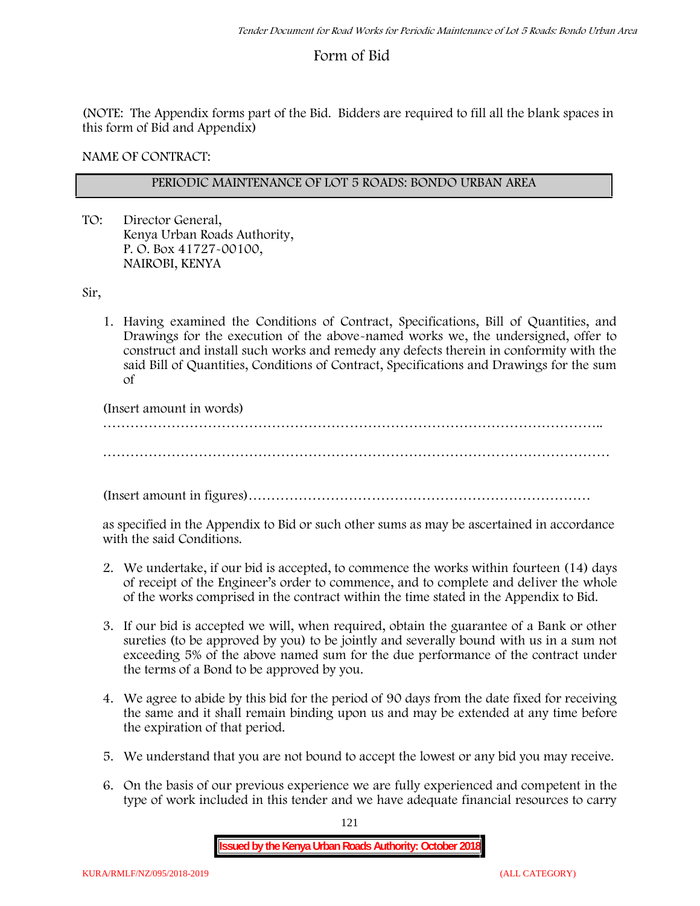# Form of Bid

(NOTE: The Appendix forms part of the Bid. Bidders are required to fill all the blank spaces in this form of Bid and Appendix)

NAME OF CONTRACT:

| PERIODIC MAINTENANCE OF LOT 5 ROADS: BONDO URBAN AREA |
|---|

TO: Director General,
Kenya Urban Roads Authority,
P. O. Box 41727-00100,
NAIROBI, KENYA

Sir,

1. Having examined the Conditions of Contract, Specifications, Bill of Quantities, and Drawings for the execution of the above-named works we, the undersigned, offer to construct and install such works and remedy any defects therein in conformity with the said Bill of Quantities, Conditions of Contract, Specifications and Drawings for the sum of

   (Insert amount in words)
   …………………………………………………………………………………………………..

   …………………………………………………………………………………………………

   (Insert amount in figures)…………………………………………………………………

   as specified in the Appendix to Bid or such other sums as may be ascertained in accordance with the said Conditions.

2. We undertake, if our bid is accepted, to commence the works within fourteen (14) days of receipt of the Engineer's order to commence, and to complete and deliver the whole of the works comprised in the contract within the time stated in the Appendix to Bid.

3. If our bid is accepted we will, when required, obtain the guarantee of a Bank or other sureties (to be approved by you) to be jointly and severally bound with us in a sum not exceeding 5% of the above named sum for the due performance of the contract under the terms of a Bond to be approved by you.

4. We agree to abide by this bid for the period of 90 days from the date fixed for receiving the same and it shall remain binding upon us and may be extended at any time before the expiration of that period.

5. We understand that you are not bound to accept the lowest or any bid you may receive.

6. On the basis of our previous experience we are fully experienced and competent in the type of work included in this tender and we have adequate financial resources to carry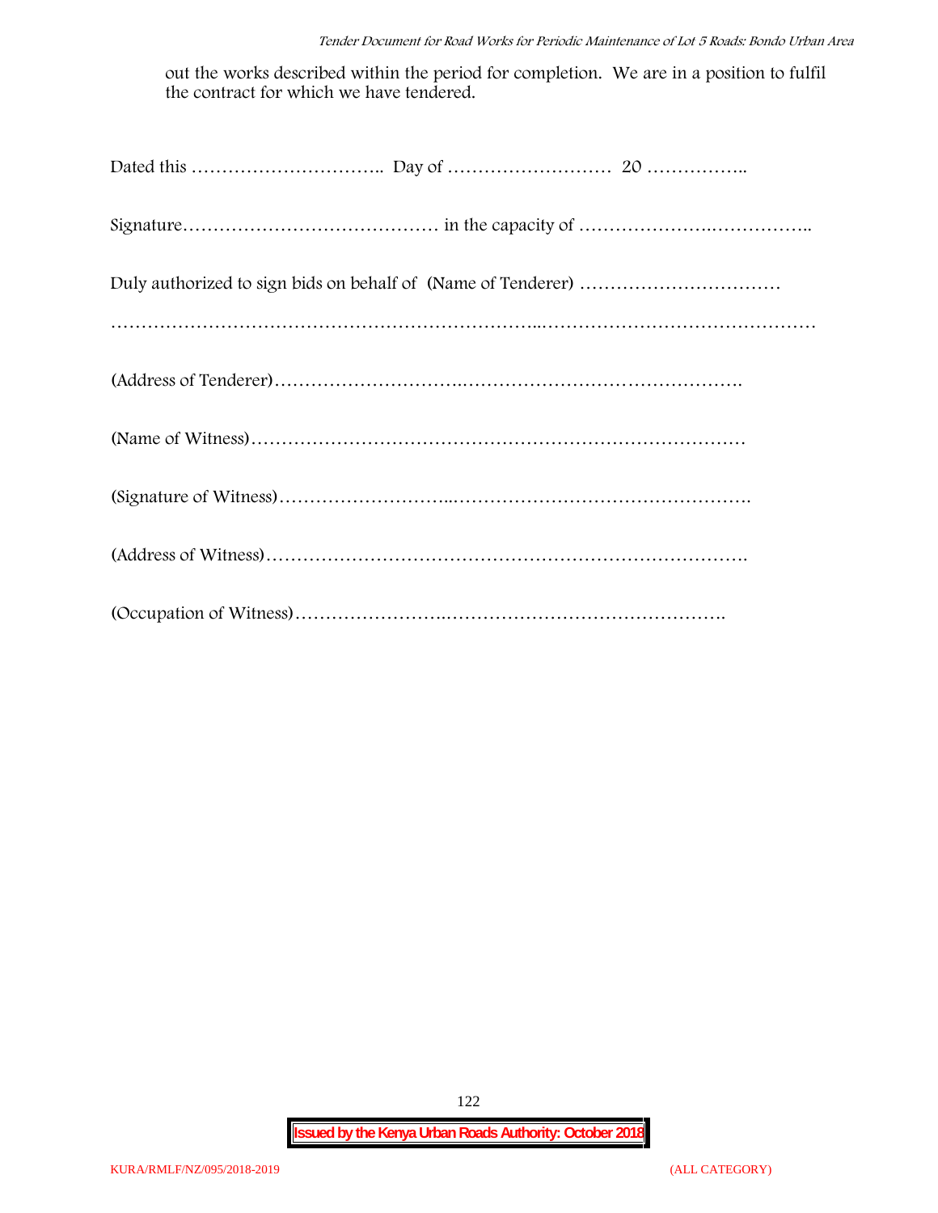out the works described within the period for completion. We are in a position to fulfil the contract for which we have tendered.

Dated this ………………………….. Day of …………………….. 20 ……………..

Signature…………………………………… in the capacity of ………………….……………..

Duly authorized to sign bids on behalf of (Name of Tenderer) ……………………………

…………………………………………………………..………………………………………

(Address of Tenderer)………………………….……………………………………….

(Name of Witness)……………………………………………………………………

(Signature of Witness)………………………..………………………………………….

(Address of Witness)………………………………………………………………….

(Occupation of Witness)……………………..……………………………………….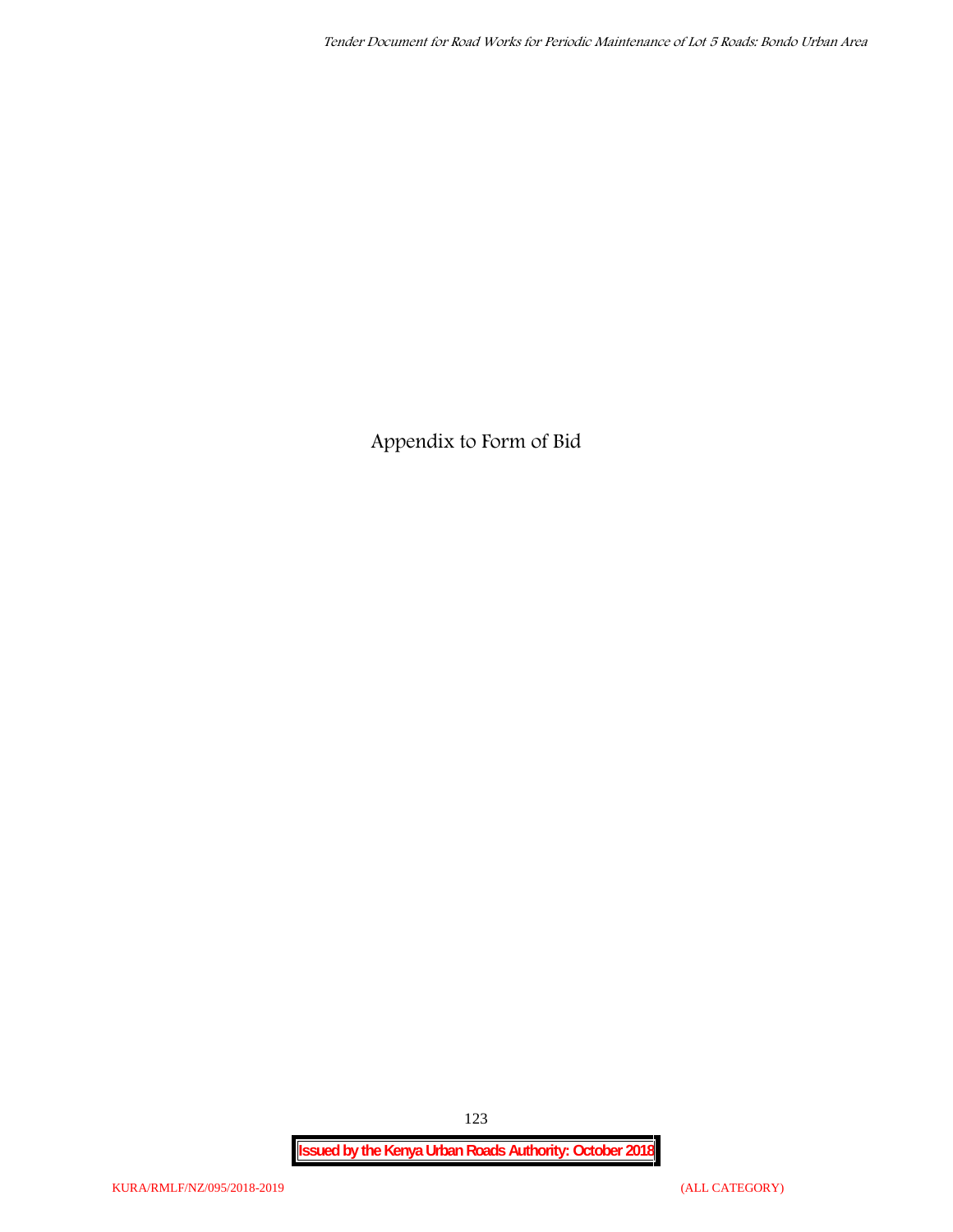# Appendix to Form of Bid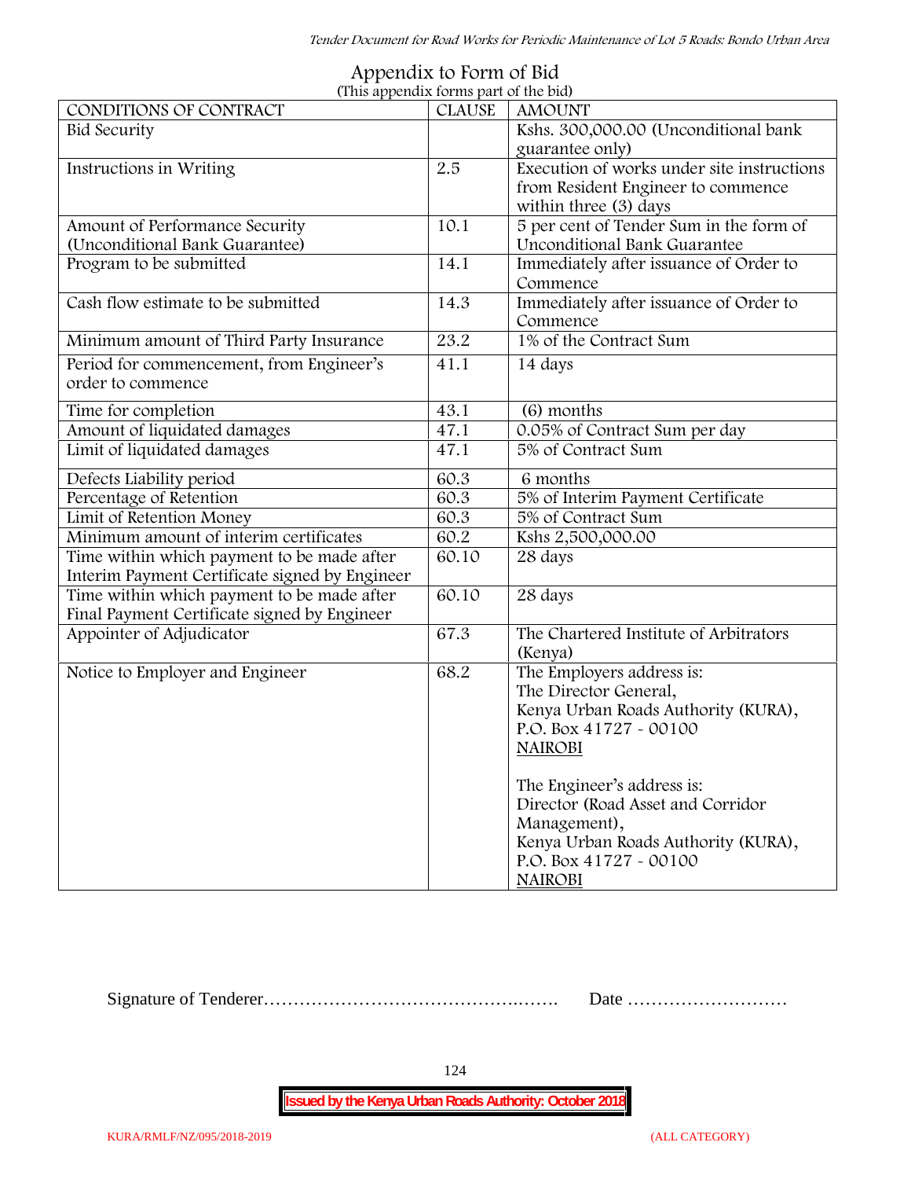# Appendix to Form of Bid

(This appendix forms part of the bid)

| CONDITIONS OF CONTRACT | CLAUSE | AMOUNT |
|---|---|---|
| Bid Security | | Kshs. 300,000.00 (Unconditional bank guarantee only) |
| Instructions in Writing | 2.5 | Execution of works under site instructions from Resident Engineer to commence within three (3) days |
| Amount of Performance Security (Unconditional Bank Guarantee) | 10.1 | 5 per cent of Tender Sum in the form of Unconditional Bank Guarantee |
| Program to be submitted | 14.1 | Immediately after issuance of Order to Commence |
| Cash flow estimate to be submitted | 14.3 | Immediately after issuance of Order to Commence |
| Minimum amount of Third Party Insurance | 23.2 | 1% of the Contract Sum |
| Period for commencement, from Engineer's order to commence | 41.1 | 14 days |
| Time for completion | 43.1 | (6) months |
| Amount of liquidated damages | 47.1 | 0.05% of Contract Sum per day |
| Limit of liquidated damages | 47.1 | 5% of Contract Sum |
| Defects Liability period | 60.3 | 6 months |
| Percentage of Retention | 60.3 | 5% of Interim Payment Certificate |
| Limit of Retention Money | 60.3 | 5% of Contract Sum |
| Minimum amount of interim certificates | 60.2 | Kshs 2,500,000.00 |
| Time within which payment to be made after Interim Payment Certificate signed by Engineer | 60.10 | 28 days |
| Time within which payment to be made after Final Payment Certificate signed by Engineer | 60.10 | 28 days |
| Appointer of Adjudicator | 67.3 | The Chartered Institute of Arbitrators (Kenya) |
| Notice to Employer and Engineer | 68.2 | The Employers address is: The Director General, Kenya Urban Roads Authority (KURA), P.O. Box 41727 - 00100 NAIROBI<br><br>The Engineer's address is: Director (Road Asset and Corridor Management), Kenya Urban Roads Authority (KURA), P.O. Box 41727 - 00100 NAIROBI |

Signature of Tenderer……………………………………..……. Date ………………………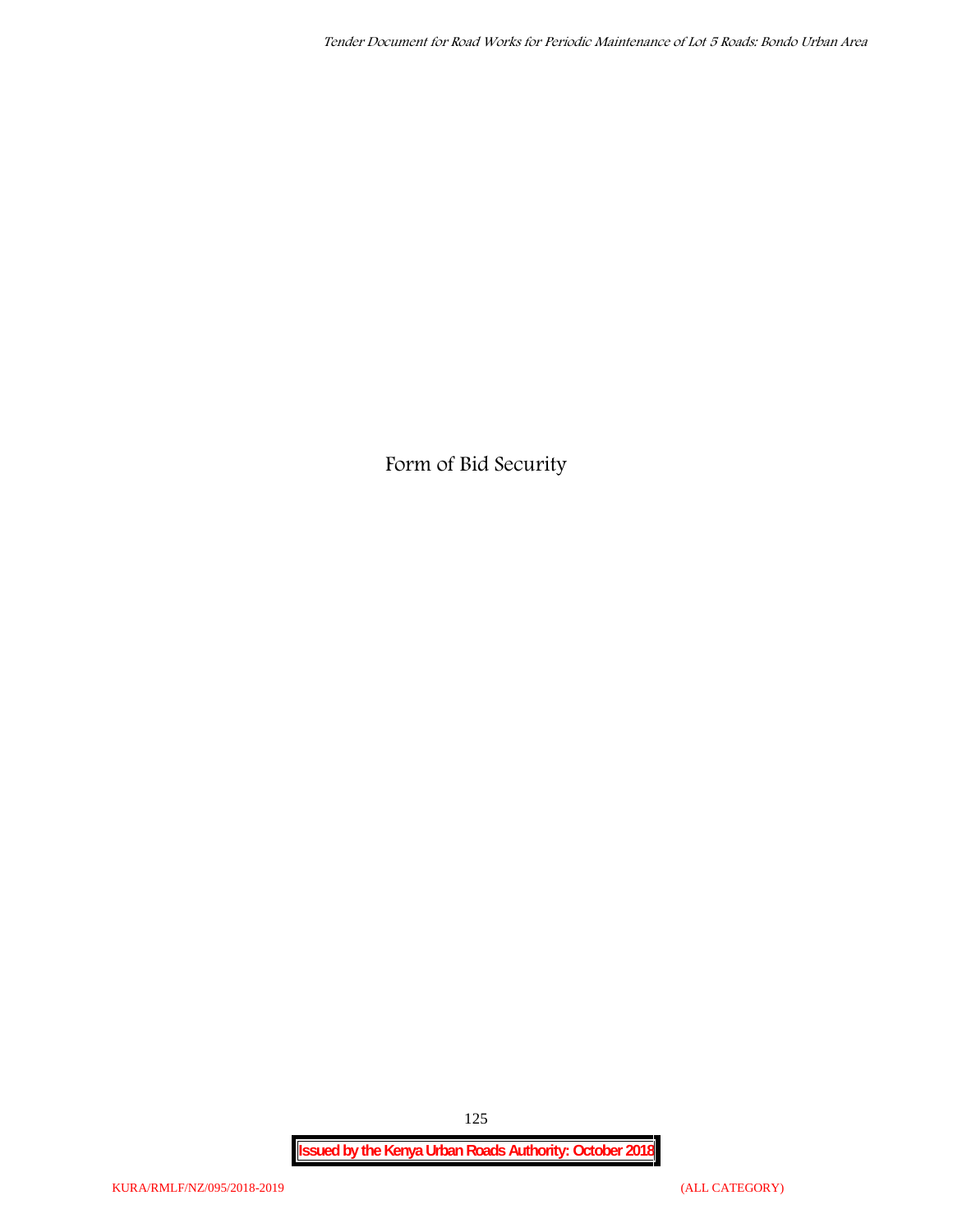# Form of Bid Security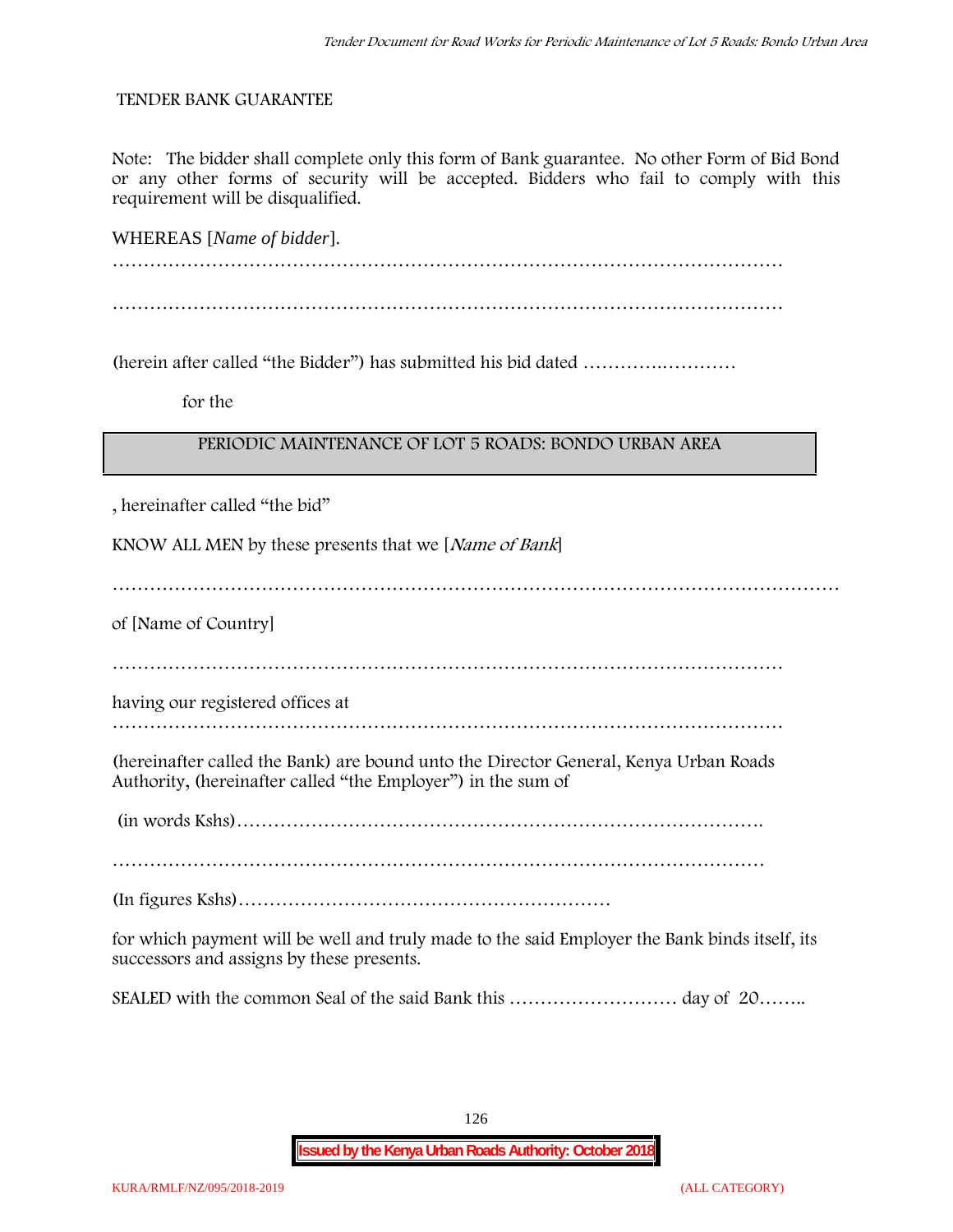TENDER BANK GUARANTEE

Note: The bidder shall complete only this form of Bank guarantee. No other Form of Bid Bond or any other forms of security will be accepted. Bidders who fail to comply with this requirement will be disqualified.

WHEREAS [*Name of bidder*].

…………………………………………………………………………………………………

…………………………………………………………………………………………………

(herein after called "the Bidder") has submitted his bid dated ………….…………

for the

| PERIODIC MAINTENANCE OF LOT 5 ROADS: BONDO URBAN AREA |
|---|

, hereinafter called "the bid"

KNOW ALL MEN by these presents that we [*Name of Bank*]

……………………………………………………………………………………………………

of [Name of Country]

…………………………………………………………………………………………………

having our registered offices at

…………………………………………………………………………………………………

(hereinafter called the Bank) are bound unto the Director General, Kenya Urban Roads Authority, (hereinafter called "the Employer") in the sum of

(in words Kshs)………………………………………………………………………….

…………………………………………………………………………………………

(In figures Kshs)……………………………………………………

for which payment will be well and truly made to the said Employer the Bank binds itself, its successors and assigns by these presents.

SEALED with the common Seal of the said Bank this ……………………… day of 20……..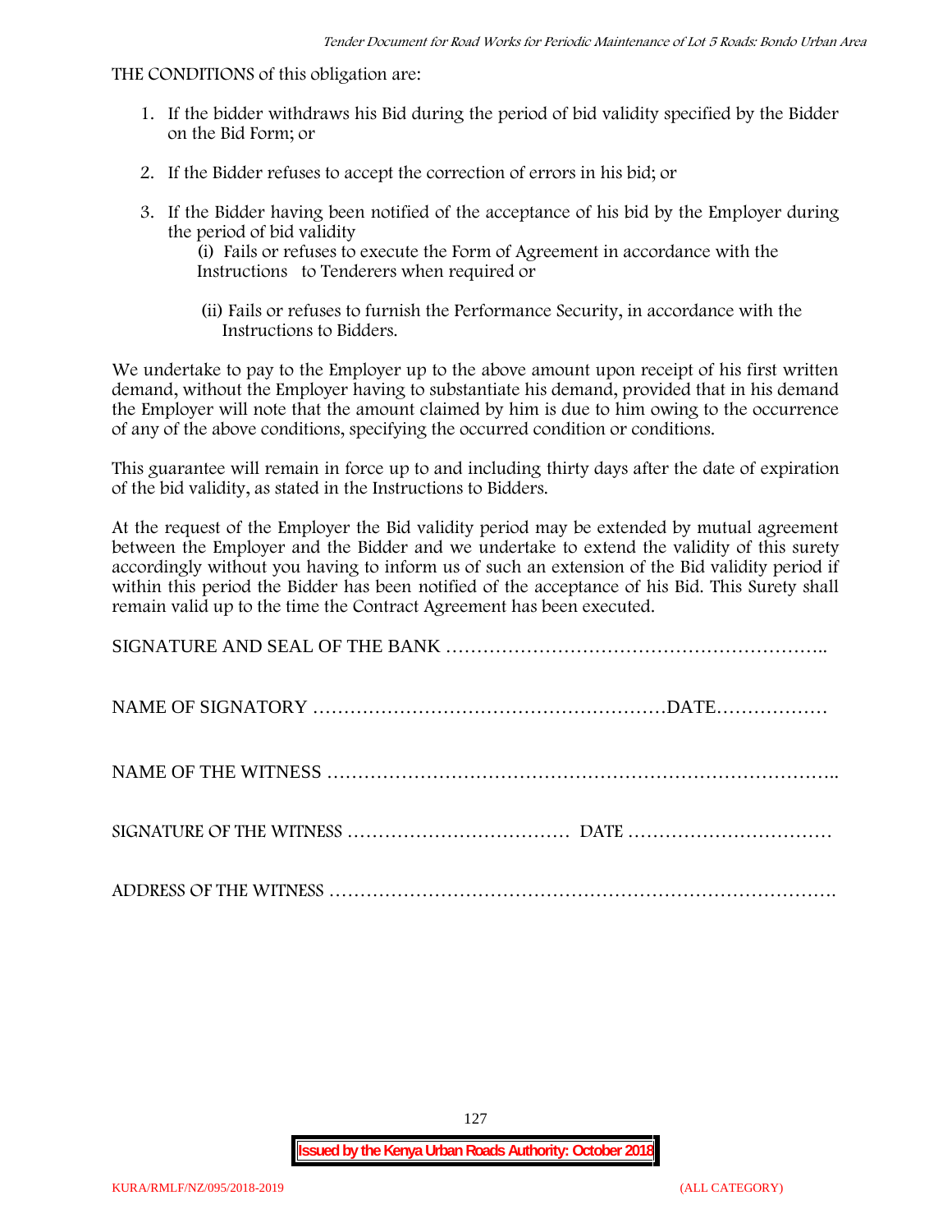THE CONDITIONS of this obligation are:

1. If the bidder withdraws his Bid during the period of bid validity specified by the Bidder on the Bid Form; or
2. If the Bidder refuses to accept the correction of errors in his bid; or
3. If the Bidder having been notified of the acceptance of his bid by the Employer during the period of bid validity
   (i) Fails or refuses to execute the Form of Agreement in accordance with the Instructions to Tenderers when required or

   (ii) Fails or refuses to furnish the Performance Security, in accordance with the Instructions to Bidders.

We undertake to pay to the Employer up to the above amount upon receipt of his first written demand, without the Employer having to substantiate his demand, provided that in his demand the Employer will note that the amount claimed by him is due to him owing to the occurrence of any of the above conditions, specifying the occurred condition or conditions.

This guarantee will remain in force up to and including thirty days after the date of expiration of the bid validity, as stated in the Instructions to Bidders.

At the request of the Employer the Bid validity period may be extended by mutual agreement between the Employer and the Bidder and we undertake to extend the validity of this surety accordingly without you having to inform us of such an extension of the Bid validity period if within this period the Bidder has been notified of the acceptance of his Bid. This Surety shall remain valid up to the time the Contract Agreement has been executed.

SIGNATURE AND SEAL OF THE BANK …………………………………………………..

NAME OF SIGNATORY …………………………………………………DATE………………

NAME OF THE WITNESS ……………………………………………………………………..

SIGNATURE OF THE WITNESS ……………………………… DATE ……………………………

ADDRESS OF THE WITNESS …………………………………………………………………….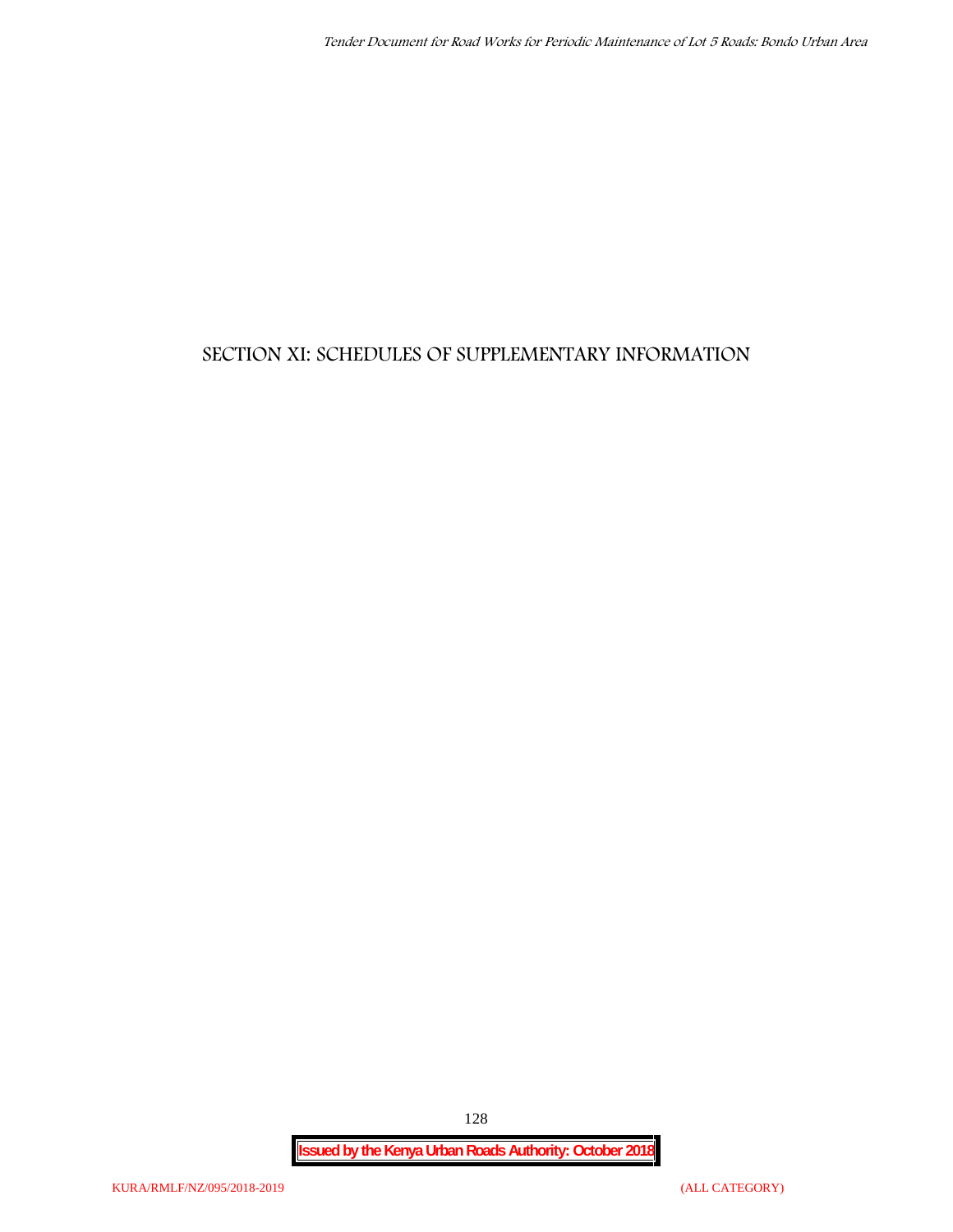# SECTION XI: SCHEDULES OF SUPPLEMENTARY INFORMATION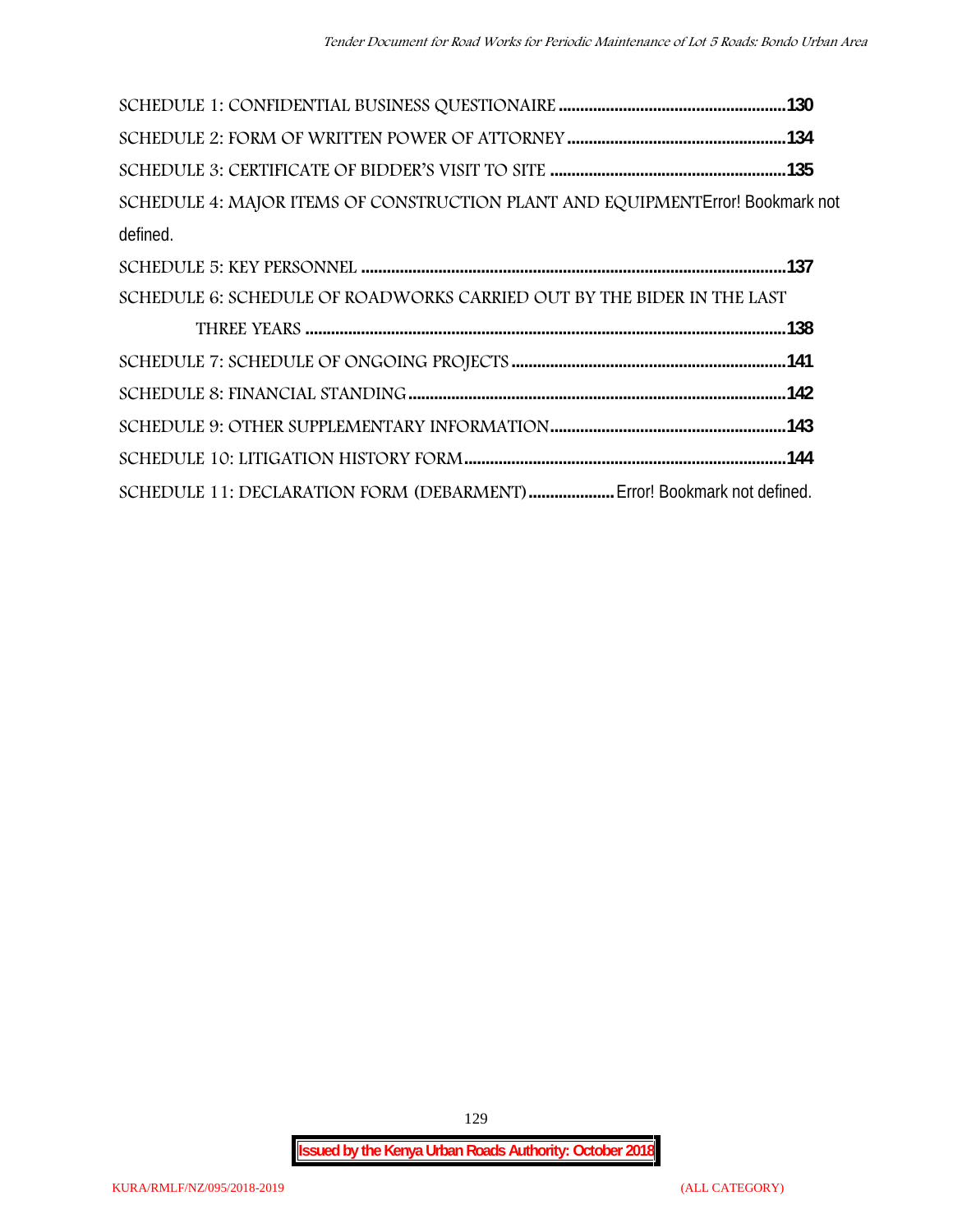SCHEDULE 1: CONFIDENTIAL BUSINESS QUESTIONAIRE ....................................................130

SCHEDULE 2: FORM OF WRITTEN POWER OF ATTORNEY ..................................................134

SCHEDULE 3: CERTIFICATE OF BIDDER'S VISIT TO SITE ......................................................135

SCHEDULE 4: MAJOR ITEMS OF CONSTRUCTION PLANT AND EQUIPMENTError! Bookmark not defined.

SCHEDULE 5: KEY PERSONNEL ..................................................................................................137

SCHEDULE 6: SCHEDULE OF ROADWORKS CARRIED OUT BY THE BIDER IN THE LAST THREE YEARS ..............................................................................................................138

SCHEDULE 7: SCHEDULE OF ONGOING PROJECTS ...............................................................141

SCHEDULE 8: FINANCIAL STANDING .......................................................................................142

SCHEDULE 9: OTHER SUPPLEMENTARY INFORMATION......................................................143

SCHEDULE 10: LITIGATION HISTORY FORM ..........................................................................144

SCHEDULE 11: DECLARATION FORM (DEBARMENT) .................... Error! Bookmark not defined.

**Issued by the Kenya Urban Roads Authority: October 2018**

KURA/RMLF/NZ/095/2018-2019 (ALL CATEGORY)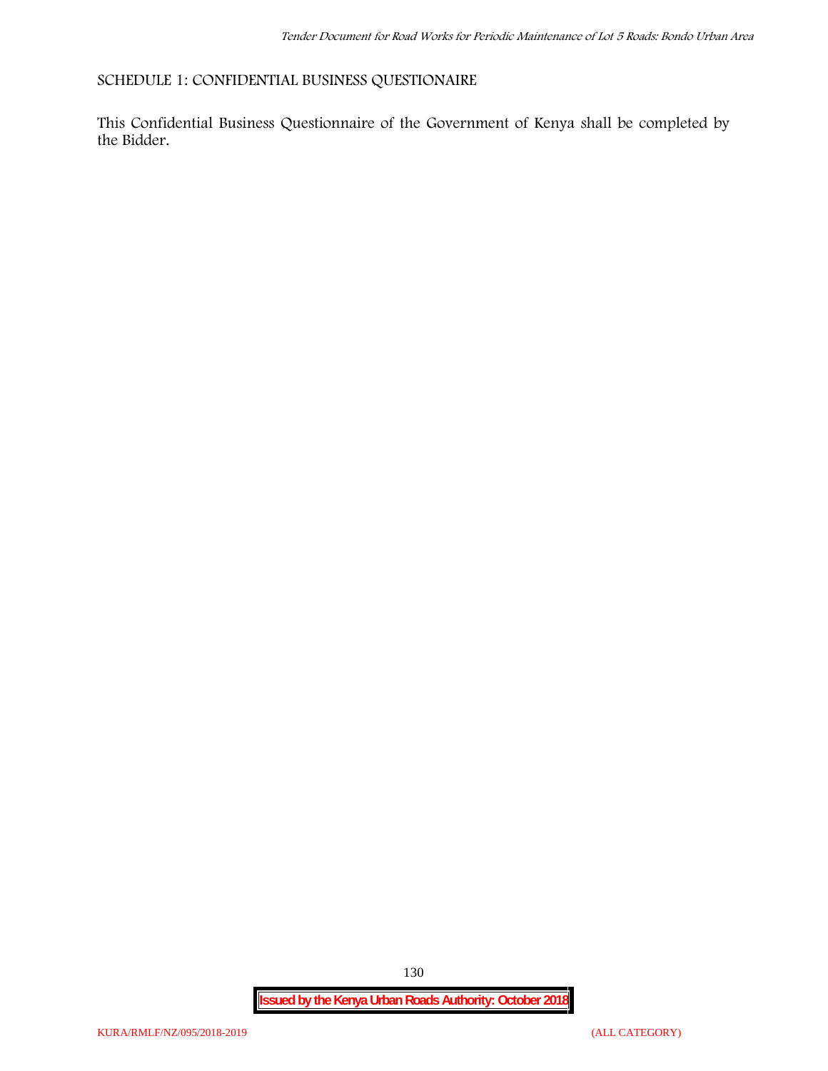SCHEDULE 1: CONFIDENTIAL BUSINESS QUESTIONAIRE

This Confidential Business Questionnaire of the Government of Kenya shall be completed by the Bidder.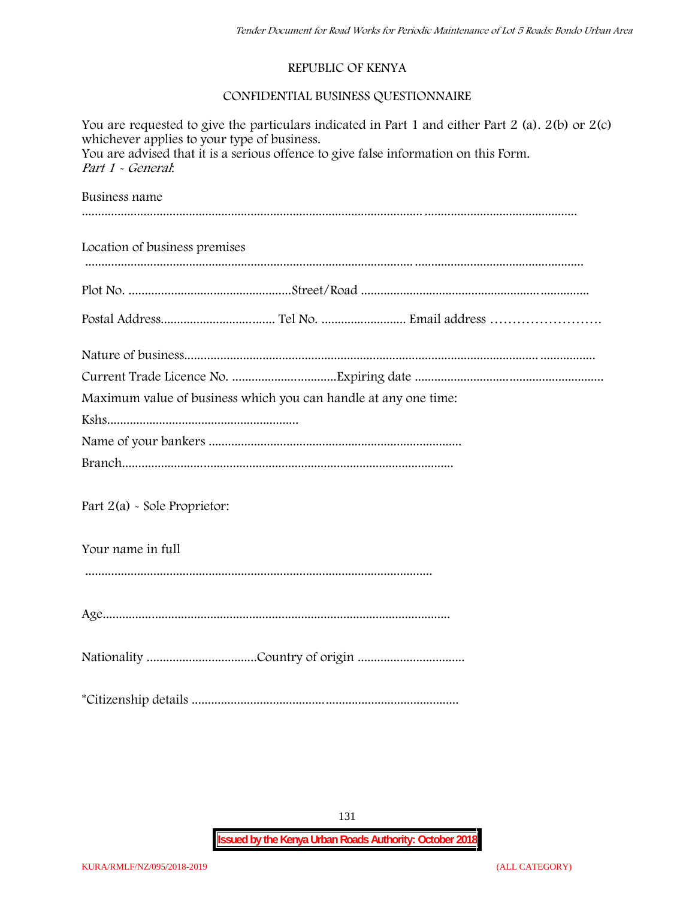REPUBLIC OF KENYA

CONFIDENTIAL BUSINESS QUESTIONNAIRE

You are requested to give the particulars indicated in Part 1 and either Part 2 (a). 2(b) or 2(c) whichever applies to your type of business.
You are advised that it is a serious offence to give false information on this Form.
*Part 1 - General*:

Business name

.........................................................................................................................................................

Location of business premises

.........................................................................................................................................................

Plot No. .................................................Street/Road ..................................................................

Postal Address.................................. Tel No. ......................... Email address ……………………

Nature of business..........................................................................................................................

Current Trade Licence No. ...............................Expiring date ........................................................

Maximum value of business which you can handle at any one time:

Kshs..........................................................

Name of your bankers ............................................................................

Branch....................................................................................................

Part 2(a) - Sole Proprietor:

Your name in full

.........................................................................................................

Age........................................................................................................

Nationality .................................Country of origin ................................

*Citizenship details .........................................................................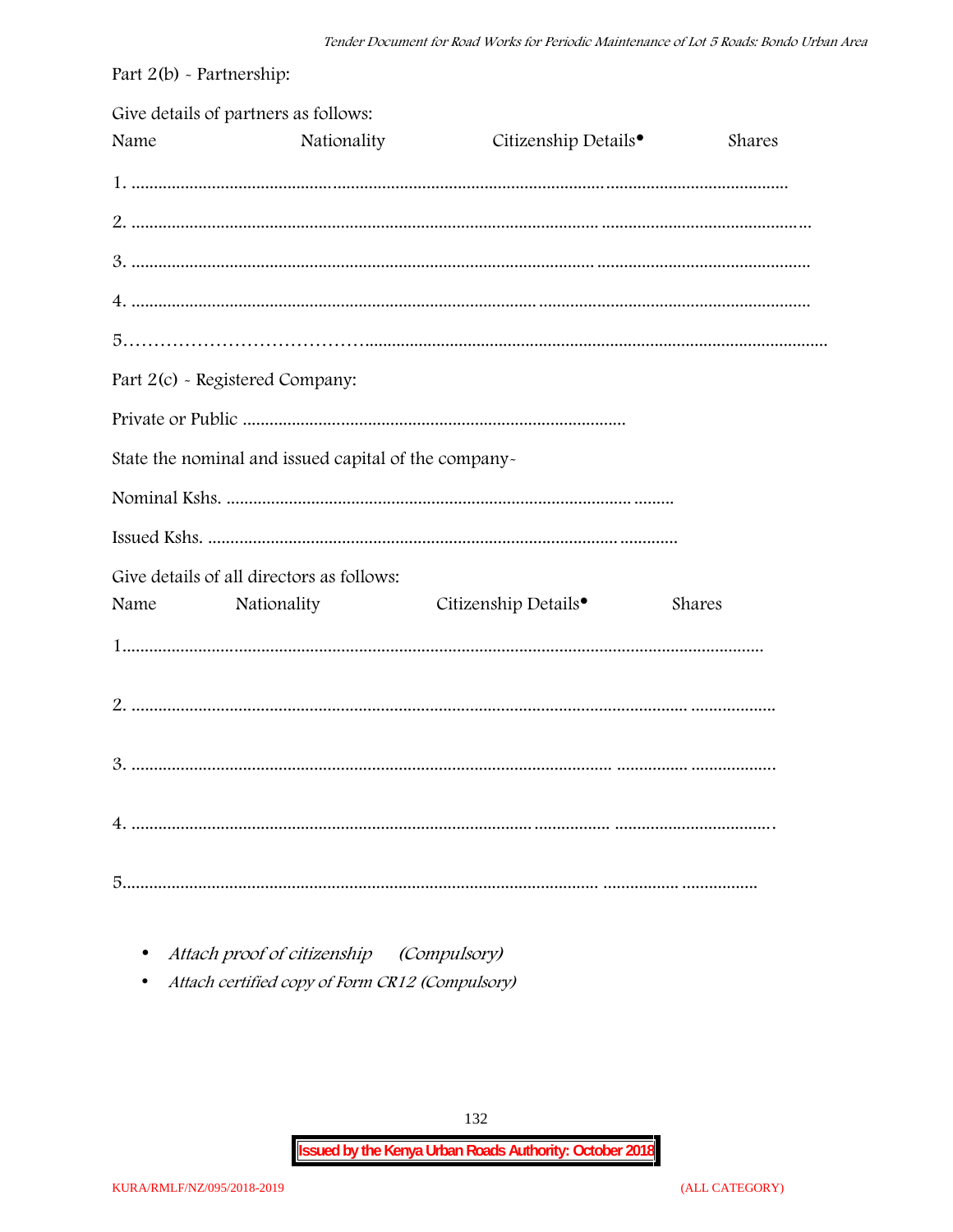Part 2(b) - Partnership:

Give details of partners as follows:

| Name | Nationality | Citizenship Details• | Shares |
|---|---|---|---|
| 1. | | | |
| 2. | | | |
| 3. | | | |
| 4. | | | |
| 5. | | | |

Part 2(c) - Registered Company:

Private or Public ....................................................................................

State the nominal and issued capital of the company-

Nominal Kshs. ................................................................................................

Issued Kshs. ....................................................................................................

Give details of all directors as follows:

| Name | Nationality | Citizenship Details• | Shares |
|---|---|---|---|
| 1. | | | |
| 2. | | | |
| 3. | | | |
| 4. | | | |
| 5. | | | |

- *Attach proof of citizenship (Compulsory)*
- *Attach certified copy of Form CR12 (Compulsory)*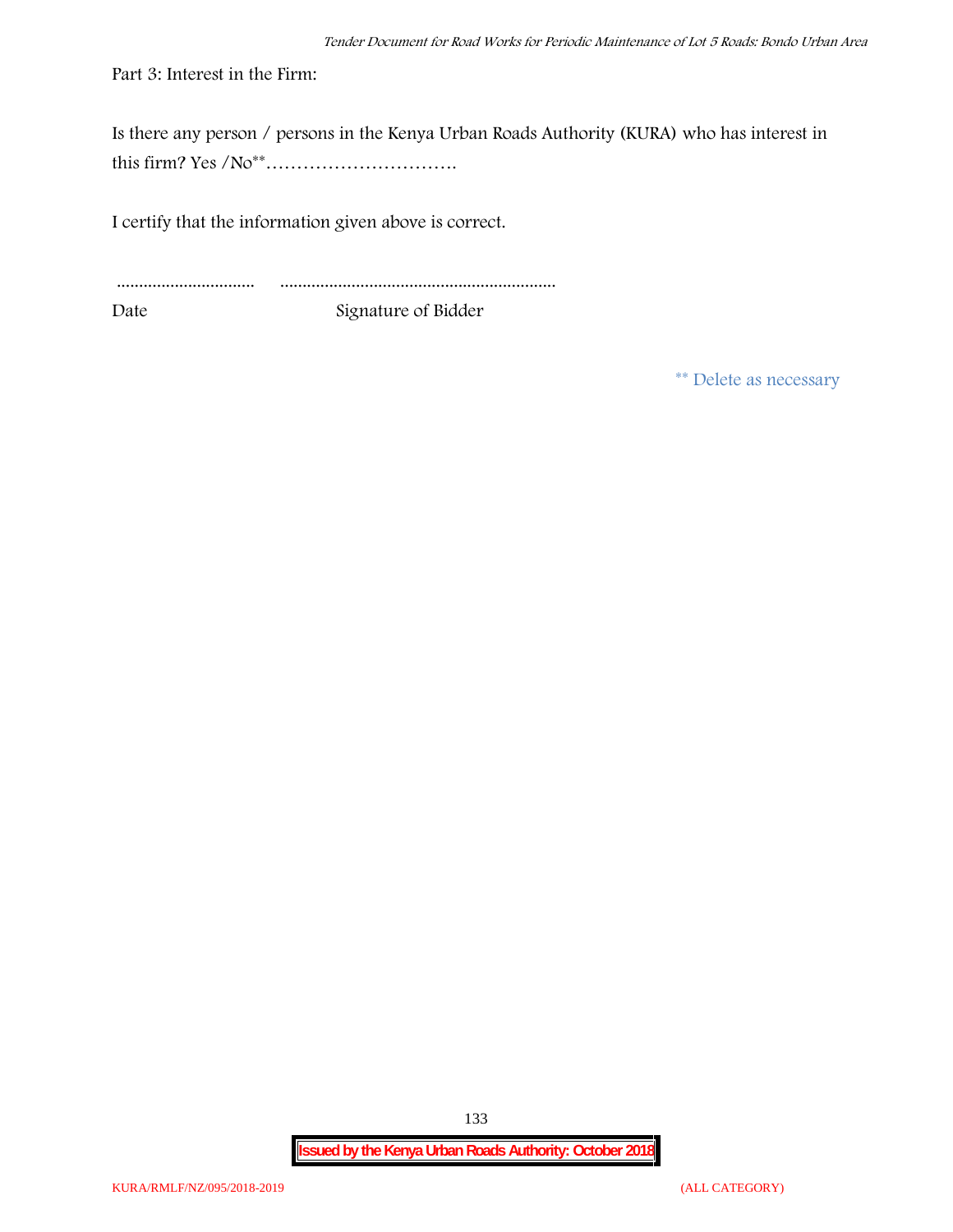Part 3: Interest in the Firm:

Is there any person / persons in the Kenya Urban Roads Authority (KURA) who has interest in this firm? Yes /No** ………………………….

I certify that the information given above is correct.

............................... .............................................................

Date Signature of Bidder

** Delete as necessary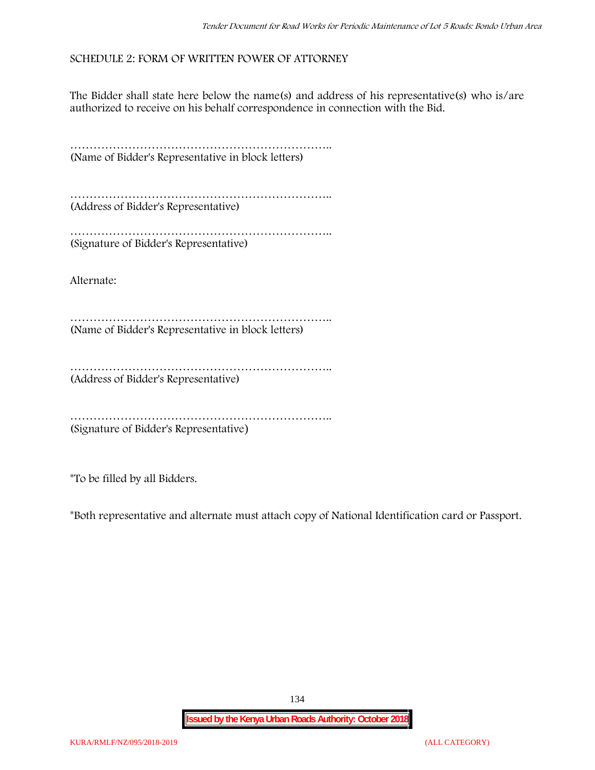SCHEDULE 2: FORM OF WRITTEN POWER OF ATTORNEY

The Bidder shall state here below the name(s) and address of his representative(s) who is/are authorized to receive on his behalf correspondence in connection with the Bid.

…………………………………………………………..
(Name of Bidder's Representative in block letters)

…………………………………………………………..
(Address of Bidder's Representative)

…………………………………………………………..
(Signature of Bidder's Representative)

Alternate:

…………………………………………………………..
(Name of Bidder's Representative in block letters)

…………………………………………………………..
(Address of Bidder's Representative)

…………………………………………………………..
(Signature of Bidder's Representative)

*To be filled by all Bidders.

*Both representative and alternate must attach copy of National Identification card or Passport.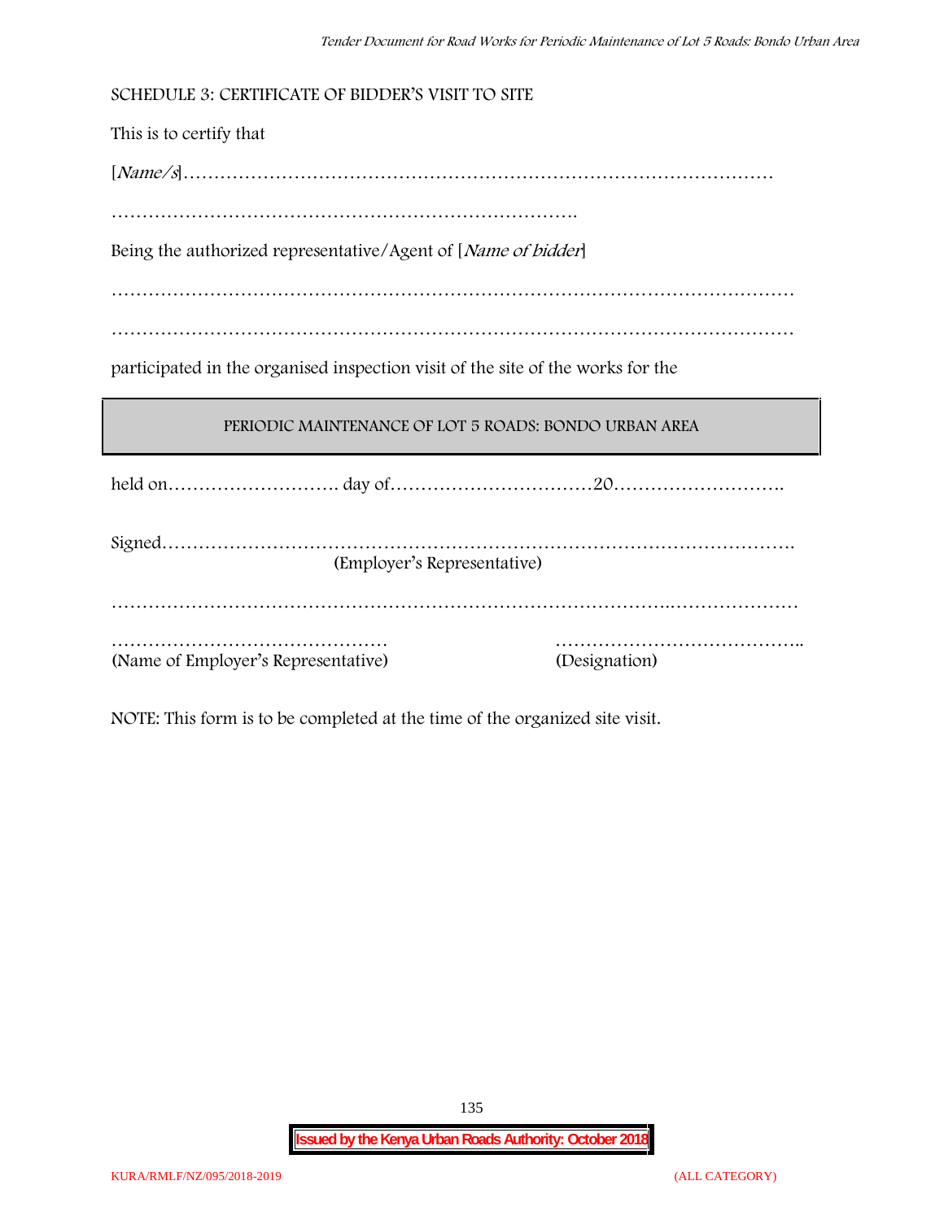SCHEDULE 3: CERTIFICATE OF BIDDER'S VISIT TO SITE

This is to certify that

[*Name/s*]…………………………………………………………………………………

………………………………………………………………….

Being the authorized representative/Agent of [*Name of bidder*]

…………………………………………………………………………………………………

…………………………………………………………………………………………………

participated in the organised inspection visit of the site of the works for the

| PERIODIC MAINTENANCE OF LOT 5 ROADS: BONDO URBAN AREA |
|---|

held on………………………. day of……………………………20……………………….

Signed……………………………………………………………………………………….
(Employer's Representative)

……………………………………………………………………………..…………………

……………………………………… (Name of Employer's Representative)

………………………………….. (Designation)

NOTE: This form is to be completed at the time of the organized site visit.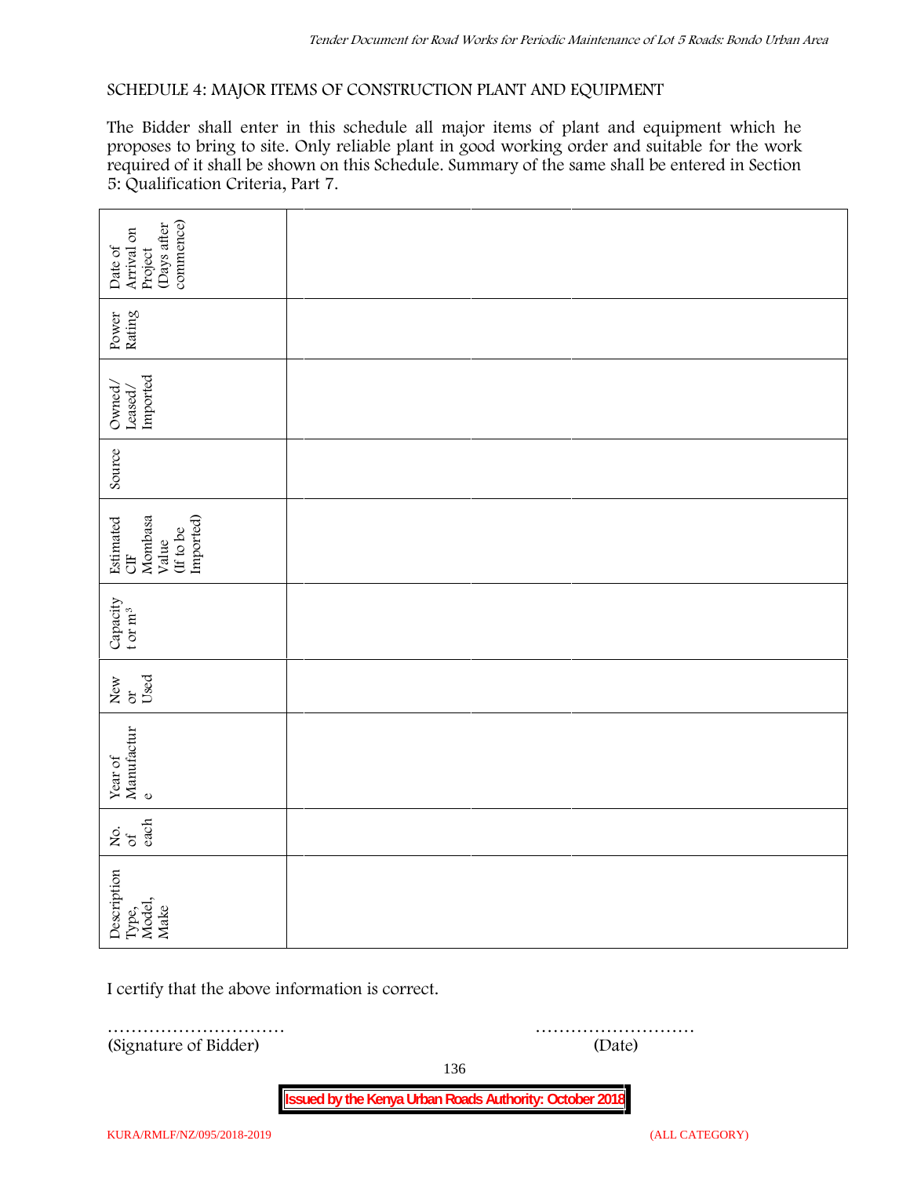SCHEDULE 4: MAJOR ITEMS OF CONSTRUCTION PLANT AND EQUIPMENT

The Bidder shall enter in this schedule all major items of plant and equipment which he proposes to bring to site. Only reliable plant in good working order and suitable for the work required of it shall be shown on this Schedule. Summary of the same shall be entered in Section 5: Qualification Criteria, Part 7.

| Description Type, Model, Make | No. of each | Year of Manufacture | New or Used | Capacity t or m³ | Estimated CIF Mombasa Value (If to be Imported) | Source | Owned/ Leased/ Imported | Power Rating | Date of Arrival on Project (Days after commence) |
|---|---|---|---|---|---|---|---|---|---|
| | | | | | | | | | |
| | | | | | | | | | |
| | | | | | | | | | |

I certify that the above information is correct.

………………………… ………………………
(Signature of Bidder) (Date)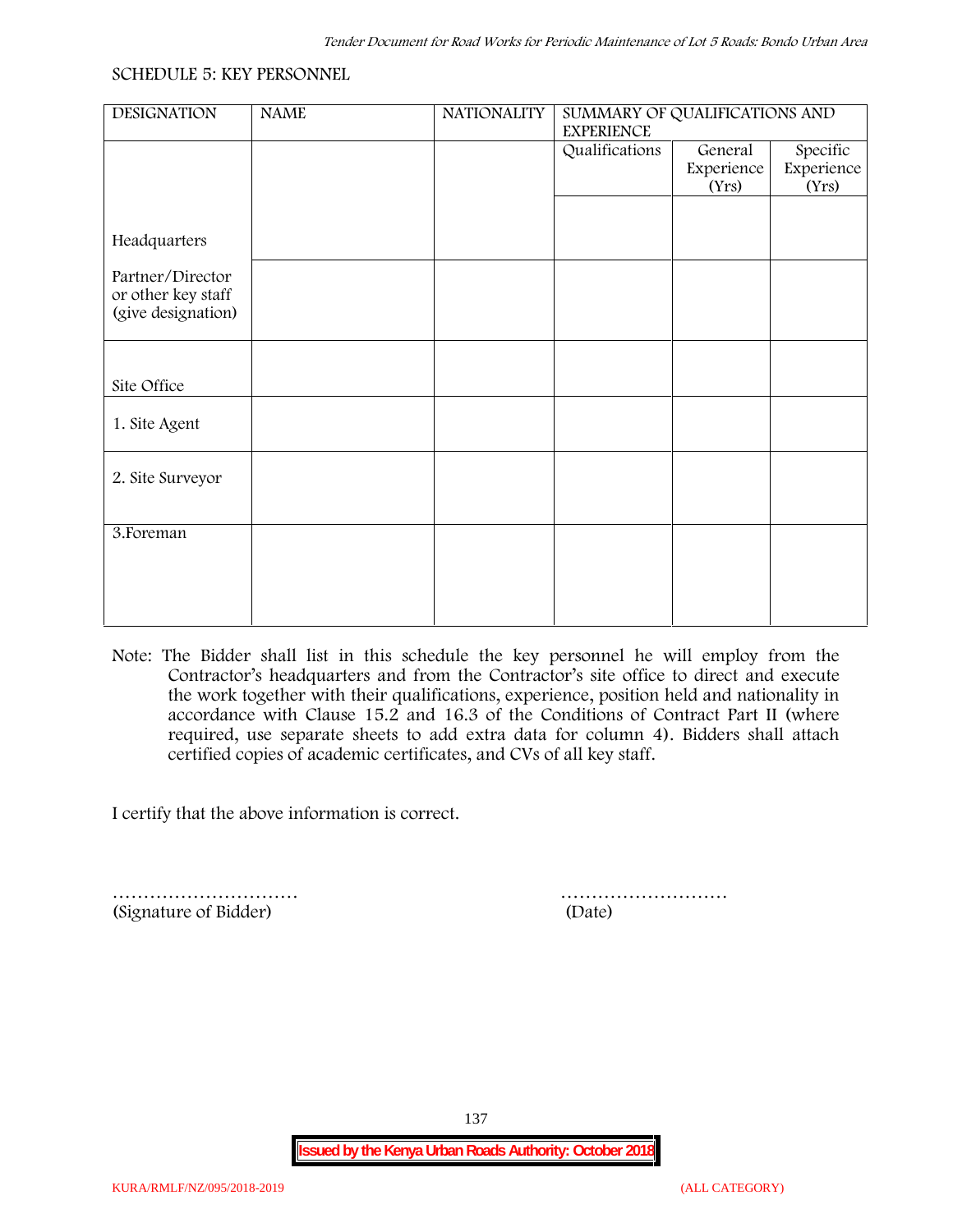SCHEDULE 5: KEY PERSONNEL

| DESIGNATION | NAME | NATIONALITY | SUMMARY OF QUALIFICATIONS AND EXPERIENCE | | |
|---|---|---|---|---|---|
| | | | Qualifications | General Experience (Yrs) | Specific Experience (Yrs) |
| Headquarters | | | | | |
| Partner/Director or other key staff (give designation) | | | | | |
| Site Office | | | | | |
| 1. Site Agent | | | | | |
| 2. Site Surveyor | | | | | |
| 3.Foreman | | | | | |

Note: The Bidder shall list in this schedule the key personnel he will employ from the Contractor's headquarters and from the Contractor's site office to direct and execute the work together with their qualifications, experience, position held and nationality in accordance with Clause 15.2 and 16.3 of the Conditions of Contract Part II (where required, use separate sheets to add extra data for column 4). Bidders shall attach certified copies of academic certificates, and CVs of all key staff.

I certify that the above information is correct.

………………………… (Signature of Bidder)

……………………… (Date)

Issued by the Kenya Urban Roads Authority: October 2018

KURA/RMLF/NZ/095/2018-2019 (ALL CATEGORY)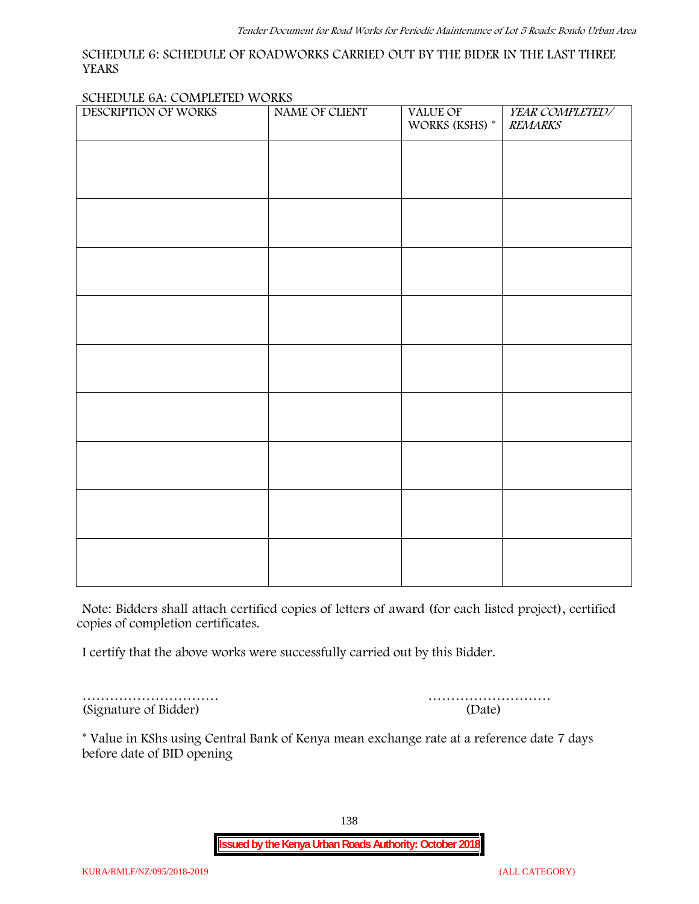SCHEDULE 6: SCHEDULE OF ROADWORKS CARRIED OUT BY THE BIDER IN THE LAST THREE YEARS

SCHEDULE 6A: COMPLETED WORKS

| DESCRIPTION OF WORKS | NAME OF CLIENT | VALUE OF WORKS (KSHS) * | *YEAR COMPLETED/ REMARKS* |
|---|---|---|---|
| | | | |
| | | | |
| | | | |
| | | | |
| | | | |
| | | | |
| | | | |
| | | | |
| | | | |

Note: Bidders shall attach certified copies of letters of award (for each listed project), certified copies of completion certificates.

I certify that the above works were successfully carried out by this Bidder.

………………………… (Signature of Bidder)

……………………… (Date)

* Value in KShs using Central Bank of Kenya mean exchange rate at a reference date 7 days before date of BID opening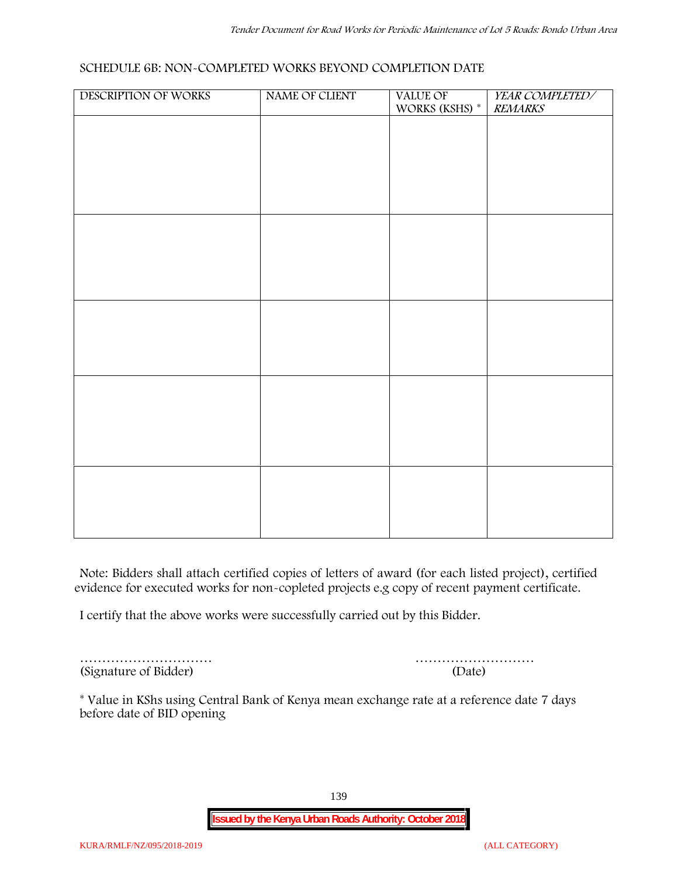SCHEDULE 6B: NON-COMPLETED WORKS BEYOND COMPLETION DATE

| DESCRIPTION OF WORKS | NAME OF CLIENT | VALUE OF WORKS (KSHS) * | *YEAR COMPLETED/ REMARKS* |
| --- | --- | --- | --- |
| | | | |
| | | | |
| | | | |
| | | | |
| | | | |

Note: Bidders shall attach certified copies of letters of award (for each listed project), certified evidence for executed works for non-copleted projects e.g copy of recent payment certificate.

I certify that the above works were successfully carried out by this Bidder.

………………………… ………………………
(Signature of Bidder) (Date)

* Value in KShs using Central Bank of Kenya mean exchange rate at a reference date 7 days before date of BID opening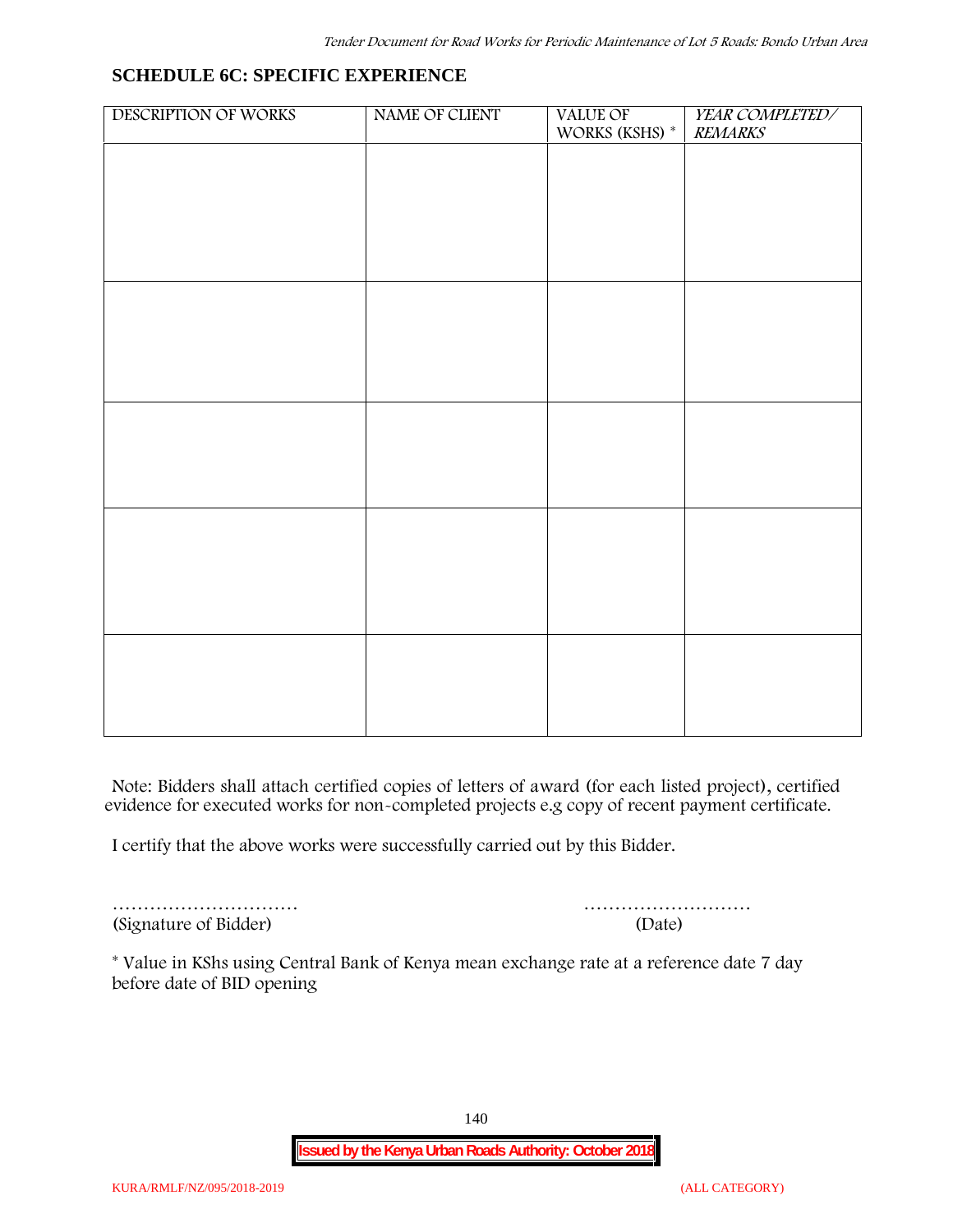## SCHEDULE 6C: SPECIFIC EXPERIENCE

| DESCRIPTION OF WORKS | NAME OF CLIENT | VALUE OF WORKS (KSHS) * | *YEAR COMPLETED/ REMARKS* |
|---|---|---|---|
| | | | |
| | | | |
| | | | |
| | | | |
| | | | |

Note: Bidders shall attach certified copies of letters of award (for each listed project), certified evidence for executed works for non-completed projects e.g copy of recent payment certificate.

I certify that the above works were successfully carried out by this Bidder.

…………………………  
(Signature of Bidder)

………………………  
(Date)

* Value in KShs using Central Bank of Kenya mean exchange rate at a reference date 7 day before date of BID opening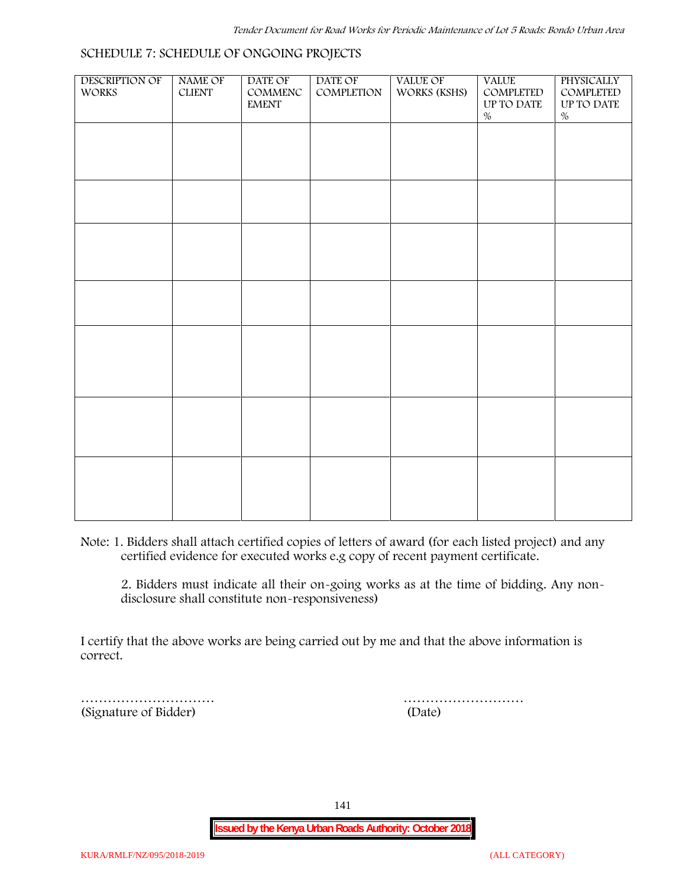SCHEDULE 7: SCHEDULE OF ONGOING PROJECTS

| DESCRIPTION OF WORKS | NAME OF CLIENT | DATE OF COMMENCEMENT | DATE OF COMPLETION | VALUE OF WORKS (KSHS) | VALUE COMPLETED UP TO DATE % | PHYSICALLY COMPLETED UP TO DATE % |
|---|---|---|---|---|---|---|
| | | | | | | |
| | | | | | | |
| | | | | | | |
| | | | | | | |
| | | | | | | |
| | | | | | | |
| | | | | | | |

Note: 1. Bidders shall attach certified copies of letters of award (for each listed project) and any certified evidence for executed works e.g copy of recent payment certificate.

2. Bidders must indicate all their on-going works as at the time of bidding. Any non-disclosure shall constitute non-responsiveness)

I certify that the above works are being carried out by me and that the above information is correct.

………………………… (Signature of Bidder)

……………………… (Date)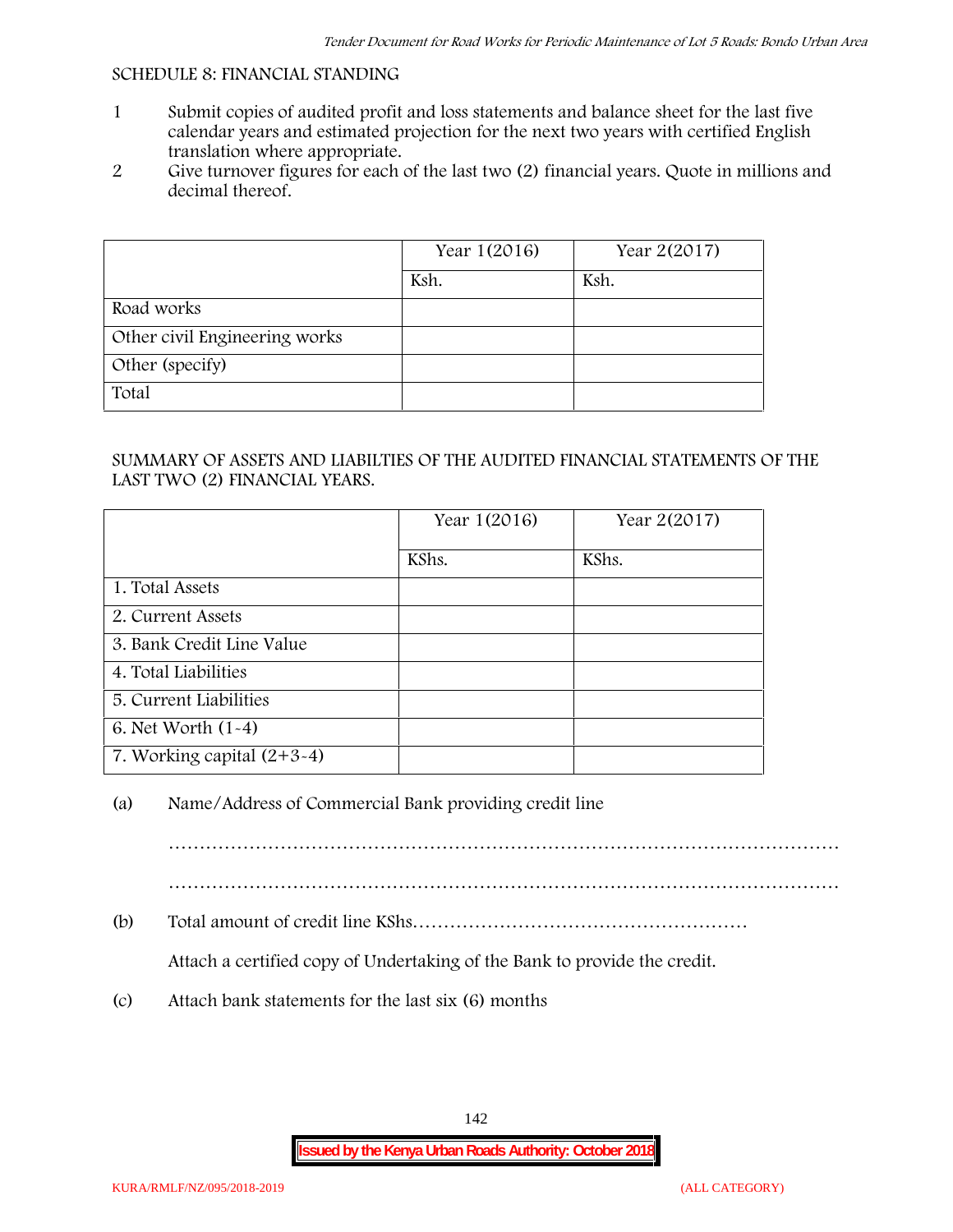SCHEDULE 8: FINANCIAL STANDING

1. Submit copies of audited profit and loss statements and balance sheet for the last five calendar years and estimated projection for the next two years with certified English translation where appropriate.
2. Give turnover figures for each of the last two (2) financial years. Quote in millions and decimal thereof.

| | Year 1(2016) | Year 2(2017) |
|---|---|---|
| | Ksh. | Ksh. |
| Road works | | |
| Other civil Engineering works | | |
| Other (specify) | | |
| Total | | |

SUMMARY OF ASSETS AND LIABILTIES OF THE AUDITED FINANCIAL STATEMENTS OF THE LAST TWO (2) FINANCIAL YEARS.

| | Year 1(2016) | Year 2(2017) |
|---|---|---|
| | KShs. | KShs. |
| 1. Total Assets | | |
| 2. Current Assets | | |
| 3. Bank Credit Line Value | | |
| 4. Total Liabilities | | |
| 5. Current Liabilities | | |
| 6. Net Worth (1-4) | | |
| 7. Working capital (2+3-4) | | |

(a) Name/Address of Commercial Bank providing credit line

………………………………………………………………………………………………

………………………………………………………………………………………………

(b) Total amount of credit line KShs………………………………………………

Attach a certified copy of Undertaking of the Bank to provide the credit.

(c) Attach bank statements for the last six (6) months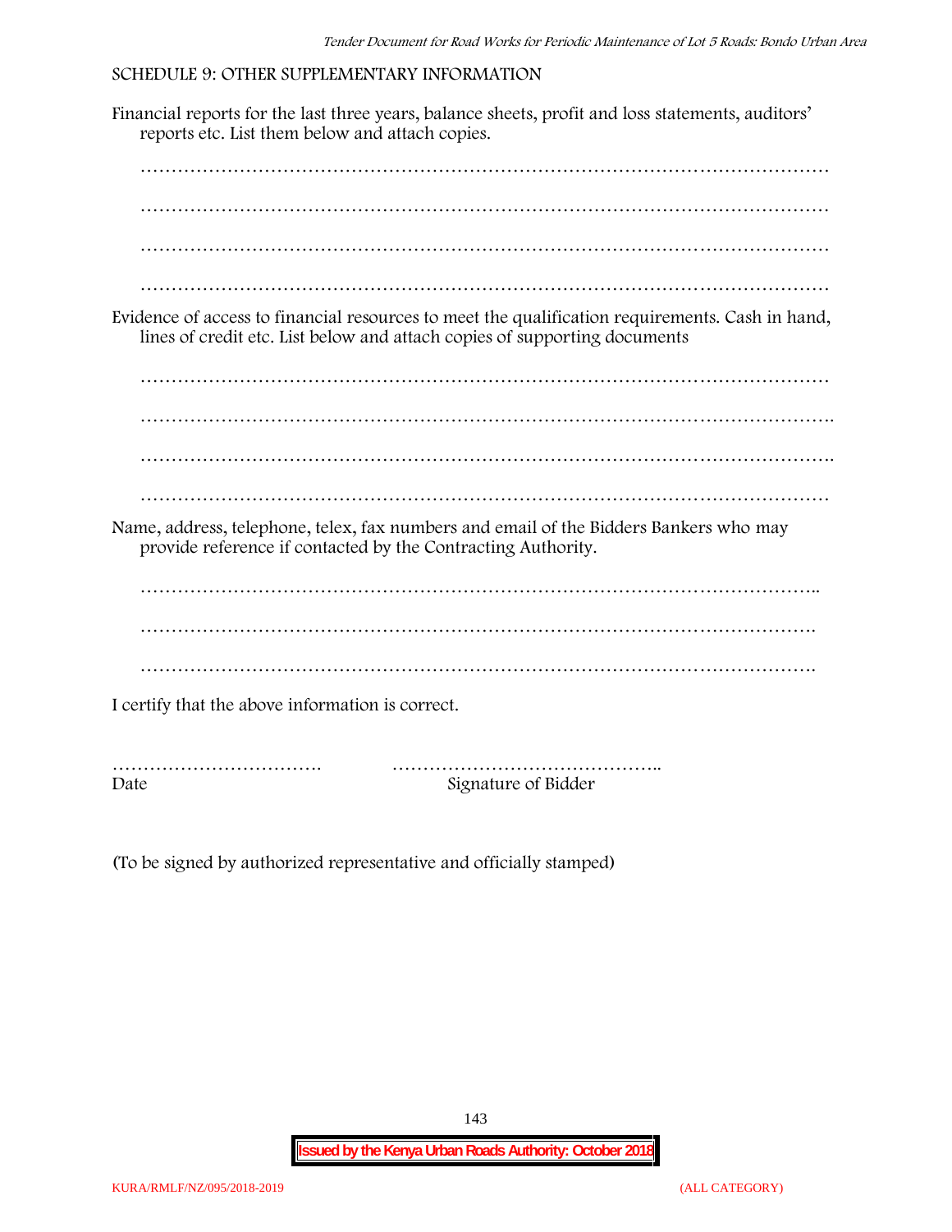## SCHEDULE 9: OTHER SUPPLEMENTARY INFORMATION

Financial reports for the last three years, balance sheets, profit and loss statements, auditors' reports etc. List them below and attach copies.

…………………………………………………………………………………………………

…………………………………………………………………………………………………

…………………………………………………………………………………………………

…………………………………………………………………………………………………

Evidence of access to financial resources to meet the qualification requirements. Cash in hand, lines of credit etc. List below and attach copies of supporting documents

…………………………………………………………………………………………………

………………………………………………………………………………………………….

………………………………………………………………………………………………….

…………………………………………………………………………………………………

Name, address, telephone, telex, fax numbers and email of the Bidders Bankers who may provide reference if contacted by the Contracting Authority.

………………………………………………………………………………………………..

……………………………………………………………………………………………….

……………………………………………………………………………………………….

I certify that the above information is correct.

……………………………. ……………………………………..

Date Signature of Bidder

(To be signed by authorized representative and officially stamped)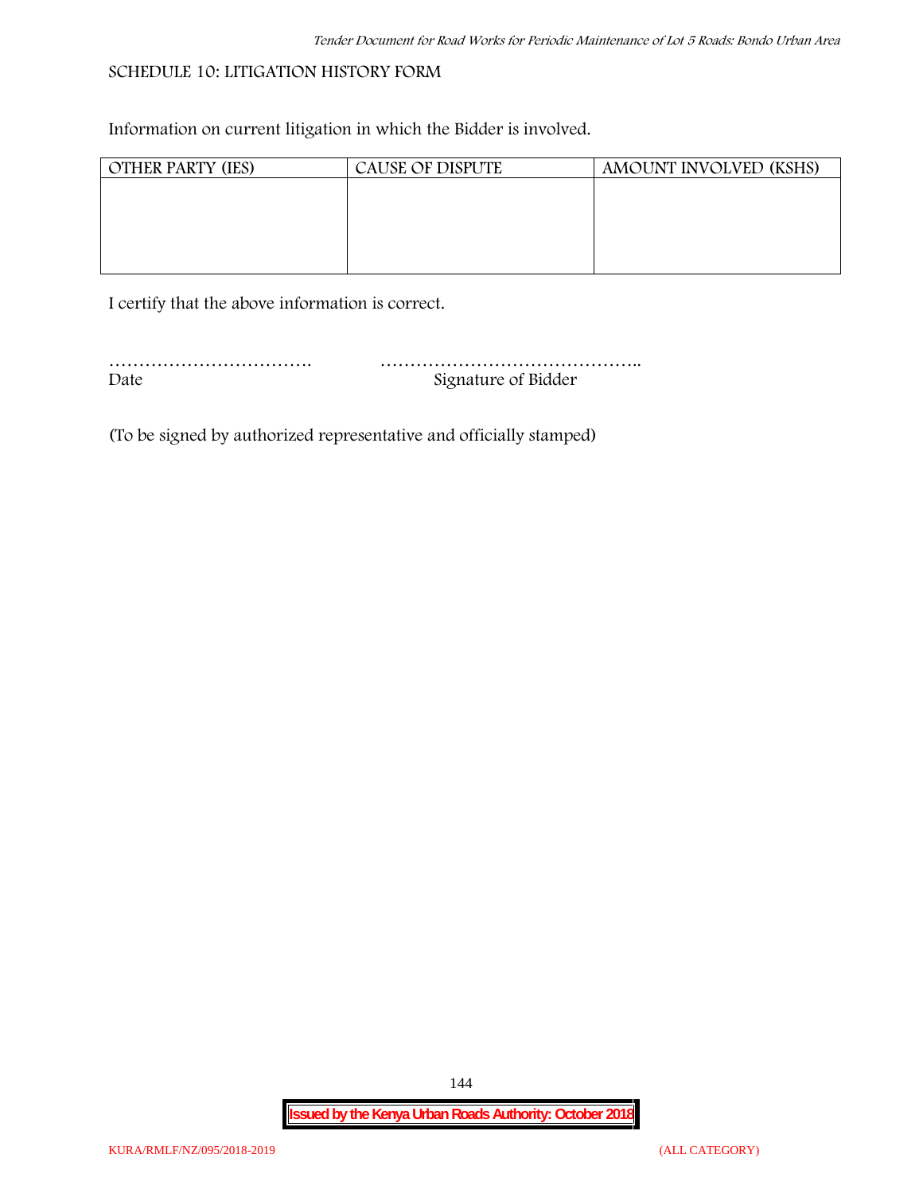SCHEDULE 10: LITIGATION HISTORY FORM

Information on current litigation in which the Bidder is involved.

| OTHER PARTY (IES) | CAUSE OF DISPUTE | AMOUNT INVOLVED (KSHS) |
|---|---|---|
| | | |

I certify that the above information is correct.

……………………………. ……………………………………..

Date Signature of Bidder

(To be signed by authorized representative and officially stamped)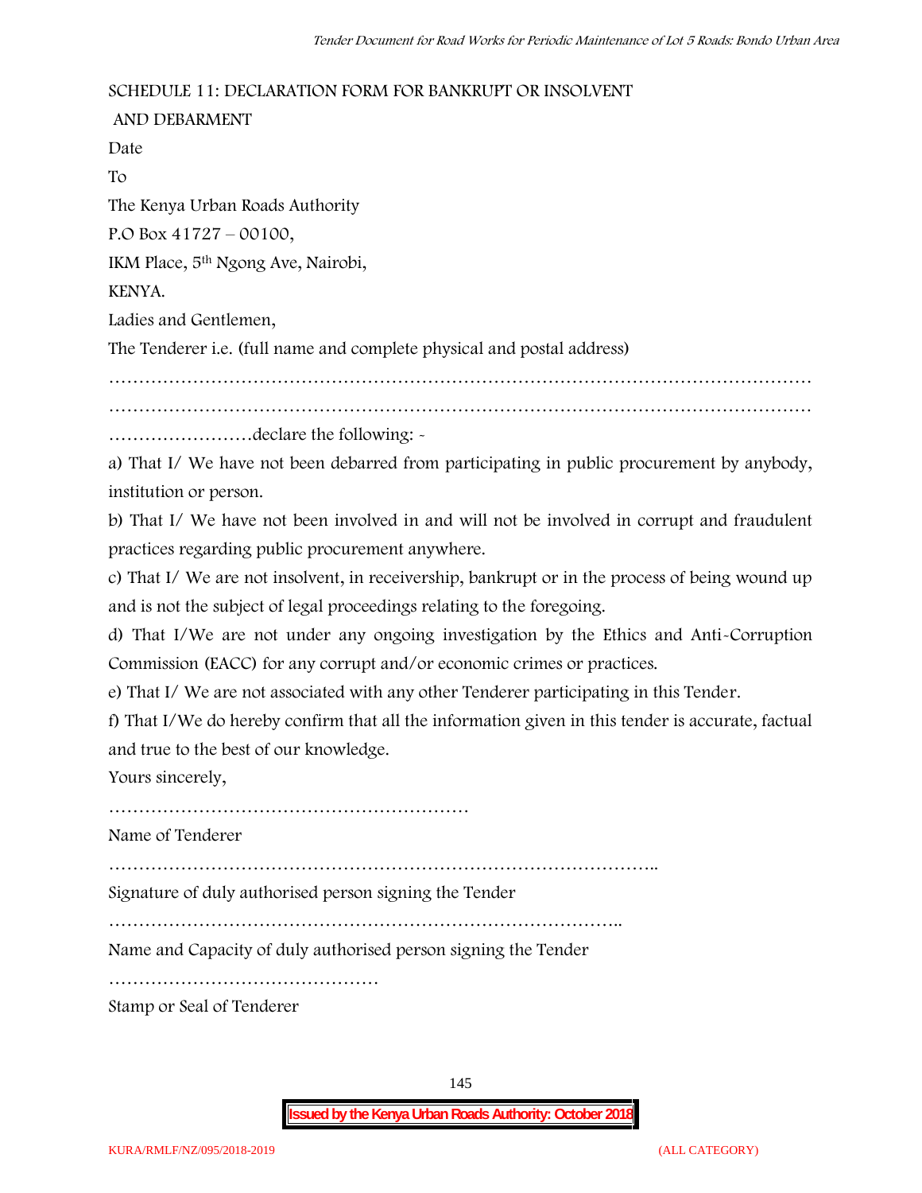SCHEDULE 11: DECLARATION FORM FOR BANKRUPT OR INSOLVENT AND DEBARMENT

Date

To

The Kenya Urban Roads Authority

P.O Box 41727 – 00100,

IKM Place, 5th Ngong Ave, Nairobi,

KENYA.

Ladies and Gentlemen,

The Tenderer i.e. (full name and complete physical and postal address)

…………………………………………………………………………………………………………

…………………………………………………………………………………………………………

……………………declare the following: -

a) That I/ We have not been debarred from participating in public procurement by anybody, institution or person.

b) That I/ We have not been involved in and will not be involved in corrupt and fraudulent practices regarding public procurement anywhere.

c) That I/ We are not insolvent, in receivership, bankrupt or in the process of being wound up and is not the subject of legal proceedings relating to the foregoing.

d) That I/We are not under any ongoing investigation by the Ethics and Anti-Corruption Commission (EACC) for any corrupt and/or economic crimes or practices.

e) That I/ We are not associated with any other Tenderer participating in this Tender.

f) That I/We do hereby confirm that all the information given in this tender is accurate, factual and true to the best of our knowledge.

Yours sincerely,

……………………………………………………

Name of Tenderer

………………………………………………………………………………..

Signature of duly authorised person signing the Tender

…………………………………………………………………………..

Name and Capacity of duly authorised person signing the Tender

………………………………………

Stamp or Seal of Tenderer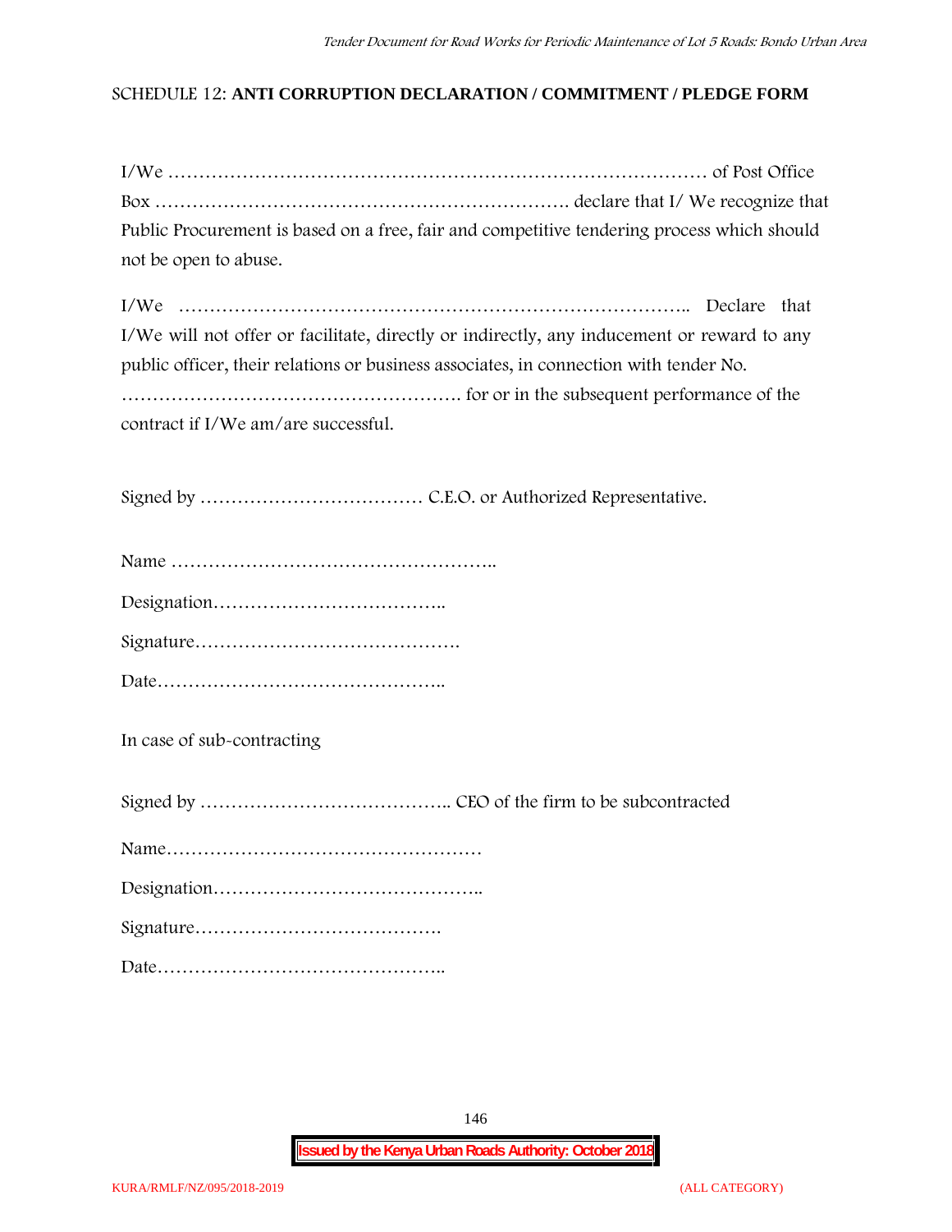SCHEDULE 12: **ANTI CORRUPTION DECLARATION / COMMITMENT / PLEDGE FORM**

I/We …………………………………………………………………………… of Post Office Box …………………………………………………………. declare that I/ We recognize that Public Procurement is based on a free, fair and competitive tendering process which should not be open to abuse.

I/We ……………………………………………………………………….. Declare that I/We will not offer or facilitate, directly or indirectly, any inducement or reward to any public officer, their relations or business associates, in connection with tender No. ………………………………………………. for or in the subsequent performance of the contract if I/We am/are successful.

Signed by ……………………………… C.E.O. or Authorized Representative.

Name ……………………………………………..

Designation………………………………..

Signature…………………………………….

Date………………………………………..

In case of sub-contracting

Signed by ………………………………….. CEO of the firm to be subcontracted

Name……………………………………………

Designation……………………………………..

Signature………………………………….

Date………………………………………..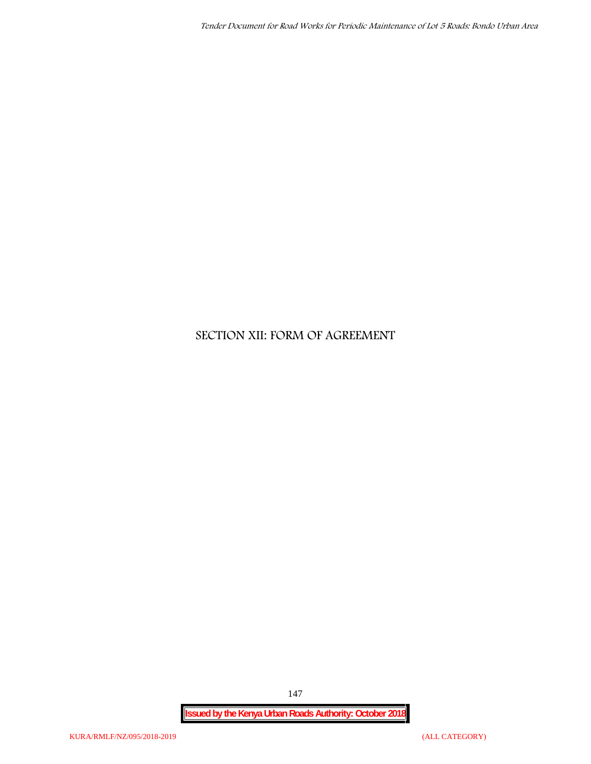# SECTION XII: FORM OF AGREEMENT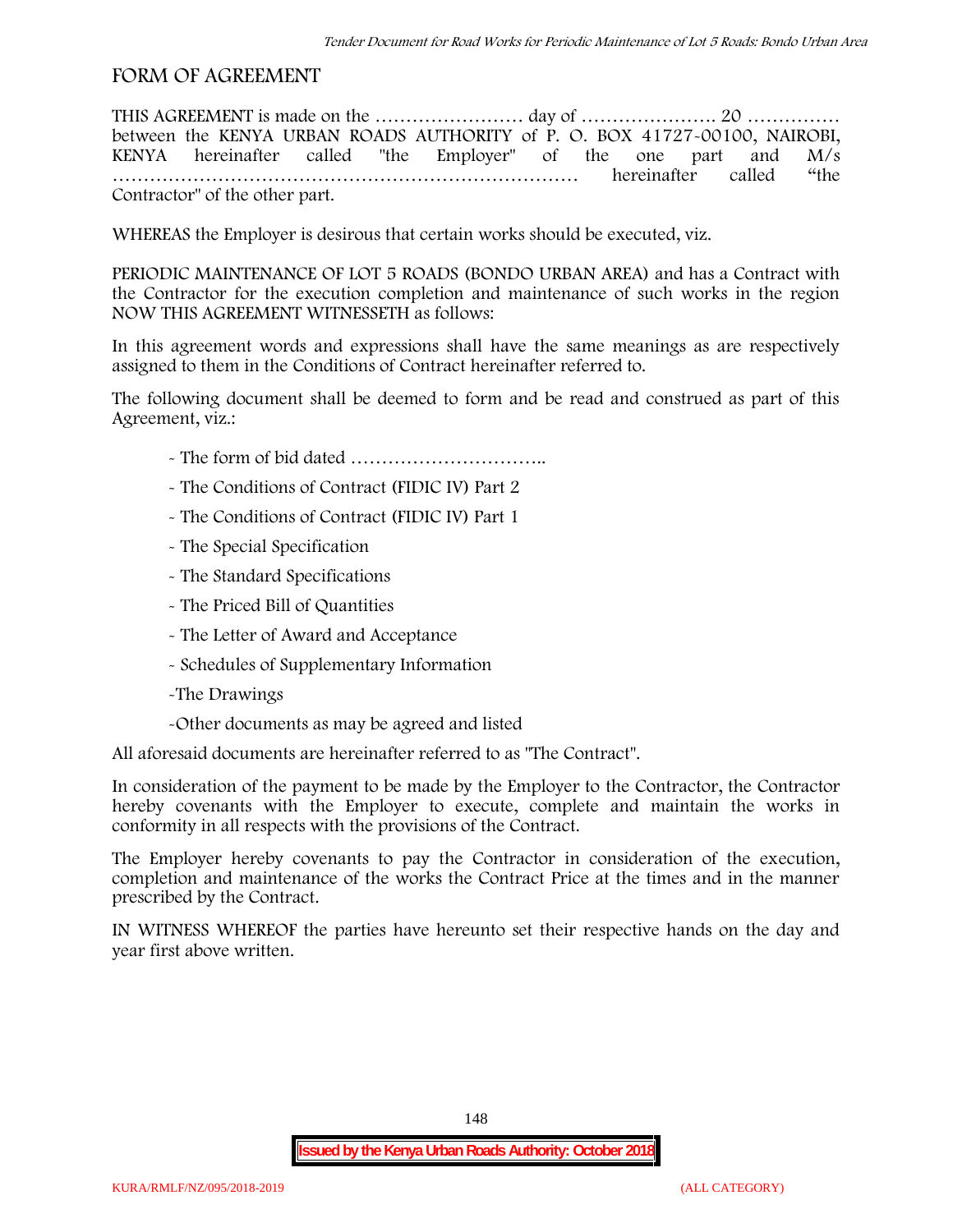## FORM OF AGREEMENT

THIS AGREEMENT is made on the …………………… day of …………………. 20 …………… between the KENYA URBAN ROADS AUTHORITY of P. O. BOX 41727-00100, NAIROBI, KENYA hereinafter called "the Employer" of the one part and M/s ……………………………………………………………… hereinafter called "the Contractor" of the other part.

WHEREAS the Employer is desirous that certain works should be executed, viz.

PERIODIC MAINTENANCE OF LOT 5 ROADS (BONDO URBAN AREA) and has a Contract with the Contractor for the execution completion and maintenance of such works in the region NOW THIS AGREEMENT WITNESSETH as follows:

In this agreement words and expressions shall have the same meanings as are respectively assigned to them in the Conditions of Contract hereinafter referred to.

The following document shall be deemed to form and be read and construed as part of this Agreement, viz.:

- The form of bid dated …………………………..
- The Conditions of Contract (FIDIC IV) Part 2
- The Conditions of Contract (FIDIC IV) Part 1
- The Special Specification
- The Standard Specifications
- The Priced Bill of Quantities
- The Letter of Award and Acceptance
- Schedules of Supplementary Information
- The Drawings
- Other documents as may be agreed and listed

All aforesaid documents are hereinafter referred to as "The Contract".

In consideration of the payment to be made by the Employer to the Contractor, the Contractor hereby covenants with the Employer to execute, complete and maintain the works in conformity in all respects with the provisions of the Contract.

The Employer hereby covenants to pay the Contractor in consideration of the execution, completion and maintenance of the works the Contract Price at the times and in the manner prescribed by the Contract.

IN WITNESS WHEREOF the parties have hereunto set their respective hands on the day and year first above written.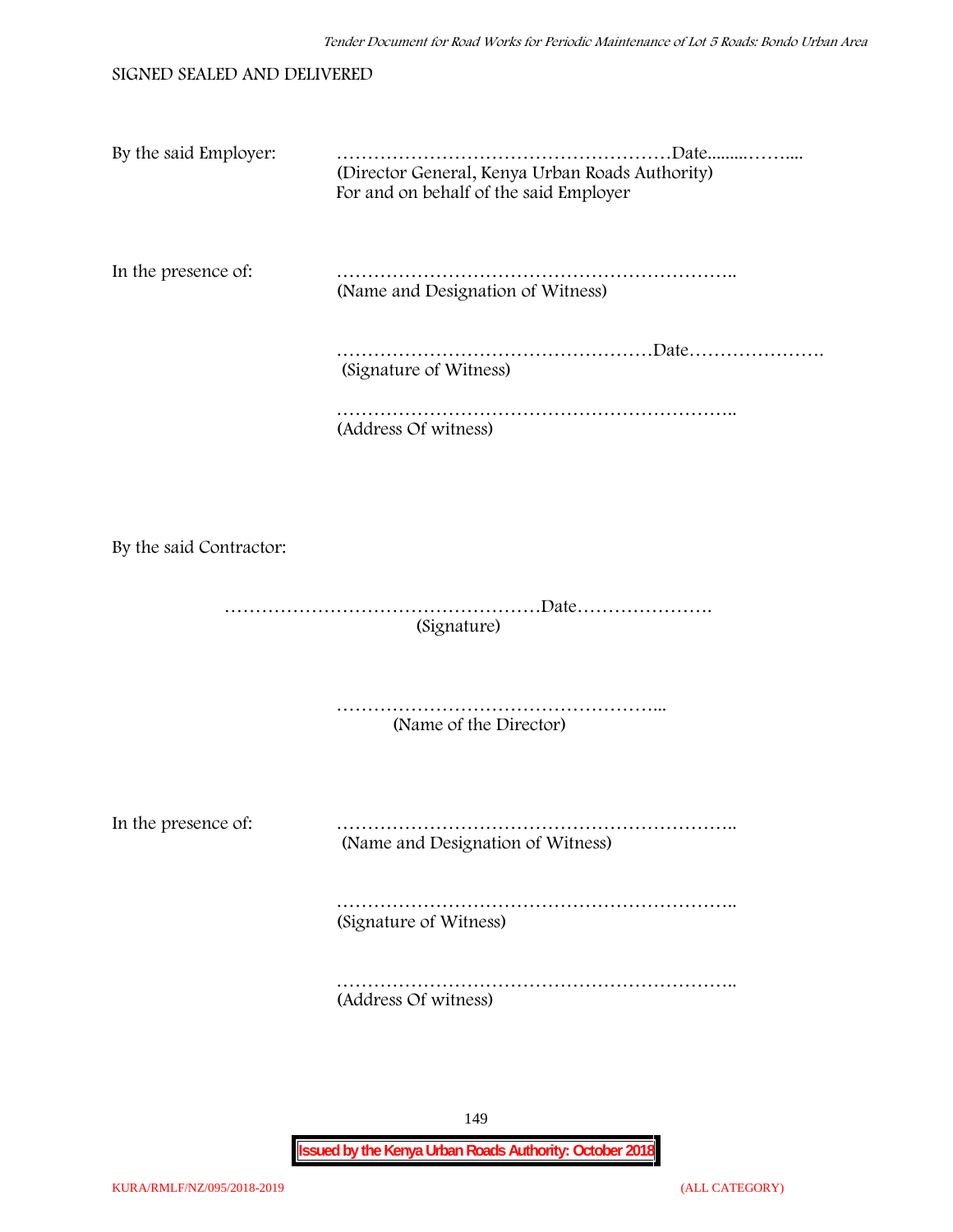SIGNED SEALED AND DELIVERED

By the said Employer: ………………………………………………Date.........……....
(Director General, Kenya Urban Roads Authority)
For and on behalf of the said Employer

In the presence of: ………………………………………………………..
(Name and Designation of Witness)

……………………………………………Date………………….
(Signature of Witness)

………………………………………………………..
(Address Of witness)

By the said Contractor:

……………………………………………Date………………….
(Signature)

……………………………………………...
(Name of the Director)

In the presence of: ………………………………………………………..
(Name and Designation of Witness)

………………………………………………………..
(Signature of Witness)

………………………………………………………..
(Address Of witness)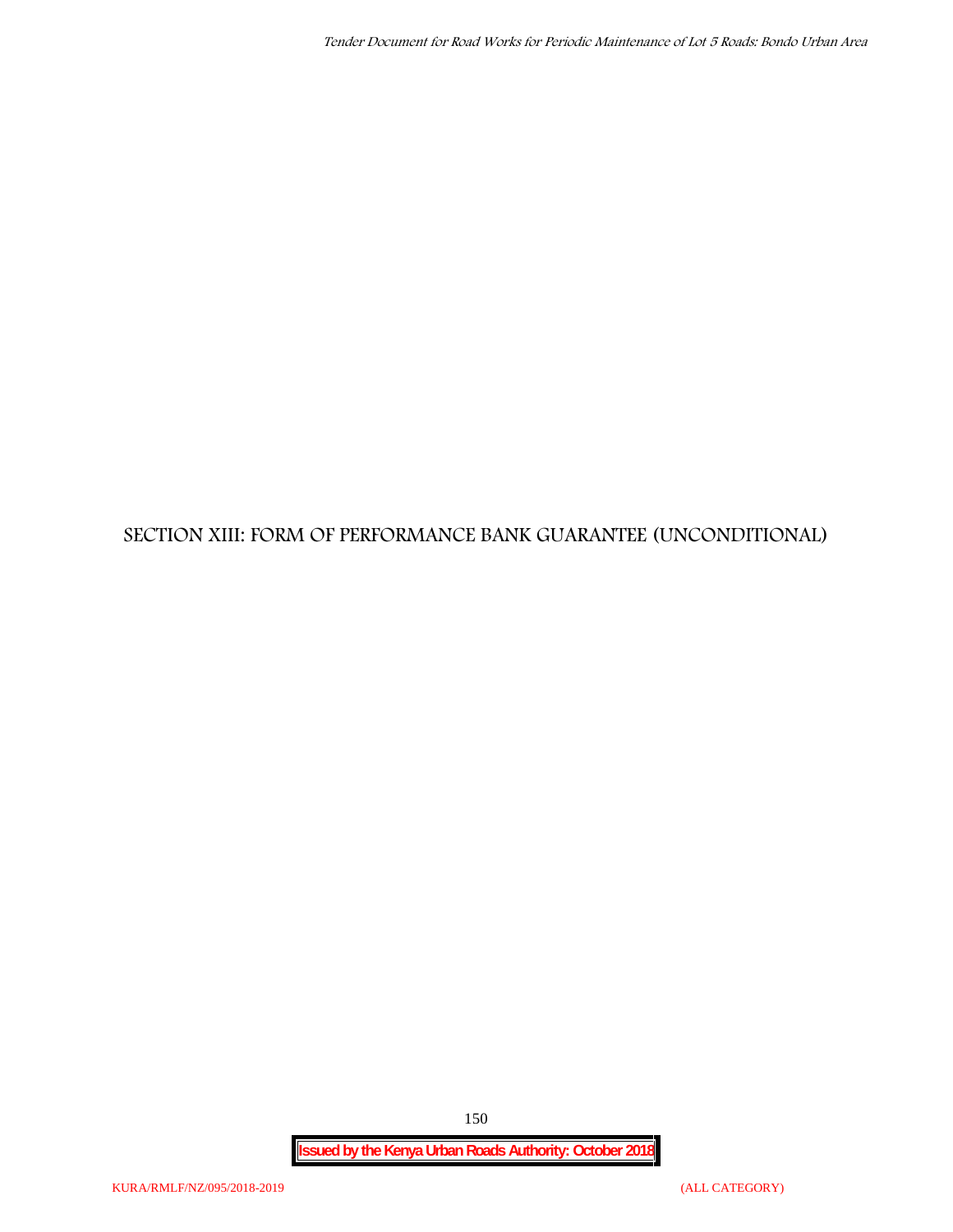# SECTION XIII: FORM OF PERFORMANCE BANK GUARANTEE (UNCONDITIONAL)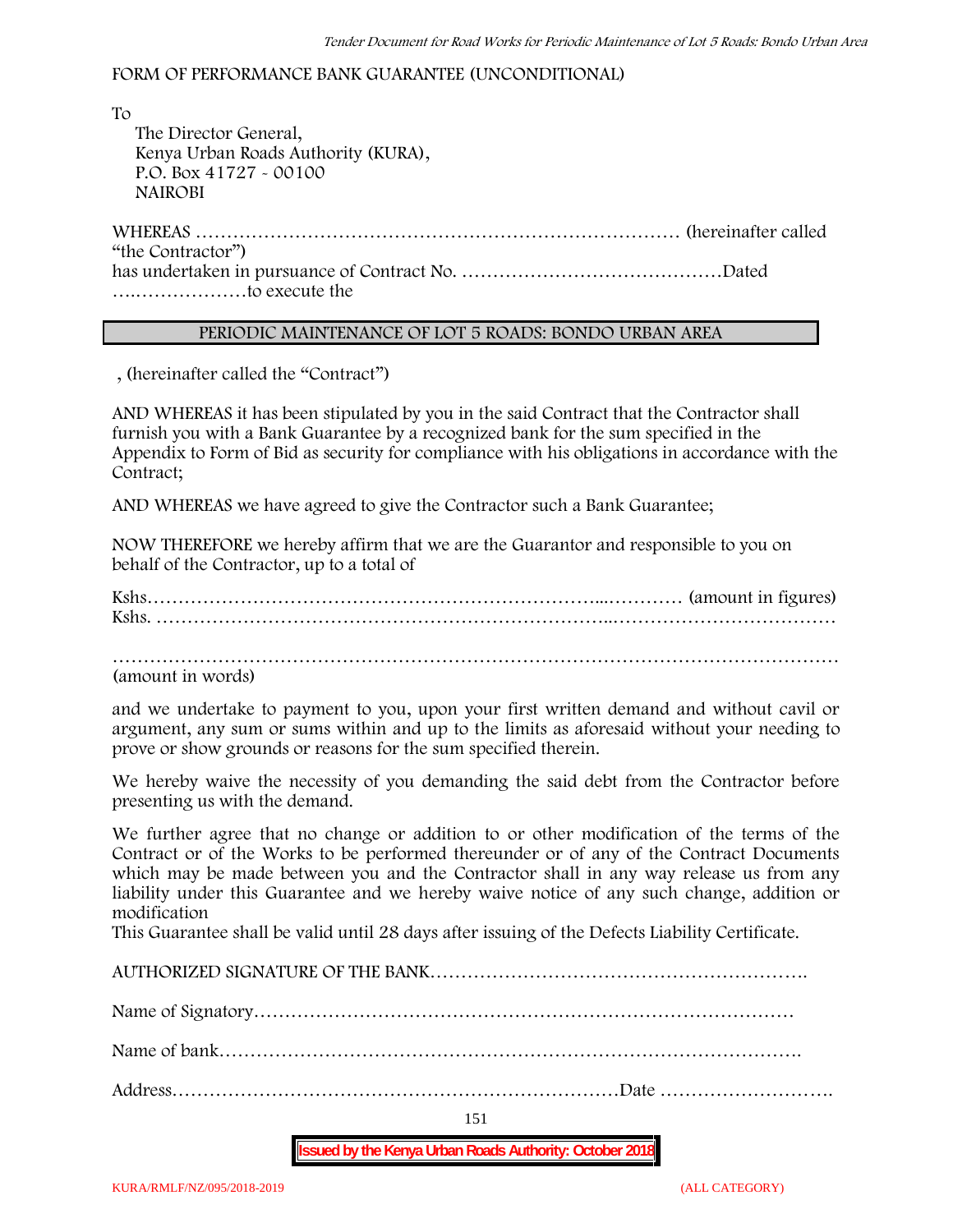FORM OF PERFORMANCE BANK GUARANTEE (UNCONDITIONAL)

To

The Director General,
Kenya Urban Roads Authority (KURA),
P.O. Box 41727 - 00100
NAIROBI

WHEREAS …………………………………………………………………… (hereinafter called "the Contractor")
has undertaken in pursuance of Contract No. ……………………………………Dated ….………………to execute the

**PERIODIC MAINTENANCE OF LOT 5 ROADS: BONDO URBAN AREA**

, (hereinafter called the "Contract")

AND WHEREAS it has been stipulated by you in the said Contract that the Contractor shall furnish you with a Bank Guarantee by a recognized bank for the sum specified in the Appendix to Form of Bid as security for compliance with his obligations in accordance with the Contract;

AND WHEREAS we have agreed to give the Contractor such a Bank Guarantee;

NOW THEREFORE we hereby affirm that we are the Guarantor and responsible to you on behalf of the Contractor, up to a total of

Kshs……………………………………………………………...………… (amount in figures)
Kshs. …………………………………………………………..………………………………

…………………………………………………………………………………………………
(amount in words)

and we undertake to payment to you, upon your first written demand and without cavil or argument, any sum or sums within and up to the limits as aforesaid without your needing to prove or show grounds or reasons for the sum specified therein.

We hereby waive the necessity of you demanding the said debt from the Contractor before presenting us with the demand.

We further agree that no change or addition to or other modification of the terms of the Contract or of the Works to be performed thereunder or of any of the Contract Documents which may be made between you and the Contractor shall in any way release us from any liability under this Guarantee and we hereby waive notice of any such change, addition or modification

This Guarantee shall be valid until 28 days after issuing of the Defects Liability Certificate.

AUTHORIZED SIGNATURE OF THE BANK…………………………………………………….

Name of Signatory……………………………………………………………………………

Name of bank………………………………………………………………………………….

Address………………………………………………………………Date ……………………….